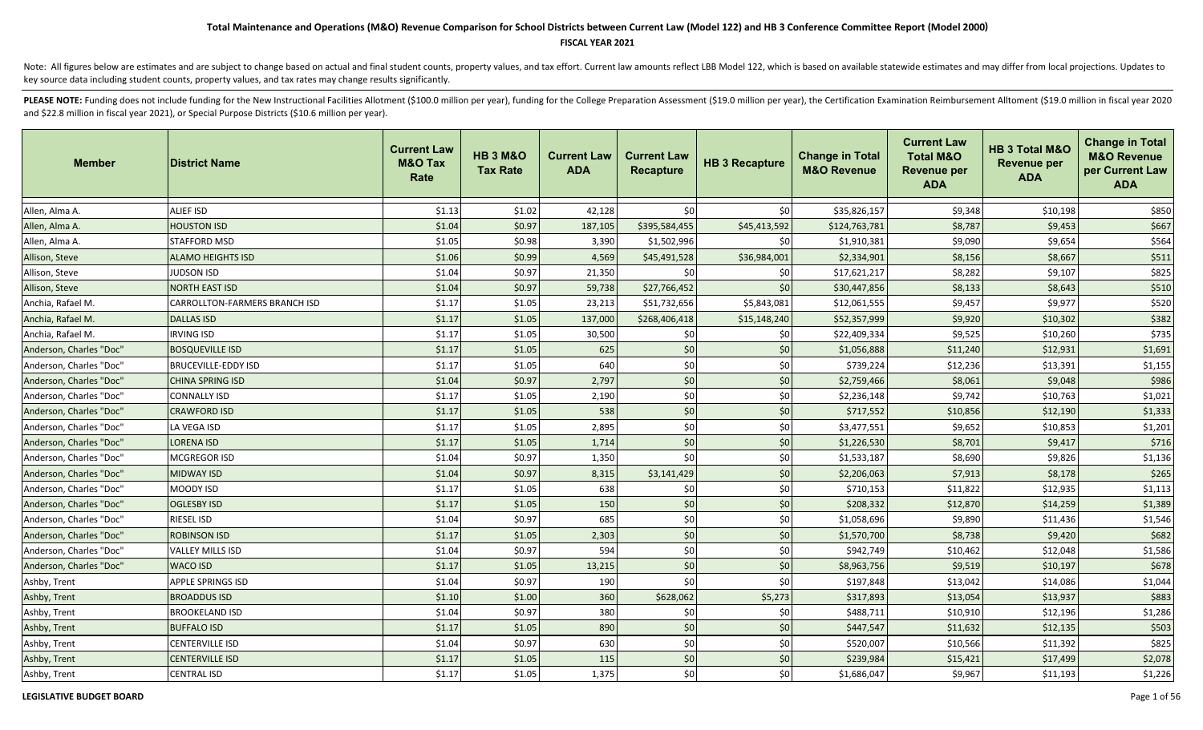# Total Maintenance and Operations (M&O) Revenue Comparison for School Districts between Current Law (Model 122) and HB 3 Conference Committee Report (Model 2000)

## FISCAL YEAR 2021

Note: All figures below are estimates and are subject to change based on actual and final student counts, property values, and tax effort. Current law amounts reflect LBB Model 122, which is based on available statewide estimates and may differ from local projections. Updates to key source data including student counts, property values, and tax rates may change results significantly.

**PLEASE NOTE:** Funding does not include funding for the New Instructional Facilities Allotment ($100.0 million per year), funding for the College Preparation Assessment ($19.0 million per year), the Certification Examination Reimbursement Alltoment ($19.0 million in fiscal year 2020 and $22.8 million in fiscal year 2021), or Special Purpose Districts ($10.6 million per year).

| Member | District Name | Current Law M&O Tax Rate | HB 3 M&O Tax Rate | Current Law ADA | Current Law Recapture | HB 3 Recapture | Change in Total M&O Revenue | Current Law Total M&O Revenue per ADA | HB 3 Total M&O Revenue per ADA | Change in Total M&O Revenue per Current Law ADA |
|---|---|---|---|---|---|---|---|---|---|---|
| Allen, Alma A. | ALIEF ISD | $1.13 | $1.02 | 42,128 | $0 | $0 | $35,826,157 | $9,348 | $10,198 | $850 |
| Allen, Alma A. | HOUSTON ISD | $1.04 | $0.97 | 187,105 | $395,584,455 | $45,413,592 | $124,763,781 | $8,787 | $9,453 | $667 |
| Allen, Alma A. | STAFFORD MSD | $1.05 | $0.98 | 3,390 | $1,502,996 | $0 | $1,910,381 | $9,090 | $9,654 | $564 |
| Allison, Steve | ALAMO HEIGHTS ISD | $1.06 | $0.99 | 4,569 | $45,491,528 | $36,984,001 | $2,334,901 | $8,156 | $8,667 | $511 |
| Allison, Steve | JUDSON ISD | $1.04 | $0.97 | 21,350 | $0 | $0 | $17,621,217 | $8,282 | $9,107 | $825 |
| Allison, Steve | NORTH EAST ISD | $1.04 | $0.97 | 59,738 | $27,766,452 | $0 | $30,447,856 | $8,133 | $8,643 | $510 |
| Anchia, Rafael M. | CARROLLTON-FARMERS BRANCH ISD | $1.17 | $1.05 | 23,213 | $51,732,656 | $5,843,081 | $12,061,555 | $9,457 | $9,977 | $520 |
| Anchia, Rafael M. | DALLAS ISD | $1.17 | $1.05 | 137,000 | $268,406,418 | $15,148,240 | $52,357,999 | $9,920 | $10,302 | $382 |
| Anchia, Rafael M. | IRVING ISD | $1.17 | $1.05 | 30,500 | $0 | $0 | $22,409,334 | $9,525 | $10,260 | $735 |
| Anderson, Charles "Doc" | BOSQUEVILLE ISD | $1.17 | $1.05 | 625 | $0 | $0 | $1,056,888 | $11,240 | $12,931 | $1,691 |
| Anderson, Charles "Doc" | BRUCEVILLE-EDDY ISD | $1.17 | $1.05 | 640 | $0 | $0 | $739,224 | $12,236 | $13,391 | $1,155 |
| Anderson, Charles "Doc" | CHINA SPRING ISD | $1.04 | $0.97 | 2,797 | $0 | $0 | $2,759,466 | $8,061 | $9,048 | $986 |
| Anderson, Charles "Doc" | CONNALLY ISD | $1.17 | $1.05 | 2,190 | $0 | $0 | $2,236,148 | $9,742 | $10,763 | $1,021 |
| Anderson, Charles "Doc" | CRAWFORD ISD | $1.17 | $1.05 | 538 | $0 | $0 | $717,552 | $10,856 | $12,190 | $1,333 |
| Anderson, Charles "Doc" | LA VEGA ISD | $1.17 | $1.05 | 2,895 | $0 | $0 | $3,477,551 | $9,652 | $10,853 | $1,201 |
| Anderson, Charles "Doc" | LORENA ISD | $1.17 | $1.05 | 1,714 | $0 | $0 | $1,226,530 | $8,701 | $9,417 | $716 |
| Anderson, Charles "Doc" | MCGREGOR ISD | $1.04 | $0.97 | 1,350 | $0 | $0 | $1,533,187 | $8,690 | $9,826 | $1,136 |
| Anderson, Charles "Doc" | MIDWAY ISD | $1.04 | $0.97 | 8,315 | $3,141,429 | $0 | $2,206,063 | $7,913 | $8,178 | $265 |
| Anderson, Charles "Doc" | MOODY ISD | $1.17 | $1.05 | 638 | $0 | $0 | $710,153 | $11,822 | $12,935 | $1,113 |
| Anderson, Charles "Doc" | OGLESBY ISD | $1.17 | $1.05 | 150 | $0 | $0 | $208,332 | $12,870 | $14,259 | $1,389 |
| Anderson, Charles "Doc" | RIESEL ISD | $1.04 | $0.97 | 685 | $0 | $0 | $1,058,696 | $9,890 | $11,436 | $1,546 |
| Anderson, Charles "Doc" | ROBINSON ISD | $1.17 | $1.05 | 2,303 | $0 | $0 | $1,570,700 | $8,738 | $9,420 | $682 |
| Anderson, Charles "Doc" | VALLEY MILLS ISD | $1.04 | $0.97 | 594 | $0 | $0 | $942,749 | $10,462 | $12,048 | $1,586 |
| Anderson, Charles "Doc" | WACO ISD | $1.17 | $1.05 | 13,215 | $0 | $0 | $8,963,756 | $9,519 | $10,197 | $678 |
| Ashby, Trent | APPLE SPRINGS ISD | $1.04 | $0.97 | 190 | $0 | $0 | $197,848 | $13,042 | $14,086 | $1,044 |
| Ashby, Trent | BROADDUS ISD | $1.10 | $1.00 | 360 | $628,062 | $5,273 | $317,893 | $13,054 | $13,937 | $883 |
| Ashby, Trent | BROOKELAND ISD | $1.04 | $0.97 | 380 | $0 | $0 | $488,711 | $10,910 | $12,196 | $1,286 |
| Ashby, Trent | BUFFALO ISD | $1.17 | $1.05 | 890 | $0 | $0 | $447,547 | $11,632 | $12,135 | $503 |
| Ashby, Trent | CENTERVILLE ISD | $1.04 | $0.97 | 630 | $0 | $0 | $520,007 | $10,566 | $11,392 | $825 |
| Ashby, Trent | CENTERVILLE ISD | $1.17 | $1.05 | 115 | $0 | $0 | $239,984 | $15,421 | $17,499 | $2,078 |
| Ashby, Trent | CENTRAL ISD | $1.17 | $1.05 | 1,375 | $0 | $0 | $1,686,047 | $9,967 | $11,193 | $1,226 |

**LEGISLATIVE BUDGET BOARD**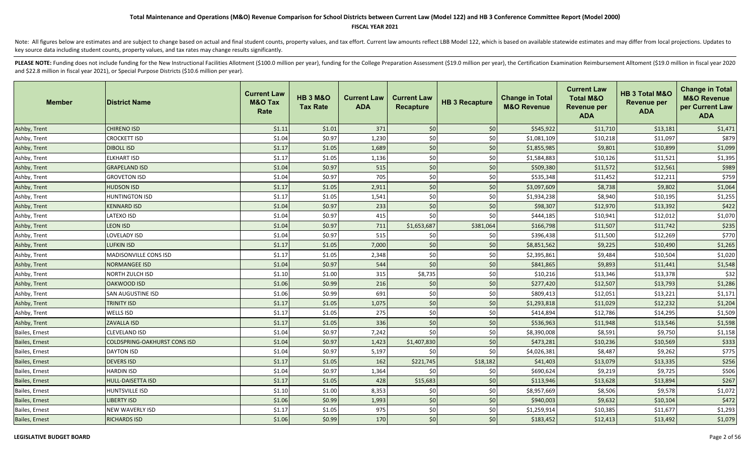# Total Maintenance and Operations (M&O) Revenue Comparison for School Districts between Current Law (Model 122) and HB 3 Conference Committee Report (Model 2000)

**FISCAL YEAR 2021**

Note: All figures below are estimates and are subject to change based on actual and final student counts, property values, and tax effort. Current law amounts reflect LBB Model 122, which is based on available statewide estimates and may differ from local projections. Updates to key source data including student counts, property values, and tax rates may change results significantly.

**PLEASE NOTE:** Funding does not include funding for the New Instructional Facilities Allotment ($100.0 million per year), funding for the College Preparation Assessment ($19.0 million per year), the Certification Examination Reimbursement Allotment ($19.0 million in fiscal year 2020 and $22.8 million in fiscal year 2021), or Special Purpose Districts ($10.6 million per year).

| Member | District Name | Current Law M&O Tax Rate | HB 3 M&O Tax Rate | Current Law ADA | Current Law Recapture | HB 3 Recapture | Change in Total M&O Revenue | Current Law Total M&O Revenue per ADA | HB 3 Total M&O Revenue per ADA | Change in Total M&O Revenue per Current Law ADA |
|---|---|---|---|---|---|---|---|---|---|---|
| Ashby, Trent | CHIRENO ISD | $1.11 | $1.01 | 371 | $0 | $0 | $545,922 | $11,710 | $13,181 | $1,471 |
| Ashby, Trent | CROCKETT ISD | $1.04 | $0.97 | 1,230 | $0 | $0 | $1,081,109 | $10,218 | $11,097 | $879 |
| Ashby, Trent | DIBOLL ISD | $1.17 | $1.05 | 1,689 | $0 | $0 | $1,855,985 | $9,801 | $10,899 | $1,099 |
| Ashby, Trent | ELKHART ISD | $1.17 | $1.05 | 1,136 | $0 | $0 | $1,584,883 | $10,126 | $11,521 | $1,395 |
| Ashby, Trent | GRAPELAND ISD | $1.04 | $0.97 | 515 | $0 | $0 | $509,380 | $11,572 | $12,561 | $989 |
| Ashby, Trent | GROVETON ISD | $1.04 | $0.97 | 705 | $0 | $0 | $535,348 | $11,452 | $12,211 | $759 |
| Ashby, Trent | HUDSON ISD | $1.17 | $1.05 | 2,911 | $0 | $0 | $3,097,609 | $8,738 | $9,802 | $1,064 |
| Ashby, Trent | HUNTINGTON ISD | $1.17 | $1.05 | 1,541 | $0 | $0 | $1,934,238 | $8,940 | $10,195 | $1,255 |
| Ashby, Trent | KENNARD ISD | $1.04 | $0.97 | 233 | $0 | $0 | $98,307 | $12,970 | $13,392 | $422 |
| Ashby, Trent | LATEXO ISD | $1.04 | $0.97 | 415 | $0 | $0 | $444,185 | $10,941 | $12,012 | $1,070 |
| Ashby, Trent | LEON ISD | $1.04 | $0.97 | 711 | $1,653,687 | $381,064 | $166,798 | $11,507 | $11,742 | $235 |
| Ashby, Trent | LOVELADY ISD | $1.04 | $0.97 | 515 | $0 | $0 | $396,438 | $11,500 | $12,269 | $770 |
| Ashby, Trent | LUFKIN ISD | $1.17 | $1.05 | 7,000 | $0 | $0 | $8,851,562 | $9,225 | $10,490 | $1,265 |
| Ashby, Trent | MADISONVILLE CONS ISD | $1.17 | $1.05 | 2,348 | $0 | $0 | $2,395,861 | $9,484 | $10,504 | $1,020 |
| Ashby, Trent | NORMANGEE ISD | $1.04 | $0.97 | 544 | $0 | $0 | $841,865 | $9,893 | $11,441 | $1,548 |
| Ashby, Trent | NORTH ZULCH ISD | $1.10 | $1.00 | 315 | $8,735 | $0 | $10,216 | $13,346 | $13,378 | $32 |
| Ashby, Trent | OAKWOOD ISD | $1.06 | $0.99 | 216 | $0 | $0 | $277,420 | $12,507 | $13,793 | $1,286 |
| Ashby, Trent | SAN AUGUSTINE ISD | $1.06 | $0.99 | 691 | $0 | $0 | $809,413 | $12,051 | $13,221 | $1,171 |
| Ashby, Trent | TRINITY ISD | $1.17 | $1.05 | 1,075 | $0 | $0 | $1,293,818 | $11,029 | $12,232 | $1,204 |
| Ashby, Trent | WELLS ISD | $1.17 | $1.05 | 275 | $0 | $0 | $414,894 | $12,786 | $14,295 | $1,509 |
| Ashby, Trent | ZAVALLA ISD | $1.17 | $1.05 | 336 | $0 | $0 | $536,963 | $11,948 | $13,546 | $1,598 |
| Bailes, Ernest | CLEVELAND ISD | $1.04 | $0.97 | 7,242 | $0 | $0 | $8,390,008 | $8,591 | $9,750 | $1,158 |
| Bailes, Ernest | COLDSPRING-OAKHURST CONS ISD | $1.04 | $0.97 | 1,423 | $1,407,830 | $0 | $473,281 | $10,236 | $10,569 | $333 |
| Bailes, Ernest | DAYTON ISD | $1.04 | $0.97 | 5,197 | $0 | $0 | $4,026,381 | $8,487 | $9,262 | $775 |
| Bailes, Ernest | DEVERS ISD | $1.17 | $1.05 | 162 | $221,745 | $18,182 | $41,403 | $13,079 | $13,335 | $256 |
| Bailes, Ernest | HARDIN ISD | $1.04 | $0.97 | 1,364 | $0 | $0 | $690,624 | $9,219 | $9,725 | $506 |
| Bailes, Ernest | HULL-DAISETTA ISD | $1.17 | $1.05 | 428 | $15,683 | $0 | $113,946 | $13,628 | $13,894 | $267 |
| Bailes, Ernest | HUNTSVILLE ISD | $1.10 | $1.00 | 8,353 | $0 | $0 | $8,957,669 | $8,506 | $9,578 | $1,072 |
| Bailes, Ernest | LIBERTY ISD | $1.06 | $0.99 | 1,993 | $0 | $0 | $940,003 | $9,632 | $10,104 | $472 |
| Bailes, Ernest | NEW WAVERLY ISD | $1.17 | $1.05 | 975 | $0 | $0 | $1,259,914 | $10,385 | $11,677 | $1,293 |
| Bailes, Ernest | RICHARDS ISD | $1.06 | $0.99 | 170 | $0 | $0 | $183,452 | $12,413 | $13,492 | $1,079 |

**LEGISLATIVE BUDGET BOARD**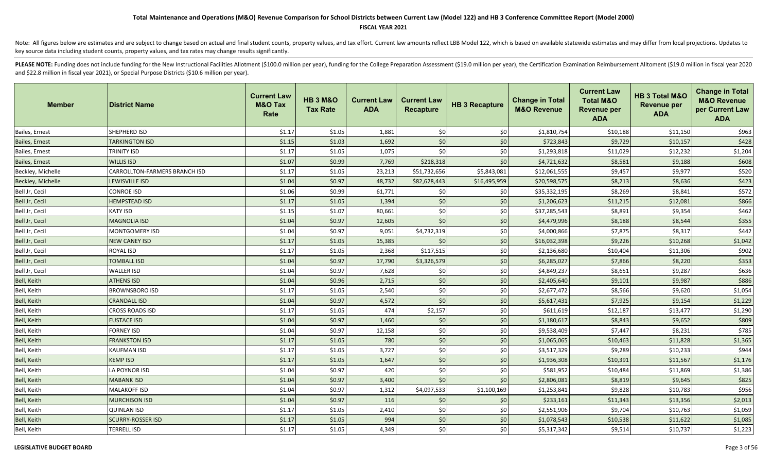# Total Maintenance and Operations (M&O) Revenue Comparison for School Districts between Current Law (Model 122) and HB 3 Conference Committee Report (Model 2000)

**FISCAL YEAR 2021**

Note: All figures below are estimates and are subject to change based on actual and final student counts, property values, and tax effort. Current law amounts reflect LBB Model 122, which is based on available statewide estimates and may differ from local projections. Updates to key source data including student counts, property values, and tax rates may change results significantly.

**PLEASE NOTE:** Funding does not include funding for the New Instructional Facilities Allotment ($100.0 million per year), funding for the College Preparation Assessment ($19.0 million per year), the Certification Examination Reimbursement Alltoment ($19.0 million in fiscal year 2020 and $22.8 million in fiscal year 2021), or Special Purpose Districts ($10.6 million per year).

| Member | District Name | Current Law M&O Tax Rate | HB 3 M&O Tax Rate | Current Law ADA | Current Law Recapture | HB 3 Recapture | Change in Total M&O Revenue | Current Law Total M&O Revenue per ADA | HB 3 Total M&O Revenue per ADA | Change in Total M&O Revenue per Current Law ADA |
|---|---|---|---|---|---|---|---|---|---|---|
| Bailes, Ernest | SHEPHERD ISD | $1.17 | $1.05 | 1,881 | $0 | $0 | $1,810,754 | $10,188 | $11,150 | $963 |
| Bailes, Ernest | TARKINGTON ISD | $1.15 | $1.03 | 1,692 | $0 | $0 | $723,843 | $9,729 | $10,157 | $428 |
| Bailes, Ernest | TRINITY ISD | $1.17 | $1.05 | 1,075 | $0 | $0 | $1,293,818 | $11,029 | $12,232 | $1,204 |
| Bailes, Ernest | WILLIS ISD | $1.07 | $0.99 | 7,769 | $218,318 | $0 | $4,721,632 | $8,581 | $9,188 | $608 |
| Beckley, Michelle | CARROLLTON-FARMERS BRANCH ISD | $1.17 | $1.05 | 23,213 | $51,732,656 | $5,843,081 | $12,061,555 | $9,457 | $9,977 | $520 |
| Beckley, Michelle | LEWISVILLE ISD | $1.04 | $0.97 | 48,732 | $82,628,443 | $16,495,959 | $20,598,575 | $8,213 | $8,636 | $423 |
| Bell Jr, Cecil | CONROE ISD | $1.06 | $0.99 | 61,771 | $0 | $0 | $35,332,195 | $8,269 | $8,841 | $572 |
| Bell Jr, Cecil | HEMPSTEAD ISD | $1.17 | $1.05 | 1,394 | $0 | $0 | $1,206,623 | $11,215 | $12,081 | $866 |
| Bell Jr, Cecil | KATY ISD | $1.15 | $1.07 | 80,661 | $0 | $0 | $37,285,543 | $8,891 | $9,354 | $462 |
| Bell Jr, Cecil | MAGNOLIA ISD | $1.04 | $0.97 | 12,605 | $0 | $0 | $4,479,996 | $8,188 | $8,544 | $355 |
| Bell Jr, Cecil | MONTGOMERY ISD | $1.04 | $0.97 | 9,051 | $4,732,319 | $0 | $4,000,866 | $7,875 | $8,317 | $442 |
| Bell Jr, Cecil | NEW CANEY ISD | $1.17 | $1.05 | 15,385 | $0 | $0 | $16,032,398 | $9,226 | $10,268 | $1,042 |
| Bell Jr, Cecil | ROYAL ISD | $1.17 | $1.05 | 2,368 | $117,515 | $0 | $2,136,680 | $10,404 | $11,306 | $902 |
| Bell Jr, Cecil | TOMBALL ISD | $1.04 | $0.97 | 17,790 | $3,326,579 | $0 | $6,285,027 | $7,866 | $8,220 | $353 |
| Bell Jr, Cecil | WALLER ISD | $1.04 | $0.97 | 7,628 | $0 | $0 | $4,849,237 | $8,651 | $9,287 | $636 |
| Bell, Keith | ATHENS ISD | $1.04 | $0.96 | 2,715 | $0 | $0 | $2,405,640 | $9,101 | $9,987 | $886 |
| Bell, Keith | BROWNSBORO ISD | $1.17 | $1.05 | 2,540 | $0 | $0 | $2,677,472 | $8,566 | $9,620 | $1,054 |
| Bell, Keith | CRANDALL ISD | $1.04 | $0.97 | 4,572 | $0 | $0 | $5,617,431 | $7,925 | $9,154 | $1,229 |
| Bell, Keith | CROSS ROADS ISD | $1.17 | $1.05 | 474 | $2,157 | $0 | $611,619 | $12,187 | $13,477 | $1,290 |
| Bell, Keith | EUSTACE ISD | $1.04 | $0.97 | 1,460 | $0 | $0 | $1,180,617 | $8,843 | $9,652 | $809 |
| Bell, Keith | FORNEY ISD | $1.04 | $0.97 | 12,158 | $0 | $0 | $9,538,409 | $7,447 | $8,231 | $785 |
| Bell, Keith | FRANKSTON ISD | $1.17 | $1.05 | 780 | $0 | $0 | $1,065,065 | $10,463 | $11,828 | $1,365 |
| Bell, Keith | KAUFMAN ISD | $1.17 | $1.05 | 3,727 | $0 | $0 | $3,517,329 | $9,289 | $10,233 | $944 |
| Bell, Keith | KEMP ISD | $1.17 | $1.05 | 1,647 | $0 | $0 | $1,936,308 | $10,391 | $11,567 | $1,176 |
| Bell, Keith | LA POYNOR ISD | $1.04 | $0.97 | 420 | $0 | $0 | $581,952 | $10,484 | $11,869 | $1,386 |
| Bell, Keith | MABANK ISD | $1.04 | $0.97 | 3,400 | $0 | $0 | $2,806,081 | $8,819 | $9,645 | $825 |
| Bell, Keith | MALAKOFF ISD | $1.04 | $0.97 | 1,312 | $4,097,533 | $1,100,169 | $1,253,841 | $9,828 | $10,783 | $956 |
| Bell, Keith | MURCHISON ISD | $1.04 | $0.97 | 116 | $0 | $0 | $233,161 | $11,343 | $13,356 | $2,013 |
| Bell, Keith | QUINLAN ISD | $1.17 | $1.05 | 2,410 | $0 | $0 | $2,551,906 | $9,704 | $10,763 | $1,059 |
| Bell, Keith | SCURRY-ROSSER ISD | $1.17 | $1.05 | 994 | $0 | $0 | $1,078,543 | $10,538 | $11,622 | $1,085 |
| Bell, Keith | TERRELL ISD | $1.17 | $1.05 | 4,349 | $0 | $0 | $5,317,342 | $9,514 | $10,737 | $1,223 |

LEGISLATIVE BUDGET BOARD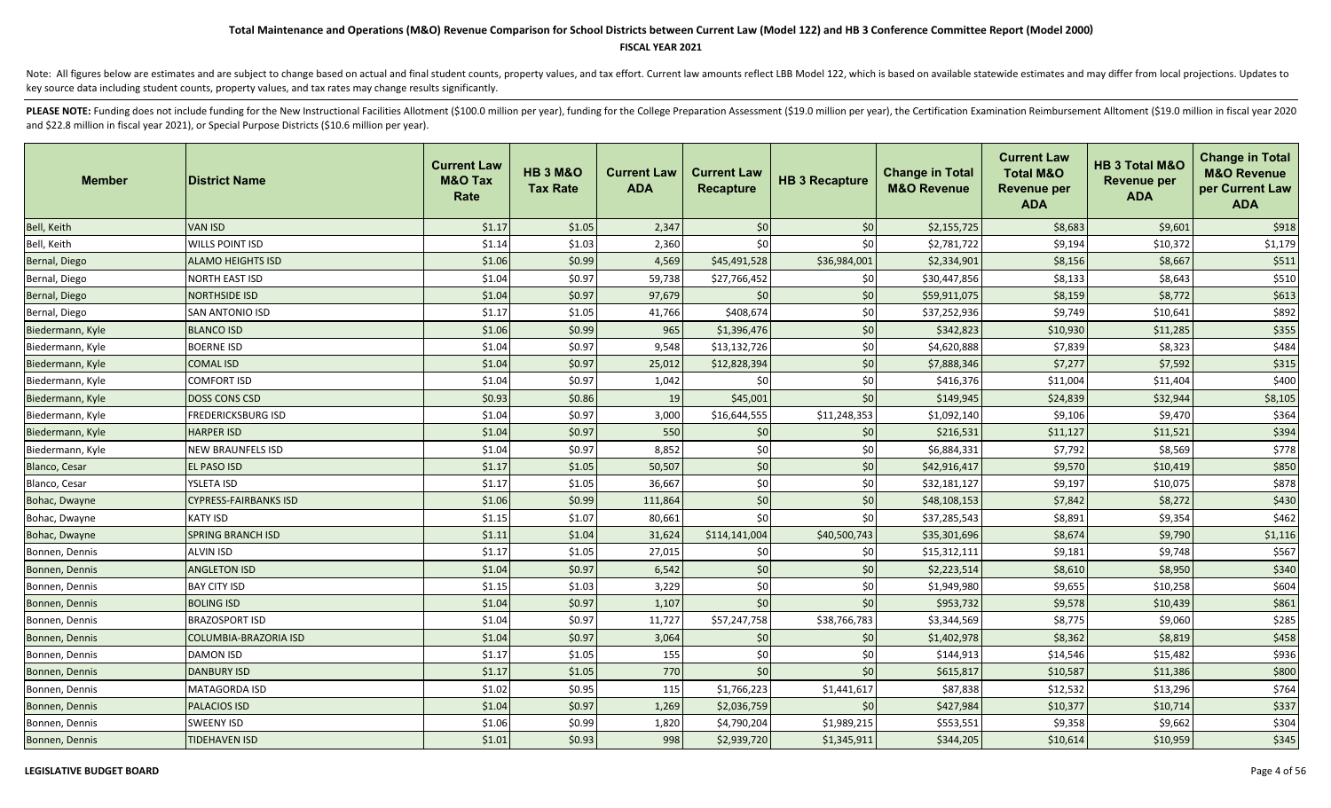# Total Maintenance and Operations (M&O) Revenue Comparison for School Districts between Current Law (Model 122) and HB 3 Conference Committee Report (Model 2000)

**FISCAL YEAR 2021**

Note: All figures below are estimates and are subject to change based on actual and final student counts, property values, and tax effort. Current law amounts reflect LBB Model 122, which is based on available statewide estimates and may differ from local projections. Updates to key source data including student counts, property values, and tax rates may change results significantly.

**PLEASE NOTE:** Funding does not include funding for the New Instructional Facilities Allotment ($100.0 million per year), funding for the College Preparation Assessment ($19.0 million per year), the Certification Examination Reimbursement Alltoment ($19.0 million in fiscal year 2020 and $22.8 million in fiscal year 2021), or Special Purpose Districts ($10.6 million per year).

| Member | District Name | Current Law M&O Tax Rate | HB 3 M&O Tax Rate | Current Law ADA | Current Law Recapture | HB 3 Recapture | Change in Total M&O Revenue | Current Law Total M&O Revenue per ADA | HB 3 Total M&O Revenue per ADA | Change in Total M&O Revenue per Current Law ADA |
|---|---|---|---|---|---|---|---|---|---|---|
| Bell, Keith | VAN ISD | $1.17 | $1.05 | 2,347 | $0 | $0 | $2,155,725 | $8,683 | $9,601 | $918 |
| Bell, Keith | WILLS POINT ISD | $1.14 | $1.03 | 2,360 | $0 | $0 | $2,781,722 | $9,194 | $10,372 | $1,179 |
| Bernal, Diego | ALAMO HEIGHTS ISD | $1.06 | $0.99 | 4,569 | $45,491,528 | $36,984,001 | $2,334,901 | $8,156 | $8,667 | $511 |
| Bernal, Diego | NORTH EAST ISD | $1.04 | $0.97 | 59,738 | $27,766,452 | $0 | $30,447,856 | $8,133 | $8,643 | $510 |
| Bernal, Diego | NORTHSIDE ISD | $1.04 | $0.97 | 97,679 | $0 | $0 | $59,911,075 | $8,159 | $8,772 | $613 |
| Bernal, Diego | SAN ANTONIO ISD | $1.17 | $1.05 | 41,766 | $408,674 | $0 | $37,252,936 | $9,749 | $10,641 | $892 |
| Biedermann, Kyle | BLANCO ISD | $1.06 | $0.99 | 965 | $1,396,476 | $0 | $342,823 | $10,930 | $11,285 | $355 |
| Biedermann, Kyle | BOERNE ISD | $1.04 | $0.97 | 9,548 | $13,132,726 | $0 | $4,620,888 | $7,839 | $8,323 | $484 |
| Biedermann, Kyle | COMAL ISD | $1.04 | $0.97 | 25,012 | $12,828,394 | $0 | $7,888,346 | $7,277 | $7,592 | $315 |
| Biedermann, Kyle | COMFORT ISD | $1.04 | $0.97 | 1,042 | $0 | $0 | $416,376 | $11,004 | $11,404 | $400 |
| Biedermann, Kyle | DOSS CONS CSD | $0.93 | $0.86 | 19 | $45,001 | $0 | $149,945 | $24,839 | $32,944 | $8,105 |
| Biedermann, Kyle | FREDERICKSBURG ISD | $1.04 | $0.97 | 3,000 | $16,644,555 | $11,248,353 | $1,092,140 | $9,106 | $9,470 | $364 |
| Biedermann, Kyle | HARPER ISD | $1.04 | $0.97 | 550 | $0 | $0 | $216,531 | $11,127 | $11,521 | $394 |
| Biedermann, Kyle | NEW BRAUNFELS ISD | $1.04 | $0.97 | 8,852 | $0 | $0 | $6,884,331 | $7,792 | $8,569 | $778 |
| Blanco, Cesar | EL PASO ISD | $1.17 | $1.05 | 50,507 | $0 | $0 | $42,916,417 | $9,570 | $10,419 | $850 |
| Blanco, Cesar | YSLETA ISD | $1.17 | $1.05 | 36,667 | $0 | $0 | $32,181,127 | $9,197 | $10,075 | $878 |
| Bohac, Dwayne | CYPRESS-FAIRBANKS ISD | $1.06 | $0.99 | 111,864 | $0 | $0 | $48,108,153 | $7,842 | $8,272 | $430 |
| Bohac, Dwayne | KATY ISD | $1.15 | $1.07 | 80,661 | $0 | $0 | $37,285,543 | $8,891 | $9,354 | $462 |
| Bohac, Dwayne | SPRING BRANCH ISD | $1.11 | $1.04 | 31,624 | $114,141,004 | $40,500,743 | $35,301,696 | $8,674 | $9,790 | $1,116 |
| Bonnen, Dennis | ALVIN ISD | $1.17 | $1.05 | 27,015 | $0 | $0 | $15,312,111 | $9,181 | $9,748 | $567 |
| Bonnen, Dennis | ANGLETON ISD | $1.04 | $0.97 | 6,542 | $0 | $0 | $2,223,514 | $8,610 | $8,950 | $340 |
| Bonnen, Dennis | BAY CITY ISD | $1.15 | $1.03 | 3,229 | $0 | $0 | $1,949,980 | $9,655 | $10,258 | $604 |
| Bonnen, Dennis | BOLING ISD | $1.04 | $0.97 | 1,107 | $0 | $0 | $953,732 | $9,578 | $10,439 | $861 |
| Bonnen, Dennis | BRAZOSPORT ISD | $1.04 | $0.97 | 11,727 | $57,247,758 | $38,766,783 | $3,344,569 | $8,775 | $9,060 | $285 |
| Bonnen, Dennis | COLUMBIA-BRAZORIA ISD | $1.04 | $0.97 | 3,064 | $0 | $0 | $1,402,978 | $8,362 | $8,819 | $458 |
| Bonnen, Dennis | DAMON ISD | $1.17 | $1.05 | 155 | $0 | $0 | $144,913 | $14,546 | $15,482 | $936 |
| Bonnen, Dennis | DANBURY ISD | $1.17 | $1.05 | 770 | $0 | $0 | $615,817 | $10,587 | $11,386 | $800 |
| Bonnen, Dennis | MATAGORDA ISD | $1.02 | $0.95 | 115 | $1,766,223 | $1,441,617 | $87,838 | $12,532 | $13,296 | $764 |
| Bonnen, Dennis | PALACIOS ISD | $1.04 | $0.97 | 1,269 | $2,036,759 | $0 | $427,984 | $10,377 | $10,714 | $337 |
| Bonnen, Dennis | SWEENY ISD | $1.06 | $0.99 | 1,820 | $4,790,204 | $1,989,215 | $553,551 | $9,358 | $9,662 | $304 |
| Bonnen, Dennis | TIDEHAVEN ISD | $1.01 | $0.93 | 998 | $2,939,720 | $1,345,911 | $344,205 | $10,614 | $10,959 | $345 |

LEGISLATIVE BUDGET BOARD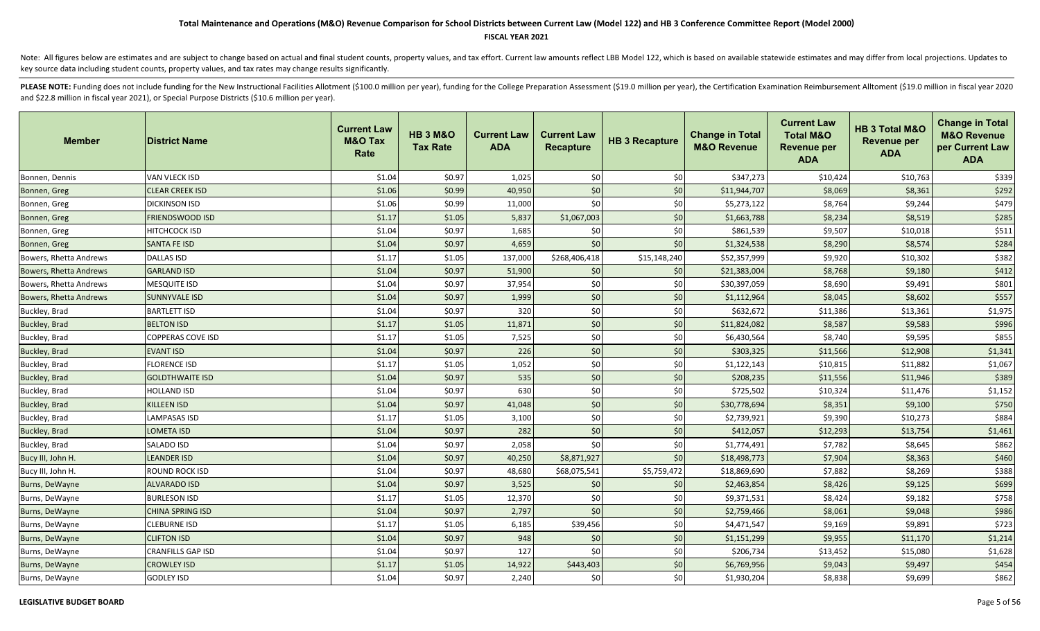# Total Maintenance and Operations (M&O) Revenue Comparison for School Districts between Current Law (Model 122) and HB 3 Conference Committee Report (Model 2000)

**FISCAL YEAR 2021**

Note: All figures below are estimates and are subject to change based on actual and final student counts, property values, and tax effort. Current law amounts reflect LBB Model 122, which is based on available statewide estimates and may differ from local projections. Updates to key source data including student counts, property values, and tax rates may change results significantly.

**PLEASE NOTE:** Funding does not include funding for the New Instructional Facilities Allotment ($100.0 million per year), funding for the College Preparation Assessment ($19.0 million per year), the Certification Examination Reimbursement Alltoment ($19.0 million in fiscal year 2020 and $22.8 million in fiscal year 2021), or Special Purpose Districts ($10.6 million per year).

| Member | District Name | Current Law M&O Tax Rate | HB 3 M&O Tax Rate | Current Law ADA | Current Law Recapture | HB 3 Recapture | Change in Total M&O Revenue | Current Law Total M&O Revenue per ADA | HB 3 Total M&O Revenue per ADA | Change in Total M&O Revenue per Current Law ADA |
|---|---|---|---|---|---|---|---|---|---|---|
| Bonnen, Dennis | VAN VLECK ISD | $1.04 | $0.97 | 1,025 | $0 | $0 | $347,273 | $10,424 | $10,763 | $339 |
| Bonnen, Greg | CLEAR CREEK ISD | $1.06 | $0.99 | 40,950 | $0 | $0 | $11,944,707 | $8,069 | $8,361 | $292 |
| Bonnen, Greg | DICKINSON ISD | $1.06 | $0.99 | 11,000 | $0 | $0 | $5,273,122 | $8,764 | $9,244 | $479 |
| Bonnen, Greg | FRIENDSWOOD ISD | $1.17 | $1.05 | 5,837 | $1,067,003 | $0 | $1,663,788 | $8,234 | $8,519 | $285 |
| Bonnen, Greg | HITCHCOCK ISD | $1.04 | $0.97 | 1,685 | $0 | $0 | $861,539 | $9,507 | $10,018 | $511 |
| Bonnen, Greg | SANTA FE ISD | $1.04 | $0.97 | 4,659 | $0 | $0 | $1,324,538 | $8,290 | $8,574 | $284 |
| Bowers, Rhetta Andrews | DALLAS ISD | $1.17 | $1.05 | 137,000 | $268,406,418 | $15,148,240 | $52,357,999 | $9,920 | $10,302 | $382 |
| Bowers, Rhetta Andrews | GARLAND ISD | $1.04 | $0.97 | 51,900 | $0 | $0 | $21,383,004 | $8,768 | $9,180 | $412 |
| Bowers, Rhetta Andrews | MESQUITE ISD | $1.04 | $0.97 | 37,954 | $0 | $0 | $30,397,059 | $8,690 | $9,491 | $801 |
| Bowers, Rhetta Andrews | SUNNYVALE ISD | $1.04 | $0.97 | 1,999 | $0 | $0 | $1,112,964 | $8,045 | $8,602 | $557 |
| Buckley, Brad | BARTLETT ISD | $1.04 | $0.97 | 320 | $0 | $0 | $632,672 | $11,386 | $13,361 | $1,975 |
| Buckley, Brad | BELTON ISD | $1.17 | $1.05 | 11,871 | $0 | $0 | $11,824,082 | $8,587 | $9,583 | $996 |
| Buckley, Brad | COPPERAS COVE ISD | $1.17 | $1.05 | 7,525 | $0 | $0 | $6,430,564 | $8,740 | $9,595 | $855 |
| Buckley, Brad | EVANT ISD | $1.04 | $0.97 | 226 | $0 | $0 | $303,325 | $11,566 | $12,908 | $1,341 |
| Buckley, Brad | FLORENCE ISD | $1.17 | $1.05 | 1,052 | $0 | $0 | $1,122,143 | $10,815 | $11,882 | $1,067 |
| Buckley, Brad | GOLDTHWAITE ISD | $1.04 | $0.97 | 535 | $0 | $0 | $208,235 | $11,556 | $11,946 | $389 |
| Buckley, Brad | HOLLAND ISD | $1.04 | $0.97 | 630 | $0 | $0 | $725,502 | $10,324 | $11,476 | $1,152 |
| Buckley, Brad | KILLEEN ISD | $1.04 | $0.97 | 41,048 | $0 | $0 | $30,778,694 | $8,351 | $9,100 | $750 |
| Buckley, Brad | LAMPASAS ISD | $1.17 | $1.05 | 3,100 | $0 | $0 | $2,739,921 | $9,390 | $10,273 | $884 |
| Buckley, Brad | LOMETA ISD | $1.04 | $0.97 | 282 | $0 | $0 | $412,057 | $12,293 | $13,754 | $1,461 |
| Buckley, Brad | SALADO ISD | $1.04 | $0.97 | 2,058 | $0 | $0 | $1,774,491 | $7,782 | $8,645 | $862 |
| Bucy III, John H. | LEANDER ISD | $1.04 | $0.97 | 40,250 | $8,871,927 | $0 | $18,498,773 | $7,904 | $8,363 | $460 |
| Bucy III, John H. | ROUND ROCK ISD | $1.04 | $0.97 | 48,680 | $68,075,541 | $5,759,472 | $18,869,690 | $7,882 | $8,269 | $388 |
| Burns, DeWayne | ALVARADO ISD | $1.04 | $0.97 | 3,525 | $0 | $0 | $2,463,854 | $8,426 | $9,125 | $699 |
| Burns, DeWayne | BURLESON ISD | $1.17 | $1.05 | 12,370 | $0 | $0 | $9,371,531 | $8,424 | $9,182 | $758 |
| Burns, DeWayne | CHINA SPRING ISD | $1.04 | $0.97 | 2,797 | $0 | $0 | $2,759,466 | $8,061 | $9,048 | $986 |
| Burns, DeWayne | CLEBURNE ISD | $1.17 | $1.05 | 6,185 | $39,456 | $0 | $4,471,547 | $9,169 | $9,891 | $723 |
| Burns, DeWayne | CLIFTON ISD | $1.04 | $0.97 | 948 | $0 | $0 | $1,151,299 | $9,955 | $11,170 | $1,214 |
| Burns, DeWayne | CRANFILLS GAP ISD | $1.04 | $0.97 | 127 | $0 | $0 | $206,734 | $13,452 | $15,080 | $1,628 |
| Burns, DeWayne | CROWLEY ISD | $1.17 | $1.05 | 14,922 | $443,403 | $0 | $6,769,956 | $9,043 | $9,497 | $454 |
| Burns, DeWayne | GODLEY ISD | $1.04 | $0.97 | 2,240 | $0 | $0 | $1,930,204 | $8,838 | $9,699 | $862 |

**LEGISLATIVE BUDGET BOARD**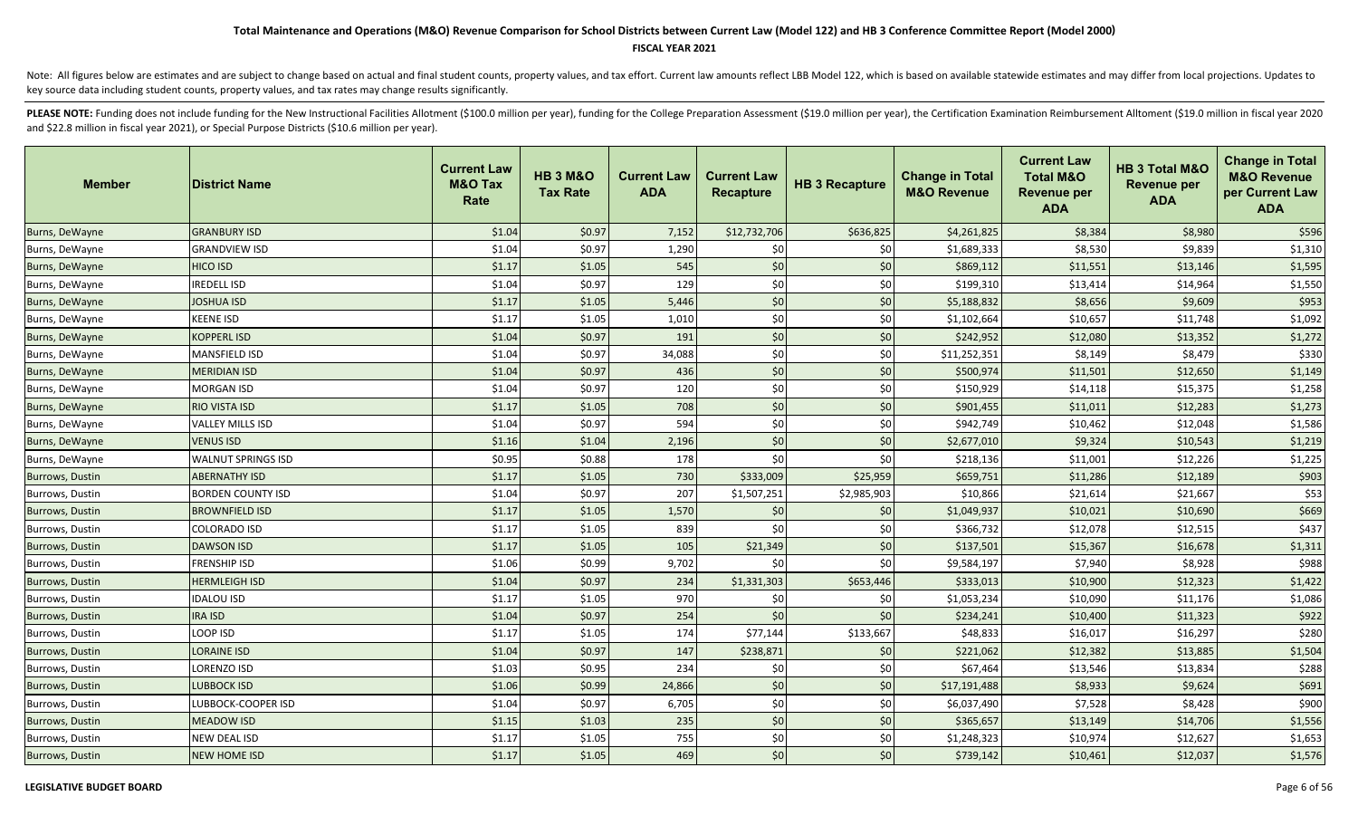# Total Maintenance and Operations (M&O) Revenue Comparison for School Districts between Current Law (Model 122) and HB 3 Conference Committee Report (Model 2000)

**FISCAL YEAR 2021**

Note: All figures below are estimates and are subject to change based on actual and final student counts, property values, and tax effort. Current law amounts reflect LBB Model 122, which is based on available statewide estimates and may differ from local projections. Updates to key source data including student counts, property values, and tax rates may change results significantly.

**PLEASE NOTE:** Funding does not include funding for the New Instructional Facilities Allotment ($100.0 million per year), funding for the College Preparation Assessment ($19.0 million per year), the Certification Examination Reimbursement Alltoment ($19.0 million in fiscal year 2020 and $22.8 million in fiscal year 2021), or Special Purpose Districts ($10.6 million per year).

| Member | District Name | Current Law M&O Tax Rate | HB 3 M&O Tax Rate | Current Law ADA | Current Law Recapture | HB 3 Recapture | Change in Total M&O Revenue | Current Law Total M&O Revenue per ADA | HB 3 Total M&O Revenue per ADA | Change in Total M&O Revenue per Current Law ADA |
|---|---|---|---|---|---|---|---|---|---|---|
| Burns, DeWayne | GRANBURY ISD | $1.04 | $0.97 | 7,152 | $12,732,706 | $636,825 | $4,261,825 | $8,384 | $8,980 | $596 |
| Burns, DeWayne | GRANDVIEW ISD | $1.04 | $0.97 | 1,290 | $0 | $0 | $1,689,333 | $8,530 | $9,839 | $1,310 |
| Burns, DeWayne | HICO ISD | $1.17 | $1.05 | 545 | $0 | $0 | $869,112 | $11,551 | $13,146 | $1,595 |
| Burns, DeWayne | IREDELL ISD | $1.04 | $0.97 | 129 | $0 | $0 | $199,310 | $13,414 | $14,964 | $1,550 |
| Burns, DeWayne | JOSHUA ISD | $1.17 | $1.05 | 5,446 | $0 | $0 | $5,188,832 | $8,656 | $9,609 | $953 |
| Burns, DeWayne | KEENE ISD | $1.17 | $1.05 | 1,010 | $0 | $0 | $1,102,664 | $10,657 | $11,748 | $1,092 |
| Burns, DeWayne | KOPPERL ISD | $1.04 | $0.97 | 191 | $0 | $0 | $242,952 | $12,080 | $13,352 | $1,272 |
| Burns, DeWayne | MANSFIELD ISD | $1.04 | $0.97 | 34,088 | $0 | $0 | $11,252,351 | $8,149 | $8,479 | $330 |
| Burns, DeWayne | MERIDIAN ISD | $1.04 | $0.97 | 436 | $0 | $0 | $500,974 | $11,501 | $12,650 | $1,149 |
| Burns, DeWayne | MORGAN ISD | $1.04 | $0.97 | 120 | $0 | $0 | $150,929 | $14,118 | $15,375 | $1,258 |
| Burns, DeWayne | RIO VISTA ISD | $1.17 | $1.05 | 708 | $0 | $0 | $901,455 | $11,011 | $12,283 | $1,273 |
| Burns, DeWayne | VALLEY MILLS ISD | $1.04 | $0.97 | 594 | $0 | $0 | $942,749 | $10,462 | $12,048 | $1,586 |
| Burns, DeWayne | VENUS ISD | $1.16 | $1.04 | 2,196 | $0 | $0 | $2,677,010 | $9,324 | $10,543 | $1,219 |
| Burns, DeWayne | WALNUT SPRINGS ISD | $0.95 | $0.88 | 178 | $0 | $0 | $218,136 | $11,001 | $12,226 | $1,225 |
| Burrows, Dustin | ABERNATHY ISD | $1.17 | $1.05 | 730 | $333,009 | $25,959 | $659,751 | $11,286 | $12,189 | $903 |
| Burrows, Dustin | BORDEN COUNTY ISD | $1.04 | $0.97 | 207 | $1,507,251 | $2,985,903 | $10,866 | $21,614 | $21,667 | $53 |
| Burrows, Dustin | BROWNFIELD ISD | $1.17 | $1.05 | 1,570 | $0 | $0 | $1,049,937 | $10,021 | $10,690 | $669 |
| Burrows, Dustin | COLORADO ISD | $1.17 | $1.05 | 839 | $0 | $0 | $366,732 | $12,078 | $12,515 | $437 |
| Burrows, Dustin | DAWSON ISD | $1.17 | $1.05 | 105 | $21,349 | $0 | $137,501 | $15,367 | $16,678 | $1,311 |
| Burrows, Dustin | FRENSHIP ISD | $1.06 | $0.99 | 9,702 | $0 | $0 | $9,584,197 | $7,940 | $8,928 | $988 |
| Burrows, Dustin | HERMLEIGH ISD | $1.04 | $0.97 | 234 | $1,331,303 | $653,446 | $333,013 | $10,900 | $12,323 | $1,422 |
| Burrows, Dustin | IDALOU ISD | $1.17 | $1.05 | 970 | $0 | $0 | $1,053,234 | $10,090 | $11,176 | $1,086 |
| Burrows, Dustin | IRA ISD | $1.04 | $0.97 | 254 | $0 | $0 | $234,241 | $10,400 | $11,323 | $922 |
| Burrows, Dustin | LOOP ISD | $1.17 | $1.05 | 174 | $77,144 | $133,667 | $48,833 | $16,017 | $16,297 | $280 |
| Burrows, Dustin | LORAINE ISD | $1.04 | $0.97 | 147 | $238,871 | $0 | $221,062 | $12,382 | $13,885 | $1,504 |
| Burrows, Dustin | LORENZO ISD | $1.03 | $0.95 | 234 | $0 | $0 | $67,464 | $13,546 | $13,834 | $288 |
| Burrows, Dustin | LUBBOCK ISD | $1.06 | $0.99 | 24,866 | $0 | $0 | $17,191,488 | $8,933 | $9,624 | $691 |
| Burrows, Dustin | LUBBOCK-COOPER ISD | $1.04 | $0.97 | 6,705 | $0 | $0 | $6,037,490 | $7,528 | $8,428 | $900 |
| Burrows, Dustin | MEADOW ISD | $1.15 | $1.03 | 235 | $0 | $0 | $365,657 | $13,149 | $14,706 | $1,556 |
| Burrows, Dustin | NEW DEAL ISD | $1.17 | $1.05 | 755 | $0 | $0 | $1,248,323 | $10,974 | $12,627 | $1,653 |
| Burrows, Dustin | NEW HOME ISD | $1.17 | $1.05 | 469 | $0 | $0 | $739,142 | $10,461 | $12,037 | $1,576 |

**LEGISLATIVE BUDGET BOARD**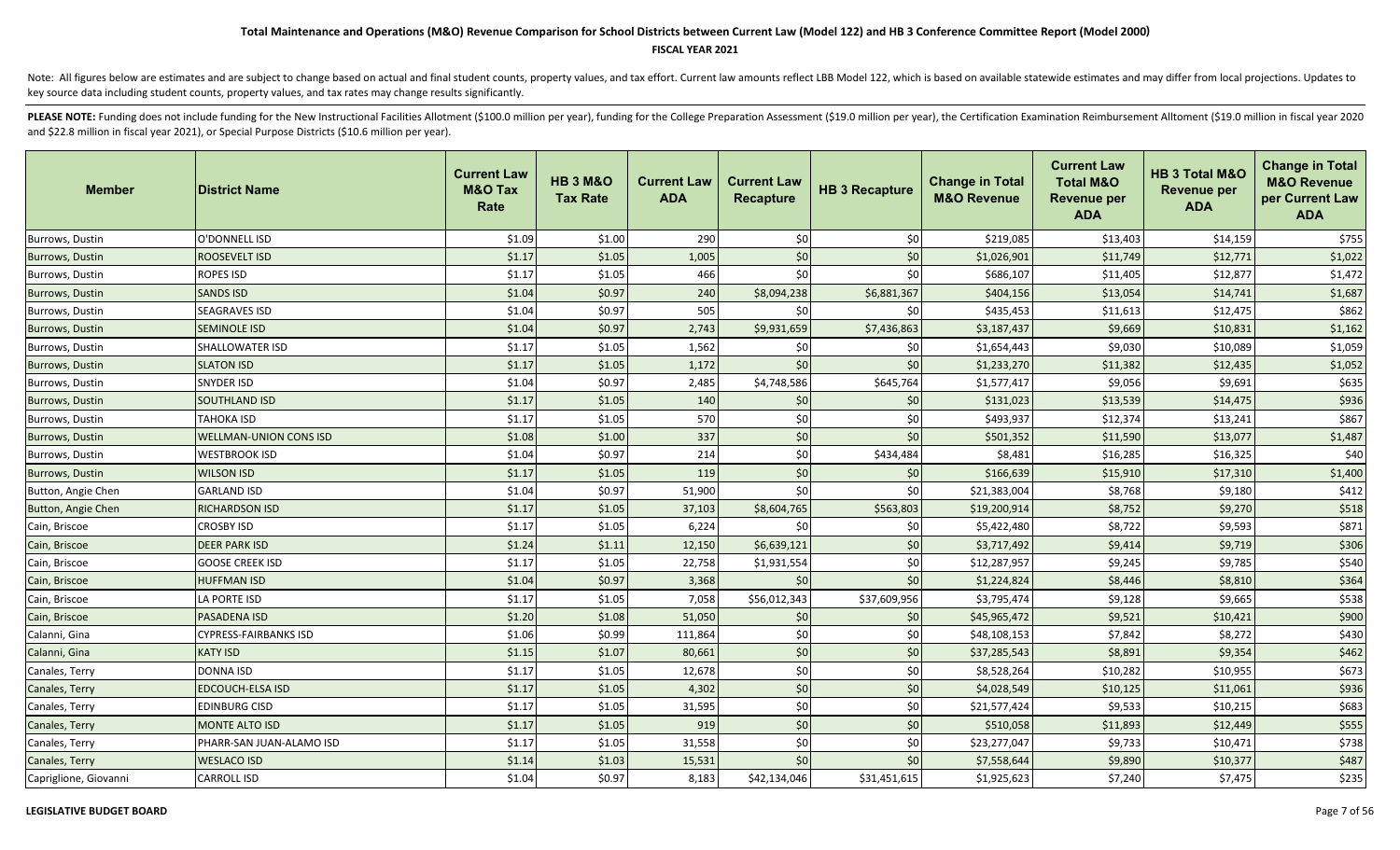# Total Maintenance and Operations (M&O) Revenue Comparison for School Districts between Current Law (Model 122) and HB 3 Conference Committee Report (Model 2000)

**FISCAL YEAR 2021**

Note: All figures below are estimates and are subject to change based on actual and final student counts, property values, and tax effort. Current law amounts reflect LBB Model 122, which is based on available statewide estimates and may differ from local projections. Updates to key source data including student counts, property values, and tax rates may change results significantly.

**PLEASE NOTE:** Funding does not include funding for the New Instructional Facilities Allotment ($100.0 million per year), funding for the College Preparation Assessment ($19.0 million per year), the Certification Examination Reimbursement Alltoment ($19.0 million in fiscal year 2020 and $22.8 million in fiscal year 2021), or Special Purpose Districts ($10.6 million per year).

| Member | District Name | Current Law M&O Tax Rate | HB 3 M&O Tax Rate | Current Law ADA | Current Law Recapture | HB 3 Recapture | Change in Total M&O Revenue | Current Law Total M&O Revenue per ADA | HB 3 Total M&O Revenue per ADA | Change in Total M&O Revenue per Current Law ADA |
|---|---|---|---|---|---|---|---|---|---|---|
| Burrows, Dustin | O'DONNELL ISD | $1.09 | $1.00 | 290 | $0 | $0 | $219,085 | $13,403 | $14,159 | $755 |
| Burrows, Dustin | ROOSEVELT ISD | $1.17 | $1.05 | 1,005 | $0 | $0 | $1,026,901 | $11,749 | $12,771 | $1,022 |
| Burrows, Dustin | ROPES ISD | $1.17 | $1.05 | 466 | $0 | $0 | $686,107 | $11,405 | $12,877 | $1,472 |
| Burrows, Dustin | SANDS ISD | $1.04 | $0.97 | 240 | $8,094,238 | $6,881,367 | $404,156 | $13,054 | $14,741 | $1,687 |
| Burrows, Dustin | SEAGRAVES ISD | $1.04 | $0.97 | 505 | $0 | $0 | $435,453 | $11,613 | $12,475 | $862 |
| Burrows, Dustin | SEMINOLE ISD | $1.04 | $0.97 | 2,743 | $9,931,659 | $7,436,863 | $3,187,437 | $9,669 | $10,831 | $1,162 |
| Burrows, Dustin | SHALLOWATER ISD | $1.17 | $1.05 | 1,562 | $0 | $0 | $1,654,443 | $9,030 | $10,089 | $1,059 |
| Burrows, Dustin | SLATON ISD | $1.17 | $1.05 | 1,172 | $0 | $0 | $1,233,270 | $11,382 | $12,435 | $1,052 |
| Burrows, Dustin | SNYDER ISD | $1.04 | $0.97 | 2,485 | $4,748,586 | $645,764 | $1,577,417 | $9,056 | $9,691 | $635 |
| Burrows, Dustin | SOUTHLAND ISD | $1.17 | $1.05 | 140 | $0 | $0 | $131,023 | $13,539 | $14,475 | $936 |
| Burrows, Dustin | TAHOKA ISD | $1.17 | $1.05 | 570 | $0 | $0 | $493,937 | $12,374 | $13,241 | $867 |
| Burrows, Dustin | WELLMAN-UNION CONS ISD | $1.08 | $1.00 | 337 | $0 | $0 | $501,352 | $11,590 | $13,077 | $1,487 |
| Burrows, Dustin | WESTBROOK ISD | $1.04 | $0.97 | 214 | $0 | $434,484 | $8,481 | $16,285 | $16,325 | $40 |
| Burrows, Dustin | WILSON ISD | $1.17 | $1.05 | 119 | $0 | $0 | $166,639 | $15,910 | $17,310 | $1,400 |
| Button, Angie Chen | GARLAND ISD | $1.04 | $0.97 | 51,900 | $0 | $0 | $21,383,004 | $8,768 | $9,180 | $412 |
| Button, Angie Chen | RICHARDSON ISD | $1.17 | $1.05 | 37,103 | $8,604,765 | $563,803 | $19,200,914 | $8,752 | $9,270 | $518 |
| Cain, Briscoe | CROSBY ISD | $1.17 | $1.05 | 6,224 | $0 | $0 | $5,422,480 | $8,722 | $9,593 | $871 |
| Cain, Briscoe | DEER PARK ISD | $1.24 | $1.11 | 12,150 | $6,639,121 | $0 | $3,717,492 | $9,414 | $9,719 | $306 |
| Cain, Briscoe | GOOSE CREEK ISD | $1.17 | $1.05 | 22,758 | $1,931,554 | $0 | $12,287,957 | $9,245 | $9,785 | $540 |
| Cain, Briscoe | HUFFMAN ISD | $1.04 | $0.97 | 3,368 | $0 | $0 | $1,224,824 | $8,446 | $8,810 | $364 |
| Cain, Briscoe | LA PORTE ISD | $1.17 | $1.05 | 7,058 | $56,012,343 | $37,609,956 | $3,795,474 | $9,128 | $9,665 | $538 |
| Cain, Briscoe | PASADENA ISD | $1.20 | $1.08 | 51,050 | $0 | $0 | $45,965,472 | $9,521 | $10,421 | $900 |
| Calanni, Gina | CYPRESS-FAIRBANKS ISD | $1.06 | $0.99 | 111,864 | $0 | $0 | $48,108,153 | $7,842 | $8,272 | $430 |
| Calanni, Gina | KATY ISD | $1.15 | $1.07 | 80,661 | $0 | $0 | $37,285,543 | $8,891 | $9,354 | $462 |
| Canales, Terry | DONNA ISD | $1.17 | $1.05 | 12,678 | $0 | $0 | $8,528,264 | $10,282 | $10,955 | $673 |
| Canales, Terry | EDCOUCH-ELSA ISD | $1.17 | $1.05 | 4,302 | $0 | $0 | $4,028,549 | $10,125 | $11,061 | $936 |
| Canales, Terry | EDINBURG CISD | $1.17 | $1.05 | 31,595 | $0 | $0 | $21,577,424 | $9,533 | $10,215 | $683 |
| Canales, Terry | MONTE ALTO ISD | $1.17 | $1.05 | 919 | $0 | $0 | $510,058 | $11,893 | $12,449 | $555 |
| Canales, Terry | PHARR-SAN JUAN-ALAMO ISD | $1.17 | $1.05 | 31,558 | $0 | $0 | $23,277,047 | $9,733 | $10,471 | $738 |
| Canales, Terry | WESLACO ISD | $1.14 | $1.03 | 15,531 | $0 | $0 | $7,558,644 | $9,890 | $10,377 | $487 |
| Capriglione, Giovanni | CARROLL ISD | $1.04 | $0.97 | 8,183 | $42,134,046 | $31,451,615 | $1,925,623 | $7,240 | $7,475 | $235 |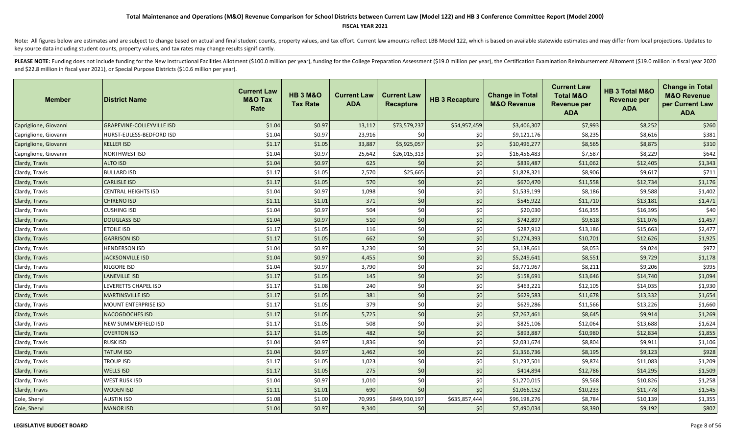# Total Maintenance and Operations (M&O) Revenue Comparison for School Districts between Current Law (Model 122) and HB 3 Conference Committee Report (Model 2000)

**FISCAL YEAR 2021**

Note: All figures below are estimates and are subject to change based on actual and final student counts, property values, and tax effort. Current law amounts reflect LBB Model 122, which is based on available statewide estimates and may differ from local projections. Updates to key source data including student counts, property values, and tax rates may change results significantly.

**PLEASE NOTE:** Funding does not include funding for the New Instructional Facilities Allotment ($100.0 million per year), funding for the College Preparation Assessment ($19.0 million per year), the Certification Examination Reimbursement Alltoment ($19.0 million in fiscal year 2020 and $22.8 million in fiscal year 2021), or Special Purpose Districts ($10.6 million per year).

| Member | District Name | Current Law M&O Tax Rate | HB 3 M&O Tax Rate | Current Law ADA | Current Law Recapture | HB 3 Recapture | Change in Total M&O Revenue | Current Law Total M&O Revenue per ADA | HB 3 Total M&O Revenue per ADA | Change in Total M&O Revenue per Current Law ADA |
|---|---|---|---|---|---|---|---|---|---|---|
| Capriglione, Giovanni | GRAPEVINE-COLLEYVILLE ISD | $1.04 | $0.97 | 13,112 | $73,579,237 | $54,957,459 | $3,406,307 | $7,993 | $8,252 | $260 |
| Capriglione, Giovanni | HURST-EULESS-BEDFORD ISD | $1.04 | $0.97 | 23,916 | $0 | $0 | $9,121,176 | $8,235 | $8,616 | $381 |
| Capriglione, Giovanni | KELLER ISD | $1.17 | $1.05 | 33,887 | $5,925,057 | $0 | $10,496,277 | $8,565 | $8,875 | $310 |
| Capriglione, Giovanni | NORTHWEST ISD | $1.04 | $0.97 | 25,642 | $26,015,313 | $0 | $16,456,483 | $7,587 | $8,229 | $642 |
| Clardy, Travis | ALTO ISD | $1.04 | $0.97 | 625 | $0 | $0 | $839,487 | $11,062 | $12,405 | $1,343 |
| Clardy, Travis | BULLARD ISD | $1.17 | $1.05 | 2,570 | $25,665 | $0 | $1,828,321 | $8,906 | $9,617 | $711 |
| Clardy, Travis | CARLISLE ISD | $1.17 | $1.05 | 570 | $0 | $0 | $670,470 | $11,558 | $12,734 | $1,176 |
| Clardy, Travis | CENTRAL HEIGHTS ISD | $1.04 | $0.97 | 1,098 | $0 | $0 | $1,539,199 | $8,186 | $9,588 | $1,402 |
| Clardy, Travis | CHIRENO ISD | $1.11 | $1.01 | 371 | $0 | $0 | $545,922 | $11,710 | $13,181 | $1,471 |
| Clardy, Travis | CUSHING ISD | $1.04 | $0.97 | 504 | $0 | $0 | $20,030 | $16,355 | $16,395 | $40 |
| Clardy, Travis | DOUGLASS ISD | $1.04 | $0.97 | 510 | $0 | $0 | $742,897 | $9,618 | $11,076 | $1,457 |
| Clardy, Travis | ETOILE ISD | $1.17 | $1.05 | 116 | $0 | $0 | $287,912 | $13,186 | $15,663 | $2,477 |
| Clardy, Travis | GARRISON ISD | $1.17 | $1.05 | 662 | $0 | $0 | $1,274,393 | $10,701 | $12,626 | $1,925 |
| Clardy, Travis | HENDERSON ISD | $1.04 | $0.97 | 3,230 | $0 | $0 | $3,138,661 | $8,053 | $9,024 | $972 |
| Clardy, Travis | JACKSONVILLE ISD | $1.04 | $0.97 | 4,455 | $0 | $0 | $5,249,641 | $8,551 | $9,729 | $1,178 |
| Clardy, Travis | KILGORE ISD | $1.04 | $0.97 | 3,790 | $0 | $0 | $3,771,967 | $8,211 | $9,206 | $995 |
| Clardy, Travis | LANEVILLE ISD | $1.17 | $1.05 | 145 | $0 | $0 | $158,691 | $13,646 | $14,740 | $1,094 |
| Clardy, Travis | LEVERETTS CHAPEL ISD | $1.17 | $1.08 | 240 | $0 | $0 | $463,221 | $12,105 | $14,035 | $1,930 |
| Clardy, Travis | MARTINSVILLE ISD | $1.17 | $1.05 | 381 | $0 | $0 | $629,583 | $11,678 | $13,332 | $1,654 |
| Clardy, Travis | MOUNT ENTERPRISE ISD | $1.17 | $1.05 | 379 | $0 | $0 | $629,286 | $11,566 | $13,226 | $1,660 |
| Clardy, Travis | NACOGDOCHES ISD | $1.17 | $1.05 | 5,725 | $0 | $0 | $7,267,461 | $8,645 | $9,914 | $1,269 |
| Clardy, Travis | NEW SUMMERFIELD ISD | $1.17 | $1.05 | 508 | $0 | $0 | $825,106 | $12,064 | $13,688 | $1,624 |
| Clardy, Travis | OVERTON ISD | $1.17 | $1.05 | 482 | $0 | $0 | $893,887 | $10,980 | $12,834 | $1,855 |
| Clardy, Travis | RUSK ISD | $1.04 | $0.97 | 1,836 | $0 | $0 | $2,031,674 | $8,804 | $9,911 | $1,106 |
| Clardy, Travis | TATUM ISD | $1.04 | $0.97 | 1,462 | $0 | $0 | $1,356,736 | $8,195 | $9,123 | $928 |
| Clardy, Travis | TROUP ISD | $1.17 | $1.05 | 1,023 | $0 | $0 | $1,237,501 | $9,874 | $11,083 | $1,209 |
| Clardy, Travis | WELLS ISD | $1.17 | $1.05 | 275 | $0 | $0 | $414,894 | $12,786 | $14,295 | $1,509 |
| Clardy, Travis | WEST RUSK ISD | $1.04 | $0.97 | 1,010 | $0 | $0 | $1,270,015 | $9,568 | $10,826 | $1,258 |
| Clardy, Travis | WODEN ISD | $1.11 | $1.01 | 690 | $0 | $0 | $1,066,152 | $10,233 | $11,778 | $1,545 |
| Cole, Sheryl | AUSTIN ISD | $1.08 | $1.00 | 70,995 | $849,930,197 | $635,857,444 | $96,198,276 | $8,784 | $10,139 | $1,355 |
| Cole, Sheryl | MANOR ISD | $1.04 | $0.97 | 9,340 | $0 | $0 | $7,490,034 | $8,390 | $9,192 | $802 |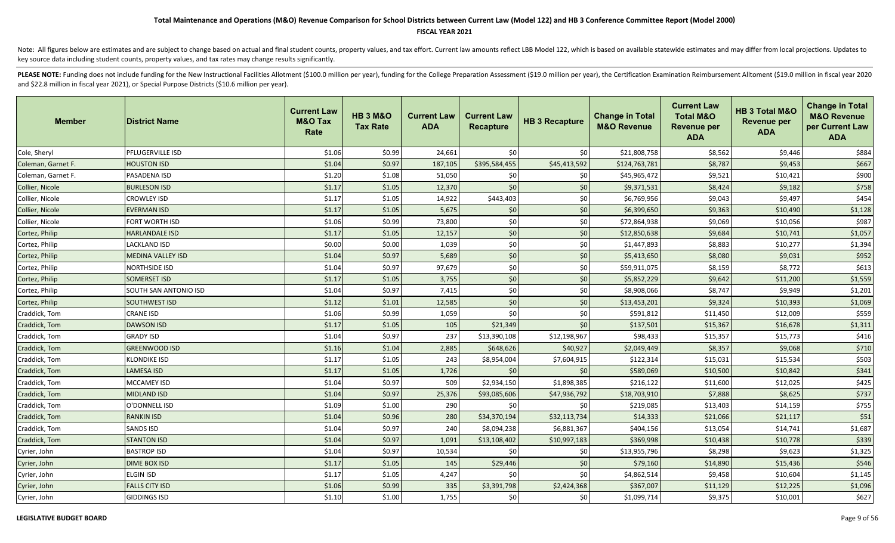# Total Maintenance and Operations (M&O) Revenue Comparison for School Districts between Current Law (Model 122) and HB 3 Conference Committee Report (Model 2000)

**FISCAL YEAR 2021**

Note: All figures below are estimates and are subject to change based on actual and final student counts, property values, and tax effort. Current law amounts reflect LBB Model 122, which is based on available statewide estimates and may differ from local projections. Updates to key source data including student counts, property values, and tax rates may change results significantly.

**PLEASE NOTE:** Funding does not include funding for the New Instructional Facilities Allotment ($100.0 million per year), funding for the College Preparation Assessment ($19.0 million per year), the Certification Examination Reimbursement Alltoment ($19.0 million in fiscal year 2020 and $22.8 million in fiscal year 2021), or Special Purpose Districts ($10.6 million per year).

| Member | District Name | Current Law M&O Tax Rate | HB 3 M&O Tax Rate | Current Law ADA | Current Law Recapture | HB 3 Recapture | Change in Total M&O Revenue | Current Law Total M&O Revenue per ADA | HB 3 Total M&O Revenue per ADA | Change in Total M&O Revenue per Current Law ADA |
|---|---|---|---|---|---|---|---|---|---|---|
| Cole, Sheryl | PFLUGERVILLE ISD | $1.06 | $0.99 | 24,661 | $0 | $0 | $21,808,758 | $8,562 | $9,446 | $884 |
| Coleman, Garnet F. | HOUSTON ISD | $1.04 | $0.97 | 187,105 | $395,584,455 | $45,413,592 | $124,763,781 | $8,787 | $9,453 | $667 |
| Coleman, Garnet F. | PASADENA ISD | $1.20 | $1.08 | 51,050 | $0 | $0 | $45,965,472 | $9,521 | $10,421 | $900 |
| Collier, Nicole | BURLESON ISD | $1.17 | $1.05 | 12,370 | $0 | $0 | $9,371,531 | $8,424 | $9,182 | $758 |
| Collier, Nicole | CROWLEY ISD | $1.17 | $1.05 | 14,922 | $443,403 | $0 | $6,769,956 | $9,043 | $9,497 | $454 |
| Collier, Nicole | EVERMAN ISD | $1.17 | $1.05 | 5,675 | $0 | $0 | $6,399,650 | $9,363 | $10,490 | $1,128 |
| Collier, Nicole | FORT WORTH ISD | $1.06 | $0.99 | 73,800 | $0 | $0 | $72,864,938 | $9,069 | $10,056 | $987 |
| Cortez, Philip | HARLANDALE ISD | $1.17 | $1.05 | 12,157 | $0 | $0 | $12,850,638 | $9,684 | $10,741 | $1,057 |
| Cortez, Philip | LACKLAND ISD | $0.00 | $0.00 | 1,039 | $0 | $0 | $1,447,893 | $8,883 | $10,277 | $1,394 |
| Cortez, Philip | MEDINA VALLEY ISD | $1.04 | $0.97 | 5,689 | $0 | $0 | $5,413,650 | $8,080 | $9,031 | $952 |
| Cortez, Philip | NORTHSIDE ISD | $1.04 | $0.97 | 97,679 | $0 | $0 | $59,911,075 | $8,159 | $8,772 | $613 |
| Cortez, Philip | SOMERSET ISD | $1.17 | $1.05 | 3,755 | $0 | $0 | $5,852,229 | $9,642 | $11,200 | $1,559 |
| Cortez, Philip | SOUTH SAN ANTONIO ISD | $1.04 | $0.97 | 7,415 | $0 | $0 | $8,908,066 | $8,747 | $9,949 | $1,201 |
| Cortez, Philip | SOUTHWEST ISD | $1.12 | $1.01 | 12,585 | $0 | $0 | $13,453,201 | $9,324 | $10,393 | $1,069 |
| Craddick, Tom | CRANE ISD | $1.06 | $0.99 | 1,059 | $0 | $0 | $591,812 | $11,450 | $12,009 | $559 |
| Craddick, Tom | DAWSON ISD | $1.17 | $1.05 | 105 | $21,349 | $0 | $137,501 | $15,367 | $16,678 | $1,311 |
| Craddick, Tom | GRADY ISD | $1.04 | $0.97 | 237 | $13,390,108 | $12,198,967 | $98,433 | $15,357 | $15,773 | $416 |
| Craddick, Tom | GREENWOOD ISD | $1.16 | $1.04 | 2,885 | $648,626 | $40,927 | $2,049,449 | $8,357 | $9,068 | $710 |
| Craddick, Tom | KLONDIKE ISD | $1.17 | $1.05 | 243 | $8,954,004 | $7,604,915 | $122,314 | $15,031 | $15,534 | $503 |
| Craddick, Tom | LAMESA ISD | $1.17 | $1.05 | 1,726 | $0 | $0 | $589,069 | $10,500 | $10,842 | $341 |
| Craddick, Tom | MCCAMEY ISD | $1.04 | $0.97 | 509 | $2,934,150 | $1,898,385 | $216,122 | $11,600 | $12,025 | $425 |
| Craddick, Tom | MIDLAND ISD | $1.04 | $0.97 | 25,376 | $93,085,606 | $47,936,792 | $18,703,910 | $7,888 | $8,625 | $737 |
| Craddick, Tom | O'DONNELL ISD | $1.09 | $1.00 | 290 | $0 | $0 | $219,085 | $13,403 | $14,159 | $755 |
| Craddick, Tom | RANKIN ISD | $1.04 | $0.96 | 280 | $34,370,194 | $32,113,734 | $14,333 | $21,066 | $21,117 | $51 |
| Craddick, Tom | SANDS ISD | $1.04 | $0.97 | 240 | $8,094,238 | $6,881,367 | $404,156 | $13,054 | $14,741 | $1,687 |
| Craddick, Tom | STANTON ISD | $1.04 | $0.97 | 1,091 | $13,108,402 | $10,997,183 | $369,998 | $10,438 | $10,778 | $339 |
| Cyrier, John | BASTROP ISD | $1.04 | $0.97 | 10,534 | $0 | $0 | $13,955,796 | $8,298 | $9,623 | $1,325 |
| Cyrier, John | DIME BOX ISD | $1.17 | $1.05 | 145 | $29,446 | $0 | $79,160 | $14,890 | $15,436 | $546 |
| Cyrier, John | ELGIN ISD | $1.17 | $1.05 | 4,247 | $0 | $0 | $4,862,514 | $9,458 | $10,604 | $1,145 |
| Cyrier, John | FALLS CITY ISD | $1.06 | $0.99 | 335 | $3,391,798 | $2,424,368 | $367,007 | $11,129 | $12,225 | $1,096 |
| Cyrier, John | GIDDINGS ISD | $1.10 | $1.00 | 1,755 | $0 | $0 | $1,099,714 | $9,375 | $10,001 | $627 |

**LEGISLATIVE BUDGET BOARD**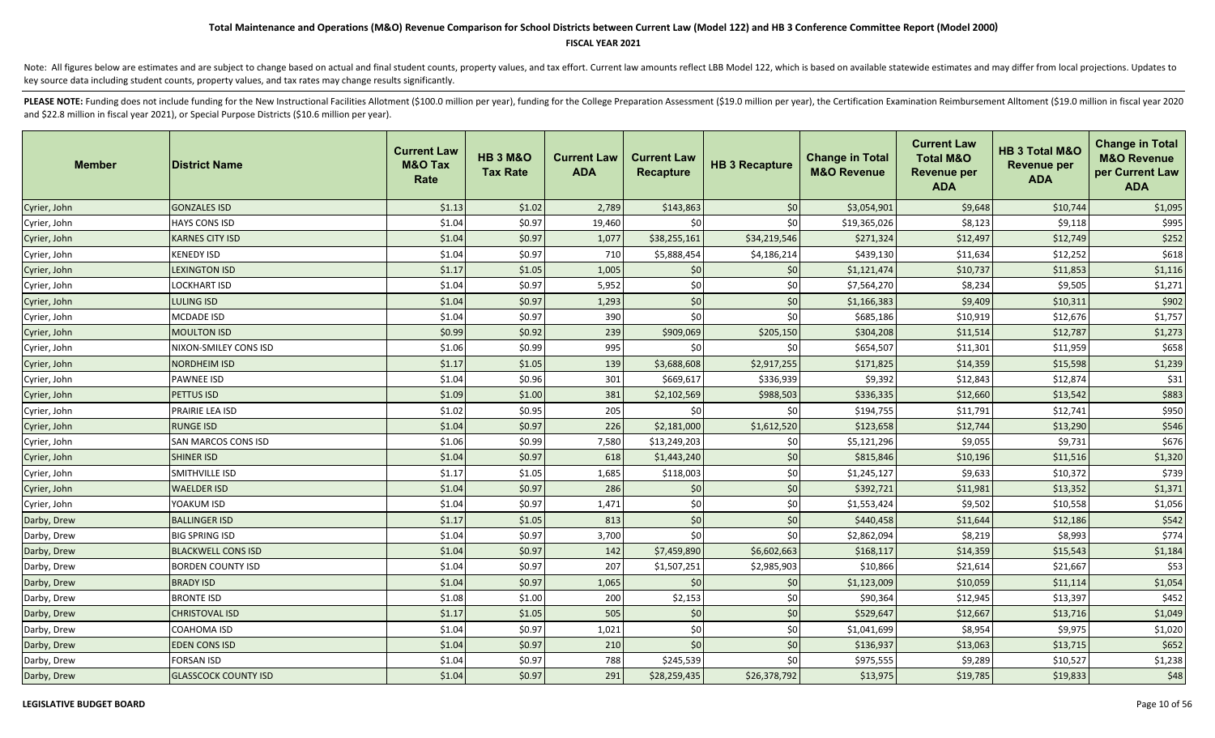# Total Maintenance and Operations (M&O) Revenue Comparison for School Districts between Current Law (Model 122) and HB 3 Conference Committee Report (Model 2000)

**FISCAL YEAR 2021**

Note: All figures below are estimates and are subject to change based on actual and final student counts, property values, and tax effort. Current law amounts reflect LBB Model 122, which is based on available statewide estimates and may differ from local projections. Updates to key source data including student counts, property values, and tax rates may change results significantly.

**PLEASE NOTE:** Funding does not include funding for the New Instructional Facilities Allotment ($100.0 million per year), funding for the College Preparation Assessment ($19.0 million per year), the Certification Examination Reimbursement Alltoment ($19.0 million in fiscal year 2020 and $22.8 million in fiscal year 2021), or Special Purpose Districts ($10.6 million per year).

| Member | District Name | Current Law M&O Tax Rate | HB 3 M&O Tax Rate | Current Law ADA | Current Law Recapture | HB 3 Recapture | Change in Total M&O Revenue | Current Law Total M&O Revenue per ADA | HB 3 Total M&O Revenue per ADA | Change in Total M&O Revenue per Current Law ADA |
|---|---|---|---|---|---|---|---|---|---|---|
| Cyrier, John | GONZALES ISD | $1.13 | $1.02 | 2,789 | $143,863 | $0 | $3,054,901 | $9,648 | $10,744 | $1,095 |
| Cyrier, John | HAYS CONS ISD | $1.04 | $0.97 | 19,460 | $0 | $0 | $19,365,026 | $8,123 | $9,118 | $995 |
| Cyrier, John | KARNES CITY ISD | $1.04 | $0.97 | 1,077 | $38,255,161 | $34,219,546 | $271,324 | $12,497 | $12,749 | $252 |
| Cyrier, John | KENEDY ISD | $1.04 | $0.97 | 710 | $5,888,454 | $4,186,214 | $439,130 | $11,634 | $12,252 | $618 |
| Cyrier, John | LEXINGTON ISD | $1.17 | $1.05 | 1,005 | $0 | $0 | $1,121,474 | $10,737 | $11,853 | $1,116 |
| Cyrier, John | LOCKHART ISD | $1.04 | $0.97 | 5,952 | $0 | $0 | $7,564,270 | $8,234 | $9,505 | $1,271 |
| Cyrier, John | LULING ISD | $1.04 | $0.97 | 1,293 | $0 | $0 | $1,166,383 | $9,409 | $10,311 | $902 |
| Cyrier, John | MCDADE ISD | $1.04 | $0.97 | 390 | $0 | $0 | $685,186 | $10,919 | $12,676 | $1,757 |
| Cyrier, John | MOULTON ISD | $0.99 | $0.92 | 239 | $909,069 | $205,150 | $304,208 | $11,514 | $12,787 | $1,273 |
| Cyrier, John | NIXON-SMILEY CONS ISD | $1.06 | $0.99 | 995 | $0 | $0 | $654,507 | $11,301 | $11,959 | $658 |
| Cyrier, John | NORDHEIM ISD | $1.17 | $1.05 | 139 | $3,688,608 | $2,917,255 | $171,825 | $14,359 | $15,598 | $1,239 |
| Cyrier, John | PAWNEE ISD | $1.04 | $0.96 | 301 | $669,617 | $336,939 | $9,392 | $12,843 | $12,874 | $31 |
| Cyrier, John | PETTUS ISD | $1.09 | $1.00 | 381 | $2,102,569 | $988,503 | $336,335 | $12,660 | $13,542 | $883 |
| Cyrier, John | PRAIRIE LEA ISD | $1.02 | $0.95 | 205 | $0 | $0 | $194,755 | $11,791 | $12,741 | $950 |
| Cyrier, John | RUNGE ISD | $1.04 | $0.97 | 226 | $2,181,000 | $1,612,520 | $123,658 | $12,744 | $13,290 | $546 |
| Cyrier, John | SAN MARCOS CONS ISD | $1.06 | $0.99 | 7,580 | $13,249,203 | $0 | $5,121,296 | $9,055 | $9,731 | $676 |
| Cyrier, John | SHINER ISD | $1.04 | $0.97 | 618 | $1,443,240 | $0 | $815,846 | $10,196 | $11,516 | $1,320 |
| Cyrier, John | SMITHVILLE ISD | $1.17 | $1.05 | 1,685 | $118,003 | $0 | $1,245,127 | $9,633 | $10,372 | $739 |
| Cyrier, John | WAELDER ISD | $1.04 | $0.97 | 286 | $0 | $0 | $392,721 | $11,981 | $13,352 | $1,371 |
| Cyrier, John | YOAKUM ISD | $1.04 | $0.97 | 1,471 | $0 | $0 | $1,553,424 | $9,502 | $10,558 | $1,056 |
| Darby, Drew | BALLINGER ISD | $1.17 | $1.05 | 813 | $0 | $0 | $440,458 | $11,644 | $12,186 | $542 |
| Darby, Drew | BIG SPRING ISD | $1.04 | $0.97 | 3,700 | $0 | $0 | $2,862,094 | $8,219 | $8,993 | $774 |
| Darby, Drew | BLACKWELL CONS ISD | $1.04 | $0.97 | 142 | $7,459,890 | $6,602,663 | $168,117 | $14,359 | $15,543 | $1,184 |
| Darby, Drew | BORDEN COUNTY ISD | $1.04 | $0.97 | 207 | $1,507,251 | $2,985,903 | $10,866 | $21,614 | $21,667 | $53 |
| Darby, Drew | BRADY ISD | $1.04 | $0.97 | 1,065 | $0 | $0 | $1,123,009 | $10,059 | $11,114 | $1,054 |
| Darby, Drew | BRONTE ISD | $1.08 | $1.00 | 200 | $2,153 | $0 | $90,364 | $12,945 | $13,397 | $452 |
| Darby, Drew | CHRISTOVAL ISD | $1.17 | $1.05 | 505 | $0 | $0 | $529,647 | $12,667 | $13,716 | $1,049 |
| Darby, Drew | COAHOMA ISD | $1.04 | $0.97 | 1,021 | $0 | $0 | $1,041,699 | $8,954 | $9,975 | $1,020 |
| Darby, Drew | EDEN CONS ISD | $1.04 | $0.97 | 210 | $0 | $0 | $136,937 | $13,063 | $13,715 | $652 |
| Darby, Drew | FORSAN ISD | $1.04 | $0.97 | 788 | $245,539 | $0 | $975,555 | $9,289 | $10,527 | $1,238 |
| Darby, Drew | GLASSCOCK COUNTY ISD | $1.04 | $0.97 | 291 | $28,259,435 | $26,378,792 | $13,975 | $19,785 | $19,833 | $48 |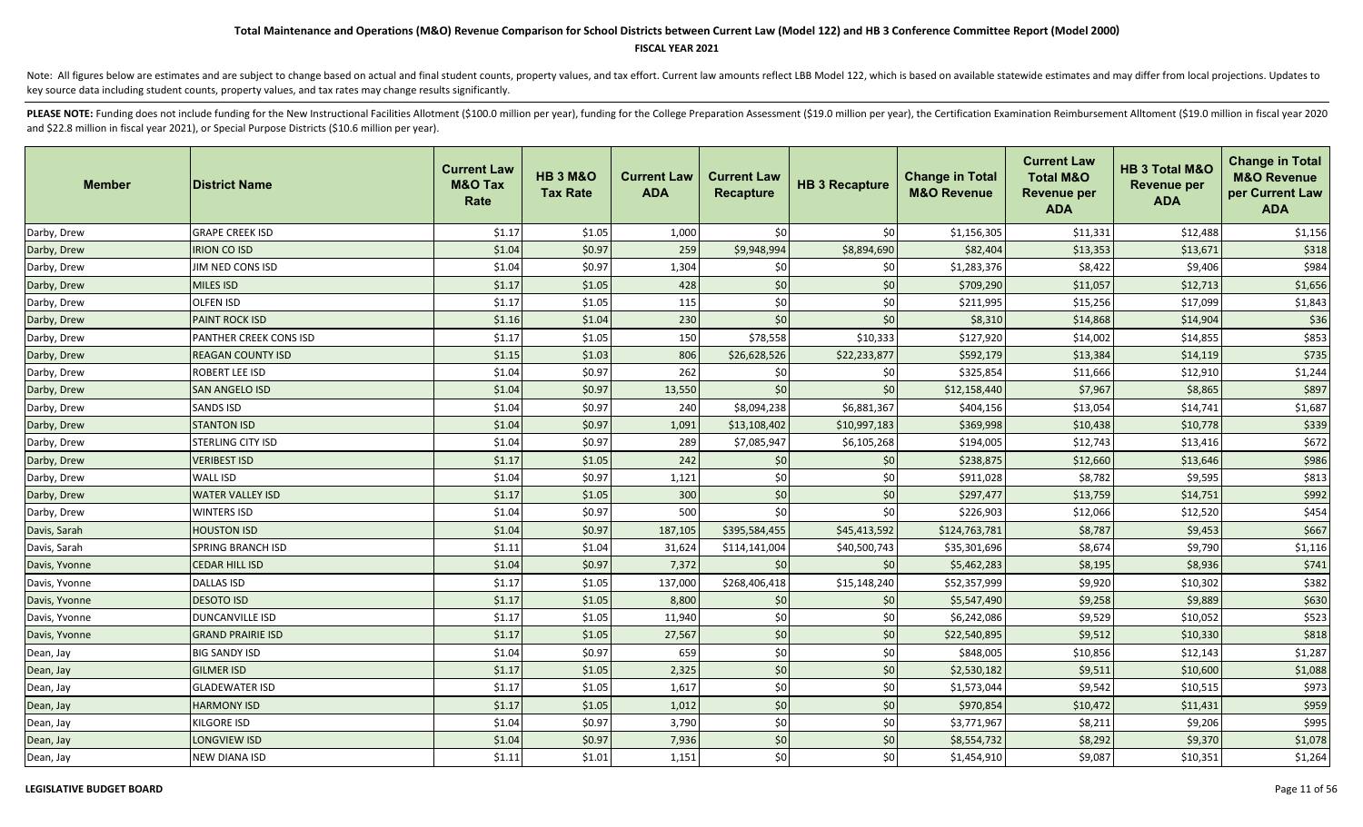# Total Maintenance and Operations (M&O) Revenue Comparison for School Districts between Current Law (Model 122) and HB 3 Conference Committee Report (Model 2000)

**FISCAL YEAR 2021**

Note: All figures below are estimates and are subject to change based on actual and final student counts, property values, and tax effort. Current law amounts reflect LBB Model 122, which is based on available statewide estimates and may differ from local projections. Updates to key source data including student counts, property values, and tax rates may change results significantly.

**PLEASE NOTE:** Funding does not include funding for the New Instructional Facilities Allotment ($100.0 million per year), funding for the College Preparation Assessment ($19.0 million per year), the Certification Examination Reimbursement Allotment ($19.0 million in fiscal year 2020 and $22.8 million in fiscal year 2021), or Special Purpose Districts ($10.6 million per year).

| Member | District Name | Current Law M&O Tax Rate | HB 3 M&O Tax Rate | Current Law ADA | Current Law Recapture | HB 3 Recapture | Change in Total M&O Revenue | Current Law Total M&O Revenue per ADA | HB 3 Total M&O Revenue per ADA | Change in Total M&O Revenue per Current Law ADA |
|---|---|---|---|---|---|---|---|---|---|---|
| Darby, Drew | GRAPE CREEK ISD | $1.17 | $1.05 | 1,000 | $0 | $0 | $1,156,305 | $11,331 | $12,488 | $1,156 |
| Darby, Drew | IRION CO ISD | $1.04 | $0.97 | 259 | $9,948,994 | $8,894,690 | $82,404 | $13,353 | $13,671 | $318 |
| Darby, Drew | JIM NED CONS ISD | $1.04 | $0.97 | 1,304 | $0 | $0 | $1,283,376 | $8,422 | $9,406 | $984 |
| Darby, Drew | MILES ISD | $1.17 | $1.05 | 428 | $0 | $0 | $709,290 | $11,057 | $12,713 | $1,656 |
| Darby, Drew | OLFEN ISD | $1.17 | $1.05 | 115 | $0 | $0 | $211,995 | $15,256 | $17,099 | $1,843 |
| Darby, Drew | PAINT ROCK ISD | $1.16 | $1.04 | 230 | $0 | $0 | $8,310 | $14,868 | $14,904 | $36 |
| Darby, Drew | PANTHER CREEK CONS ISD | $1.17 | $1.05 | 150 | $78,558 | $10,333 | $127,920 | $14,002 | $14,855 | $853 |
| Darby, Drew | REAGAN COUNTY ISD | $1.15 | $1.03 | 806 | $26,628,526 | $22,233,877 | $592,179 | $13,384 | $14,119 | $735 |
| Darby, Drew | ROBERT LEE ISD | $1.04 | $0.97 | 262 | $0 | $0 | $325,854 | $11,666 | $12,910 | $1,244 |
| Darby, Drew | SAN ANGELO ISD | $1.04 | $0.97 | 13,550 | $0 | $0 | $12,158,440 | $7,967 | $8,865 | $897 |
| Darby, Drew | SANDS ISD | $1.04 | $0.97 | 240 | $8,094,238 | $6,881,367 | $404,156 | $13,054 | $14,741 | $1,687 |
| Darby, Drew | STANTON ISD | $1.04 | $0.97 | 1,091 | $13,108,402 | $10,997,183 | $369,998 | $10,438 | $10,778 | $339 |
| Darby, Drew | STERLING CITY ISD | $1.04 | $0.97 | 289 | $7,085,947 | $6,105,268 | $194,005 | $12,743 | $13,416 | $672 |
| Darby, Drew | VERIBEST ISD | $1.17 | $1.05 | 242 | $0 | $0 | $238,875 | $12,660 | $13,646 | $986 |
| Darby, Drew | WALL ISD | $1.04 | $0.97 | 1,121 | $0 | $0 | $911,028 | $8,782 | $9,595 | $813 |
| Darby, Drew | WATER VALLEY ISD | $1.17 | $1.05 | 300 | $0 | $0 | $297,477 | $13,759 | $14,751 | $992 |
| Darby, Drew | WINTERS ISD | $1.04 | $0.97 | 500 | $0 | $0 | $226,903 | $12,066 | $12,520 | $454 |
| Davis, Sarah | HOUSTON ISD | $1.04 | $0.97 | 187,105 | $395,584,455 | $45,413,592 | $124,763,781 | $8,787 | $9,453 | $667 |
| Davis, Sarah | SPRING BRANCH ISD | $1.11 | $1.04 | 31,624 | $114,141,004 | $40,500,743 | $35,301,696 | $8,674 | $9,790 | $1,116 |
| Davis, Yvonne | CEDAR HILL ISD | $1.04 | $0.97 | 7,372 | $0 | $0 | $5,462,283 | $8,195 | $8,936 | $741 |
| Davis, Yvonne | DALLAS ISD | $1.17 | $1.05 | 137,000 | $268,406,418 | $15,148,240 | $52,357,999 | $9,920 | $10,302 | $382 |
| Davis, Yvonne | DESOTO ISD | $1.17 | $1.05 | 8,800 | $0 | $0 | $5,547,490 | $9,258 | $9,889 | $630 |
| Davis, Yvonne | DUNCANVILLE ISD | $1.17 | $1.05 | 11,940 | $0 | $0 | $6,242,086 | $9,529 | $10,052 | $523 |
| Davis, Yvonne | GRAND PRAIRIE ISD | $1.17 | $1.05 | 27,567 | $0 | $0 | $22,540,895 | $9,512 | $10,330 | $818 |
| Dean, Jay | BIG SANDY ISD | $1.04 | $0.97 | 659 | $0 | $0 | $848,005 | $10,856 | $12,143 | $1,287 |
| Dean, Jay | GILMER ISD | $1.17 | $1.05 | 2,325 | $0 | $0 | $2,530,182 | $9,511 | $10,600 | $1,088 |
| Dean, Jay | GLADEWATER ISD | $1.17 | $1.05 | 1,617 | $0 | $0 | $1,573,044 | $9,542 | $10,515 | $973 |
| Dean, Jay | HARMONY ISD | $1.17 | $1.05 | 1,012 | $0 | $0 | $970,854 | $10,472 | $11,431 | $959 |
| Dean, Jay | KILGORE ISD | $1.04 | $0.97 | 3,790 | $0 | $0 | $3,771,967 | $8,211 | $9,206 | $995 |
| Dean, Jay | LONGVIEW ISD | $1.04 | $0.97 | 7,936 | $0 | $0 | $8,554,732 | $8,292 | $9,370 | $1,078 |
| Dean, Jay | NEW DIANA ISD | $1.11 | $1.01 | 1,151 | $0 | $0 | $1,454,910 | $9,087 | $10,351 | $1,264 |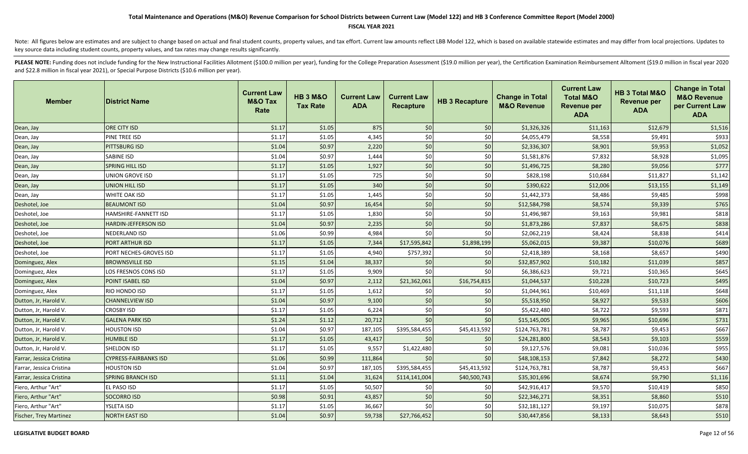# Total Maintenance and Operations (M&O) Revenue Comparison for School Districts between Current Law (Model 122) and HB 3 Conference Committee Report (Model 2000)

**FISCAL YEAR 2021**

Note: All figures below are estimates and are subject to change based on actual and final student counts, property values, and tax effort. Current law amounts reflect LBB Model 122, which is based on available statewide estimates and may differ from local projections. Updates to key source data including student counts, property values, and tax rates may change results significantly.

**PLEASE NOTE:** Funding does not include funding for the New Instructional Facilities Allotment ($100.0 million per year), funding for the College Preparation Assessment ($19.0 million per year), the Certification Examination Reimbursement Alltoment ($19.0 million in fiscal year 2020 and $22.8 million in fiscal year 2021), or Special Purpose Districts ($10.6 million per year).

| Member | District Name | Current Law M&O Tax Rate | HB 3 M&O Tax Rate | Current Law ADA | Current Law Recapture | HB 3 Recapture | Change in Total M&O Revenue | Current Law Total M&O Revenue per ADA | HB 3 Total M&O Revenue per ADA | Change in Total M&O Revenue per Current Law ADA |
|---|---|---|---|---|---|---|---|---|---|---|
| Dean, Jay | ORE CITY ISD | $1.17 | $1.05 | 875 | $0 | $0 | $1,326,326 | $11,163 | $12,679 | $1,516 |
| Dean, Jay | PINE TREE ISD | $1.17 | $1.05 | 4,345 | $0 | $0 | $4,055,479 | $8,558 | $9,491 | $933 |
| Dean, Jay | PITTSBURG ISD | $1.04 | $0.97 | 2,220 | $0 | $0 | $2,336,307 | $8,901 | $9,953 | $1,052 |
| Dean, Jay | SABINE ISD | $1.04 | $0.97 | 1,444 | $0 | $0 | $1,581,876 | $7,832 | $8,928 | $1,095 |
| Dean, Jay | SPRING HILL ISD | $1.17 | $1.05 | 1,927 | $0 | $0 | $1,496,725 | $8,280 | $9,056 | $777 |
| Dean, Jay | UNION GROVE ISD | $1.17 | $1.05 | 725 | $0 | $0 | $828,198 | $10,684 | $11,827 | $1,142 |
| Dean, Jay | UNION HILL ISD | $1.17 | $1.05 | 340 | $0 | $0 | $390,622 | $12,006 | $13,155 | $1,149 |
| Dean, Jay | WHITE OAK ISD | $1.17 | $1.05 | 1,445 | $0 | $0 | $1,442,373 | $8,486 | $9,485 | $998 |
| Deshotel, Joe | BEAUMONT ISD | $1.04 | $0.97 | 16,454 | $0 | $0 | $12,584,798 | $8,574 | $9,339 | $765 |
| Deshotel, Joe | HAMSHIRE-FANNETT ISD | $1.17 | $1.05 | 1,830 | $0 | $0 | $1,496,987 | $9,163 | $9,981 | $818 |
| Deshotel, Joe | HARDIN-JEFFERSON ISD | $1.04 | $0.97 | 2,235 | $0 | $0 | $1,873,286 | $7,837 | $8,675 | $838 |
| Deshotel, Joe | NEDERLAND ISD | $1.06 | $0.99 | 4,984 | $0 | $0 | $2,062,219 | $8,424 | $8,838 | $414 |
| Deshotel, Joe | PORT ARTHUR ISD | $1.17 | $1.05 | 7,344 | $17,595,842 | $1,898,199 | $5,062,015 | $9,387 | $10,076 | $689 |
| Deshotel, Joe | PORT NECHES-GROVES ISD | $1.17 | $1.05 | 4,940 | $757,392 | $0 | $2,418,389 | $8,168 | $8,657 | $490 |
| Dominguez, Alex | BROWNSVILLE ISD | $1.15 | $1.04 | 38,337 | $0 | $0 | $32,857,902 | $10,182 | $11,039 | $857 |
| Dominguez, Alex | LOS FRESNOS CONS ISD | $1.17 | $1.05 | 9,909 | $0 | $0 | $6,386,623 | $9,721 | $10,365 | $645 |
| Dominguez, Alex | POINT ISABEL ISD | $1.04 | $0.97 | 2,112 | $21,362,061 | $16,754,815 | $1,044,537 | $10,228 | $10,723 | $495 |
| Dominguez, Alex | RIO HONDO ISD | $1.17 | $1.05 | 1,612 | $0 | $0 | $1,044,961 | $10,469 | $11,118 | $648 |
| Dutton, Jr, Harold V. | CHANNELVIEW ISD | $1.04 | $0.97 | 9,100 | $0 | $0 | $5,518,950 | $8,927 | $9,533 | $606 |
| Dutton, Jr, Harold V. | CROSBY ISD | $1.17 | $1.05 | 6,224 | $0 | $0 | $5,422,480 | $8,722 | $9,593 | $871 |
| Dutton, Jr, Harold V. | GALENA PARK ISD | $1.24 | $1.12 | 20,712 | $0 | $0 | $15,145,005 | $9,965 | $10,696 | $731 |
| Dutton, Jr, Harold V. | HOUSTON ISD | $1.04 | $0.97 | 187,105 | $395,584,455 | $45,413,592 | $124,763,781 | $8,787 | $9,453 | $667 |
| Dutton, Jr, Harold V. | HUMBLE ISD | $1.17 | $1.05 | 43,417 | $0 | $0 | $24,281,800 | $8,543 | $9,103 | $559 |
| Dutton, Jr, Harold V. | SHELDON ISD | $1.17 | $1.05 | 9,557 | $1,422,480 | $0 | $9,127,576 | $9,081 | $10,036 | $955 |
| Farrar, Jessica Cristina | CYPRESS-FAIRBANKS ISD | $1.06 | $0.99 | 111,864 | $0 | $0 | $48,108,153 | $7,842 | $8,272 | $430 |
| Farrar, Jessica Cristina | HOUSTON ISD | $1.04 | $0.97 | 187,105 | $395,584,455 | $45,413,592 | $124,763,781 | $8,787 | $9,453 | $667 |
| Farrar, Jessica Cristina | SPRING BRANCH ISD | $1.11 | $1.04 | 31,624 | $114,141,004 | $40,500,743 | $35,301,696 | $8,674 | $9,790 | $1,116 |
| Fiero, Arthur "Art" | EL PASO ISD | $1.17 | $1.05 | 50,507 | $0 | $0 | $42,916,417 | $9,570 | $10,419 | $850 |
| Fiero, Arthur "Art" | SOCORRO ISD | $0.98 | $0.91 | 43,857 | $0 | $0 | $22,346,271 | $8,351 | $8,860 | $510 |
| Fiero, Arthur "Art" | YSLETA ISD | $1.17 | $1.05 | 36,667 | $0 | $0 | $32,181,127 | $9,197 | $10,075 | $878 |
| Fischer, Trey Martinez | NORTH EAST ISD | $1.04 | $0.97 | 59,738 | $27,766,452 | $0 | $30,447,856 | $8,133 | $8,643 | $510 |

LEGISLATIVE BUDGET BOARD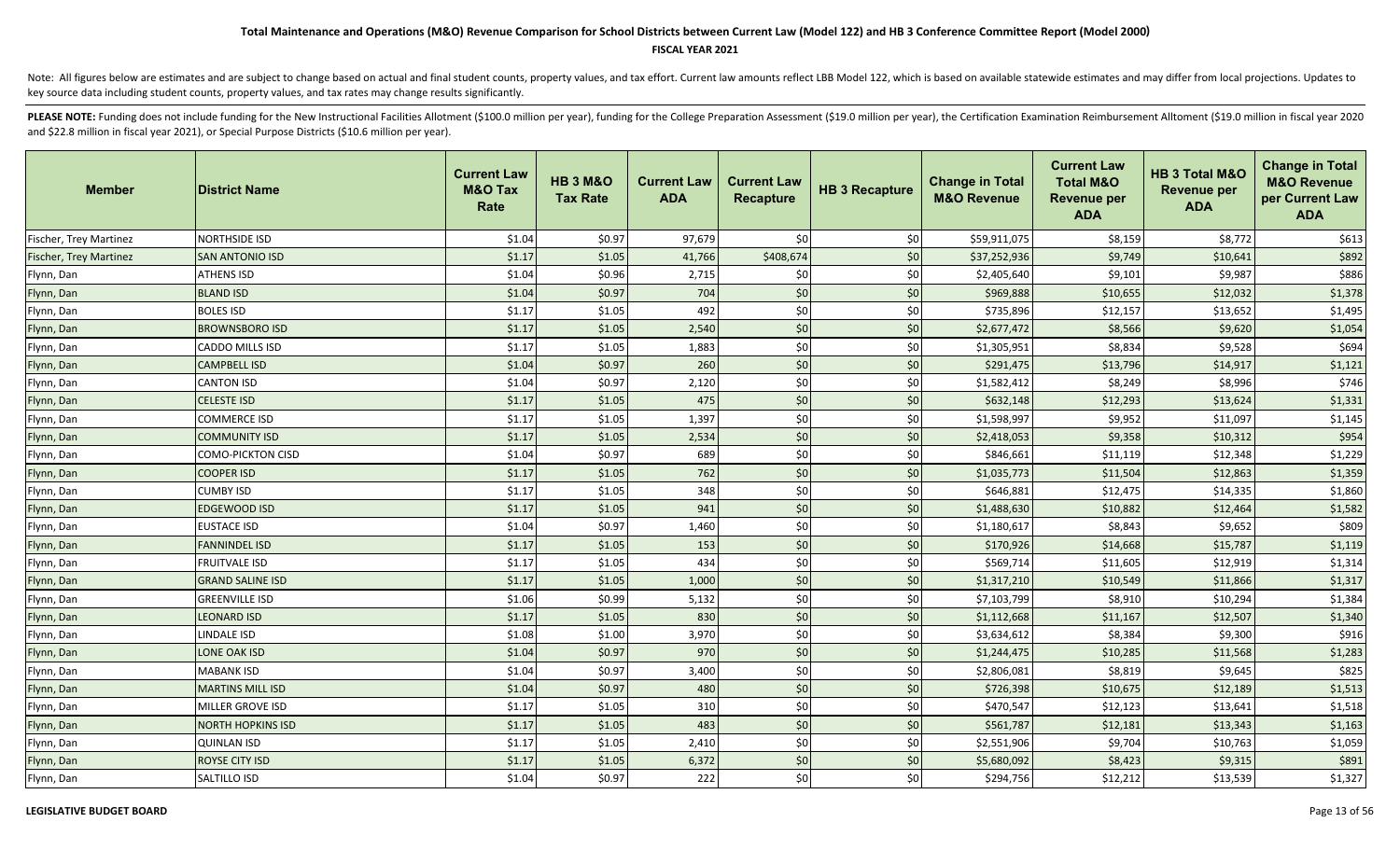# Total Maintenance and Operations (M&O) Revenue Comparison for School Districts between Current Law (Model 122) and HB 3 Conference Committee Report (Model 2000)

**FISCAL YEAR 2021**

Note: All figures below are estimates and are subject to change based on actual and final student counts, property values, and tax effort. Current law amounts reflect LBB Model 122, which is based on available statewide estimates and may differ from local projections. Updates to key source data including student counts, property values, and tax rates may change results significantly.

**PLEASE NOTE:** Funding does not include funding for the New Instructional Facilities Allotment ($100.0 million per year), funding for the College Preparation Assessment ($19.0 million per year), the Certification Examination Reimbursement Alltoment ($19.0 million in fiscal year 2020 and $22.8 million in fiscal year 2021), or Special Purpose Districts ($10.6 million per year).

| Member | District Name | Current Law M&O Tax Rate | HB 3 M&O Tax Rate | Current Law ADA | Current Law Recapture | HB 3 Recapture | Change in Total M&O Revenue | Current Law Total M&O Revenue per ADA | HB 3 Total M&O Revenue per ADA | Change in Total M&O Revenue per Current Law ADA |
|---|---|---|---|---|---|---|---|---|---|---|
| Fischer, Trey Martinez | NORTHSIDE ISD | $1.04 | $0.97 | 97,679 | $0 | $0 | $59,911,075 | $8,159 | $8,772 | $613 |
| Fischer, Trey Martinez | SAN ANTONIO ISD | $1.17 | $1.05 | 41,766 | $408,674 | $0 | $37,252,936 | $9,749 | $10,641 | $892 |
| Flynn, Dan | ATHENS ISD | $1.04 | $0.96 | 2,715 | $0 | $0 | $2,405,640 | $9,101 | $9,987 | $886 |
| Flynn, Dan | BLAND ISD | $1.04 | $0.97 | 704 | $0 | $0 | $969,888 | $10,655 | $12,032 | $1,378 |
| Flynn, Dan | BOLES ISD | $1.17 | $1.05 | 492 | $0 | $0 | $735,896 | $12,157 | $13,652 | $1,495 |
| Flynn, Dan | BROWNSBORO ISD | $1.17 | $1.05 | 2,540 | $0 | $0 | $2,677,472 | $8,566 | $9,620 | $1,054 |
| Flynn, Dan | CADDO MILLS ISD | $1.17 | $1.05 | 1,883 | $0 | $0 | $1,305,951 | $8,834 | $9,528 | $694 |
| Flynn, Dan | CAMPBELL ISD | $1.04 | $0.97 | 260 | $0 | $0 | $291,475 | $13,796 | $14,917 | $1,121 |
| Flynn, Dan | CANTON ISD | $1.04 | $0.97 | 2,120 | $0 | $0 | $1,582,412 | $8,249 | $8,996 | $746 |
| Flynn, Dan | CELESTE ISD | $1.17 | $1.05 | 475 | $0 | $0 | $632,148 | $12,293 | $13,624 | $1,331 |
| Flynn, Dan | COMMERCE ISD | $1.17 | $1.05 | 1,397 | $0 | $0 | $1,598,997 | $9,952 | $11,097 | $1,145 |
| Flynn, Dan | COMMUNITY ISD | $1.17 | $1.05 | 2,534 | $0 | $0 | $2,418,053 | $9,358 | $10,312 | $954 |
| Flynn, Dan | COMO-PICKTON CISD | $1.04 | $0.97 | 689 | $0 | $0 | $846,661 | $11,119 | $12,348 | $1,229 |
| Flynn, Dan | COOPER ISD | $1.17 | $1.05 | 762 | $0 | $0 | $1,035,773 | $11,504 | $12,863 | $1,359 |
| Flynn, Dan | CUMBY ISD | $1.17 | $1.05 | 348 | $0 | $0 | $646,881 | $12,475 | $14,335 | $1,860 |
| Flynn, Dan | EDGEWOOD ISD | $1.17 | $1.05 | 941 | $0 | $0 | $1,488,630 | $10,882 | $12,464 | $1,582 |
| Flynn, Dan | EUSTACE ISD | $1.04 | $0.97 | 1,460 | $0 | $0 | $1,180,617 | $8,843 | $9,652 | $809 |
| Flynn, Dan | FANNINDEL ISD | $1.17 | $1.05 | 153 | $0 | $0 | $170,926 | $14,668 | $15,787 | $1,119 |
| Flynn, Dan | FRUITVALE ISD | $1.17 | $1.05 | 434 | $0 | $0 | $569,714 | $11,605 | $12,919 | $1,314 |
| Flynn, Dan | GRAND SALINE ISD | $1.17 | $1.05 | 1,000 | $0 | $0 | $1,317,210 | $10,549 | $11,866 | $1,317 |
| Flynn, Dan | GREENVILLE ISD | $1.06 | $0.99 | 5,132 | $0 | $0 | $7,103,799 | $8,910 | $10,294 | $1,384 |
| Flynn, Dan | LEONARD ISD | $1.17 | $1.05 | 830 | $0 | $0 | $1,112,668 | $11,167 | $12,507 | $1,340 |
| Flynn, Dan | LINDALE ISD | $1.08 | $1.00 | 3,970 | $0 | $0 | $3,634,612 | $8,384 | $9,300 | $916 |
| Flynn, Dan | LONE OAK ISD | $1.04 | $0.97 | 970 | $0 | $0 | $1,244,475 | $10,285 | $11,568 | $1,283 |
| Flynn, Dan | MABANK ISD | $1.04 | $0.97 | 3,400 | $0 | $0 | $2,806,081 | $8,819 | $9,645 | $825 |
| Flynn, Dan | MARTINS MILL ISD | $1.04 | $0.97 | 480 | $0 | $0 | $726,398 | $10,675 | $12,189 | $1,513 |
| Flynn, Dan | MILLER GROVE ISD | $1.17 | $1.05 | 310 | $0 | $0 | $470,547 | $12,123 | $13,641 | $1,518 |
| Flynn, Dan | NORTH HOPKINS ISD | $1.17 | $1.05 | 483 | $0 | $0 | $561,787 | $12,181 | $13,343 | $1,163 |
| Flynn, Dan | QUINLAN ISD | $1.17 | $1.05 | 2,410 | $0 | $0 | $2,551,906 | $9,704 | $10,763 | $1,059 |
| Flynn, Dan | ROYSE CITY ISD | $1.17 | $1.05 | 6,372 | $0 | $0 | $5,680,092 | $8,423 | $9,315 | $891 |
| Flynn, Dan | SALTILLO ISD | $1.04 | $0.97 | 222 | $0 | $0 | $294,756 | $12,212 | $13,539 | $1,327 |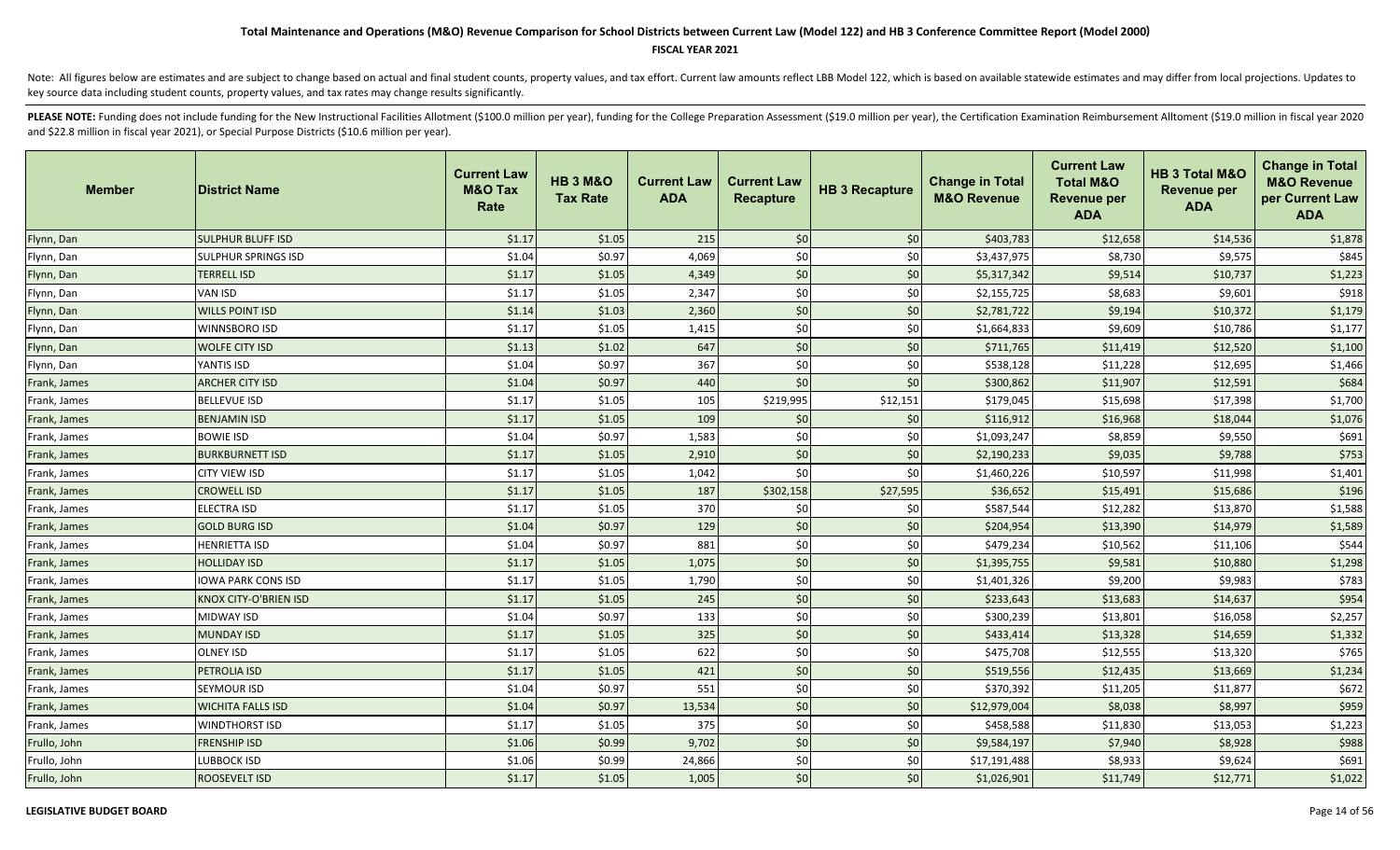# Total Maintenance and Operations (M&O) Revenue Comparison for School Districts between Current Law (Model 122) and HB 3 Conference Committee Report (Model 2000)

**FISCAL YEAR 2021**

Note: All figures below are estimates and are subject to change based on actual and final student counts, property values, and tax effort. Current law amounts reflect LBB Model 122, which is based on available statewide estimates and may differ from local projections. Updates to key source data including student counts, property values, and tax rates may change results significantly.

**PLEASE NOTE:** Funding does not include funding for the New Instructional Facilities Allotment ($100.0 million per year), funding for the College Preparation Assessment ($19.0 million per year), the Certification Examination Reimbursement Alltoment ($19.0 million in fiscal year 2020 and $22.8 million in fiscal year 2021), or Special Purpose Districts ($10.6 million per year).

| Member | District Name | Current Law M&O Tax Rate | HB 3 M&O Tax Rate | Current Law ADA | Current Law Recapture | HB 3 Recapture | Change in Total M&O Revenue | Current Law Total M&O Revenue per ADA | HB 3 Total M&O Revenue per ADA | Change in Total M&O Revenue per Current Law ADA |
|---|---|---|---|---|---|---|---|---|---|---|
| Flynn, Dan | SULPHUR BLUFF ISD | $1.17 | $1.05 | 215 | $0 | $0 | $403,783 | $12,658 | $14,536 | $1,878 |
| Flynn, Dan | SULPHUR SPRINGS ISD | $1.04 | $0.97 | 4,069 | $0 | $0 | $3,437,975 | $8,730 | $9,575 | $845 |
| Flynn, Dan | TERRELL ISD | $1.17 | $1.05 | 4,349 | $0 | $0 | $5,317,342 | $9,514 | $10,737 | $1,223 |
| Flynn, Dan | VAN ISD | $1.17 | $1.05 | 2,347 | $0 | $0 | $2,155,725 | $8,683 | $9,601 | $918 |
| Flynn, Dan | WILLS POINT ISD | $1.14 | $1.03 | 2,360 | $0 | $0 | $2,781,722 | $9,194 | $10,372 | $1,179 |
| Flynn, Dan | WINNSBORO ISD | $1.17 | $1.05 | 1,415 | $0 | $0 | $1,664,833 | $9,609 | $10,786 | $1,177 |
| Flynn, Dan | WOLFE CITY ISD | $1.13 | $1.02 | 647 | $0 | $0 | $711,765 | $11,419 | $12,520 | $1,100 |
| Flynn, Dan | YANTIS ISD | $1.04 | $0.97 | 367 | $0 | $0 | $538,128 | $11,228 | $12,695 | $1,466 |
| Frank, James | ARCHER CITY ISD | $1.04 | $0.97 | 440 | $0 | $0 | $300,862 | $11,907 | $12,591 | $684 |
| Frank, James | BELLEVUE ISD | $1.17 | $1.05 | 105 | $219,995 | $12,151 | $179,045 | $15,698 | $17,398 | $1,700 |
| Frank, James | BENJAMIN ISD | $1.17 | $1.05 | 109 | $0 | $0 | $116,912 | $16,968 | $18,044 | $1,076 |
| Frank, James | BOWIE ISD | $1.04 | $0.97 | 1,583 | $0 | $0 | $1,093,247 | $8,859 | $9,550 | $691 |
| Frank, James | BURKBURNETT ISD | $1.17 | $1.05 | 2,910 | $0 | $0 | $2,190,233 | $9,035 | $9,788 | $753 |
| Frank, James | CITY VIEW ISD | $1.17 | $1.05 | 1,042 | $0 | $0 | $1,460,226 | $10,597 | $11,998 | $1,401 |
| Frank, James | CROWELL ISD | $1.17 | $1.05 | 187 | $302,158 | $27,595 | $36,652 | $15,491 | $15,686 | $196 |
| Frank, James | ELECTRA ISD | $1.17 | $1.05 | 370 | $0 | $0 | $587,544 | $12,282 | $13,870 | $1,588 |
| Frank, James | GOLD BURG ISD | $1.04 | $0.97 | 129 | $0 | $0 | $204,954 | $13,390 | $14,979 | $1,589 |
| Frank, James | HENRIETTA ISD | $1.04 | $0.97 | 881 | $0 | $0 | $479,234 | $10,562 | $11,106 | $544 |
| Frank, James | HOLLIDAY ISD | $1.17 | $1.05 | 1,075 | $0 | $0 | $1,395,755 | $9,581 | $10,880 | $1,298 |
| Frank, James | IOWA PARK CONS ISD | $1.17 | $1.05 | 1,790 | $0 | $0 | $1,401,326 | $9,200 | $9,983 | $783 |
| Frank, James | KNOX CITY-O'BRIEN ISD | $1.17 | $1.05 | 245 | $0 | $0 | $233,643 | $13,683 | $14,637 | $954 |
| Frank, James | MIDWAY ISD | $1.04 | $0.97 | 133 | $0 | $0 | $300,239 | $13,801 | $16,058 | $2,257 |
| Frank, James | MUNDAY ISD | $1.17 | $1.05 | 325 | $0 | $0 | $433,414 | $13,328 | $14,659 | $1,332 |
| Frank, James | OLNEY ISD | $1.17 | $1.05 | 622 | $0 | $0 | $475,708 | $12,555 | $13,320 | $765 |
| Frank, James | PETROLIA ISD | $1.17 | $1.05 | 421 | $0 | $0 | $519,556 | $12,435 | $13,669 | $1,234 |
| Frank, James | SEYMOUR ISD | $1.04 | $0.97 | 551 | $0 | $0 | $370,392 | $11,205 | $11,877 | $672 |
| Frank, James | WICHITA FALLS ISD | $1.04 | $0.97 | 13,534 | $0 | $0 | $12,979,004 | $8,038 | $8,997 | $959 |
| Frank, James | WINDTHORST ISD | $1.17 | $1.05 | 375 | $0 | $0 | $458,588 | $11,830 | $13,053 | $1,223 |
| Frullo, John | FRENSHIP ISD | $1.06 | $0.99 | 9,702 | $0 | $0 | $9,584,197 | $7,940 | $8,928 | $988 |
| Frullo, John | LUBBOCK ISD | $1.06 | $0.99 | 24,866 | $0 | $0 | $17,191,488 | $8,933 | $9,624 | $691 |
| Frullo, John | ROOSEVELT ISD | $1.17 | $1.05 | 1,005 | $0 | $0 | $1,026,901 | $11,749 | $12,771 | $1,022 |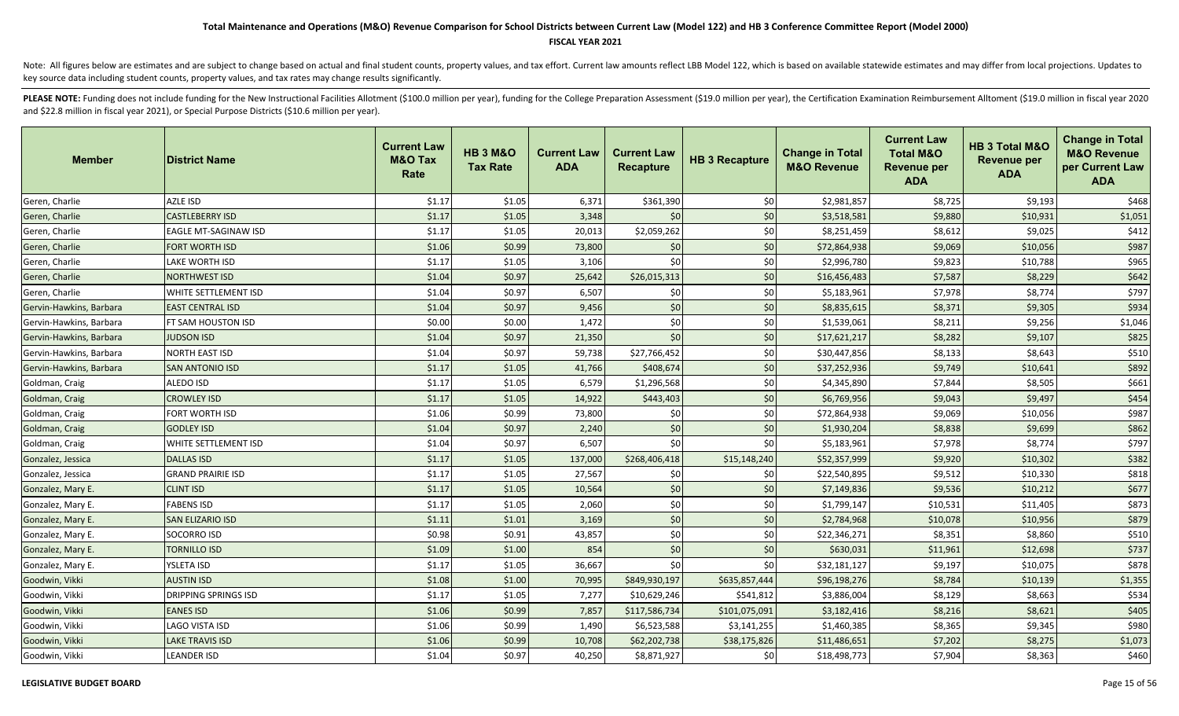# Total Maintenance and Operations (M&O) Revenue Comparison for School Districts between Current Law (Model 122) and HB 3 Conference Committee Report (Model 2000)

**FISCAL YEAR 2021**

Note: All figures below are estimates and are subject to change based on actual and final student counts, property values, and tax effort. Current law amounts reflect LBB Model 122, which is based on available statewide estimates and may differ from local projections. Updates to key source data including student counts, property values, and tax rates may change results significantly.

**PLEASE NOTE:** Funding does not include funding for the New Instructional Facilities Allotment ($100.0 million per year), funding for the College Preparation Assessment ($19.0 million per year), the Certification Examination Reimbursement Alltoment ($19.0 million in fiscal year 2020 and $22.8 million in fiscal year 2021), or Special Purpose Districts ($10.6 million per year).

| Member | District Name | Current Law M&O Tax Rate | HB 3 M&O Tax Rate | Current Law ADA | Current Law Recapture | HB 3 Recapture | Change in Total M&O Revenue | Current Law Total M&O Revenue per ADA | HB 3 Total M&O Revenue per ADA | Change in Total M&O Revenue per Current Law ADA |
|---|---|---|---|---|---|---|---|---|---|---|
| Geren, Charlie | AZLE ISD | $1.17 | $1.05 | 6,371 | $361,390 | $0 | $2,981,857 | $8,725 | $9,193 | $468 |
| Geren, Charlie | CASTLEBERRY ISD | $1.17 | $1.05 | 3,348 | $0 | $0 | $3,518,581 | $9,880 | $10,931 | $1,051 |
| Geren, Charlie | EAGLE MT-SAGINAW ISD | $1.17 | $1.05 | 20,013 | $2,059,262 | $0 | $8,251,459 | $8,612 | $9,025 | $412 |
| Geren, Charlie | FORT WORTH ISD | $1.06 | $0.99 | 73,800 | $0 | $0 | $72,864,938 | $9,069 | $10,056 | $987 |
| Geren, Charlie | LAKE WORTH ISD | $1.17 | $1.05 | 3,106 | $0 | $0 | $2,996,780 | $9,823 | $10,788 | $965 |
| Geren, Charlie | NORTHWEST ISD | $1.04 | $0.97 | 25,642 | $26,015,313 | $0 | $16,456,483 | $7,587 | $8,229 | $642 |
| Geren, Charlie | WHITE SETTLEMENT ISD | $1.04 | $0.97 | 6,507 | $0 | $0 | $5,183,961 | $7,978 | $8,774 | $797 |
| Gervin-Hawkins, Barbara | EAST CENTRAL ISD | $1.04 | $0.97 | 9,456 | $0 | $0 | $8,835,615 | $8,371 | $9,305 | $934 |
| Gervin-Hawkins, Barbara | FT SAM HOUSTON ISD | $0.00 | $0.00 | 1,472 | $0 | $0 | $1,539,061 | $8,211 | $9,256 | $1,046 |
| Gervin-Hawkins, Barbara | JUDSON ISD | $1.04 | $0.97 | 21,350 | $0 | $0 | $17,621,217 | $8,282 | $9,107 | $825 |
| Gervin-Hawkins, Barbara | NORTH EAST ISD | $1.04 | $0.97 | 59,738 | $27,766,452 | $0 | $30,447,856 | $8,133 | $8,643 | $510 |
| Gervin-Hawkins, Barbara | SAN ANTONIO ISD | $1.17 | $1.05 | 41,766 | $408,674 | $0 | $37,252,936 | $9,749 | $10,641 | $892 |
| Goldman, Craig | ALEDO ISD | $1.17 | $1.05 | 6,579 | $1,296,568 | $0 | $4,345,890 | $7,844 | $8,505 | $661 |
| Goldman, Craig | CROWLEY ISD | $1.17 | $1.05 | 14,922 | $443,403 | $0 | $6,769,956 | $9,043 | $9,497 | $454 |
| Goldman, Craig | FORT WORTH ISD | $1.06 | $0.99 | 73,800 | $0 | $0 | $72,864,938 | $9,069 | $10,056 | $987 |
| Goldman, Craig | GODLEY ISD | $1.04 | $0.97 | 2,240 | $0 | $0 | $1,930,204 | $8,838 | $9,699 | $862 |
| Goldman, Craig | WHITE SETTLEMENT ISD | $1.04 | $0.97 | 6,507 | $0 | $0 | $5,183,961 | $7,978 | $8,774 | $797 |
| Gonzalez, Jessica | DALLAS ISD | $1.17 | $1.05 | 137,000 | $268,406,418 | $15,148,240 | $52,357,999 | $9,920 | $10,302 | $382 |
| Gonzalez, Jessica | GRAND PRAIRIE ISD | $1.17 | $1.05 | 27,567 | $0 | $0 | $22,540,895 | $9,512 | $10,330 | $818 |
| Gonzalez, Mary E. | CLINT ISD | $1.17 | $1.05 | 10,564 | $0 | $0 | $7,149,836 | $9,536 | $10,212 | $677 |
| Gonzalez, Mary E. | FABENS ISD | $1.17 | $1.05 | 2,060 | $0 | $0 | $1,799,147 | $10,531 | $11,405 | $873 |
| Gonzalez, Mary E. | SAN ELIZARIO ISD | $1.11 | $1.01 | 3,169 | $0 | $0 | $2,784,968 | $10,078 | $10,956 | $879 |
| Gonzalez, Mary E. | SOCORRO ISD | $0.98 | $0.91 | 43,857 | $0 | $0 | $22,346,271 | $8,351 | $8,860 | $510 |
| Gonzalez, Mary E. | TORNILLO ISD | $1.09 | $1.00 | 854 | $0 | $0 | $630,031 | $11,961 | $12,698 | $737 |
| Gonzalez, Mary E. | YSLETA ISD | $1.17 | $1.05 | 36,667 | $0 | $0 | $32,181,127 | $9,197 | $10,075 | $878 |
| Goodwin, Vikki | AUSTIN ISD | $1.08 | $1.00 | 70,995 | $849,930,197 | $635,857,444 | $96,198,276 | $8,784 | $10,139 | $1,355 |
| Goodwin, Vikki | DRIPPING SPRINGS ISD | $1.17 | $1.05 | 7,277 | $10,629,246 | $541,812 | $3,886,004 | $8,129 | $8,663 | $534 |
| Goodwin, Vikki | EANES ISD | $1.06 | $0.99 | 7,857 | $117,586,734 | $101,075,091 | $3,182,416 | $8,216 | $8,621 | $405 |
| Goodwin, Vikki | LAGO VISTA ISD | $1.06 | $0.99 | 1,490 | $6,523,588 | $3,141,255 | $1,460,385 | $8,365 | $9,345 | $980 |
| Goodwin, Vikki | LAKE TRAVIS ISD | $1.06 | $0.99 | 10,708 | $62,202,738 | $38,175,826 | $11,486,651 | $7,202 | $8,275 | $1,073 |
| Goodwin, Vikki | LEANDER ISD | $1.04 | $0.97 | 40,250 | $8,871,927 | $0 | $18,498,773 | $7,904 | $8,363 | $460 |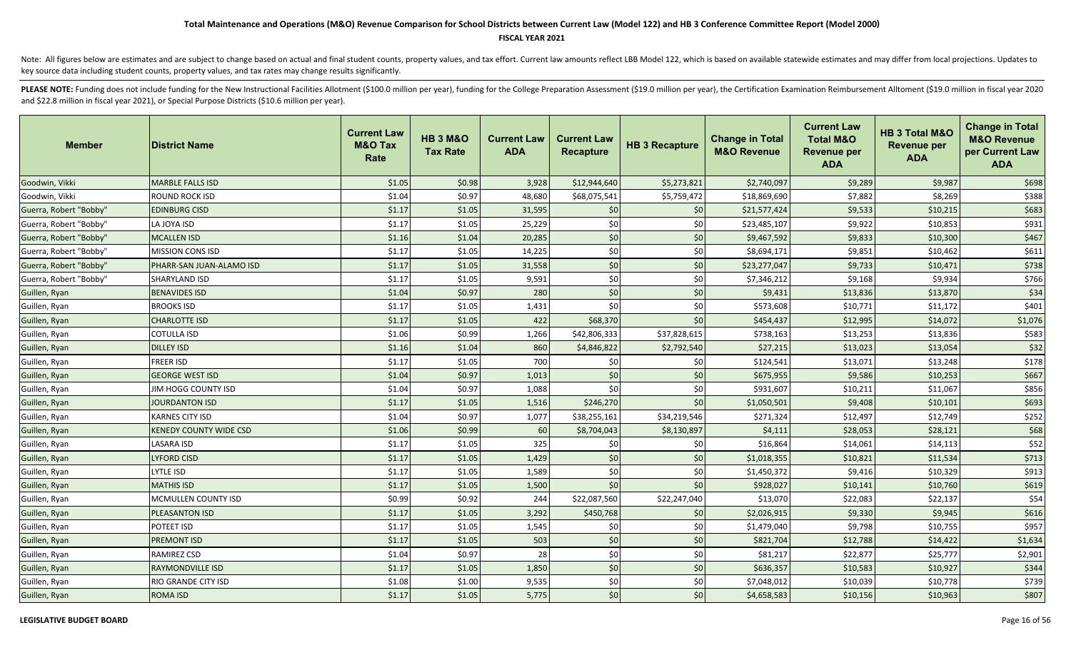# Total Maintenance and Operations (M&O) Revenue Comparison for School Districts between Current Law (Model 122) and HB 3 Conference Committee Report (Model 2000)

**FISCAL YEAR 2021**

Note: All figures below are estimates and are subject to change based on actual and final student counts, property values, and tax effort. Current law amounts reflect LBB Model 122, which is based on available statewide estimates and may differ from local projections. Updates to key source data including student counts, property values, and tax rates may change results significantly.

**PLEASE NOTE:** Funding does not include funding for the New Instructional Facilities Allotment ($100.0 million per year), funding for the College Preparation Assessment ($19.0 million per year), the Certification Examination Reimbursement Alltoment ($19.0 million in fiscal year 2020 and $22.8 million in fiscal year 2021), or Special Purpose Districts ($10.6 million per year).

| Member | District Name | Current Law M&O Tax Rate | HB 3 M&O Tax Rate | Current Law ADA | Current Law Recapture | HB 3 Recapture | Change in Total M&O Revenue | Current Law Total M&O Revenue per ADA | HB 3 Total M&O Revenue per ADA | Change in Total M&O Revenue per Current Law ADA |
|---|---|---|---|---|---|---|---|---|---|---|
| Goodwin, Vikki | MARBLE FALLS ISD | $1.05 | $0.98 | 3,928 | $12,944,640 | $5,273,821 | $2,740,097 | $9,289 | $9,987 | $698 |
| Goodwin, Vikki | ROUND ROCK ISD | $1.04 | $0.97 | 48,680 | $68,075,541 | $5,759,472 | $18,869,690 | $7,882 | $8,269 | $388 |
| Guerra, Robert "Bobby" | EDINBURG CISD | $1.17 | $1.05 | 31,595 | $0 | $0 | $21,577,424 | $9,533 | $10,215 | $683 |
| Guerra, Robert "Bobby" | LA JOYA ISD | $1.17 | $1.05 | 25,229 | $0 | $0 | $23,485,107 | $9,922 | $10,853 | $931 |
| Guerra, Robert "Bobby" | MCALLEN ISD | $1.16 | $1.04 | 20,285 | $0 | $0 | $9,467,592 | $9,833 | $10,300 | $467 |
| Guerra, Robert "Bobby" | MISSION CONS ISD | $1.17 | $1.05 | 14,225 | $0 | $0 | $8,694,171 | $9,851 | $10,462 | $611 |
| Guerra, Robert "Bobby" | PHARR-SAN JUAN-ALAMO ISD | $1.17 | $1.05 | 31,558 | $0 | $0 | $23,277,047 | $9,733 | $10,471 | $738 |
| Guerra, Robert "Bobby" | SHARYLAND ISD | $1.17 | $1.05 | 9,591 | $0 | $0 | $7,346,212 | $9,168 | $9,934 | $766 |
| Guillen, Ryan | BENAVIDES ISD | $1.04 | $0.97 | 280 | $0 | $0 | $9,431 | $13,836 | $13,870 | $34 |
| Guillen, Ryan | BROOKS ISD | $1.17 | $1.05 | 1,431 | $0 | $0 | $573,608 | $10,771 | $11,172 | $401 |
| Guillen, Ryan | CHARLOTTE ISD | $1.17 | $1.05 | 422 | $68,370 | $0 | $454,437 | $12,995 | $14,072 | $1,076 |
| Guillen, Ryan | COTULLA ISD | $1.06 | $0.99 | 1,266 | $42,806,333 | $37,828,615 | $738,163 | $13,253 | $13,836 | $583 |
| Guillen, Ryan | DILLEY ISD | $1.16 | $1.04 | 860 | $4,846,822 | $2,792,540 | $27,215 | $13,023 | $13,054 | $32 |
| Guillen, Ryan | FREER ISD | $1.17 | $1.05 | 700 | $0 | $0 | $124,541 | $13,071 | $13,248 | $178 |
| Guillen, Ryan | GEORGE WEST ISD | $1.04 | $0.97 | 1,013 | $0 | $0 | $675,955 | $9,586 | $10,253 | $667 |
| Guillen, Ryan | JIM HOGG COUNTY ISD | $1.04 | $0.97 | 1,088 | $0 | $0 | $931,607 | $10,211 | $11,067 | $856 |
| Guillen, Ryan | JOURDANTON ISD | $1.17 | $1.05 | 1,516 | $246,270 | $0 | $1,050,501 | $9,408 | $10,101 | $693 |
| Guillen, Ryan | KARNES CITY ISD | $1.04 | $0.97 | 1,077 | $38,255,161 | $34,219,546 | $271,324 | $12,497 | $12,749 | $252 |
| Guillen, Ryan | KENEDY COUNTY WIDE CSD | $1.06 | $0.99 | 60 | $8,704,043 | $8,130,897 | $4,111 | $28,053 | $28,121 | $68 |
| Guillen, Ryan | LASARA ISD | $1.17 | $1.05 | 325 | $0 | $0 | $16,864 | $14,061 | $14,113 | $52 |
| Guillen, Ryan | LYFORD CISD | $1.17 | $1.05 | 1,429 | $0 | $0 | $1,018,355 | $10,821 | $11,534 | $713 |
| Guillen, Ryan | LYTLE ISD | $1.17 | $1.05 | 1,589 | $0 | $0 | $1,450,372 | $9,416 | $10,329 | $913 |
| Guillen, Ryan | MATHIS ISD | $1.17 | $1.05 | 1,500 | $0 | $0 | $928,027 | $10,141 | $10,760 | $619 |
| Guillen, Ryan | MCMULLEN COUNTY ISD | $0.99 | $0.92 | 244 | $22,087,560 | $22,247,040 | $13,070 | $22,083 | $22,137 | $54 |
| Guillen, Ryan | PLEASANTON ISD | $1.17 | $1.05 | 3,292 | $450,768 | $0 | $2,026,915 | $9,330 | $9,945 | $616 |
| Guillen, Ryan | POTEET ISD | $1.17 | $1.05 | 1,545 | $0 | $0 | $1,479,040 | $9,798 | $10,755 | $957 |
| Guillen, Ryan | PREMONT ISD | $1.17 | $1.05 | 503 | $0 | $0 | $821,704 | $12,788 | $14,422 | $1,634 |
| Guillen, Ryan | RAMIREZ CSD | $1.04 | $0.97 | 28 | $0 | $0 | $81,217 | $22,877 | $25,777 | $2,901 |
| Guillen, Ryan | RAYMONDVILLE ISD | $1.17 | $1.05 | 1,850 | $0 | $0 | $636,357 | $10,583 | $10,927 | $344 |
| Guillen, Ryan | RIO GRANDE CITY ISD | $1.08 | $1.00 | 9,535 | $0 | $0 | $7,048,012 | $10,039 | $10,778 | $739 |
| Guillen, Ryan | ROMA ISD | $1.17 | $1.05 | 5,775 | $0 | $0 | $4,658,583 | $10,156 | $10,963 | $807 |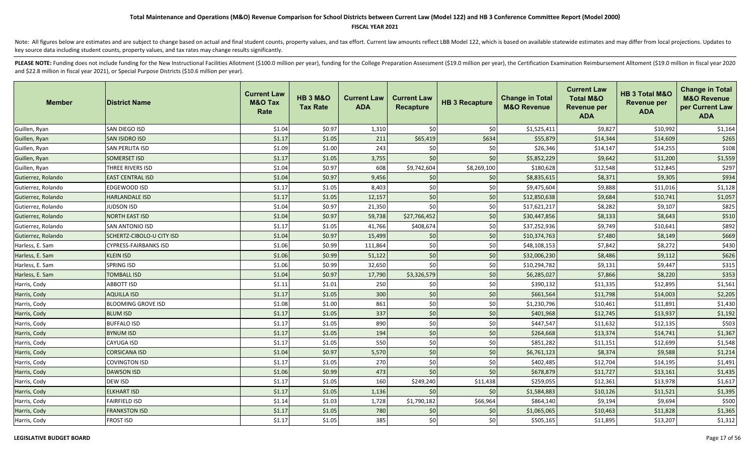# Total Maintenance and Operations (M&O) Revenue Comparison for School Districts between Current Law (Model 122) and HB 3 Conference Committee Report (Model 2000)

**FISCAL YEAR 2021**

Note: All figures below are estimates and are subject to change based on actual and final student counts, property values, and tax effort. Current law amounts reflect LBB Model 122, which is based on available statewide estimates and may differ from local projections. Updates to key source data including student counts, property values, and tax rates may change results significantly.

**PLEASE NOTE:** Funding does not include funding for the New Instructional Facilities Allotment ($100.0 million per year), funding for the College Preparation Assessment ($19.0 million per year), the Certification Examination Reimbursement Alltoment ($19.0 million in fiscal year 2020 and $22.8 million in fiscal year 2021), or Special Purpose Districts ($10.6 million per year).

| Member | District Name | Current Law M&O Tax Rate | HB 3 M&O Tax Rate | Current Law ADA | Current Law Recapture | HB 3 Recapture | Change in Total M&O Revenue | Current Law Total M&O Revenue per ADA | HB 3 Total M&O Revenue per ADA | Change in Total M&O Revenue per Current Law ADA |
|---|---|---|---|---|---|---|---|---|---|---|
| Guillen, Ryan | SAN DIEGO ISD | $1.04 | $0.97 | 1,310 | $0 | $0 | $1,525,411 | $9,827 | $10,992 | $1,164 |
| Guillen, Ryan | SAN ISIDRO ISD | $1.17 | $1.05 | 211 | $65,419 | $634 | $55,879 | $14,344 | $14,609 | $265 |
| Guillen, Ryan | SAN PERLITA ISD | $1.09 | $1.00 | 243 | $0 | $0 | $26,346 | $14,147 | $14,255 | $108 |
| Guillen, Ryan | SOMERSET ISD | $1.17 | $1.05 | 3,755 | $0 | $0 | $5,852,229 | $9,642 | $11,200 | $1,559 |
| Guillen, Ryan | THREE RIVERS ISD | $1.04 | $0.97 | 608 | $9,742,604 | $8,269,100 | $180,628 | $12,548 | $12,845 | $297 |
| Gutierrez, Rolando | EAST CENTRAL ISD | $1.04 | $0.97 | 9,456 | $0 | $0 | $8,835,615 | $8,371 | $9,305 | $934 |
| Gutierrez, Rolando | EDGEWOOD ISD | $1.17 | $1.05 | 8,403 | $0 | $0 | $9,475,604 | $9,888 | $11,016 | $1,128 |
| Gutierrez, Rolando | HARLANDALE ISD | $1.17 | $1.05 | 12,157 | $0 | $0 | $12,850,638 | $9,684 | $10,741 | $1,057 |
| Gutierrez, Rolando | JUDSON ISD | $1.04 | $0.97 | 21,350 | $0 | $0 | $17,621,217 | $8,282 | $9,107 | $825 |
| Gutierrez, Rolando | NORTH EAST ISD | $1.04 | $0.97 | 59,738 | $27,766,452 | $0 | $30,447,856 | $8,133 | $8,643 | $510 |
| Gutierrez, Rolando | SAN ANTONIO ISD | $1.17 | $1.05 | 41,766 | $408,674 | $0 | $37,252,936 | $9,749 | $10,641 | $892 |
| Gutierrez, Rolando | SCHERTZ-CIBOLO-U CITY ISD | $1.04 | $0.97 | 15,499 | $0 | $0 | $10,374,763 | $7,480 | $8,149 | $669 |
| Harless, E. Sam | CYPRESS-FAIRBANKS ISD | $1.06 | $0.99 | 111,864 | $0 | $0 | $48,108,153 | $7,842 | $8,272 | $430 |
| Harless, E. Sam | KLEIN ISD | $1.06 | $0.99 | 51,122 | $0 | $0 | $32,006,230 | $8,486 | $9,112 | $626 |
| Harless, E. Sam | SPRING ISD | $1.06 | $0.99 | 32,650 | $0 | $0 | $10,294,782 | $9,131 | $9,447 | $315 |
| Harless, E. Sam | TOMBALL ISD | $1.04 | $0.97 | 17,790 | $3,326,579 | $0 | $6,285,027 | $7,866 | $8,220 | $353 |
| Harris, Cody | ABBOTT ISD | $1.11 | $1.01 | 250 | $0 | $0 | $390,132 | $11,335 | $12,895 | $1,561 |
| Harris, Cody | AQUILLA ISD | $1.17 | $1.05 | 300 | $0 | $0 | $661,564 | $11,798 | $14,003 | $2,205 |
| Harris, Cody | BLOOMING GROVE ISD | $1.08 | $1.00 | 861 | $0 | $0 | $1,230,796 | $10,461 | $11,891 | $1,430 |
| Harris, Cody | BLUM ISD | $1.17 | $1.05 | 337 | $0 | $0 | $401,968 | $12,745 | $13,937 | $1,192 |
| Harris, Cody | BUFFALO ISD | $1.17 | $1.05 | 890 | $0 | $0 | $447,547 | $11,632 | $12,135 | $503 |
| Harris, Cody | BYNUM ISD | $1.17 | $1.05 | 194 | $0 | $0 | $264,668 | $13,374 | $14,741 | $1,367 |
| Harris, Cody | CAYUGA ISD | $1.17 | $1.05 | 550 | $0 | $0 | $851,282 | $11,151 | $12,699 | $1,548 |
| Harris, Cody | CORSICANA ISD | $1.04 | $0.97 | 5,570 | $0 | $0 | $6,761,123 | $8,374 | $9,588 | $1,214 |
| Harris, Cody | COVINGTON ISD | $1.17 | $1.05 | 270 | $0 | $0 | $402,485 | $12,704 | $14,195 | $1,491 |
| Harris, Cody | DAWSON ISD | $1.06 | $0.99 | 473 | $0 | $0 | $678,879 | $11,727 | $13,161 | $1,435 |
| Harris, Cody | DEW ISD | $1.17 | $1.05 | 160 | $249,240 | $11,438 | $259,055 | $12,361 | $13,978 | $1,617 |
| Harris, Cody | ELKHART ISD | $1.17 | $1.05 | 1,136 | $0 | $0 | $1,584,883 | $10,126 | $11,521 | $1,395 |
| Harris, Cody | FAIRFIELD ISD | $1.14 | $1.03 | 1,728 | $1,790,182 | $66,964 | $864,140 | $9,194 | $9,694 | $500 |
| Harris, Cody | FRANKSTON ISD | $1.17 | $1.05 | 780 | $0 | $0 | $1,065,065 | $10,463 | $11,828 | $1,365 |
| Harris, Cody | FROST ISD | $1.17 | $1.05 | 385 | $0 | $0 | $505,165 | $11,895 | $13,207 | $1,312 |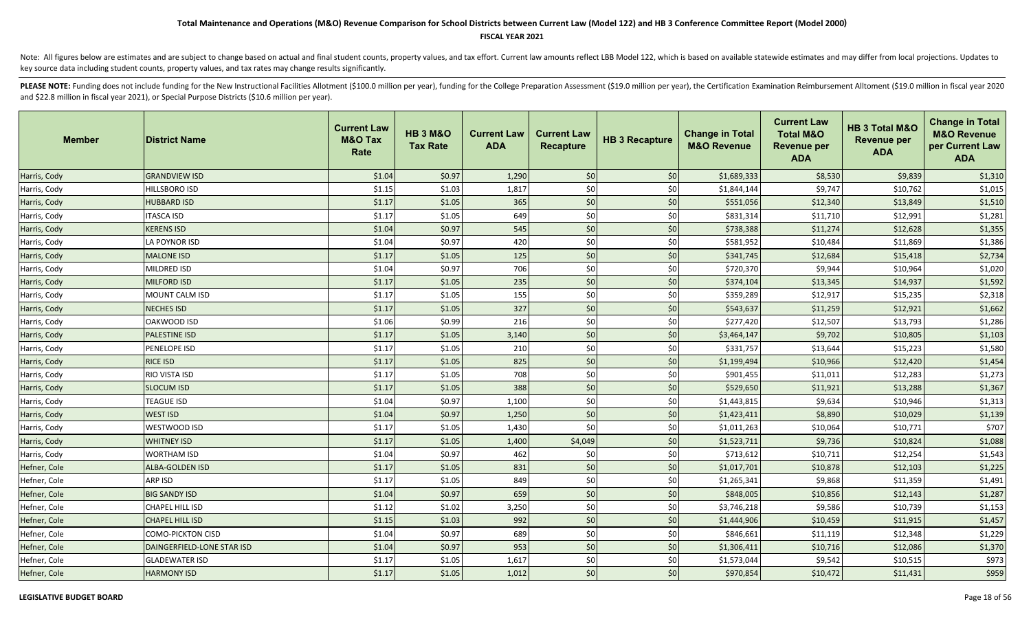# Total Maintenance and Operations (M&O) Revenue Comparison for School Districts between Current Law (Model 122) and HB 3 Conference Committee Report (Model 2000)

**FISCAL YEAR 2021**

Note: All figures below are estimates and are subject to change based on actual and final student counts, property values, and tax effort. Current law amounts reflect LBB Model 122, which is based on available statewide estimates and may differ from local projections. Updates to key source data including student counts, property values, and tax rates may change results significantly.

**PLEASE NOTE:** Funding does not include funding for the New Instructional Facilities Allotment ($100.0 million per year), funding for the College Preparation Assessment ($19.0 million per year), the Certification Examination Reimbursement Allotment ($19.0 million in fiscal year 2020 and $22.8 million in fiscal year 2021), or Special Purpose Districts ($10.6 million per year).

| Member | District Name | Current Law M&O Tax Rate | HB 3 M&O Tax Rate | Current Law ADA | Current Law Recapture | HB 3 Recapture | Change in Total M&O Revenue | Current Law Total M&O Revenue per ADA | HB 3 Total M&O Revenue per ADA | Change in Total M&O Revenue per Current Law ADA |
|---|---|---|---|---|---|---|---|---|---|---|
| Harris, Cody | GRANDVIEW ISD | $1.04 | $0.97 | 1,290 | $0 | $0 | $1,689,333 | $8,530 | $9,839 | $1,310 |
| Harris, Cody | HILLSBORO ISD | $1.15 | $1.03 | 1,817 | $0 | $0 | $1,844,144 | $9,747 | $10,762 | $1,015 |
| Harris, Cody | HUBBARD ISD | $1.17 | $1.05 | 365 | $0 | $0 | $551,056 | $12,340 | $13,849 | $1,510 |
| Harris, Cody | ITASCA ISD | $1.17 | $1.05 | 649 | $0 | $0 | $831,314 | $11,710 | $12,991 | $1,281 |
| Harris, Cody | KERENS ISD | $1.04 | $0.97 | 545 | $0 | $0 | $738,388 | $11,274 | $12,628 | $1,355 |
| Harris, Cody | LA POYNOR ISD | $1.04 | $0.97 | 420 | $0 | $0 | $581,952 | $10,484 | $11,869 | $1,386 |
| Harris, Cody | MALONE ISD | $1.17 | $1.05 | 125 | $0 | $0 | $341,745 | $12,684 | $15,418 | $2,734 |
| Harris, Cody | MILDRED ISD | $1.04 | $0.97 | 706 | $0 | $0 | $720,370 | $9,944 | $10,964 | $1,020 |
| Harris, Cody | MILFORD ISD | $1.17 | $1.05 | 235 | $0 | $0 | $374,104 | $13,345 | $14,937 | $1,592 |
| Harris, Cody | MOUNT CALM ISD | $1.17 | $1.05 | 155 | $0 | $0 | $359,289 | $12,917 | $15,235 | $2,318 |
| Harris, Cody | NECHES ISD | $1.17 | $1.05 | 327 | $0 | $0 | $543,637 | $11,259 | $12,921 | $1,662 |
| Harris, Cody | OAKWOOD ISD | $1.06 | $0.99 | 216 | $0 | $0 | $277,420 | $12,507 | $13,793 | $1,286 |
| Harris, Cody | PALESTINE ISD | $1.17 | $1.05 | 3,140 | $0 | $0 | $3,464,147 | $9,702 | $10,805 | $1,103 |
| Harris, Cody | PENELOPE ISD | $1.17 | $1.05 | 210 | $0 | $0 | $331,757 | $13,644 | $15,223 | $1,580 |
| Harris, Cody | RICE ISD | $1.17 | $1.05 | 825 | $0 | $0 | $1,199,494 | $10,966 | $12,420 | $1,454 |
| Harris, Cody | RIO VISTA ISD | $1.17 | $1.05 | 708 | $0 | $0 | $901,455 | $11,011 | $12,283 | $1,273 |
| Harris, Cody | SLOCUM ISD | $1.17 | $1.05 | 388 | $0 | $0 | $529,650 | $11,921 | $13,288 | $1,367 |
| Harris, Cody | TEAGUE ISD | $1.04 | $0.97 | 1,100 | $0 | $0 | $1,443,815 | $9,634 | $10,946 | $1,313 |
| Harris, Cody | WEST ISD | $1.04 | $0.97 | 1,250 | $0 | $0 | $1,423,411 | $8,890 | $10,029 | $1,139 |
| Harris, Cody | WESTWOOD ISD | $1.17 | $1.05 | 1,430 | $0 | $0 | $1,011,263 | $10,064 | $10,771 | $707 |
| Harris, Cody | WHITNEY ISD | $1.17 | $1.05 | 1,400 | $4,049 | $0 | $1,523,711 | $9,736 | $10,824 | $1,088 |
| Harris, Cody | WORTHAM ISD | $1.04 | $0.97 | 462 | $0 | $0 | $713,612 | $10,711 | $12,254 | $1,543 |
| Hefner, Cole | ALBA-GOLDEN ISD | $1.17 | $1.05 | 831 | $0 | $0 | $1,017,701 | $10,878 | $12,103 | $1,225 |
| Hefner, Cole | ARP ISD | $1.17 | $1.05 | 849 | $0 | $0 | $1,265,341 | $9,868 | $11,359 | $1,491 |
| Hefner, Cole | BIG SANDY ISD | $1.04 | $0.97 | 659 | $0 | $0 | $848,005 | $10,856 | $12,143 | $1,287 |
| Hefner, Cole | CHAPEL HILL ISD | $1.12 | $1.02 | 3,250 | $0 | $0 | $3,746,218 | $9,586 | $10,739 | $1,153 |
| Hefner, Cole | CHAPEL HILL ISD | $1.15 | $1.03 | 992 | $0 | $0 | $1,444,906 | $10,459 | $11,915 | $1,457 |
| Hefner, Cole | COMO-PICKTON CISD | $1.04 | $0.97 | 689 | $0 | $0 | $846,661 | $11,119 | $12,348 | $1,229 |
| Hefner, Cole | DAINGERFIELD-LONE STAR ISD | $1.04 | $0.97 | 953 | $0 | $0 | $1,306,411 | $10,716 | $12,086 | $1,370 |
| Hefner, Cole | GLADEWATER ISD | $1.17 | $1.05 | 1,617 | $0 | $0 | $1,573,044 | $9,542 | $10,515 | $973 |
| Hefner, Cole | HARMONY ISD | $1.17 | $1.05 | 1,012 | $0 | $0 | $970,854 | $10,472 | $11,431 | $959 |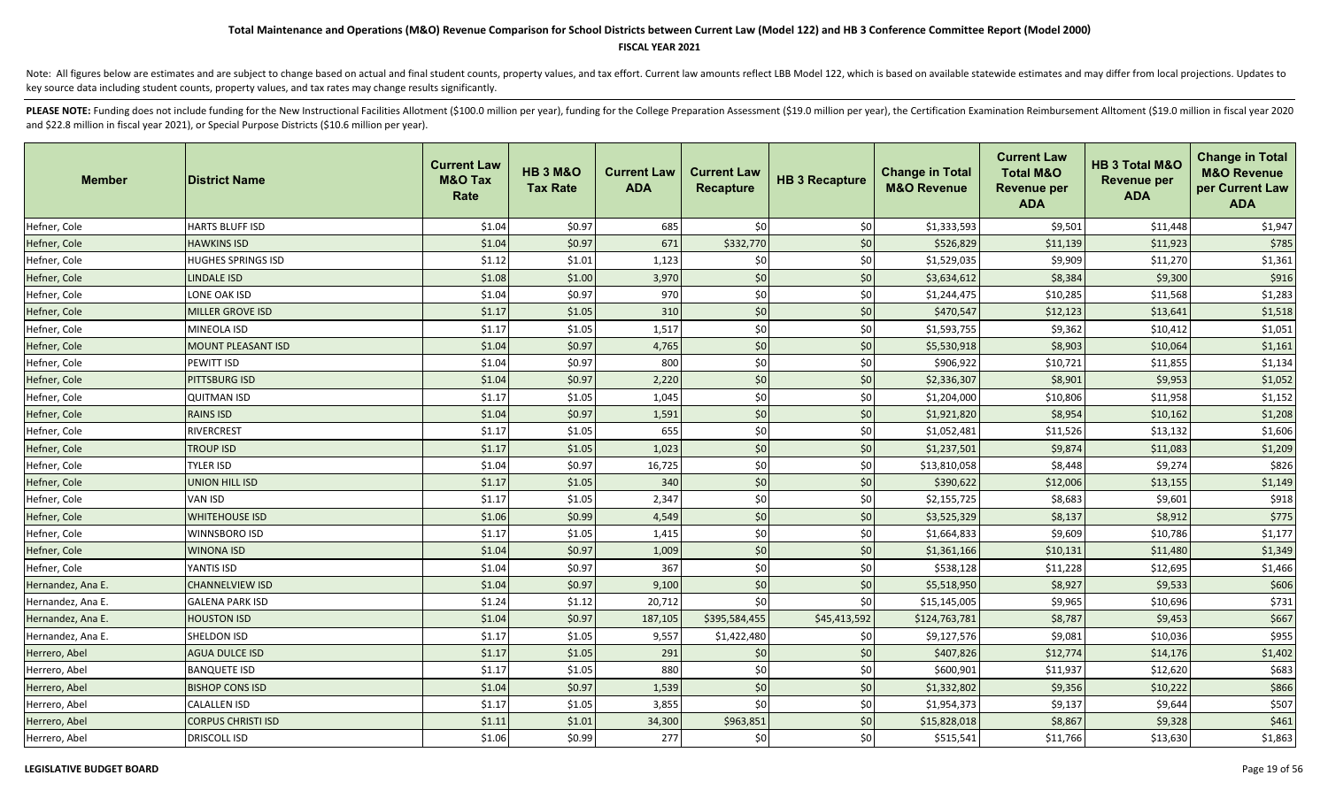# Total Maintenance and Operations (M&O) Revenue Comparison for School Districts between Current Law (Model 122) and HB 3 Conference Committee Report (Model 2000)

**FISCAL YEAR 2021**

Note: All figures below are estimates and are subject to change based on actual and final student counts, property values, and tax effort. Current law amounts reflect LBB Model 122, which is based on available statewide estimates and may differ from local projections. Updates to key source data including student counts, property values, and tax rates may change results significantly.

**PLEASE NOTE:** Funding does not include funding for the New Instructional Facilities Allotment ($100.0 million per year), funding for the College Preparation Assessment ($19.0 million per year), the Certification Examination Reimbursement Alltoment ($19.0 million in fiscal year 2020 and $22.8 million in fiscal year 2021), or Special Purpose Districts ($10.6 million per year).

| Member | District Name | Current Law M&O Tax Rate | HB 3 M&O Tax Rate | Current Law ADA | Current Law Recapture | HB 3 Recapture | Change in Total M&O Revenue | Current Law Total M&O Revenue per ADA | HB 3 Total M&O Revenue per ADA | Change in Total M&O Revenue per Current Law ADA |
|---|---|---|---|---|---|---|---|---|---|---|
| Hefner, Cole | HARTS BLUFF ISD | $1.04 | $0.97 | 685 | $0 | $0 | $1,333,593 | $9,501 | $11,448 | $1,947 |
| Hefner, Cole | HAWKINS ISD | $1.04 | $0.97 | 671 | $332,770 | $0 | $526,829 | $11,139 | $11,923 | $785 |
| Hefner, Cole | HUGHES SPRINGS ISD | $1.12 | $1.01 | 1,123 | $0 | $0 | $1,529,035 | $9,909 | $11,270 | $1,361 |
| Hefner, Cole | LINDALE ISD | $1.08 | $1.00 | 3,970 | $0 | $0 | $3,634,612 | $8,384 | $9,300 | $916 |
| Hefner, Cole | LONE OAK ISD | $1.04 | $0.97 | 970 | $0 | $0 | $1,244,475 | $10,285 | $11,568 | $1,283 |
| Hefner, Cole | MILLER GROVE ISD | $1.17 | $1.05 | 310 | $0 | $0 | $470,547 | $12,123 | $13,641 | $1,518 |
| Hefner, Cole | MINEOLA ISD | $1.17 | $1.05 | 1,517 | $0 | $0 | $1,593,755 | $9,362 | $10,412 | $1,051 |
| Hefner, Cole | MOUNT PLEASANT ISD | $1.04 | $0.97 | 4,765 | $0 | $0 | $5,530,918 | $8,903 | $10,064 | $1,161 |
| Hefner, Cole | PEWITT ISD | $1.04 | $0.97 | 800 | $0 | $0 | $906,922 | $10,721 | $11,855 | $1,134 |
| Hefner, Cole | PITTSBURG ISD | $1.04 | $0.97 | 2,220 | $0 | $0 | $2,336,307 | $8,901 | $9,953 | $1,052 |
| Hefner, Cole | QUITMAN ISD | $1.17 | $1.05 | 1,045 | $0 | $0 | $1,204,000 | $10,806 | $11,958 | $1,152 |
| Hefner, Cole | RAINS ISD | $1.04 | $0.97 | 1,591 | $0 | $0 | $1,921,820 | $8,954 | $10,162 | $1,208 |
| Hefner, Cole | RIVERCREST | $1.17 | $1.05 | 655 | $0 | $0 | $1,052,481 | $11,526 | $13,132 | $1,606 |
| Hefner, Cole | TROUP ISD | $1.17 | $1.05 | 1,023 | $0 | $0 | $1,237,501 | $9,874 | $11,083 | $1,209 |
| Hefner, Cole | TYLER ISD | $1.04 | $0.97 | 16,725 | $0 | $0 | $13,810,058 | $8,448 | $9,274 | $826 |
| Hefner, Cole | UNION HILL ISD | $1.17 | $1.05 | 340 | $0 | $0 | $390,622 | $12,006 | $13,155 | $1,149 |
| Hefner, Cole | VAN ISD | $1.17 | $1.05 | 2,347 | $0 | $0 | $2,155,725 | $8,683 | $9,601 | $918 |
| Hefner, Cole | WHITEHOUSE ISD | $1.06 | $0.99 | 4,549 | $0 | $0 | $3,525,329 | $8,137 | $8,912 | $775 |
| Hefner, Cole | WINNSBORO ISD | $1.17 | $1.05 | 1,415 | $0 | $0 | $1,664,833 | $9,609 | $10,786 | $1,177 |
| Hefner, Cole | WINONA ISD | $1.04 | $0.97 | 1,009 | $0 | $0 | $1,361,166 | $10,131 | $11,480 | $1,349 |
| Hefner, Cole | YANTIS ISD | $1.04 | $0.97 | 367 | $0 | $0 | $538,128 | $11,228 | $12,695 | $1,466 |
| Hernandez, Ana E. | CHANNELVIEW ISD | $1.04 | $0.97 | 9,100 | $0 | $0 | $5,518,950 | $8,927 | $9,533 | $606 |
| Hernandez, Ana E. | GALENA PARK ISD | $1.24 | $1.12 | 20,712 | $0 | $0 | $15,145,005 | $9,965 | $10,696 | $731 |
| Hernandez, Ana E. | HOUSTON ISD | $1.04 | $0.97 | 187,105 | $395,584,455 | $45,413,592 | $124,763,781 | $8,787 | $9,453 | $667 |
| Hernandez, Ana E. | SHELDON ISD | $1.17 | $1.05 | 9,557 | $1,422,480 | $0 | $9,127,576 | $9,081 | $10,036 | $955 |
| Herrero, Abel | AGUA DULCE ISD | $1.17 | $1.05 | 291 | $0 | $0 | $407,826 | $12,774 | $14,176 | $1,402 |
| Herrero, Abel | BANQUETE ISD | $1.17 | $1.05 | 880 | $0 | $0 | $600,901 | $11,937 | $12,620 | $683 |
| Herrero, Abel | BISHOP CONS ISD | $1.04 | $0.97 | 1,539 | $0 | $0 | $1,332,802 | $9,356 | $10,222 | $866 |
| Herrero, Abel | CALALLEN ISD | $1.17 | $1.05 | 3,855 | $0 | $0 | $1,954,373 | $9,137 | $9,644 | $507 |
| Herrero, Abel | CORPUS CHRISTI ISD | $1.11 | $1.01 | 34,300 | $963,851 | $0 | $15,828,018 | $8,867 | $9,328 | $461 |
| Herrero, Abel | DRISCOLL ISD | $1.06 | $0.99 | 277 | $0 | $0 | $515,541 | $11,766 | $13,630 | $1,863 |

**LEGISLATIVE BUDGET BOARD**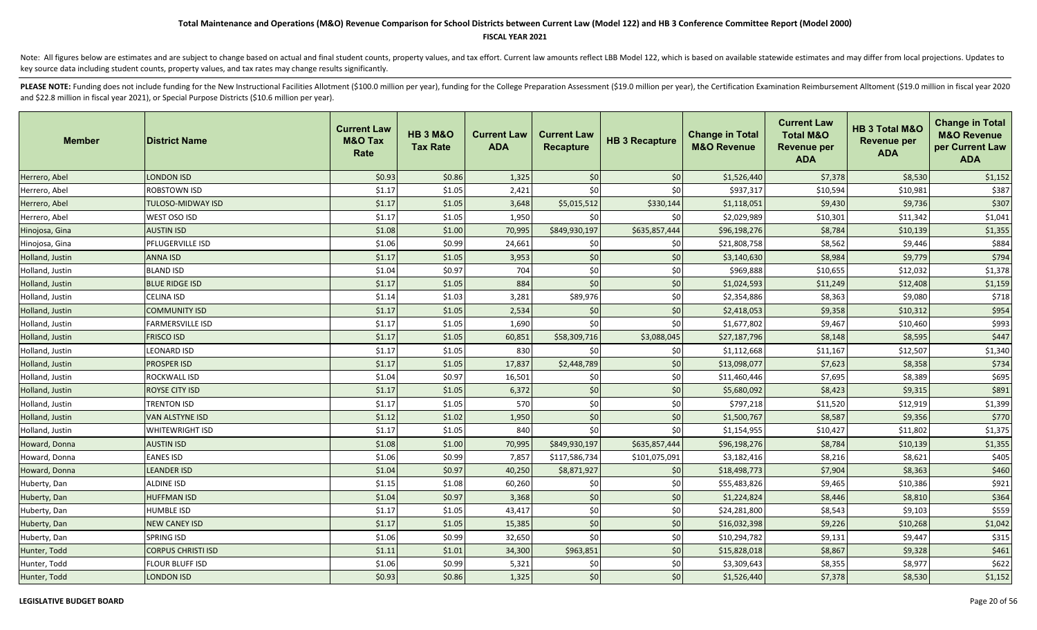# Total Maintenance and Operations (M&O) Revenue Comparison for School Districts between Current Law (Model 122) and HB 3 Conference Committee Report (Model 2000)

**FISCAL YEAR 2021**

Note: All figures below are estimates and are subject to change based on actual and final student counts, property values, and tax effort. Current law amounts reflect LBB Model 122, which is based on available statewide estimates and may differ from local projections. Updates to key source data including student counts, property values, and tax rates may change results significantly.

**PLEASE NOTE:** Funding does not include funding for the New Instructional Facilities Allotment ($100.0 million per year), funding for the College Preparation Assessment ($19.0 million per year), the Certification Examination Reimbursement Alltoment ($19.0 million in fiscal year 2020 and $22.8 million in fiscal year 2021), or Special Purpose Districts ($10.6 million per year).

| Member | District Name | Current Law M&O Tax Rate | HB 3 M&O Tax Rate | Current Law ADA | Current Law Recapture | HB 3 Recapture | Change in Total M&O Revenue | Current Law Total M&O Revenue per ADA | HB 3 Total M&O Revenue per ADA | Change in Total M&O Revenue per Current Law ADA |
|---|---|---|---|---|---|---|---|---|---|---|
| Herrero, Abel | LONDON ISD | $0.93 | $0.86 | 1,325 | $0 | $0 | $1,526,440 | $7,378 | $8,530 | $1,152 |
| Herrero, Abel | ROBSTOWN ISD | $1.17 | $1.05 | 2,421 | $0 | $0 | $937,317 | $10,594 | $10,981 | $387 |
| Herrero, Abel | TULOSO-MIDWAY ISD | $1.17 | $1.05 | 3,648 | $5,015,512 | $330,144 | $1,118,051 | $9,430 | $9,736 | $307 |
| Herrero, Abel | WEST OSO ISD | $1.17 | $1.05 | 1,950 | $0 | $0 | $2,029,989 | $10,301 | $11,342 | $1,041 |
| Hinojosa, Gina | AUSTIN ISD | $1.08 | $1.00 | 70,995 | $849,930,197 | $635,857,444 | $96,198,276 | $8,784 | $10,139 | $1,355 |
| Hinojosa, Gina | PFLUGERVILLE ISD | $1.06 | $0.99 | 24,661 | $0 | $0 | $21,808,758 | $8,562 | $9,446 | $884 |
| Holland, Justin | ANNA ISD | $1.17 | $1.05 | 3,953 | $0 | $0 | $3,140,630 | $8,984 | $9,779 | $794 |
| Holland, Justin | BLAND ISD | $1.04 | $0.97 | 704 | $0 | $0 | $969,888 | $10,655 | $12,032 | $1,378 |
| Holland, Justin | BLUE RIDGE ISD | $1.17 | $1.05 | 884 | $0 | $0 | $1,024,593 | $11,249 | $12,408 | $1,159 |
| Holland, Justin | CELINA ISD | $1.14 | $1.03 | 3,281 | $89,976 | $0 | $2,354,886 | $8,363 | $9,080 | $718 |
| Holland, Justin | COMMUNITY ISD | $1.17 | $1.05 | 2,534 | $0 | $0 | $2,418,053 | $9,358 | $10,312 | $954 |
| Holland, Justin | FARMERSVILLE ISD | $1.17 | $1.05 | 1,690 | $0 | $0 | $1,677,802 | $9,467 | $10,460 | $993 |
| Holland, Justin | FRISCO ISD | $1.17 | $1.05 | 60,851 | $58,309,716 | $3,088,045 | $27,187,796 | $8,148 | $8,595 | $447 |
| Holland, Justin | LEONARD ISD | $1.17 | $1.05 | 830 | $0 | $0 | $1,112,668 | $11,167 | $12,507 | $1,340 |
| Holland, Justin | PROSPER ISD | $1.17 | $1.05 | 17,837 | $2,448,789 | $0 | $13,098,077 | $7,623 | $8,358 | $734 |
| Holland, Justin | ROCKWALL ISD | $1.04 | $0.97 | 16,501 | $0 | $0 | $11,460,446 | $7,695 | $8,389 | $695 |
| Holland, Justin | ROYSE CITY ISD | $1.17 | $1.05 | 6,372 | $0 | $0 | $5,680,092 | $8,423 | $9,315 | $891 |
| Holland, Justin | TRENTON ISD | $1.17 | $1.05 | 570 | $0 | $0 | $797,218 | $11,520 | $12,919 | $1,399 |
| Holland, Justin | VAN ALSTYNE ISD | $1.12 | $1.02 | 1,950 | $0 | $0 | $1,500,767 | $8,587 | $9,356 | $770 |
| Holland, Justin | WHITEWRIGHT ISD | $1.17 | $1.05 | 840 | $0 | $0 | $1,154,955 | $10,427 | $11,802 | $1,375 |
| Howard, Donna | AUSTIN ISD | $1.08 | $1.00 | 70,995 | $849,930,197 | $635,857,444 | $96,198,276 | $8,784 | $10,139 | $1,355 |
| Howard, Donna | EANES ISD | $1.06 | $0.99 | 7,857 | $117,586,734 | $101,075,091 | $3,182,416 | $8,216 | $8,621 | $405 |
| Howard, Donna | LEANDER ISD | $1.04 | $0.97 | 40,250 | $8,871,927 | $0 | $18,498,773 | $7,904 | $8,363 | $460 |
| Huberty, Dan | ALDINE ISD | $1.15 | $1.08 | 60,260 | $0 | $0 | $55,483,826 | $9,465 | $10,386 | $921 |
| Huberty, Dan | HUFFMAN ISD | $1.04 | $0.97 | 3,368 | $0 | $0 | $1,224,824 | $8,446 | $8,810 | $364 |
| Huberty, Dan | HUMBLE ISD | $1.17 | $1.05 | 43,417 | $0 | $0 | $24,281,800 | $8,543 | $9,103 | $559 |
| Huberty, Dan | NEW CANEY ISD | $1.17 | $1.05 | 15,385 | $0 | $0 | $16,032,398 | $9,226 | $10,268 | $1,042 |
| Huberty, Dan | SPRING ISD | $1.06 | $0.99 | 32,650 | $0 | $0 | $10,294,782 | $9,131 | $9,447 | $315 |
| Hunter, Todd | CORPUS CHRISTI ISD | $1.11 | $1.01 | 34,300 | $963,851 | $0 | $15,828,018 | $8,867 | $9,328 | $461 |
| Hunter, Todd | FLOUR BLUFF ISD | $1.06 | $0.99 | 5,321 | $0 | $0 | $3,309,643 | $8,355 | $8,977 | $622 |
| Hunter, Todd | LONDON ISD | $0.93 | $0.86 | 1,325 | $0 | $0 | $1,526,440 | $7,378 | $8,530 | $1,152 |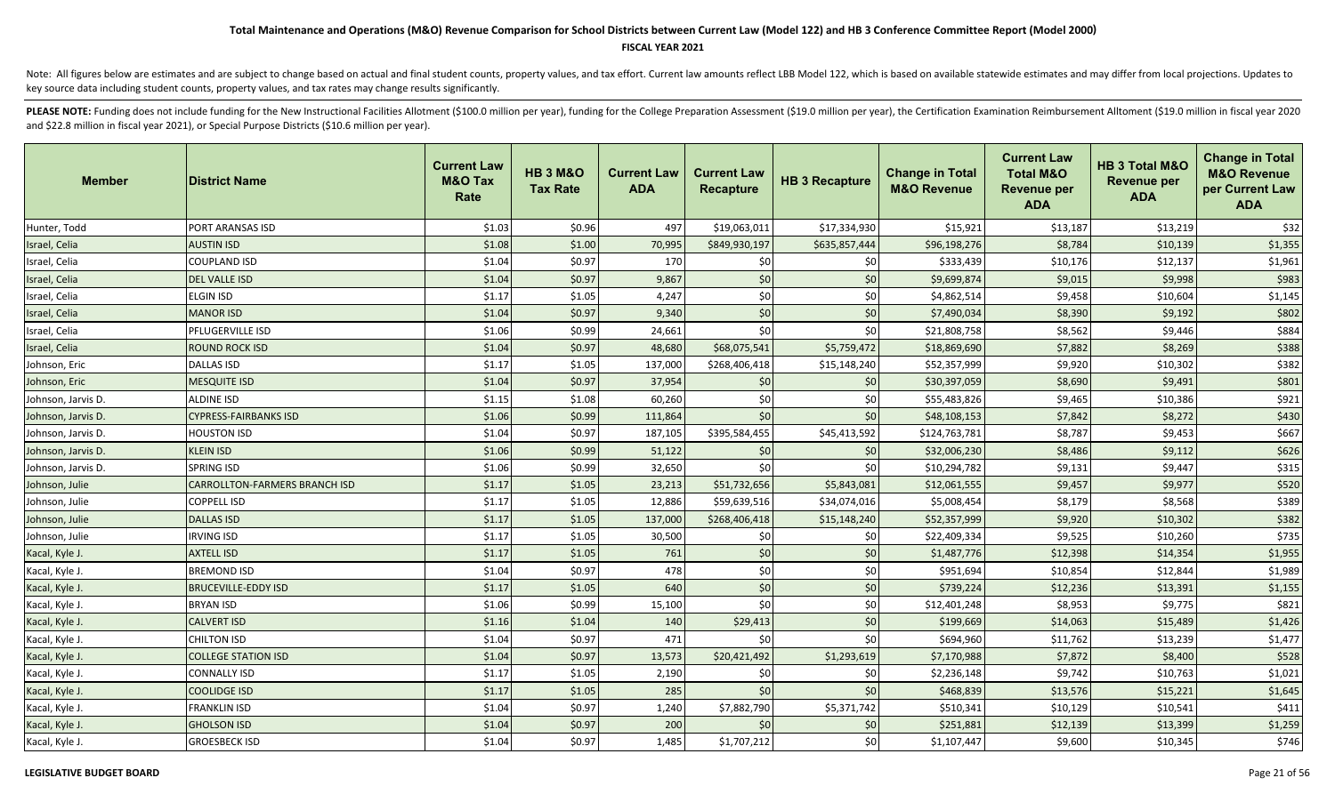# Total Maintenance and Operations (M&O) Revenue Comparison for School Districts between Current Law (Model 122) and HB 3 Conference Committee Report (Model 2000)

**FISCAL YEAR 2021**

Note: All figures below are estimates and are subject to change based on actual and final student counts, property values, and tax effort. Current law amounts reflect LBB Model 122, which is based on available statewide estimates and may differ from local projections. Updates to key source data including student counts, property values, and tax rates may change results significantly.

**PLEASE NOTE:** Funding does not include funding for the New Instructional Facilities Allotment ($100.0 million per year), funding for the College Preparation Assessment ($19.0 million per year), the Certification Examination Reimbursement Alltoment ($19.0 million in fiscal year 2020 and $22.8 million in fiscal year 2021), or Special Purpose Districts ($10.6 million per year).

| Member | District Name | Current Law M&O Tax Rate | HB 3 M&O Tax Rate | Current Law ADA | Current Law Recapture | HB 3 Recapture | Change in Total M&O Revenue | Current Law Total M&O Revenue per ADA | HB 3 Total M&O Revenue per ADA | Change in Total M&O Revenue per Current Law ADA |
|---|---|---|---|---|---|---|---|---|---|---|
| Hunter, Todd | PORT ARANSAS ISD | $1.03 | $0.96 | 497 | $19,063,011 | $17,334,930 | $15,921 | $13,187 | $13,219 | $32 |
| Israel, Celia | AUSTIN ISD | $1.08 | $1.00 | 70,995 | $849,930,197 | $635,857,444 | $96,198,276 | $8,784 | $10,139 | $1,355 |
| Israel, Celia | COUPLAND ISD | $1.04 | $0.97 | 170 | $0 | $0 | $333,439 | $10,176 | $12,137 | $1,961 |
| Israel, Celia | DEL VALLE ISD | $1.04 | $0.97 | 9,867 | $0 | $0 | $9,699,874 | $9,015 | $9,998 | $983 |
| Israel, Celia | ELGIN ISD | $1.17 | $1.05 | 4,247 | $0 | $0 | $4,862,514 | $9,458 | $10,604 | $1,145 |
| Israel, Celia | MANOR ISD | $1.04 | $0.97 | 9,340 | $0 | $0 | $7,490,034 | $8,390 | $9,192 | $802 |
| Israel, Celia | PFLUGERVILLE ISD | $1.06 | $0.99 | 24,661 | $0 | $0 | $21,808,758 | $8,562 | $9,446 | $884 |
| Israel, Celia | ROUND ROCK ISD | $1.04 | $0.97 | 48,680 | $68,075,541 | $5,759,472 | $18,869,690 | $7,882 | $8,269 | $388 |
| Johnson, Eric | DALLAS ISD | $1.17 | $1.05 | 137,000 | $268,406,418 | $15,148,240 | $52,357,999 | $9,920 | $10,302 | $382 |
| Johnson, Eric | MESQUITE ISD | $1.04 | $0.97 | 37,954 | $0 | $0 | $30,397,059 | $8,690 | $9,491 | $801 |
| Johnson, Jarvis D. | ALDINE ISD | $1.15 | $1.08 | 60,260 | $0 | $0 | $55,483,826 | $9,465 | $10,386 | $921 |
| Johnson, Jarvis D. | CYPRESS-FAIRBANKS ISD | $1.06 | $0.99 | 111,864 | $0 | $0 | $48,108,153 | $7,842 | $8,272 | $430 |
| Johnson, Jarvis D. | HOUSTON ISD | $1.04 | $0.97 | 187,105 | $395,584,455 | $45,413,592 | $124,763,781 | $8,787 | $9,453 | $667 |
| Johnson, Jarvis D. | KLEIN ISD | $1.06 | $0.99 | 51,122 | $0 | $0 | $32,006,230 | $8,486 | $9,112 | $626 |
| Johnson, Jarvis D. | SPRING ISD | $1.06 | $0.99 | 32,650 | $0 | $0 | $10,294,782 | $9,131 | $9,447 | $315 |
| Johnson, Julie | CARROLLTON-FARMERS BRANCH ISD | $1.17 | $1.05 | 23,213 | $51,732,656 | $5,843,081 | $12,061,555 | $9,457 | $9,977 | $520 |
| Johnson, Julie | COPPELL ISD | $1.17 | $1.05 | 12,886 | $59,639,516 | $34,074,016 | $5,008,454 | $8,179 | $8,568 | $389 |
| Johnson, Julie | DALLAS ISD | $1.17 | $1.05 | 137,000 | $268,406,418 | $15,148,240 | $52,357,999 | $9,920 | $10,302 | $382 |
| Johnson, Julie | IRVING ISD | $1.17 | $1.05 | 30,500 | $0 | $0 | $22,409,334 | $9,525 | $10,260 | $735 |
| Kacal, Kyle J. | AXTELL ISD | $1.17 | $1.05 | 761 | $0 | $0 | $1,487,776 | $12,398 | $14,354 | $1,955 |
| Kacal, Kyle J. | BREMOND ISD | $1.04 | $0.97 | 478 | $0 | $0 | $951,694 | $10,854 | $12,844 | $1,989 |
| Kacal, Kyle J. | BRUCEVILLE-EDDY ISD | $1.17 | $1.05 | 640 | $0 | $0 | $739,224 | $12,236 | $13,391 | $1,155 |
| Kacal, Kyle J. | BRYAN ISD | $1.06 | $0.99 | 15,100 | $0 | $0 | $12,401,248 | $8,953 | $9,775 | $821 |
| Kacal, Kyle J. | CALVERT ISD | $1.16 | $1.04 | 140 | $29,413 | $0 | $199,669 | $14,063 | $15,489 | $1,426 |
| Kacal, Kyle J. | CHILTON ISD | $1.04 | $0.97 | 471 | $0 | $0 | $694,960 | $11,762 | $13,239 | $1,477 |
| Kacal, Kyle J. | COLLEGE STATION ISD | $1.04 | $0.97 | 13,573 | $20,421,492 | $1,293,619 | $7,170,988 | $7,872 | $8,400 | $528 |
| Kacal, Kyle J. | CONNALLY ISD | $1.17 | $1.05 | 2,190 | $0 | $0 | $2,236,148 | $9,742 | $10,763 | $1,021 |
| Kacal, Kyle J. | COOLIDGE ISD | $1.17 | $1.05 | 285 | $0 | $0 | $468,839 | $13,576 | $15,221 | $1,645 |
| Kacal, Kyle J. | FRANKLIN ISD | $1.04 | $0.97 | 1,240 | $7,882,790 | $5,371,742 | $510,341 | $10,129 | $10,541 | $411 |
| Kacal, Kyle J. | GHOLSON ISD | $1.04 | $0.97 | 200 | $0 | $0 | $251,881 | $12,139 | $13,399 | $1,259 |
| Kacal, Kyle J. | GROESBECK ISD | $1.04 | $0.97 | 1,485 | $1,707,212 | $0 | $1,107,447 | $9,600 | $10,345 | $746 |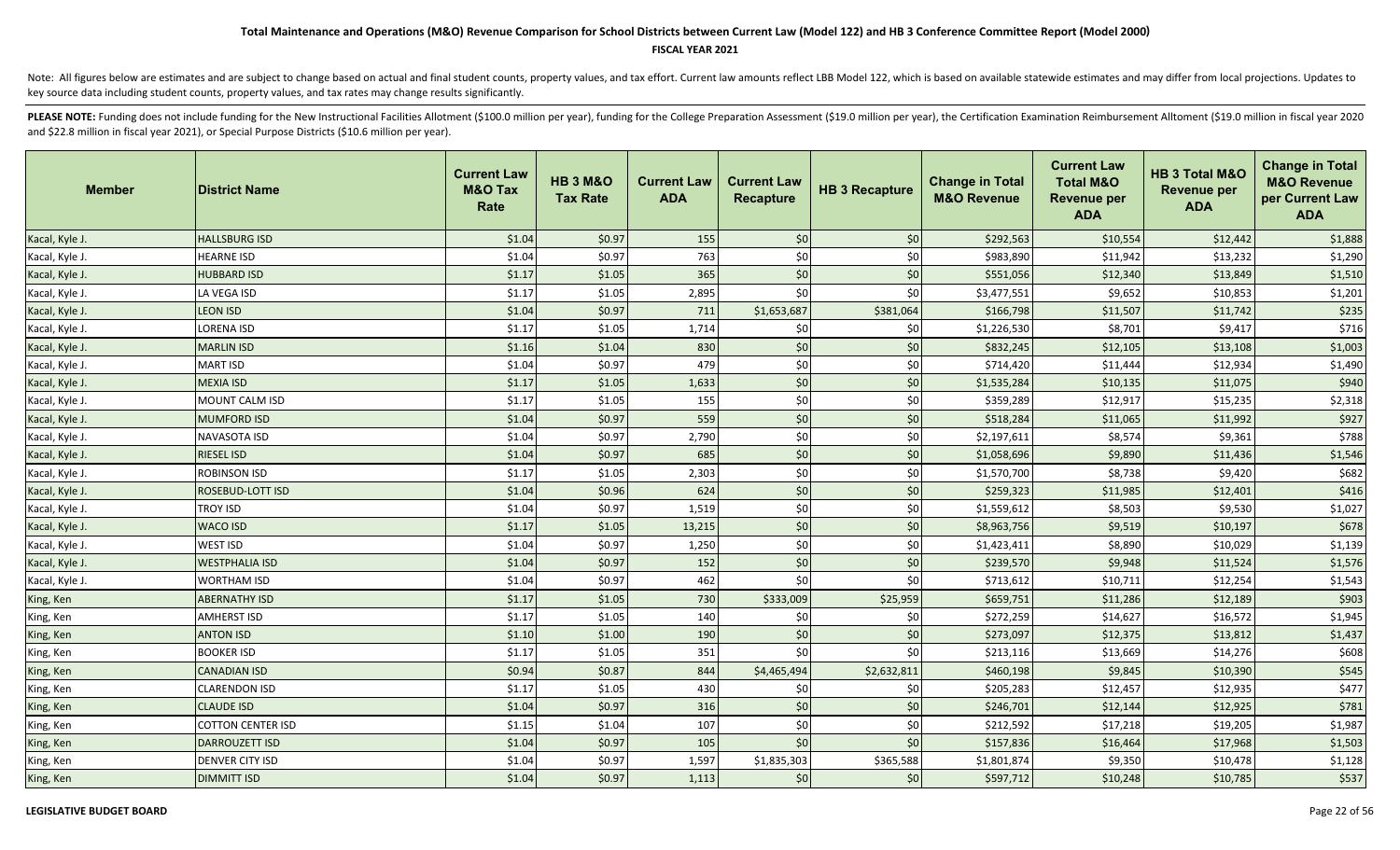# Total Maintenance and Operations (M&O) Revenue Comparison for School Districts between Current Law (Model 122) and HB 3 Conference Committee Report (Model 2000)

**FISCAL YEAR 2021**

Note: All figures below are estimates and are subject to change based on actual and final student counts, property values, and tax effort. Current law amounts reflect LBB Model 122, which is based on available statewide estimates and may differ from local projections. Updates to key source data including student counts, property values, and tax rates may change results significantly.

**PLEASE NOTE:** Funding does not include funding for the New Instructional Facilities Allotment ($100.0 million per year), funding for the College Preparation Assessment ($19.0 million per year), the Certification Examination Reimbursement Alltoment ($19.0 million in fiscal year 2020 and $22.8 million in fiscal year 2021), or Special Purpose Districts ($10.6 million per year).

| Member | District Name | Current Law M&O Tax Rate | HB 3 M&O Tax Rate | Current Law ADA | Current Law Recapture | HB 3 Recapture | Change in Total M&O Revenue | Current Law Total M&O Revenue per ADA | HB 3 Total M&O Revenue per ADA | Change in Total M&O Revenue per Current Law ADA |
|---|---|---|---|---|---|---|---|---|---|---|
| Kacal, Kyle J. | HALLSBURG ISD | $1.04 | $0.97 | 155 | $0 | $0 | $292,563 | $10,554 | $12,442 | $1,888 |
| Kacal, Kyle J. | HEARNE ISD | $1.04 | $0.97 | 763 | $0 | $0 | $983,890 | $11,942 | $13,232 | $1,290 |
| Kacal, Kyle J. | HUBBARD ISD | $1.17 | $1.05 | 365 | $0 | $0 | $551,056 | $12,340 | $13,849 | $1,510 |
| Kacal, Kyle J. | LA VEGA ISD | $1.17 | $1.05 | 2,895 | $0 | $0 | $3,477,551 | $9,652 | $10,853 | $1,201 |
| Kacal, Kyle J. | LEON ISD | $1.04 | $0.97 | 711 | $1,653,687 | $381,064 | $166,798 | $11,507 | $11,742 | $235 |
| Kacal, Kyle J. | LORENA ISD | $1.17 | $1.05 | 1,714 | $0 | $0 | $1,226,530 | $8,701 | $9,417 | $716 |
| Kacal, Kyle J. | MARLIN ISD | $1.16 | $1.04 | 830 | $0 | $0 | $832,245 | $12,105 | $13,108 | $1,003 |
| Kacal, Kyle J. | MART ISD | $1.04 | $0.97 | 479 | $0 | $0 | $714,420 | $11,444 | $12,934 | $1,490 |
| Kacal, Kyle J. | MEXIA ISD | $1.17 | $1.05 | 1,633 | $0 | $0 | $1,535,284 | $10,135 | $11,075 | $940 |
| Kacal, Kyle J. | MOUNT CALM ISD | $1.17 | $1.05 | 155 | $0 | $0 | $359,289 | $12,917 | $15,235 | $2,318 |
| Kacal, Kyle J. | MUMFORD ISD | $1.04 | $0.97 | 559 | $0 | $0 | $518,284 | $11,065 | $11,992 | $927 |
| Kacal, Kyle J. | NAVASOTA ISD | $1.04 | $0.97 | 2,790 | $0 | $0 | $2,197,611 | $8,574 | $9,361 | $788 |
| Kacal, Kyle J. | RIESEL ISD | $1.04 | $0.97 | 685 | $0 | $0 | $1,058,696 | $9,890 | $11,436 | $1,546 |
| Kacal, Kyle J. | ROBINSON ISD | $1.17 | $1.05 | 2,303 | $0 | $0 | $1,570,700 | $8,738 | $9,420 | $682 |
| Kacal, Kyle J. | ROSEBUD-LOTT ISD | $1.04 | $0.96 | 624 | $0 | $0 | $259,323 | $11,985 | $12,401 | $416 |
| Kacal, Kyle J. | TROY ISD | $1.04 | $0.97 | 1,519 | $0 | $0 | $1,559,612 | $8,503 | $9,530 | $1,027 |
| Kacal, Kyle J. | WACO ISD | $1.17 | $1.05 | 13,215 | $0 | $0 | $8,963,756 | $9,519 | $10,197 | $678 |
| Kacal, Kyle J. | WEST ISD | $1.04 | $0.97 | 1,250 | $0 | $0 | $1,423,411 | $8,890 | $10,029 | $1,139 |
| Kacal, Kyle J. | WESTPHALIA ISD | $1.04 | $0.97 | 152 | $0 | $0 | $239,570 | $9,948 | $11,524 | $1,576 |
| Kacal, Kyle J. | WORTHAM ISD | $1.04 | $0.97 | 462 | $0 | $0 | $713,612 | $10,711 | $12,254 | $1,543 |
| King, Ken | ABERNATHY ISD | $1.17 | $1.05 | 730 | $333,009 | $25,959 | $659,751 | $11,286 | $12,189 | $903 |
| King, Ken | AMHERST ISD | $1.17 | $1.05 | 140 | $0 | $0 | $272,259 | $14,627 | $16,572 | $1,945 |
| King, Ken | ANTON ISD | $1.10 | $1.00 | 190 | $0 | $0 | $273,097 | $12,375 | $13,812 | $1,437 |
| King, Ken | BOOKER ISD | $1.17 | $1.05 | 351 | $0 | $0 | $213,116 | $13,669 | $14,276 | $608 |
| King, Ken | CANADIAN ISD | $0.94 | $0.87 | 844 | $4,465,494 | $2,632,811 | $460,198 | $9,845 | $10,390 | $545 |
| King, Ken | CLARENDON ISD | $1.17 | $1.05 | 430 | $0 | $0 | $205,283 | $12,457 | $12,935 | $477 |
| King, Ken | CLAUDE ISD | $1.04 | $0.97 | 316 | $0 | $0 | $246,701 | $12,144 | $12,925 | $781 |
| King, Ken | COTTON CENTER ISD | $1.15 | $1.04 | 107 | $0 | $0 | $212,592 | $17,218 | $19,205 | $1,987 |
| King, Ken | DARROUZETT ISD | $1.04 | $0.97 | 105 | $0 | $0 | $157,836 | $16,464 | $17,968 | $1,503 |
| King, Ken | DENVER CITY ISD | $1.04 | $0.97 | 1,597 | $1,835,303 | $365,588 | $1,801,874 | $9,350 | $10,478 | $1,128 |
| King, Ken | DIMMITT ISD | $1.04 | $0.97 | 1,113 | $0 | $0 | $597,712 | $10,248 | $10,785 | $537 |

**LEGISLATIVE BUDGET BOARD**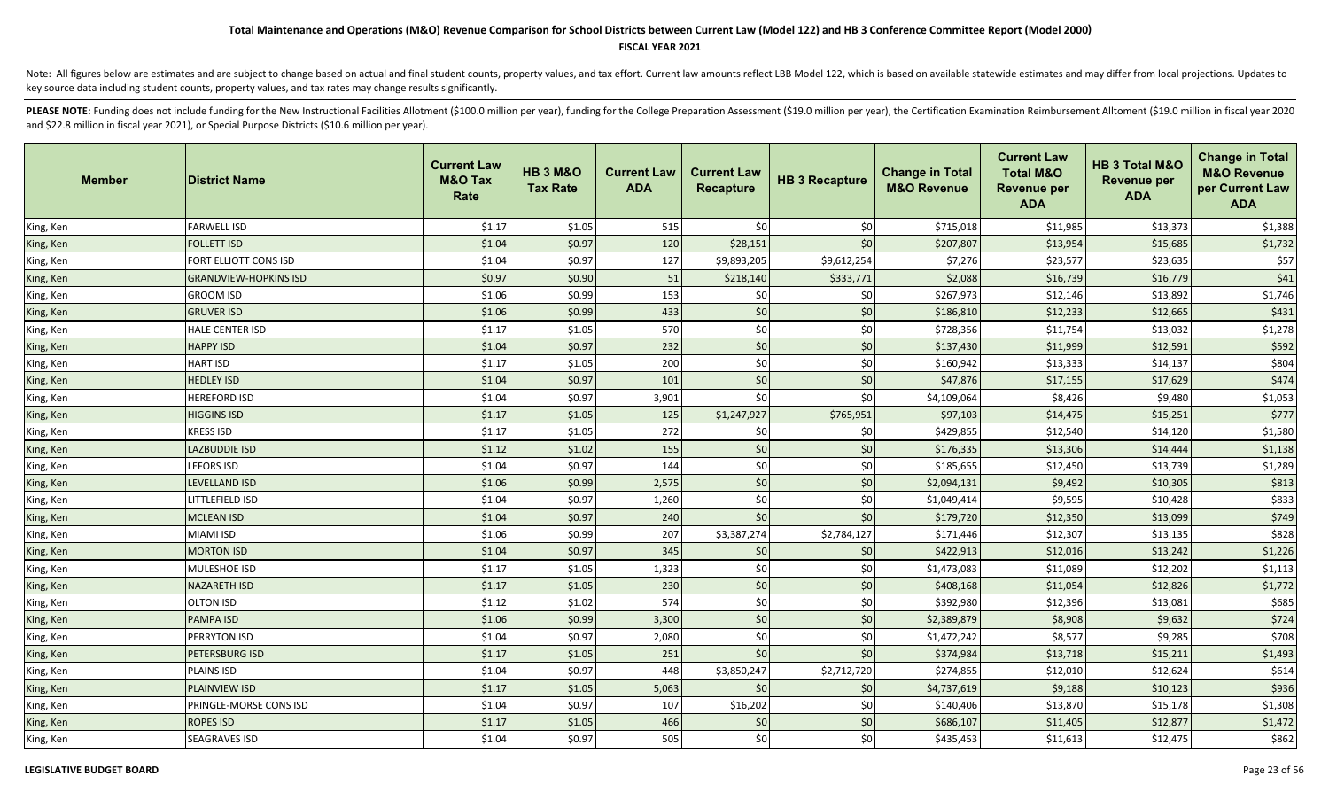# Total Maintenance and Operations (M&O) Revenue Comparison for School Districts between Current Law (Model 122) and HB 3 Conference Committee Report (Model 2000)

**FISCAL YEAR 2021**

Note: All figures below are estimates and are subject to change based on actual and final student counts, property values, and tax effort. Current law amounts reflect LBB Model 122, which is based on available statewide estimates and may differ from local projections. Updates to key source data including student counts, property values, and tax rates may change results significantly.

**PLEASE NOTE:** Funding does not include funding for the New Instructional Facilities Allotment ($100.0 million per year), funding for the College Preparation Assessment ($19.0 million per year), the Certification Examination Reimbursement Alltoment ($19.0 million in fiscal year 2020 and $22.8 million in fiscal year 2021), or Special Purpose Districts ($10.6 million per year).

| Member | District Name | Current Law M&O Tax Rate | HB 3 M&O Tax Rate | Current Law ADA | Current Law Recapture | HB 3 Recapture | Change in Total M&O Revenue | Current Law Total M&O Revenue per ADA | HB 3 Total M&O Revenue per ADA | Change in Total M&O Revenue per Current Law ADA |
|---|---|---|---|---|---|---|---|---|---|---|
| King, Ken | FARWELL ISD | $1.17 | $1.05 | 515 | $0 | $0 | $715,018 | $11,985 | $13,373 | $1,388 |
| King, Ken | FOLLETT ISD | $1.04 | $0.97 | 120 | $28,151 | $0 | $207,807 | $13,954 | $15,685 | $1,732 |
| King, Ken | FORT ELLIOTT CONS ISD | $1.04 | $0.97 | 127 | $9,893,205 | $9,612,254 | $7,276 | $23,577 | $23,635 | $57 |
| King, Ken | GRANDVIEW-HOPKINS ISD | $0.97 | $0.90 | 51 | $218,140 | $333,771 | $2,088 | $16,739 | $16,779 | $41 |
| King, Ken | GROOM ISD | $1.06 | $0.99 | 153 | $0 | $0 | $267,973 | $12,146 | $13,892 | $1,746 |
| King, Ken | GRUVER ISD | $1.06 | $0.99 | 433 | $0 | $0 | $186,810 | $12,233 | $12,665 | $431 |
| King, Ken | HALE CENTER ISD | $1.17 | $1.05 | 570 | $0 | $0 | $728,356 | $11,754 | $13,032 | $1,278 |
| King, Ken | HAPPY ISD | $1.04 | $0.97 | 232 | $0 | $0 | $137,430 | $11,999 | $12,591 | $592 |
| King, Ken | HART ISD | $1.17 | $1.05 | 200 | $0 | $0 | $160,942 | $13,333 | $14,137 | $804 |
| King, Ken | HEDLEY ISD | $1.04 | $0.97 | 101 | $0 | $0 | $47,876 | $17,155 | $17,629 | $474 |
| King, Ken | HEREFORD ISD | $1.04 | $0.97 | 3,901 | $0 | $0 | $4,109,064 | $8,426 | $9,480 | $1,053 |
| King, Ken | HIGGINS ISD | $1.17 | $1.05 | 125 | $1,247,927 | $765,951 | $97,103 | $14,475 | $15,251 | $777 |
| King, Ken | KRESS ISD | $1.17 | $1.05 | 272 | $0 | $0 | $429,855 | $12,540 | $14,120 | $1,580 |
| King, Ken | LAZBUDDIE ISD | $1.12 | $1.02 | 155 | $0 | $0 | $176,335 | $13,306 | $14,444 | $1,138 |
| King, Ken | LEFORS ISD | $1.04 | $0.97 | 144 | $0 | $0 | $185,655 | $12,450 | $13,739 | $1,289 |
| King, Ken | LEVELLAND ISD | $1.06 | $0.99 | 2,575 | $0 | $0 | $2,094,131 | $9,492 | $10,305 | $813 |
| King, Ken | LITTLEFIELD ISD | $1.04 | $0.97 | 1,260 | $0 | $0 | $1,049,414 | $9,595 | $10,428 | $833 |
| King, Ken | MCLEAN ISD | $1.04 | $0.97 | 240 | $0 | $0 | $179,720 | $12,350 | $13,099 | $749 |
| King, Ken | MIAMI ISD | $1.06 | $0.99 | 207 | $3,387,274 | $2,784,127 | $171,446 | $12,307 | $13,135 | $828 |
| King, Ken | MORTON ISD | $1.04 | $0.97 | 345 | $0 | $0 | $422,913 | $12,016 | $13,242 | $1,226 |
| King, Ken | MULESHOE ISD | $1.17 | $1.05 | 1,323 | $0 | $0 | $1,473,083 | $11,089 | $12,202 | $1,113 |
| King, Ken | NAZARETH ISD | $1.17 | $1.05 | 230 | $0 | $0 | $408,168 | $11,054 | $12,826 | $1,772 |
| King, Ken | OLTON ISD | $1.12 | $1.02 | 574 | $0 | $0 | $392,980 | $12,396 | $13,081 | $685 |
| King, Ken | PAMPA ISD | $1.06 | $0.99 | 3,300 | $0 | $0 | $2,389,879 | $8,908 | $9,632 | $724 |
| King, Ken | PERRYTON ISD | $1.04 | $0.97 | 2,080 | $0 | $0 | $1,472,242 | $8,577 | $9,285 | $708 |
| King, Ken | PETERSBURG ISD | $1.17 | $1.05 | 251 | $0 | $0 | $374,984 | $13,718 | $15,211 | $1,493 |
| King, Ken | PLAINS ISD | $1.04 | $0.97 | 448 | $3,850,247 | $2,712,720 | $274,855 | $12,010 | $12,624 | $614 |
| King, Ken | PLAINVIEW ISD | $1.17 | $1.05 | 5,063 | $0 | $0 | $4,737,619 | $9,188 | $10,123 | $936 |
| King, Ken | PRINGLE-MORSE CONS ISD | $1.04 | $0.97 | 107 | $16,202 | $0 | $140,406 | $13,870 | $15,178 | $1,308 |
| King, Ken | ROPES ISD | $1.17 | $1.05 | 466 | $0 | $0 | $686,107 | $11,405 | $12,877 | $1,472 |
| King, Ken | SEAGRAVES ISD | $1.04 | $0.97 | 505 | $0 | $0 | $435,453 | $11,613 | $12,475 | $862 |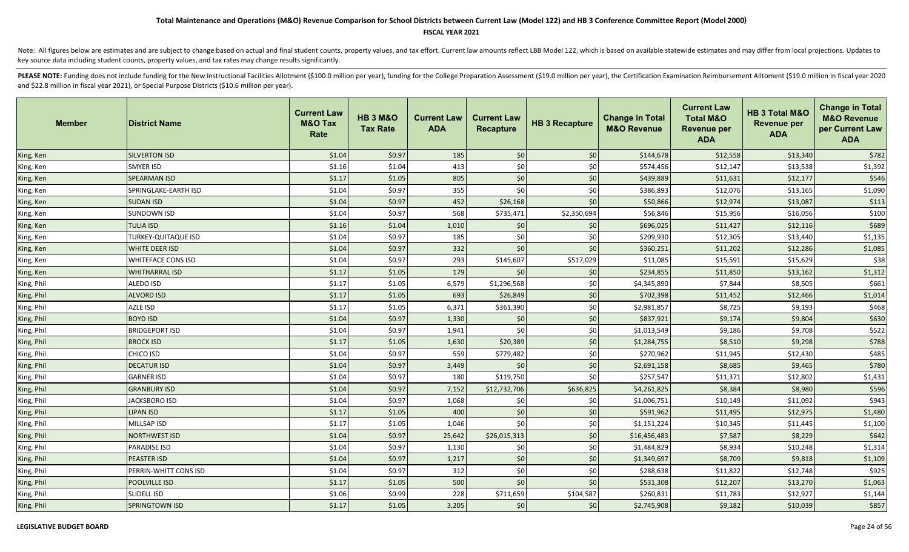# Total Maintenance and Operations (M&O) Revenue Comparison for School Districts between Current Law (Model 122) and HB 3 Conference Committee Report (Model 2000)

**FISCAL YEAR 2021**

Note: All figures below are estimates and are subject to change based on actual and final student counts, property values, and tax effort. Current law amounts reflect LBB Model 122, which is based on available statewide estimates and may differ from local projections. Updates to key source data including student counts, property values, and tax rates may change results significantly.

**PLEASE NOTE:** Funding does not include funding for the New Instructional Facilities Allotment ($100.0 million per year), funding for the College Preparation Assessment ($19.0 million per year), the Certification Examination Reimbursement Alltoment ($19.0 million in fiscal year 2020 and $22.8 million in fiscal year 2021), or Special Purpose Districts ($10.6 million per year).

| Member | District Name | Current Law M&O Tax Rate | HB 3 M&O Tax Rate | Current Law ADA | Current Law Recapture | HB 3 Recapture | Change in Total M&O Revenue | Current Law Total M&O Revenue per ADA | HB 3 Total M&O Revenue per ADA | Change in Total M&O Revenue per Current Law ADA |
|---|---|---|---|---|---|---|---|---|---|---|
| King, Ken | SILVERTON ISD | $1.04 | $0.97 | 185 | $0 | $0 | $144,678 | $12,558 | $13,340 | $782 |
| King, Ken | SMYER ISD | $1.16 | $1.04 | 413 | $0 | $0 | $574,456 | $12,147 | $13,538 | $1,392 |
| King, Ken | SPEARMAN ISD | $1.17 | $1.05 | 805 | $0 | $0 | $439,889 | $11,631 | $12,177 | $546 |
| King, Ken | SPRINGLAKE-EARTH ISD | $1.04 | $0.97 | 355 | $0 | $0 | $386,893 | $12,076 | $13,165 | $1,090 |
| King, Ken | SUDAN ISD | $1.04 | $0.97 | 452 | $26,168 | $0 | $50,866 | $12,974 | $13,087 | $113 |
| King, Ken | SUNDOWN ISD | $1.04 | $0.97 | 568 | $735,471 | $2,350,694 | $56,846 | $15,956 | $16,056 | $100 |
| King, Ken | TULIA ISD | $1.16 | $1.04 | 1,010 | $0 | $0 | $696,025 | $11,427 | $12,116 | $689 |
| King, Ken | TURKEY-QUITAQUE ISD | $1.04 | $0.97 | 185 | $0 | $0 | $209,930 | $12,305 | $13,440 | $1,135 |
| King, Ken | WHITE DEER ISD | $1.04 | $0.97 | 332 | $0 | $0 | $360,251 | $11,202 | $12,286 | $1,085 |
| King, Ken | WHITEFACE CONS ISD | $1.04 | $0.97 | 293 | $145,607 | $517,029 | $11,085 | $15,591 | $15,629 | $38 |
| King, Ken | WHITHARRAL ISD | $1.17 | $1.05 | 179 | $0 | $0 | $234,855 | $11,850 | $13,162 | $1,312 |
| King, Phil | ALEDO ISD | $1.17 | $1.05 | 6,579 | $1,296,568 | $0 | $4,345,890 | $7,844 | $8,505 | $661 |
| King, Phil | ALVORD ISD | $1.17 | $1.05 | 693 | $26,849 | $0 | $702,398 | $11,452 | $12,466 | $1,014 |
| King, Phil | AZLE ISD | $1.17 | $1.05 | 6,371 | $361,390 | $0 | $2,981,857 | $8,725 | $9,193 | $468 |
| King, Phil | BOYD ISD | $1.04 | $0.97 | 1,330 | $0 | $0 | $837,921 | $9,174 | $9,804 | $630 |
| King, Phil | BRIDGEPORT ISD | $1.04 | $0.97 | 1,941 | $0 | $0 | $1,013,549 | $9,186 | $9,708 | $522 |
| King, Phil | BROCK ISD | $1.17 | $1.05 | 1,630 | $20,389 | $0 | $1,284,755 | $8,510 | $9,298 | $788 |
| King, Phil | CHICO ISD | $1.04 | $0.97 | 559 | $779,482 | $0 | $270,962 | $11,945 | $12,430 | $485 |
| King, Phil | DECATUR ISD | $1.04 | $0.97 | 3,449 | $0 | $0 | $2,691,158 | $8,685 | $9,465 | $780 |
| King, Phil | GARNER ISD | $1.04 | $0.97 | 180 | $119,750 | $0 | $257,547 | $11,371 | $12,802 | $1,431 |
| King, Phil | GRANBURY ISD | $1.04 | $0.97 | 7,152 | $12,732,706 | $636,825 | $4,261,825 | $8,384 | $8,980 | $596 |
| King, Phil | JACKSBORO ISD | $1.04 | $0.97 | 1,068 | $0 | $0 | $1,006,751 | $10,149 | $11,092 | $943 |
| King, Phil | LIPAN ISD | $1.17 | $1.05 | 400 | $0 | $0 | $591,962 | $11,495 | $12,975 | $1,480 |
| King, Phil | MILLSAP ISD | $1.17 | $1.05 | 1,046 | $0 | $0 | $1,151,224 | $10,345 | $11,445 | $1,100 |
| King, Phil | NORTHWEST ISD | $1.04 | $0.97 | 25,642 | $26,015,313 | $0 | $16,456,483 | $7,587 | $8,229 | $642 |
| King, Phil | PARADISE ISD | $1.04 | $0.97 | 1,130 | $0 | $0 | $1,484,829 | $8,934 | $10,248 | $1,314 |
| King, Phil | PEASTER ISD | $1.04 | $0.97 | 1,217 | $0 | $0 | $1,349,697 | $8,709 | $9,818 | $1,109 |
| King, Phil | PERRIN-WHITT CONS ISD | $1.04 | $0.97 | 312 | $0 | $0 | $288,638 | $11,822 | $12,748 | $925 |
| King, Phil | POOLVILLE ISD | $1.17 | $1.05 | 500 | $0 | $0 | $531,308 | $12,207 | $13,270 | $1,063 |
| King, Phil | SLIDELL ISD | $1.06 | $0.99 | 228 | $711,659 | $104,587 | $260,831 | $11,783 | $12,927 | $1,144 |
| King, Phil | SPRINGTOWN ISD | $1.17 | $1.05 | 3,205 | $0 | $0 | $2,745,908 | $9,182 | $10,039 | $857 |

**LEGISLATIVE BUDGET BOARD**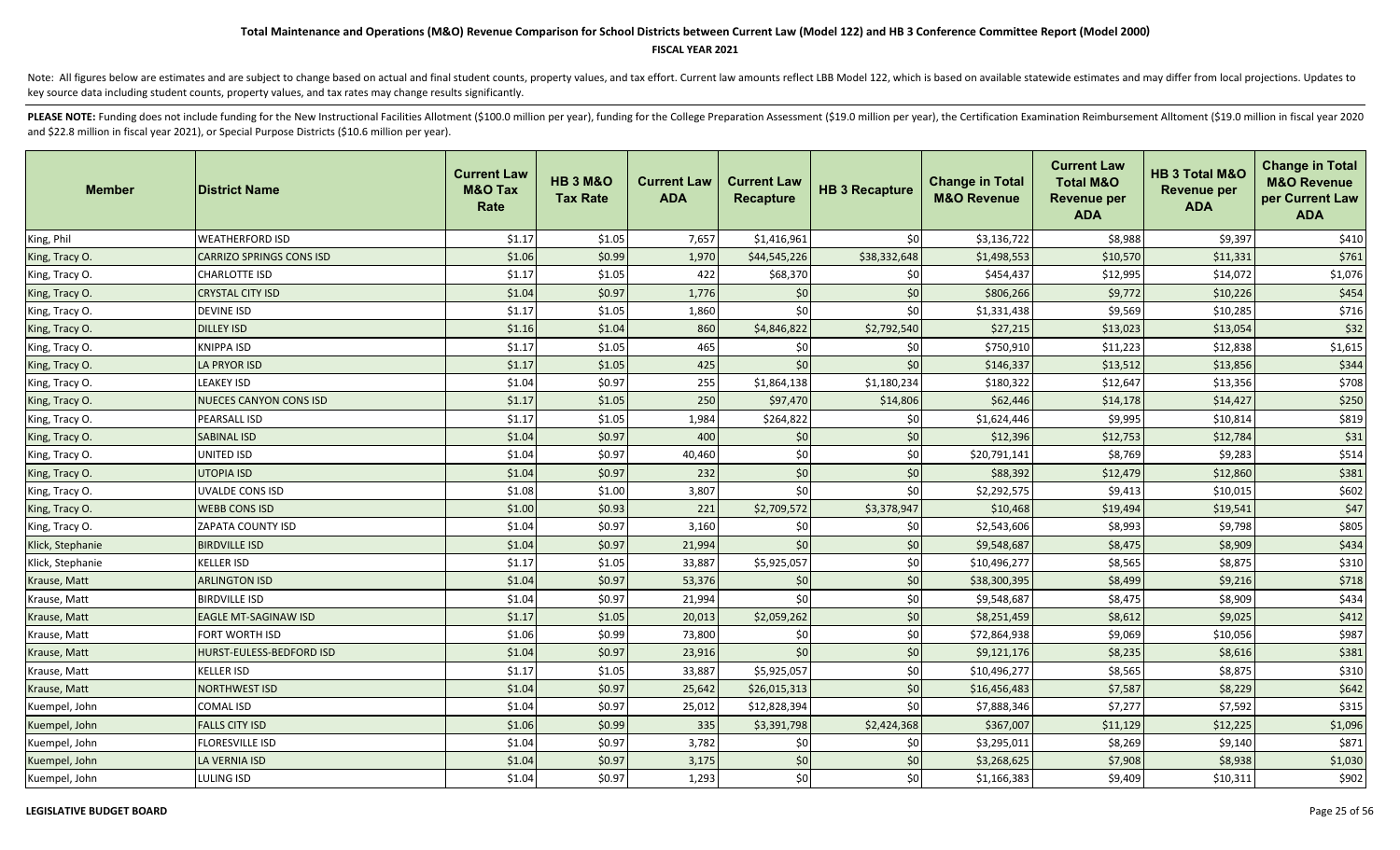# Total Maintenance and Operations (M&O) Revenue Comparison for School Districts between Current Law (Model 122) and HB 3 Conference Committee Report (Model 2000)

**FISCAL YEAR 2021**

Note: All figures below are estimates and are subject to change based on actual and final student counts, property values, and tax effort. Current law amounts reflect LBB Model 122, which is based on available statewide estimates and may differ from local projections. Updates to key source data including student counts, property values, and tax rates may change results significantly.

**PLEASE NOTE:** Funding does not include funding for the New Instructional Facilities Allotment ($100.0 million per year), funding for the College Preparation Assessment ($19.0 million per year), the Certification Examination Reimbursement Alltoment ($19.0 million in fiscal year 2020 and $22.8 million in fiscal year 2021), or Special Purpose Districts ($10.6 million per year).

| Member | District Name | Current Law M&O Tax Rate | HB 3 M&O Tax Rate | Current Law ADA | Current Law Recapture | HB 3 Recapture | Change in Total M&O Revenue | Current Law Total M&O Revenue per ADA | HB 3 Total M&O Revenue per ADA | Change in Total M&O Revenue per Current Law ADA |
|---|---|---|---|---|---|---|---|---|---|---|
| King, Phil | WEATHERFORD ISD | $1.17 | $1.05 | 7,657 | $1,416,961 | $0 | $3,136,722 | $8,988 | $9,397 | $410 |
| King, Tracy O. | CARRIZO SPRINGS CONS ISD | $1.06 | $0.99 | 1,970 | $44,545,226 | $38,332,648 | $1,498,553 | $10,570 | $11,331 | $761 |
| King, Tracy O. | CHARLOTTE ISD | $1.17 | $1.05 | 422 | $68,370 | $0 | $454,437 | $12,995 | $14,072 | $1,076 |
| King, Tracy O. | CRYSTAL CITY ISD | $1.04 | $0.97 | 1,776 | $0 | $0 | $806,266 | $9,772 | $10,226 | $454 |
| King, Tracy O. | DEVINE ISD | $1.17 | $1.05 | 1,860 | $0 | $0 | $1,331,438 | $9,569 | $10,285 | $716 |
| King, Tracy O. | DILLEY ISD | $1.16 | $1.04 | 860 | $4,846,822 | $2,792,540 | $27,215 | $13,023 | $13,054 | $32 |
| King, Tracy O. | KNIPPA ISD | $1.17 | $1.05 | 465 | $0 | $0 | $750,910 | $11,223 | $12,838 | $1,615 |
| King, Tracy O. | LA PRYOR ISD | $1.17 | $1.05 | 425 | $0 | $0 | $146,337 | $13,512 | $13,856 | $344 |
| King, Tracy O. | LEAKEY ISD | $1.04 | $0.97 | 255 | $1,864,138 | $1,180,234 | $180,322 | $12,647 | $13,356 | $708 |
| King, Tracy O. | NUECES CANYON CONS ISD | $1.17 | $1.05 | 250 | $97,470 | $14,806 | $62,446 | $14,178 | $14,427 | $250 |
| King, Tracy O. | PEARSALL ISD | $1.17 | $1.05 | 1,984 | $264,822 | $0 | $1,624,446 | $9,995 | $10,814 | $819 |
| King, Tracy O. | SABINAL ISD | $1.04 | $0.97 | 400 | $0 | $0 | $12,396 | $12,753 | $12,784 | $31 |
| King, Tracy O. | UNITED ISD | $1.04 | $0.97 | 40,460 | $0 | $0 | $20,791,141 | $8,769 | $9,283 | $514 |
| King, Tracy O. | UTOPIA ISD | $1.04 | $0.97 | 232 | $0 | $0 | $88,392 | $12,479 | $12,860 | $381 |
| King, Tracy O. | UVALDE CONS ISD | $1.08 | $1.00 | 3,807 | $0 | $0 | $2,292,575 | $9,413 | $10,015 | $602 |
| King, Tracy O. | WEBB CONS ISD | $1.00 | $0.93 | 221 | $2,709,572 | $3,378,947 | $10,468 | $19,494 | $19,541 | $47 |
| King, Tracy O. | ZAPATA COUNTY ISD | $1.04 | $0.97 | 3,160 | $0 | $0 | $2,543,606 | $8,993 | $9,798 | $805 |
| Klick, Stephanie | BIRDVILLE ISD | $1.04 | $0.97 | 21,994 | $0 | $0 | $9,548,687 | $8,475 | $8,909 | $434 |
| Klick, Stephanie | KELLER ISD | $1.17 | $1.05 | 33,887 | $5,925,057 | $0 | $10,496,277 | $8,565 | $8,875 | $310 |
| Krause, Matt | ARLINGTON ISD | $1.04 | $0.97 | 53,376 | $0 | $0 | $38,300,395 | $8,499 | $9,216 | $718 |
| Krause, Matt | BIRDVILLE ISD | $1.04 | $0.97 | 21,994 | $0 | $0 | $9,548,687 | $8,475 | $8,909 | $434 |
| Krause, Matt | EAGLE MT-SAGINAW ISD | $1.17 | $1.05 | 20,013 | $2,059,262 | $0 | $8,251,459 | $8,612 | $9,025 | $412 |
| Krause, Matt | FORT WORTH ISD | $1.06 | $0.99 | 73,800 | $0 | $0 | $72,864,938 | $9,069 | $10,056 | $987 |
| Krause, Matt | HURST-EULESS-BEDFORD ISD | $1.04 | $0.97 | 23,916 | $0 | $0 | $9,121,176 | $8,235 | $8,616 | $381 |
| Krause, Matt | KELLER ISD | $1.17 | $1.05 | 33,887 | $5,925,057 | $0 | $10,496,277 | $8,565 | $8,875 | $310 |
| Krause, Matt | NORTHWEST ISD | $1.04 | $0.97 | 25,642 | $26,015,313 | $0 | $16,456,483 | $7,587 | $8,229 | $642 |
| Kuempel, John | COMAL ISD | $1.04 | $0.97 | 25,012 | $12,828,394 | $0 | $7,888,346 | $7,277 | $7,592 | $315 |
| Kuempel, John | FALLS CITY ISD | $1.06 | $0.99 | 335 | $3,391,798 | $2,424,368 | $367,007 | $11,129 | $12,225 | $1,096 |
| Kuempel, John | FLORESVILLE ISD | $1.04 | $0.97 | 3,782 | $0 | $0 | $3,295,011 | $8,269 | $9,140 | $871 |
| Kuempel, John | LA VERNIA ISD | $1.04 | $0.97 | 3,175 | $0 | $0 | $3,268,625 | $7,908 | $8,938 | $1,030 |
| Kuempel, John | LULING ISD | $1.04 | $0.97 | 1,293 | $0 | $0 | $1,166,383 | $9,409 | $10,311 | $902 |

**LEGISLATIVE BUDGET BOARD**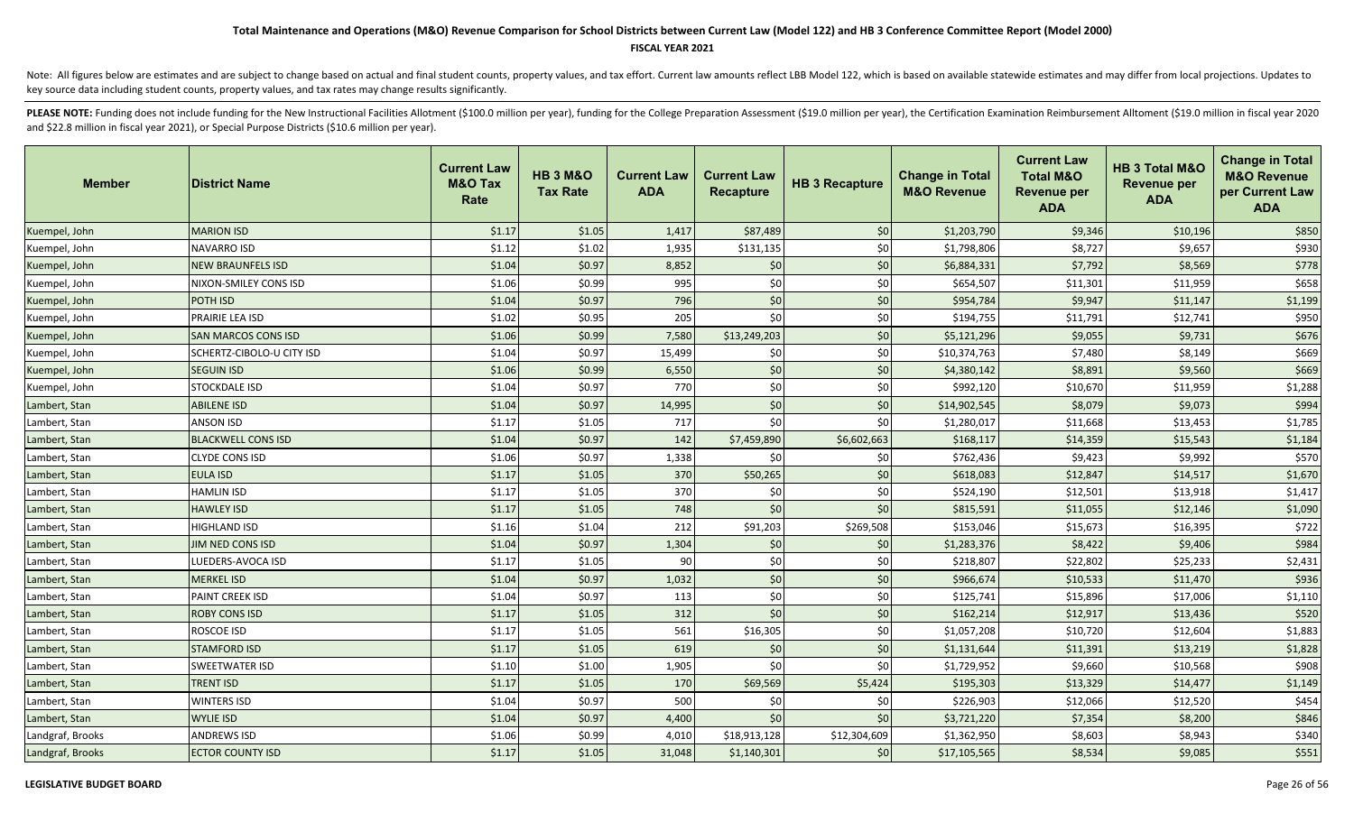# Total Maintenance and Operations (M&O) Revenue Comparison for School Districts between Current Law (Model 122) and HB 3 Conference Committee Report (Model 2000)

**FISCAL YEAR 2021**

Note: All figures below are estimates and are subject to change based on actual and final student counts, property values, and tax effort. Current law amounts reflect LBB Model 122, which is based on available statewide estimates and may differ from local projections. Updates to key source data including student counts, property values, and tax rates may change results significantly.

**PLEASE NOTE:** Funding does not include funding for the New Instructional Facilities Allotment ($100.0 million per year), funding for the College Preparation Assessment ($19.0 million per year), the Certification Examination Reimbursement Alltoment ($19.0 million in fiscal year 2020 and $22.8 million in fiscal year 2021), or Special Purpose Districts ($10.6 million per year).

| Member | District Name | Current Law M&O Tax Rate | HB 3 M&O Tax Rate | Current Law ADA | Current Law Recapture | HB 3 Recapture | Change in Total M&O Revenue | Current Law Total M&O Revenue per ADA | HB 3 Total M&O Revenue per ADA | Change in Total M&O Revenue per Current Law ADA |
|---|---|---|---|---|---|---|---|---|---|---|
| Kuempel, John | MARION ISD | $1.17 | $1.05 | 1,417 | $87,489 | $0 | $1,203,790 | $9,346 | $10,196 | $850 |
| Kuempel, John | NAVARRO ISD | $1.12 | $1.02 | 1,935 | $131,135 | $0 | $1,798,806 | $8,727 | $9,657 | $930 |
| Kuempel, John | NEW BRAUNFELS ISD | $1.04 | $0.97 | 8,852 | $0 | $0 | $6,884,331 | $7,792 | $8,569 | $778 |
| Kuempel, John | NIXON-SMILEY CONS ISD | $1.06 | $0.99 | 995 | $0 | $0 | $654,507 | $11,301 | $11,959 | $658 |
| Kuempel, John | POTH ISD | $1.04 | $0.97 | 796 | $0 | $0 | $954,784 | $9,947 | $11,147 | $1,199 |
| Kuempel, John | PRAIRIE LEA ISD | $1.02 | $0.95 | 205 | $0 | $0 | $194,755 | $11,791 | $12,741 | $950 |
| Kuempel, John | SAN MARCOS CONS ISD | $1.06 | $0.99 | 7,580 | $13,249,203 | $0 | $5,121,296 | $9,055 | $9,731 | $676 |
| Kuempel, John | SCHERTZ-CIBOLO-U CITY ISD | $1.04 | $0.97 | 15,499 | $0 | $0 | $10,374,763 | $7,480 | $8,149 | $669 |
| Kuempel, John | SEGUIN ISD | $1.06 | $0.99 | 6,550 | $0 | $0 | $4,380,142 | $8,891 | $9,560 | $669 |
| Kuempel, John | STOCKDALE ISD | $1.04 | $0.97 | 770 | $0 | $0 | $992,120 | $10,670 | $11,959 | $1,288 |
| Lambert, Stan | ABILENE ISD | $1.04 | $0.97 | 14,995 | $0 | $0 | $14,902,545 | $8,079 | $9,073 | $994 |
| Lambert, Stan | ANSON ISD | $1.17 | $1.05 | 717 | $0 | $0 | $1,280,017 | $11,668 | $13,453 | $1,785 |
| Lambert, Stan | BLACKWELL CONS ISD | $1.04 | $0.97 | 142 | $7,459,890 | $6,602,663 | $168,117 | $14,359 | $15,543 | $1,184 |
| Lambert, Stan | CLYDE CONS ISD | $1.06 | $0.97 | 1,338 | $0 | $0 | $762,436 | $9,423 | $9,992 | $570 |
| Lambert, Stan | EULA ISD | $1.17 | $1.05 | 370 | $50,265 | $0 | $618,083 | $12,847 | $14,517 | $1,670 |
| Lambert, Stan | HAMLIN ISD | $1.17 | $1.05 | 370 | $0 | $0 | $524,190 | $12,501 | $13,918 | $1,417 |
| Lambert, Stan | HAWLEY ISD | $1.17 | $1.05 | 748 | $0 | $0 | $815,591 | $11,055 | $12,146 | $1,090 |
| Lambert, Stan | HIGHLAND ISD | $1.16 | $1.04 | 212 | $91,203 | $269,508 | $153,046 | $15,673 | $16,395 | $722 |
| Lambert, Stan | JIM NED CONS ISD | $1.04 | $0.97 | 1,304 | $0 | $0 | $1,283,376 | $8,422 | $9,406 | $984 |
| Lambert, Stan | LUEDERS-AVOCA ISD | $1.17 | $1.05 | 90 | $0 | $0 | $218,807 | $22,802 | $25,233 | $2,431 |
| Lambert, Stan | MERKEL ISD | $1.04 | $0.97 | 1,032 | $0 | $0 | $966,674 | $10,533 | $11,470 | $936 |
| Lambert, Stan | PAINT CREEK ISD | $1.04 | $0.97 | 113 | $0 | $0 | $125,741 | $15,896 | $17,006 | $1,110 |
| Lambert, Stan | ROBY CONS ISD | $1.17 | $1.05 | 312 | $0 | $0 | $162,214 | $12,917 | $13,436 | $520 |
| Lambert, Stan | ROSCOE ISD | $1.17 | $1.05 | 561 | $16,305 | $0 | $1,057,208 | $10,720 | $12,604 | $1,883 |
| Lambert, Stan | STAMFORD ISD | $1.17 | $1.05 | 619 | $0 | $0 | $1,131,644 | $11,391 | $13,219 | $1,828 |
| Lambert, Stan | SWEETWATER ISD | $1.10 | $1.00 | 1,905 | $0 | $0 | $1,729,952 | $9,660 | $10,568 | $908 |
| Lambert, Stan | TRENT ISD | $1.17 | $1.05 | 170 | $69,569 | $5,424 | $195,303 | $13,329 | $14,477 | $1,149 |
| Lambert, Stan | WINTERS ISD | $1.04 | $0.97 | 500 | $0 | $0 | $226,903 | $12,066 | $12,520 | $454 |
| Lambert, Stan | WYLIE ISD | $1.04 | $0.97 | 4,400 | $0 | $0 | $3,721,220 | $7,354 | $8,200 | $846 |
| Landgraf, Brooks | ANDREWS ISD | $1.06 | $0.99 | 4,010 | $18,913,128 | $12,304,609 | $1,362,950 | $8,603 | $8,943 | $340 |
| Landgraf, Brooks | ECTOR COUNTY ISD | $1.17 | $1.05 | 31,048 | $1,140,301 | $0 | $17,105,565 | $8,534 | $9,085 | $551 |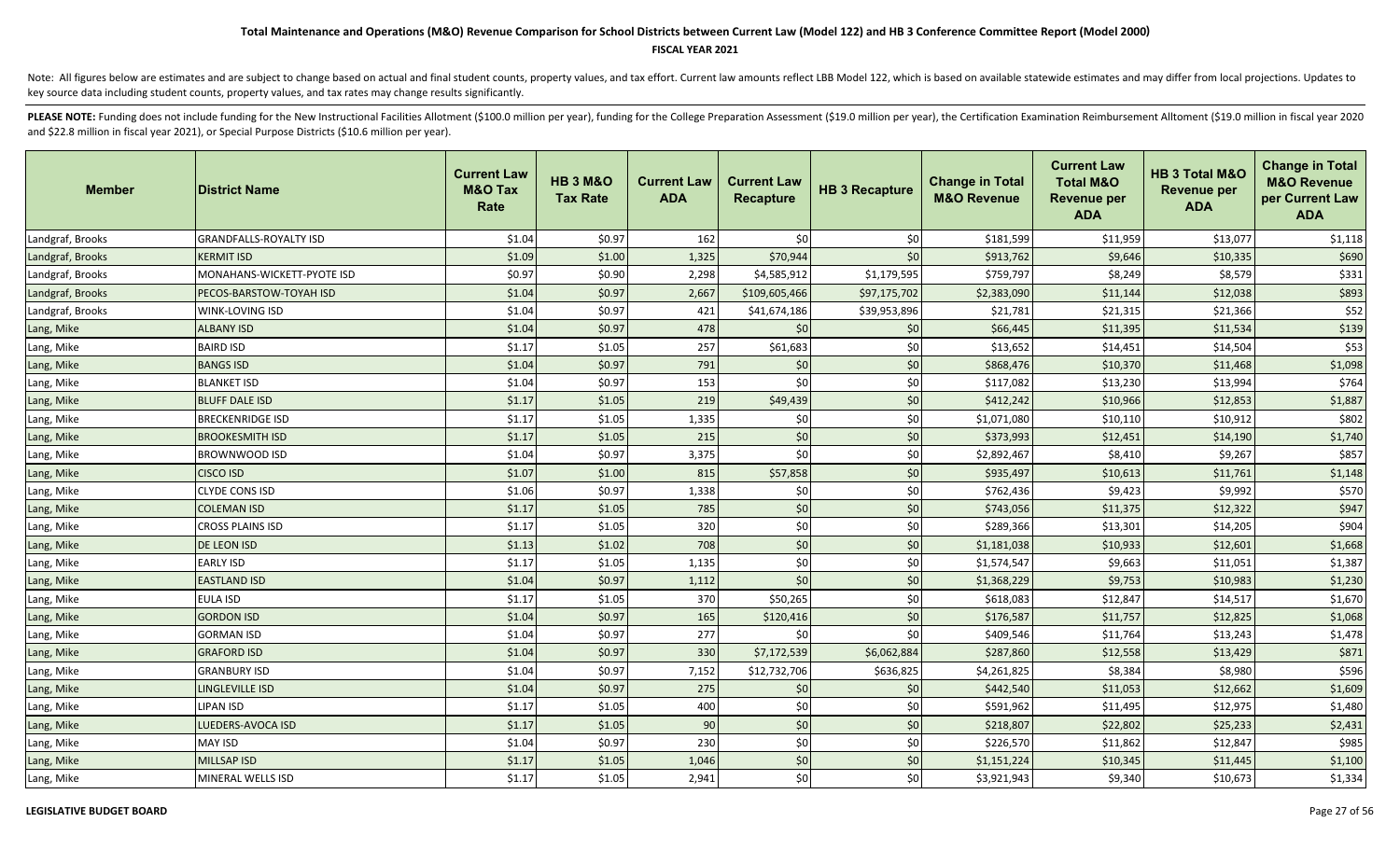# Total Maintenance and Operations (M&O) Revenue Comparison for School Districts between Current Law (Model 122) and HB 3 Conference Committee Report (Model 2000)

**FISCAL YEAR 2021**

Note: All figures below are estimates and are subject to change based on actual and final student counts, property values, and tax effort. Current law amounts reflect LBB Model 122, which is based on available statewide estimates and may differ from local projections. Updates to key source data including student counts, property values, and tax rates may change results significantly.

**PLEASE NOTE:** Funding does not include funding for the New Instructional Facilities Allotment ($100.0 million per year), funding for the College Preparation Assessment ($19.0 million per year), the Certification Examination Reimbursement Alltoment ($19.0 million in fiscal year 2020 and $22.8 million in fiscal year 2021), or Special Purpose Districts ($10.6 million per year).

| Member | District Name | Current Law M&O Tax Rate | HB 3 M&O Tax Rate | Current Law ADA | Current Law Recapture | HB 3 Recapture | Change in Total M&O Revenue | Current Law Total M&O Revenue per ADA | HB 3 Total M&O Revenue per ADA | Change in Total M&O Revenue per Current Law ADA |
|---|---|---|---|---|---|---|---|---|---|---|
| Landgraf, Brooks | GRANDFALLS-ROYALTY ISD | $1.04 | $0.97 | 162 | $0 | $0 | $181,599 | $11,959 | $13,077 | $1,118 |
| Landgraf, Brooks | KERMIT ISD | $1.09 | $1.00 | 1,325 | $70,944 | $0 | $913,762 | $9,646 | $10,335 | $690 |
| Landgraf, Brooks | MONAHANS-WICKETT-PYOTE ISD | $0.97 | $0.90 | 2,298 | $4,585,912 | $1,179,595 | $759,797 | $8,249 | $8,579 | $331 |
| Landgraf, Brooks | PECOS-BARSTOW-TOYAH ISD | $1.04 | $0.97 | 2,667 | $109,605,466 | $97,175,702 | $2,383,090 | $11,144 | $12,038 | $893 |
| Landgraf, Brooks | WINK-LOVING ISD | $1.04 | $0.97 | 421 | $41,674,186 | $39,953,896 | $21,781 | $21,315 | $21,366 | $52 |
| Lang, Mike | ALBANY ISD | $1.04 | $0.97 | 478 | $0 | $0 | $66,445 | $11,395 | $11,534 | $139 |
| Lang, Mike | BAIRD ISD | $1.17 | $1.05 | 257 | $61,683 | $0 | $13,652 | $14,451 | $14,504 | $53 |
| Lang, Mike | BANGS ISD | $1.04 | $0.97 | 791 | $0 | $0 | $868,476 | $10,370 | $11,468 | $1,098 |
| Lang, Mike | BLANKET ISD | $1.04 | $0.97 | 153 | $0 | $0 | $117,082 | $13,230 | $13,994 | $764 |
| Lang, Mike | BLUFF DALE ISD | $1.17 | $1.05 | 219 | $49,439 | $0 | $412,242 | $10,966 | $12,853 | $1,887 |
| Lang, Mike | BRECKENRIDGE ISD | $1.17 | $1.05 | 1,335 | $0 | $0 | $1,071,080 | $10,110 | $10,912 | $802 |
| Lang, Mike | BROOKESMITH ISD | $1.17 | $1.05 | 215 | $0 | $0 | $373,993 | $12,451 | $14,190 | $1,740 |
| Lang, Mike | BROWNWOOD ISD | $1.04 | $0.97 | 3,375 | $0 | $0 | $2,892,467 | $8,410 | $9,267 | $857 |
| Lang, Mike | CISCO ISD | $1.07 | $1.00 | 815 | $57,858 | $0 | $935,497 | $10,613 | $11,761 | $1,148 |
| Lang, Mike | CLYDE CONS ISD | $1.06 | $0.97 | 1,338 | $0 | $0 | $762,436 | $9,423 | $9,992 | $570 |
| Lang, Mike | COLEMAN ISD | $1.17 | $1.05 | 785 | $0 | $0 | $743,056 | $11,375 | $12,322 | $947 |
| Lang, Mike | CROSS PLAINS ISD | $1.17 | $1.05 | 320 | $0 | $0 | $289,366 | $13,301 | $14,205 | $904 |
| Lang, Mike | DE LEON ISD | $1.13 | $1.02 | 708 | $0 | $0 | $1,181,038 | $10,933 | $12,601 | $1,668 |
| Lang, Mike | EARLY ISD | $1.17 | $1.05 | 1,135 | $0 | $0 | $1,574,547 | $9,663 | $11,051 | $1,387 |
| Lang, Mike | EASTLAND ISD | $1.04 | $0.97 | 1,112 | $0 | $0 | $1,368,229 | $9,753 | $10,983 | $1,230 |
| Lang, Mike | EULA ISD | $1.17 | $1.05 | 370 | $50,265 | $0 | $618,083 | $12,847 | $14,517 | $1,670 |
| Lang, Mike | GORDON ISD | $1.04 | $0.97 | 165 | $120,416 | $0 | $176,587 | $11,757 | $12,825 | $1,068 |
| Lang, Mike | GORMAN ISD | $1.04 | $0.97 | 277 | $0 | $0 | $409,546 | $11,764 | $13,243 | $1,478 |
| Lang, Mike | GRAFORD ISD | $1.04 | $0.97 | 330 | $7,172,539 | $6,062,884 | $287,860 | $12,558 | $13,429 | $871 |
| Lang, Mike | GRANBURY ISD | $1.04 | $0.97 | 7,152 | $12,732,706 | $636,825 | $4,261,825 | $8,384 | $8,980 | $596 |
| Lang, Mike | LINGLEVILLE ISD | $1.04 | $0.97 | 275 | $0 | $0 | $442,540 | $11,053 | $12,662 | $1,609 |
| Lang, Mike | LIPAN ISD | $1.17 | $1.05 | 400 | $0 | $0 | $591,962 | $11,495 | $12,975 | $1,480 |
| Lang, Mike | LUEDERS-AVOCA ISD | $1.17 | $1.05 | 90 | $0 | $0 | $218,807 | $22,802 | $25,233 | $2,431 |
| Lang, Mike | MAY ISD | $1.04 | $0.97 | 230 | $0 | $0 | $226,570 | $11,862 | $12,847 | $985 |
| Lang, Mike | MILLSAP ISD | $1.17 | $1.05 | 1,046 | $0 | $0 | $1,151,224 | $10,345 | $11,445 | $1,100 |
| Lang, Mike | MINERAL WELLS ISD | $1.17 | $1.05 | 2,941 | $0 | $0 | $3,921,943 | $9,340 | $10,673 | $1,334 |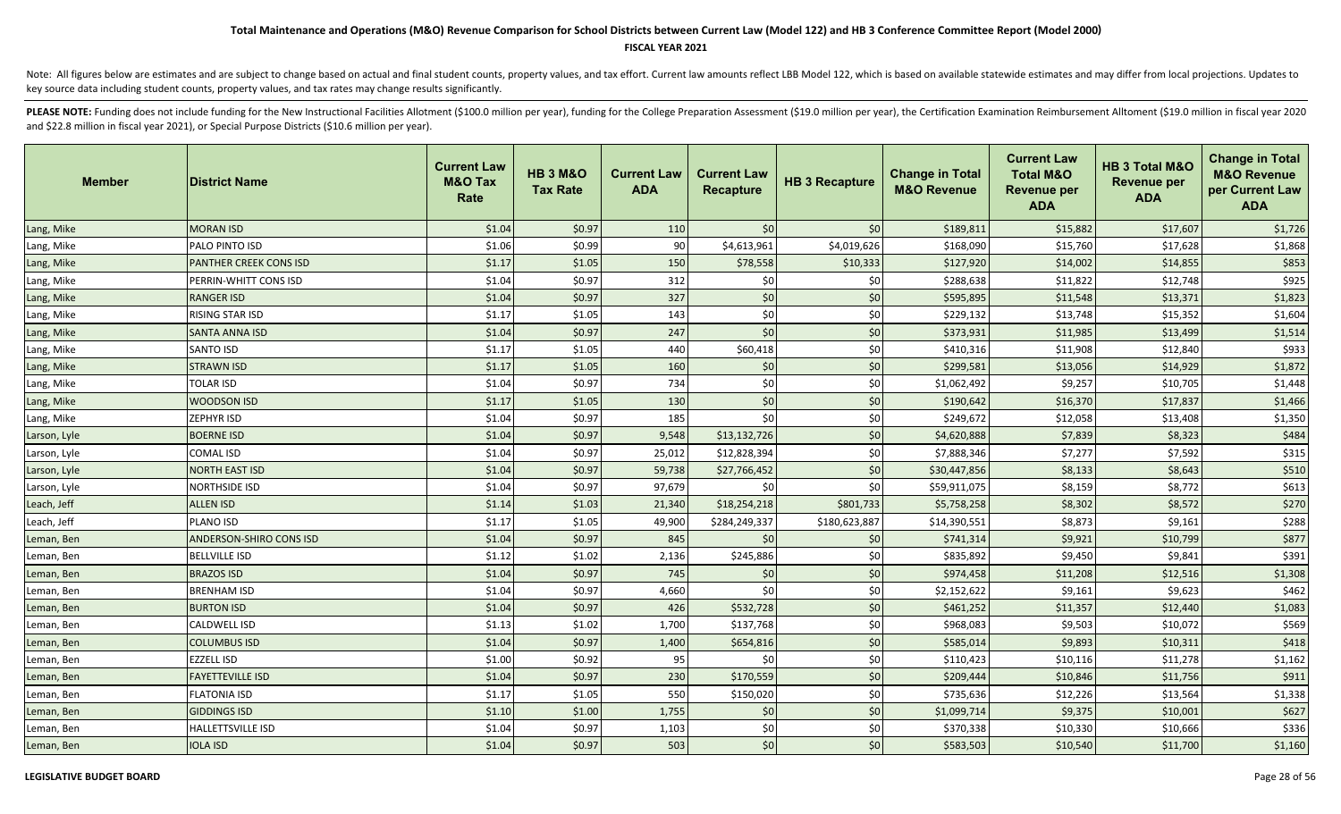# Total Maintenance and Operations (M&O) Revenue Comparison for School Districts between Current Law (Model 122) and HB 3 Conference Committee Report (Model 2000)

**FISCAL YEAR 2021**

Note: All figures below are estimates and are subject to change based on actual and final student counts, property values, and tax effort. Current law amounts reflect LBB Model 122, which is based on available statewide estimates and may differ from local projections. Updates to key source data including student counts, property values, and tax rates may change results significantly.

**PLEASE NOTE:** Funding does not include funding for the New Instructional Facilities Allotment ($100.0 million per year), funding for the College Preparation Assessment ($19.0 million per year), the Certification Examination Reimbursement Alltoment ($19.0 million in fiscal year 2020 and $22.8 million in fiscal year 2021), or Special Purpose Districts ($10.6 million per year).

| Member | District Name | Current Law M&O Tax Rate | HB 3 M&O Tax Rate | Current Law ADA | Current Law Recapture | HB 3 Recapture | Change in Total M&O Revenue | Current Law Total M&O Revenue per ADA | HB 3 Total M&O Revenue per ADA | Change in Total M&O Revenue per Current Law ADA |
|---|---|---|---|---|---|---|---|---|---|---|
| Lang, Mike | MORAN ISD | $1.04 | $0.97 | 110 | $0 | $0 | $189,811 | $15,882 | $17,607 | $1,726 |
| Lang, Mike | PALO PINTO ISD | $1.06 | $0.99 | 90 | $4,613,961 | $4,019,626 | $168,090 | $15,760 | $17,628 | $1,868 |
| Lang, Mike | PANTHER CREEK CONS ISD | $1.17 | $1.05 | 150 | $78,558 | $10,333 | $127,920 | $14,002 | $14,855 | $853 |
| Lang, Mike | PERRIN-WHITT CONS ISD | $1.04 | $0.97 | 312 | $0 | $0 | $288,638 | $11,822 | $12,748 | $925 |
| Lang, Mike | RANGER ISD | $1.04 | $0.97 | 327 | $0 | $0 | $595,895 | $11,548 | $13,371 | $1,823 |
| Lang, Mike | RISING STAR ISD | $1.17 | $1.05 | 143 | $0 | $0 | $229,132 | $13,748 | $15,352 | $1,604 |
| Lang, Mike | SANTA ANNA ISD | $1.04 | $0.97 | 247 | $0 | $0 | $373,931 | $11,985 | $13,499 | $1,514 |
| Lang, Mike | SANTO ISD | $1.17 | $1.05 | 440 | $60,418 | $0 | $410,316 | $11,908 | $12,840 | $933 |
| Lang, Mike | STRAWN ISD | $1.17 | $1.05 | 160 | $0 | $0 | $299,581 | $13,056 | $14,929 | $1,872 |
| Lang, Mike | TOLAR ISD | $1.04 | $0.97 | 734 | $0 | $0 | $1,062,492 | $9,257 | $10,705 | $1,448 |
| Lang, Mike | WOODSON ISD | $1.17 | $1.05 | 130 | $0 | $0 | $190,642 | $16,370 | $17,837 | $1,466 |
| Lang, Mike | ZEPHYR ISD | $1.04 | $0.97 | 185 | $0 | $0 | $249,672 | $12,058 | $13,408 | $1,350 |
| Larson, Lyle | BOERNE ISD | $1.04 | $0.97 | 9,548 | $13,132,726 | $0 | $4,620,888 | $7,839 | $8,323 | $484 |
| Larson, Lyle | COMAL ISD | $1.04 | $0.97 | 25,012 | $12,828,394 | $0 | $7,888,346 | $7,277 | $7,592 | $315 |
| Larson, Lyle | NORTH EAST ISD | $1.04 | $0.97 | 59,738 | $27,766,452 | $0 | $30,447,856 | $8,133 | $8,643 | $510 |
| Larson, Lyle | NORTHSIDE ISD | $1.04 | $0.97 | 97,679 | $0 | $0 | $59,911,075 | $8,159 | $8,772 | $613 |
| Leach, Jeff | ALLEN ISD | $1.14 | $1.03 | 21,340 | $18,254,218 | $801,733 | $5,758,258 | $8,302 | $8,572 | $270 |
| Leach, Jeff | PLANO ISD | $1.17 | $1.05 | 49,900 | $284,249,337 | $180,623,887 | $14,390,551 | $8,873 | $9,161 | $288 |
| Leman, Ben | ANDERSON-SHIRO CONS ISD | $1.04 | $0.97 | 845 | $0 | $0 | $741,314 | $9,921 | $10,799 | $877 |
| Leman, Ben | BELLVILLE ISD | $1.12 | $1.02 | 2,136 | $245,886 | $0 | $835,892 | $9,450 | $9,841 | $391 |
| Leman, Ben | BRAZOS ISD | $1.04 | $0.97 | 745 | $0 | $0 | $974,458 | $11,208 | $12,516 | $1,308 |
| Leman, Ben | BRENHAM ISD | $1.04 | $0.97 | 4,660 | $0 | $0 | $2,152,622 | $9,161 | $9,623 | $462 |
| Leman, Ben | BURTON ISD | $1.04 | $0.97 | 426 | $532,728 | $0 | $461,252 | $11,357 | $12,440 | $1,083 |
| Leman, Ben | CALDWELL ISD | $1.13 | $1.02 | 1,700 | $137,768 | $0 | $968,083 | $9,503 | $10,072 | $569 |
| Leman, Ben | COLUMBUS ISD | $1.04 | $0.97 | 1,400 | $654,816 | $0 | $585,014 | $9,893 | $10,311 | $418 |
| Leman, Ben | EZZELL ISD | $1.00 | $0.92 | 95 | $0 | $0 | $110,423 | $10,116 | $11,278 | $1,162 |
| Leman, Ben | FAYETTEVILLE ISD | $1.04 | $0.97 | 230 | $170,559 | $0 | $209,444 | $10,846 | $11,756 | $911 |
| Leman, Ben | FLATONIA ISD | $1.17 | $1.05 | 550 | $150,020 | $0 | $735,636 | $12,226 | $13,564 | $1,338 |
| Leman, Ben | GIDDINGS ISD | $1.10 | $1.00 | 1,755 | $0 | $0 | $1,099,714 | $9,375 | $10,001 | $627 |
| Leman, Ben | HALLETTSVILLE ISD | $1.04 | $0.97 | 1,103 | $0 | $0 | $370,338 | $10,330 | $10,666 | $336 |
| Leman, Ben | IOLA ISD | $1.04 | $0.97 | 503 | $0 | $0 | $583,503 | $10,540 | $11,700 | $1,160 |

LEGISLATIVE BUDGET BOARD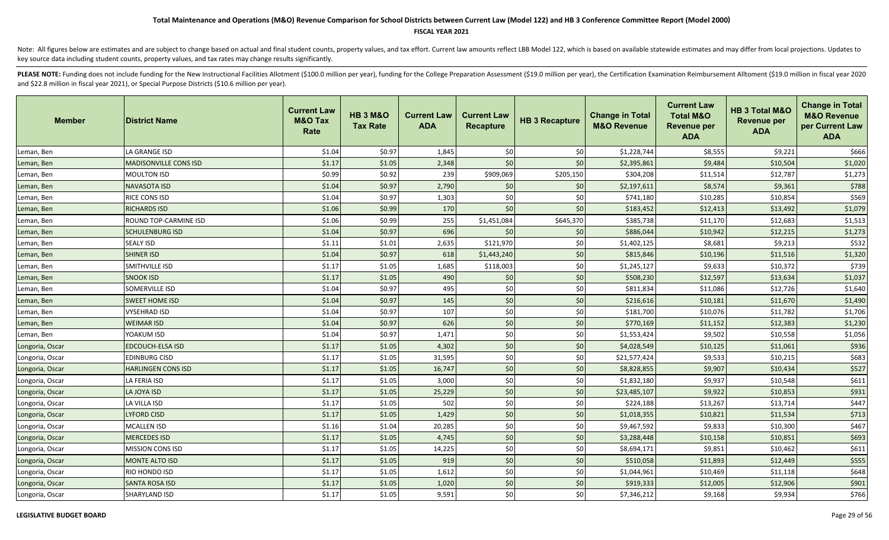# Total Maintenance and Operations (M&O) Revenue Comparison for School Districts between Current Law (Model 122) and HB 3 Conference Committee Report (Model 2000)

**FISCAL YEAR 2021**

Note: All figures below are estimates and are subject to change based on actual and final student counts, property values, and tax effort. Current law amounts reflect LBB Model 122, which is based on available statewide estimates and may differ from local projections. Updates to key source data including student counts, property values, and tax rates may change results significantly.

**PLEASE NOTE:** Funding does not include funding for the New Instructional Facilities Allotment ($100.0 million per year), funding for the College Preparation Assessment ($19.0 million per year), the Certification Examination Reimbursement Alltoment ($19.0 million in fiscal year 2020 and $22.8 million in fiscal year 2021), or Special Purpose Districts ($10.6 million per year).

| Member | District Name | Current Law M&O Tax Rate | HB 3 M&O Tax Rate | Current Law ADA | Current Law Recapture | HB 3 Recapture | Change in Total M&O Revenue | Current Law Total M&O Revenue per ADA | HB 3 Total M&O Revenue per ADA | Change in Total M&O Revenue per Current Law ADA |
|---|---|---|---|---|---|---|---|---|---|---|
| Leman, Ben | LA GRANGE ISD | $1.04 | $0.97 | 1,845 | $0 | $0 | $1,228,744 | $8,555 | $9,221 | $666 |
| Leman, Ben | MADISONVILLE CONS ISD | $1.17 | $1.05 | 2,348 | $0 | $0 | $2,395,861 | $9,484 | $10,504 | $1,020 |
| Leman, Ben | MOULTON ISD | $0.99 | $0.92 | 239 | $909,069 | $205,150 | $304,208 | $11,514 | $12,787 | $1,273 |
| Leman, Ben | NAVASOTA ISD | $1.04 | $0.97 | 2,790 | $0 | $0 | $2,197,611 | $8,574 | $9,361 | $788 |
| Leman, Ben | RICE CONS ISD | $1.04 | $0.97 | 1,303 | $0 | $0 | $741,180 | $10,285 | $10,854 | $569 |
| Leman, Ben | RICHARDS ISD | $1.06 | $0.99 | 170 | $0 | $0 | $183,452 | $12,413 | $13,492 | $1,079 |
| Leman, Ben | ROUND TOP-CARMINE ISD | $1.06 | $0.99 | 255 | $1,451,084 | $645,370 | $385,738 | $11,170 | $12,683 | $1,513 |
| Leman, Ben | SCHULENBURG ISD | $1.04 | $0.97 | 696 | $0 | $0 | $886,044 | $10,942 | $12,215 | $1,273 |
| Leman, Ben | SEALY ISD | $1.11 | $1.01 | 2,635 | $121,970 | $0 | $1,402,125 | $8,681 | $9,213 | $532 |
| Leman, Ben | SHINER ISD | $1.04 | $0.97 | 618 | $1,443,240 | $0 | $815,846 | $10,196 | $11,516 | $1,320 |
| Leman, Ben | SMITHVILLE ISD | $1.17 | $1.05 | 1,685 | $118,003 | $0 | $1,245,127 | $9,633 | $10,372 | $739 |
| Leman, Ben | SNOOK ISD | $1.17 | $1.05 | 490 | $0 | $0 | $508,230 | $12,597 | $13,634 | $1,037 |
| Leman, Ben | SOMERVILLE ISD | $1.04 | $0.97 | 495 | $0 | $0 | $811,834 | $11,086 | $12,726 | $1,640 |
| Leman, Ben | SWEET HOME ISD | $1.04 | $0.97 | 145 | $0 | $0 | $216,616 | $10,181 | $11,670 | $1,490 |
| Leman, Ben | VYSEHRAD ISD | $1.04 | $0.97 | 107 | $0 | $0 | $181,700 | $10,076 | $11,782 | $1,706 |
| Leman, Ben | WEIMAR ISD | $1.04 | $0.97 | 626 | $0 | $0 | $770,169 | $11,152 | $12,383 | $1,230 |
| Leman, Ben | YOAKUM ISD | $1.04 | $0.97 | 1,471 | $0 | $0 | $1,553,424 | $9,502 | $10,558 | $1,056 |
| Longoria, Oscar | EDCOUCH-ELSA ISD | $1.17 | $1.05 | 4,302 | $0 | $0 | $4,028,549 | $10,125 | $11,061 | $936 |
| Longoria, Oscar | EDINBURG CISD | $1.17 | $1.05 | 31,595 | $0 | $0 | $21,577,424 | $9,533 | $10,215 | $683 |
| Longoria, Oscar | HARLINGEN CONS ISD | $1.17 | $1.05 | 16,747 | $0 | $0 | $8,828,855 | $9,907 | $10,434 | $527 |
| Longoria, Oscar | LA FERIA ISD | $1.17 | $1.05 | 3,000 | $0 | $0 | $1,832,180 | $9,937 | $10,548 | $611 |
| Longoria, Oscar | LA JOYA ISD | $1.17 | $1.05 | 25,229 | $0 | $0 | $23,485,107 | $9,922 | $10,853 | $931 |
| Longoria, Oscar | LA VILLA ISD | $1.17 | $1.05 | 502 | $0 | $0 | $224,188 | $13,267 | $13,714 | $447 |
| Longoria, Oscar | LYFORD CISD | $1.17 | $1.05 | 1,429 | $0 | $0 | $1,018,355 | $10,821 | $11,534 | $713 |
| Longoria, Oscar | MCALLEN ISD | $1.16 | $1.04 | 20,285 | $0 | $0 | $9,467,592 | $9,833 | $10,300 | $467 |
| Longoria, Oscar | MERCEDES ISD | $1.17 | $1.05 | 4,745 | $0 | $0 | $3,288,448 | $10,158 | $10,851 | $693 |
| Longoria, Oscar | MISSION CONS ISD | $1.17 | $1.05 | 14,225 | $0 | $0 | $8,694,171 | $9,851 | $10,462 | $611 |
| Longoria, Oscar | MONTE ALTO ISD | $1.17 | $1.05 | 919 | $0 | $0 | $510,058 | $11,893 | $12,449 | $555 |
| Longoria, Oscar | RIO HONDO ISD | $1.17 | $1.05 | 1,612 | $0 | $0 | $1,044,961 | $10,469 | $11,118 | $648 |
| Longoria, Oscar | SANTA ROSA ISD | $1.17 | $1.05 | 1,020 | $0 | $0 | $919,333 | $12,005 | $12,906 | $901 |
| Longoria, Oscar | SHARYLAND ISD | $1.17 | $1.05 | 9,591 | $0 | $0 | $7,346,212 | $9,168 | $9,934 | $766 |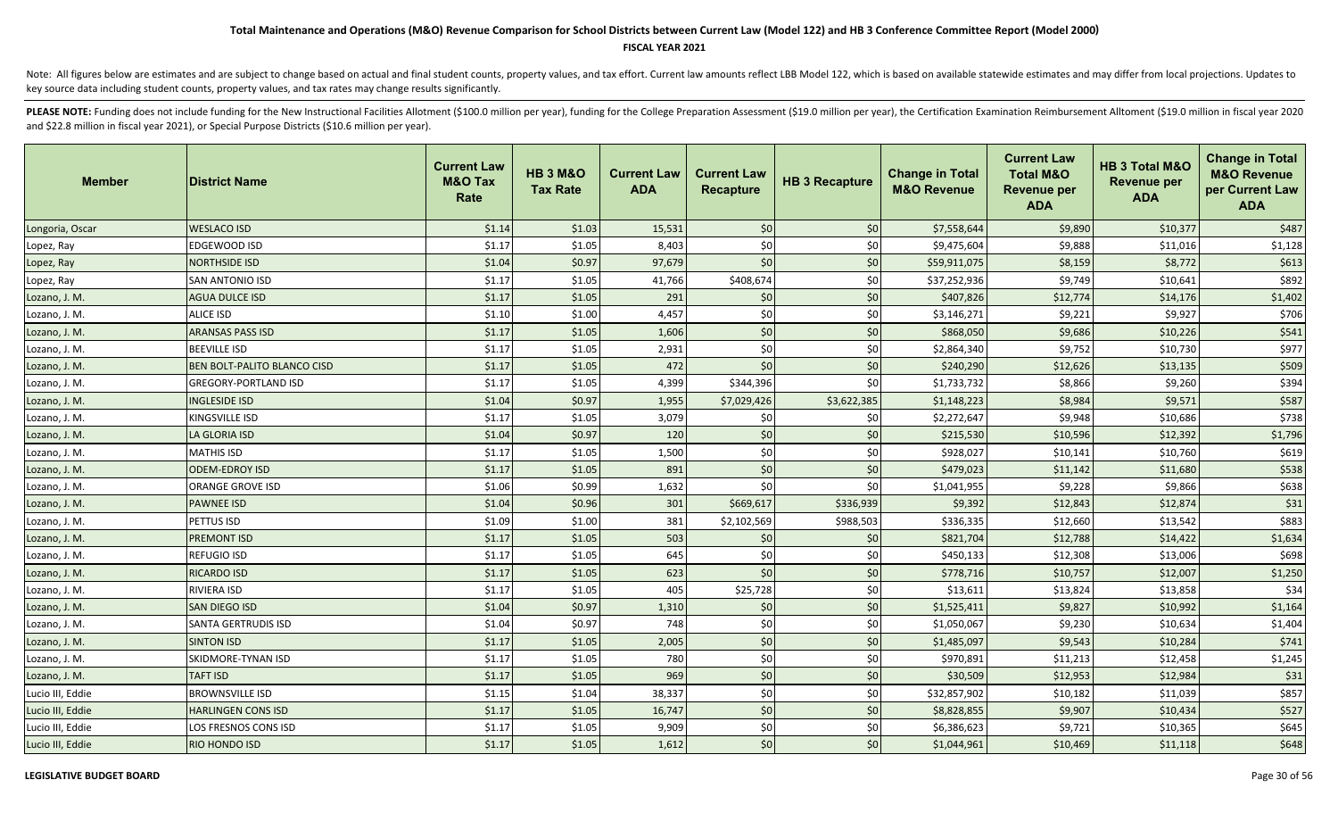# Total Maintenance and Operations (M&O) Revenue Comparison for School Districts between Current Law (Model 122) and HB 3 Conference Committee Report (Model 2000)

**FISCAL YEAR 2021**

Note: All figures below are estimates and are subject to change based on actual and final student counts, property values, and tax effort. Current law amounts reflect LBB Model 122, which is based on available statewide estimates and may differ from local projections. Updates to key source data including student counts, property values, and tax rates may change results significantly.

**PLEASE NOTE:** Funding does not include funding for the New Instructional Facilities Allotment ($100.0 million per year), funding for the College Preparation Assessment ($19.0 million per year), the Certification Examination Reimbursement Alltoment ($19.0 million in fiscal year 2020 and $22.8 million in fiscal year 2021), or Special Purpose Districts ($10.6 million per year).

| Member | District Name | Current Law M&O Tax Rate | HB 3 M&O Tax Rate | Current Law ADA | Current Law Recapture | HB 3 Recapture | Change in Total M&O Revenue | Current Law Total M&O Revenue per ADA | HB 3 Total M&O Revenue per ADA | Change in Total M&O Revenue per Current Law ADA |
|---|---|---|---|---|---|---|---|---|---|---|
| Longoria, Oscar | WESLACO ISD | $1.14 | $1.03 | 15,531 | $0 | $0 | $7,558,644 | $9,890 | $10,377 | $487 |
| Lopez, Ray | EDGEWOOD ISD | $1.17 | $1.05 | 8,403 | $0 | $0 | $9,475,604 | $9,888 | $11,016 | $1,128 |
| Lopez, Ray | NORTHSIDE ISD | $1.04 | $0.97 | 97,679 | $0 | $0 | $59,911,075 | $8,159 | $8,772 | $613 |
| Lopez, Ray | SAN ANTONIO ISD | $1.17 | $1.05 | 41,766 | $408,674 | $0 | $37,252,936 | $9,749 | $10,641 | $892 |
| Lozano, J. M. | AGUA DULCE ISD | $1.17 | $1.05 | 291 | $0 | $0 | $407,826 | $12,774 | $14,176 | $1,402 |
| Lozano, J. M. | ALICE ISD | $1.10 | $1.00 | 4,457 | $0 | $0 | $3,146,271 | $9,221 | $9,927 | $706 |
| Lozano, J. M. | ARANSAS PASS ISD | $1.17 | $1.05 | 1,606 | $0 | $0 | $868,050 | $9,686 | $10,226 | $541 |
| Lozano, J. M. | BEEVILLE ISD | $1.17 | $1.05 | 2,931 | $0 | $0 | $2,864,340 | $9,752 | $10,730 | $977 |
| Lozano, J. M. | BEN BOLT-PALITO BLANCO CISD | $1.17 | $1.05 | 472 | $0 | $0 | $240,290 | $12,626 | $13,135 | $509 |
| Lozano, J. M. | GREGORY-PORTLAND ISD | $1.17 | $1.05 | 4,399 | $344,396 | $0 | $1,733,732 | $8,866 | $9,260 | $394 |
| Lozano, J. M. | INGLESIDE ISD | $1.04 | $0.97 | 1,955 | $7,029,426 | $3,622,385 | $1,148,223 | $8,984 | $9,571 | $587 |
| Lozano, J. M. | KINGSVILLE ISD | $1.17 | $1.05 | 3,079 | $0 | $0 | $2,272,647 | $9,948 | $10,686 | $738 |
| Lozano, J. M. | LA GLORIA ISD | $1.04 | $0.97 | 120 | $0 | $0 | $215,530 | $10,596 | $12,392 | $1,796 |
| Lozano, J. M. | MATHIS ISD | $1.17 | $1.05 | 1,500 | $0 | $0 | $928,027 | $10,141 | $10,760 | $619 |
| Lozano, J. M. | ODEM-EDROY ISD | $1.17 | $1.05 | 891 | $0 | $0 | $479,023 | $11,142 | $11,680 | $538 |
| Lozano, J. M. | ORANGE GROVE ISD | $1.06 | $0.99 | 1,632 | $0 | $0 | $1,041,955 | $9,228 | $9,866 | $638 |
| Lozano, J. M. | PAWNEE ISD | $1.04 | $0.96 | 301 | $669,617 | $336,939 | $9,392 | $12,843 | $12,874 | $31 |
| Lozano, J. M. | PETTUS ISD | $1.09 | $1.00 | 381 | $2,102,569 | $988,503 | $336,335 | $12,660 | $13,542 | $883 |
| Lozano, J. M. | PREMONT ISD | $1.17 | $1.05 | 503 | $0 | $0 | $821,704 | $12,788 | $14,422 | $1,634 |
| Lozano, J. M. | REFUGIO ISD | $1.17 | $1.05 | 645 | $0 | $0 | $450,133 | $12,308 | $13,006 | $698 |
| Lozano, J. M. | RICARDO ISD | $1.17 | $1.05 | 623 | $0 | $0 | $778,716 | $10,757 | $12,007 | $1,250 |
| Lozano, J. M. | RIVIERA ISD | $1.17 | $1.05 | 405 | $25,728 | $0 | $13,611 | $13,824 | $13,858 | $34 |
| Lozano, J. M. | SAN DIEGO ISD | $1.04 | $0.97 | 1,310 | $0 | $0 | $1,525,411 | $9,827 | $10,992 | $1,164 |
| Lozano, J. M. | SANTA GERTRUDIS ISD | $1.04 | $0.97 | 748 | $0 | $0 | $1,050,067 | $9,230 | $10,634 | $1,404 |
| Lozano, J. M. | SINTON ISD | $1.17 | $1.05 | 2,005 | $0 | $0 | $1,485,097 | $9,543 | $10,284 | $741 |
| Lozano, J. M. | SKIDMORE-TYNAN ISD | $1.17 | $1.05 | 780 | $0 | $0 | $970,891 | $11,213 | $12,458 | $1,245 |
| Lozano, J. M. | TAFT ISD | $1.17 | $1.05 | 969 | $0 | $0 | $30,509 | $12,953 | $12,984 | $31 |
| Lucio III, Eddie | BROWNSVILLE ISD | $1.15 | $1.04 | 38,337 | $0 | $0 | $32,857,902 | $10,182 | $11,039 | $857 |
| Lucio III, Eddie | HARLINGEN CONS ISD | $1.17 | $1.05 | 16,747 | $0 | $0 | $8,828,855 | $9,907 | $10,434 | $527 |
| Lucio III, Eddie | LOS FRESNOS CONS ISD | $1.17 | $1.05 | 9,909 | $0 | $0 | $6,386,623 | $9,721 | $10,365 | $645 |
| Lucio III, Eddie | RIO HONDO ISD | $1.17 | $1.05 | 1,612 | $0 | $0 | $1,044,961 | $10,469 | $11,118 | $648 |

**LEGISLATIVE BUDGET BOARD**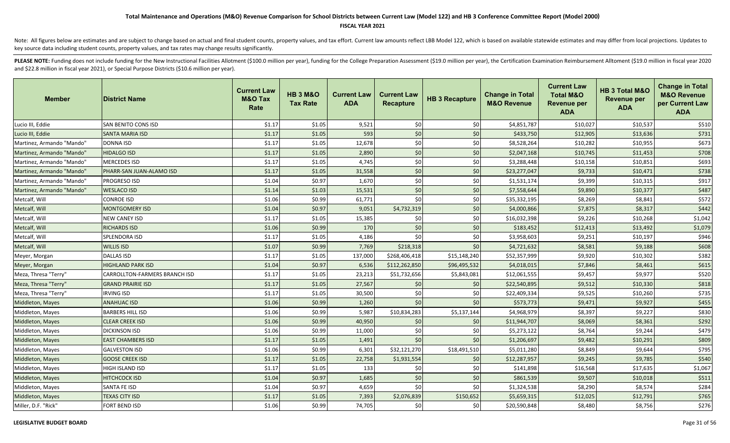# Total Maintenance and Operations (M&O) Revenue Comparison for School Districts between Current Law (Model 122) and HB 3 Conference Committee Report (Model 2000)

**FISCAL YEAR 2021**

Note: All figures below are estimates and are subject to change based on actual and final student counts, property values, and tax effort. Current law amounts reflect LBB Model 122, which is based on available statewide estimates and may differ from local projections. Updates to key source data including student counts, property values, and tax rates may change results significantly.

**PLEASE NOTE:** Funding does not include funding for the New Instructional Facilities Allotment ($100.0 million per year), funding for the College Preparation Assessment ($19.0 million per year), the Certification Examination Reimbursement Alltoment ($19.0 million in fiscal year 2020 and $22.8 million in fiscal year 2021), or Special Purpose Districts ($10.6 million per year).

| Member | District Name | Current Law M&O Tax Rate | HB 3 M&O Tax Rate | Current Law ADA | Current Law Recapture | HB 3 Recapture | Change in Total M&O Revenue | Current Law Total M&O Revenue per ADA | HB 3 Total M&O Revenue per ADA | Change in Total M&O Revenue per Current Law ADA |
|---|---|---|---|---|---|---|---|---|---|---|
| Lucio III, Eddie | SAN BENITO CONS ISD | $1.17 | $1.05 | 9,521 | $0 | $0 | $4,851,787 | $10,027 | $10,537 | $510 |
| Lucio III, Eddie | SANTA MARIA ISD | $1.17 | $1.05 | 593 | $0 | $0 | $433,750 | $12,905 | $13,636 | $731 |
| Martinez, Armando "Mando" | DONNA ISD | $1.17 | $1.05 | 12,678 | $0 | $0 | $8,528,264 | $10,282 | $10,955 | $673 |
| Martinez, Armando "Mando" | HIDALGO ISD | $1.17 | $1.05 | 2,890 | $0 | $0 | $2,047,168 | $10,745 | $11,453 | $708 |
| Martinez, Armando "Mando" | MERCEDES ISD | $1.17 | $1.05 | 4,745 | $0 | $0 | $3,288,448 | $10,158 | $10,851 | $693 |
| Martinez, Armando "Mando" | PHARR-SAN JUAN-ALAMO ISD | $1.17 | $1.05 | 31,558 | $0 | $0 | $23,277,047 | $9,733 | $10,471 | $738 |
| Martinez, Armando "Mando" | PROGRESO ISD | $1.04 | $0.97 | 1,670 | $0 | $0 | $1,531,174 | $9,399 | $10,315 | $917 |
| Martinez, Armando "Mando" | WESLACO ISD | $1.14 | $1.03 | 15,531 | $0 | $0 | $7,558,644 | $9,890 | $10,377 | $487 |
| Metcalf, Will | CONROE ISD | $1.06 | $0.99 | 61,771 | $0 | $0 | $35,332,195 | $8,269 | $8,841 | $572 |
| Metcalf, Will | MONTGOMERY ISD | $1.04 | $0.97 | 9,051 | $4,732,319 | $0 | $4,000,866 | $7,875 | $8,317 | $442 |
| Metcalf, Will | NEW CANEY ISD | $1.17 | $1.05 | 15,385 | $0 | $0 | $16,032,398 | $9,226 | $10,268 | $1,042 |
| Metcalf, Will | RICHARDS ISD | $1.06 | $0.99 | 170 | $0 | $0 | $183,452 | $12,413 | $13,492 | $1,079 |
| Metcalf, Will | SPLENDORA ISD | $1.17 | $1.05 | 4,186 | $0 | $0 | $3,958,603 | $9,251 | $10,197 | $946 |
| Metcalf, Will | WILLIS ISD | $1.07 | $0.99 | 7,769 | $218,318 | $0 | $4,721,632 | $8,581 | $9,188 | $608 |
| Meyer, Morgan | DALLAS ISD | $1.17 | $1.05 | 137,000 | $268,406,418 | $15,148,240 | $52,357,999 | $9,920 | $10,302 | $382 |
| Meyer, Morgan | HIGHLAND PARK ISD | $1.04 | $0.97 | 6,536 | $112,262,850 | $96,495,532 | $4,018,015 | $7,846 | $8,461 | $615 |
| Meza, Thresa "Terry" | CARROLLTON-FARMERS BRANCH ISD | $1.17 | $1.05 | 23,213 | $51,732,656 | $5,843,081 | $12,061,555 | $9,457 | $9,977 | $520 |
| Meza, Thresa "Terry" | GRAND PRAIRIE ISD | $1.17 | $1.05 | 27,567 | $0 | $0 | $22,540,895 | $9,512 | $10,330 | $818 |
| Meza, Thresa "Terry" | IRVING ISD | $1.17 | $1.05 | 30,500 | $0 | $0 | $22,409,334 | $9,525 | $10,260 | $735 |
| Middleton, Mayes | ANAHUAC ISD | $1.06 | $0.99 | 1,260 | $0 | $0 | $573,773 | $9,471 | $9,927 | $455 |
| Middleton, Mayes | BARBERS HILL ISD | $1.06 | $0.99 | 5,987 | $10,834,283 | $5,137,144 | $4,968,979 | $8,397 | $9,227 | $830 |
| Middleton, Mayes | CLEAR CREEK ISD | $1.06 | $0.99 | 40,950 | $0 | $0 | $11,944,707 | $8,069 | $8,361 | $292 |
| Middleton, Mayes | DICKINSON ISD | $1.06 | $0.99 | 11,000 | $0 | $0 | $5,273,122 | $8,764 | $9,244 | $479 |
| Middleton, Mayes | EAST CHAMBERS ISD | $1.17 | $1.05 | 1,491 | $0 | $0 | $1,206,697 | $9,482 | $10,291 | $809 |
| Middleton, Mayes | GALVESTON ISD | $1.06 | $0.99 | 6,301 | $32,121,270 | $18,491,510 | $5,011,280 | $8,849 | $9,644 | $795 |
| Middleton, Mayes | GOOSE CREEK ISD | $1.17 | $1.05 | 22,758 | $1,931,554 | $0 | $12,287,957 | $9,245 | $9,785 | $540 |
| Middleton, Mayes | HIGH ISLAND ISD | $1.17 | $1.05 | 133 | $0 | $0 | $141,898 | $16,568 | $17,635 | $1,067 |
| Middleton, Mayes | HITCHCOCK ISD | $1.04 | $0.97 | 1,685 | $0 | $0 | $861,539 | $9,507 | $10,018 | $511 |
| Middleton, Mayes | SANTA FE ISD | $1.04 | $0.97 | 4,659 | $0 | $0 | $1,324,538 | $8,290 | $8,574 | $284 |
| Middleton, Mayes | TEXAS CITY ISD | $1.17 | $1.05 | 7,393 | $2,076,839 | $150,652 | $5,659,315 | $12,025 | $12,791 | $765 |
| Miller, D.F. "Rick" | FORT BEND ISD | $1.06 | $0.99 | 74,705 | $0 | $0 | $20,590,848 | $8,480 | $8,756 | $276 |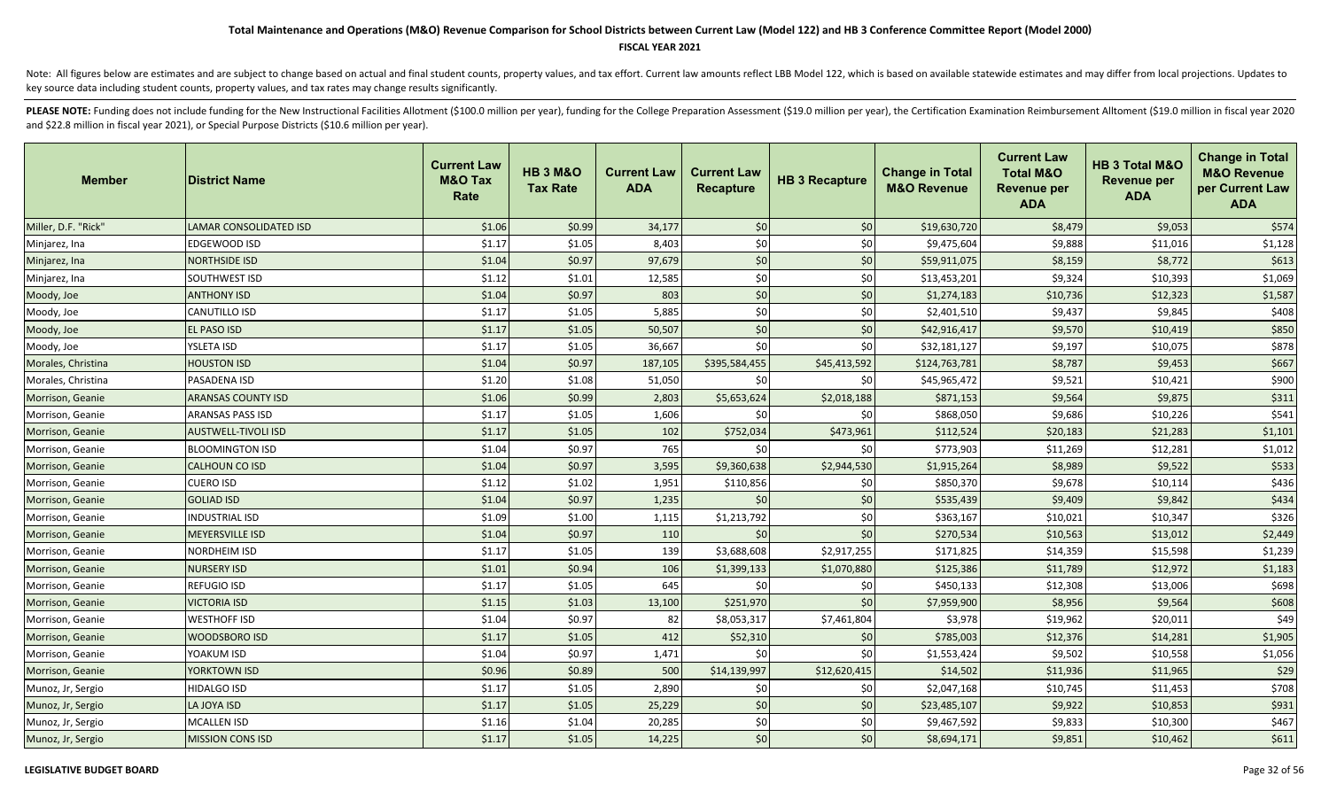# Total Maintenance and Operations (M&O) Revenue Comparison for School Districts between Current Law (Model 122) and HB 3 Conference Committee Report (Model 2000)

**FISCAL YEAR 2021**

Note: All figures below are estimates and are subject to change based on actual and final student counts, property values, and tax effort. Current law amounts reflect LBB Model 122, which is based on available statewide estimates and may differ from local projections. Updates to key source data including student counts, property values, and tax rates may change results significantly.

**PLEASE NOTE:** Funding does not include funding for the New Instructional Facilities Allotment ($100.0 million per year), funding for the College Preparation Assessment ($19.0 million per year), the Certification Examination Reimbursement Alltoment ($19.0 million in fiscal year 2020 and $22.8 million in fiscal year 2021), or Special Purpose Districts ($10.6 million per year).

| Member | District Name | Current Law M&O Tax Rate | HB 3 M&O Tax Rate | Current Law ADA | Current Law Recapture | HB 3 Recapture | Change in Total M&O Revenue | Current Law Total M&O Revenue per ADA | HB 3 Total M&O Revenue per ADA | Change in Total M&O Revenue per Current Law ADA |
|---|---|---|---|---|---|---|---|---|---|---|
| Miller, D.F. "Rick" | LAMAR CONSOLIDATED ISD | $1.06 | $0.99 | 34,177 | $0 | $0 | $19,630,720 | $8,479 | $9,053 | $574 |
| Minjarez, Ina | EDGEWOOD ISD | $1.17 | $1.05 | 8,403 | $0 | $0 | $9,475,604 | $9,888 | $11,016 | $1,128 |
| Minjarez, Ina | NORTHSIDE ISD | $1.04 | $0.97 | 97,679 | $0 | $0 | $59,911,075 | $8,159 | $8,772 | $613 |
| Minjarez, Ina | SOUTHWEST ISD | $1.12 | $1.01 | 12,585 | $0 | $0 | $13,453,201 | $9,324 | $10,393 | $1,069 |
| Moody, Joe | ANTHONY ISD | $1.04 | $0.97 | 803 | $0 | $0 | $1,274,183 | $10,736 | $12,323 | $1,587 |
| Moody, Joe | CANUTILLO ISD | $1.17 | $1.05 | 5,885 | $0 | $0 | $2,401,510 | $9,437 | $9,845 | $408 |
| Moody, Joe | EL PASO ISD | $1.17 | $1.05 | 50,507 | $0 | $0 | $42,916,417 | $9,570 | $10,419 | $850 |
| Moody, Joe | YSLETA ISD | $1.17 | $1.05 | 36,667 | $0 | $0 | $32,181,127 | $9,197 | $10,075 | $878 |
| Morales, Christina | HOUSTON ISD | $1.04 | $0.97 | 187,105 | $395,584,455 | $45,413,592 | $124,763,781 | $8,787 | $9,453 | $667 |
| Morales, Christina | PASADENA ISD | $1.20 | $1.08 | 51,050 | $0 | $0 | $45,965,472 | $9,521 | $10,421 | $900 |
| Morrison, Geanie | ARANSAS COUNTY ISD | $1.06 | $0.99 | 2,803 | $5,653,624 | $2,018,188 | $871,153 | $9,564 | $9,875 | $311 |
| Morrison, Geanie | ARANSAS PASS ISD | $1.17 | $1.05 | 1,606 | $0 | $0 | $868,050 | $9,686 | $10,226 | $541 |
| Morrison, Geanie | AUSTWELL-TIVOLI ISD | $1.17 | $1.05 | 102 | $752,034 | $473,961 | $112,524 | $20,183 | $21,283 | $1,101 |
| Morrison, Geanie | BLOOMINGTON ISD | $1.04 | $0.97 | 765 | $0 | $0 | $773,903 | $11,269 | $12,281 | $1,012 |
| Morrison, Geanie | CALHOUN CO ISD | $1.04 | $0.97 | 3,595 | $9,360,638 | $2,944,530 | $1,915,264 | $8,989 | $9,522 | $533 |
| Morrison, Geanie | CUERO ISD | $1.12 | $1.02 | 1,951 | $110,856 | $0 | $850,370 | $9,678 | $10,114 | $436 |
| Morrison, Geanie | GOLIAD ISD | $1.04 | $0.97 | 1,235 | $0 | $0 | $535,439 | $9,409 | $9,842 | $434 |
| Morrison, Geanie | INDUSTRIAL ISD | $1.09 | $1.00 | 1,115 | $1,213,792 | $0 | $363,167 | $10,021 | $10,347 | $326 |
| Morrison, Geanie | MEYERSVILLE ISD | $1.04 | $0.97 | 110 | $0 | $0 | $270,534 | $10,563 | $13,012 | $2,449 |
| Morrison, Geanie | NORDHEIM ISD | $1.17 | $1.05 | 139 | $3,688,608 | $2,917,255 | $171,825 | $14,359 | $15,598 | $1,239 |
| Morrison, Geanie | NURSERY ISD | $1.01 | $0.94 | 106 | $1,399,133 | $1,070,880 | $125,386 | $11,789 | $12,972 | $1,183 |
| Morrison, Geanie | REFUGIO ISD | $1.17 | $1.05 | 645 | $0 | $0 | $450,133 | $12,308 | $13,006 | $698 |
| Morrison, Geanie | VICTORIA ISD | $1.15 | $1.03 | 13,100 | $251,970 | $0 | $7,959,900 | $8,956 | $9,564 | $608 |
| Morrison, Geanie | WESTHOFF ISD | $1.04 | $0.97 | 82 | $8,053,317 | $7,461,804 | $3,978 | $19,962 | $20,011 | $49 |
| Morrison, Geanie | WOODSBORO ISD | $1.17 | $1.05 | 412 | $52,310 | $0 | $785,003 | $12,376 | $14,281 | $1,905 |
| Morrison, Geanie | YOAKUM ISD | $1.04 | $0.97 | 1,471 | $0 | $0 | $1,553,424 | $9,502 | $10,558 | $1,056 |
| Morrison, Geanie | YORKTOWN ISD | $0.96 | $0.89 | 500 | $14,139,997 | $12,620,415 | $14,502 | $11,936 | $11,965 | $29 |
| Munoz, Jr, Sergio | HIDALGO ISD | $1.17 | $1.05 | 2,890 | $0 | $0 | $2,047,168 | $10,745 | $11,453 | $708 |
| Munoz, Jr, Sergio | LA JOYA ISD | $1.17 | $1.05 | 25,229 | $0 | $0 | $23,485,107 | $9,922 | $10,853 | $931 |
| Munoz, Jr, Sergio | MCALLEN ISD | $1.16 | $1.04 | 20,285 | $0 | $0 | $9,467,592 | $9,833 | $10,300 | $467 |
| Munoz, Jr, Sergio | MISSION CONS ISD | $1.17 | $1.05 | 14,225 | $0 | $0 | $8,694,171 | $9,851 | $10,462 | $611 |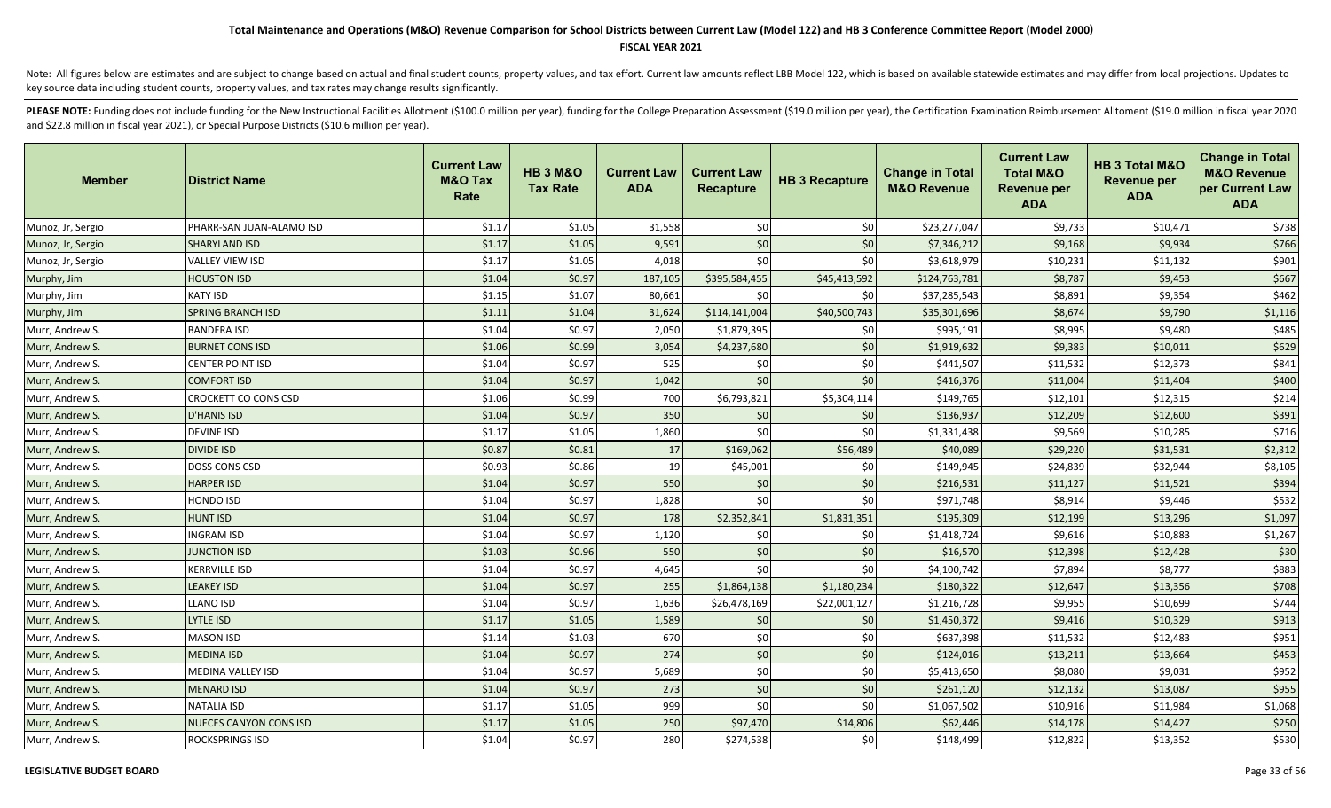# Total Maintenance and Operations (M&O) Revenue Comparison for School Districts between Current Law (Model 122) and HB 3 Conference Committee Report (Model 2000)

**FISCAL YEAR 2021**

Note: All figures below are estimates and are subject to change based on actual and final student counts, property values, and tax effort. Current law amounts reflect LBB Model 122, which is based on available statewide estimates and may differ from local projections. Updates to key source data including student counts, property values, and tax rates may change results significantly.

**PLEASE NOTE:** Funding does not include funding for the New Instructional Facilities Allotment ($100.0 million per year), funding for the College Preparation Assessment ($19.0 million per year), the Certification Examination Reimbursement Alltoment ($19.0 million in fiscal year 2020 and $22.8 million in fiscal year 2021), or Special Purpose Districts ($10.6 million per year).

| Member | District Name | Current Law M&O Tax Rate | HB 3 M&O Tax Rate | Current Law ADA | Current Law Recapture | HB 3 Recapture | Change in Total M&O Revenue | Current Law Total M&O Revenue per ADA | HB 3 Total M&O Revenue per ADA | Change in Total M&O Revenue per Current Law ADA |
|---|---|---|---|---|---|---|---|---|---|---|
| Munoz, Jr, Sergio | PHARR-SAN JUAN-ALAMO ISD | $1.17 | $1.05 | 31,558 | $0 | $0 | $23,277,047 | $9,733 | $10,471 | $738 |
| Munoz, Jr, Sergio | SHARYLAND ISD | $1.17 | $1.05 | 9,591 | $0 | $0 | $7,346,212 | $9,168 | $9,934 | $766 |
| Munoz, Jr, Sergio | VALLEY VIEW ISD | $1.17 | $1.05 | 4,018 | $0 | $0 | $3,618,979 | $10,231 | $11,132 | $901 |
| Murphy, Jim | HOUSTON ISD | $1.04 | $0.97 | 187,105 | $395,584,455 | $45,413,592 | $124,763,781 | $8,787 | $9,453 | $667 |
| Murphy, Jim | KATY ISD | $1.15 | $1.07 | 80,661 | $0 | $0 | $37,285,543 | $8,891 | $9,354 | $462 |
| Murphy, Jim | SPRING BRANCH ISD | $1.11 | $1.04 | 31,624 | $114,141,004 | $40,500,743 | $35,301,696 | $8,674 | $9,790 | $1,116 |
| Murr, Andrew S. | BANDERA ISD | $1.04 | $0.97 | 2,050 | $1,879,395 | $0 | $995,191 | $8,995 | $9,480 | $485 |
| Murr, Andrew S. | BURNET CONS ISD | $1.06 | $0.99 | 3,054 | $4,237,680 | $0 | $1,919,632 | $9,383 | $10,011 | $629 |
| Murr, Andrew S. | CENTER POINT ISD | $1.04 | $0.97 | 525 | $0 | $0 | $441,507 | $11,532 | $12,373 | $841 |
| Murr, Andrew S. | COMFORT ISD | $1.04 | $0.97 | 1,042 | $0 | $0 | $416,376 | $11,004 | $11,404 | $400 |
| Murr, Andrew S. | CROCKETT CO CONS CSD | $1.06 | $0.99 | 700 | $6,793,821 | $5,304,114 | $149,765 | $12,101 | $12,315 | $214 |
| Murr, Andrew S. | D'HANIS ISD | $1.04 | $0.97 | 350 | $0 | $0 | $136,937 | $12,209 | $12,600 | $391 |
| Murr, Andrew S. | DEVINE ISD | $1.17 | $1.05 | 1,860 | $0 | $0 | $1,331,438 | $9,569 | $10,285 | $716 |
| Murr, Andrew S. | DIVIDE ISD | $0.87 | $0.81 | 17 | $169,062 | $56,489 | $40,089 | $29,220 | $31,531 | $2,312 |
| Murr, Andrew S. | DOSS CONS CSD | $0.93 | $0.86 | 19 | $45,001 | $0 | $149,945 | $24,839 | $32,944 | $8,105 |
| Murr, Andrew S. | HARPER ISD | $1.04 | $0.97 | 550 | $0 | $0 | $216,531 | $11,127 | $11,521 | $394 |
| Murr, Andrew S. | HONDO ISD | $1.04 | $0.97 | 1,828 | $0 | $0 | $971,748 | $8,914 | $9,446 | $532 |
| Murr, Andrew S. | HUNT ISD | $1.04 | $0.97 | 178 | $2,352,841 | $1,831,351 | $195,309 | $12,199 | $13,296 | $1,097 |
| Murr, Andrew S. | INGRAM ISD | $1.04 | $0.97 | 1,120 | $0 | $0 | $1,418,724 | $9,616 | $10,883 | $1,267 |
| Murr, Andrew S. | JUNCTION ISD | $1.03 | $0.96 | 550 | $0 | $0 | $16,570 | $12,398 | $12,428 | $30 |
| Murr, Andrew S. | KERRVILLE ISD | $1.04 | $0.97 | 4,645 | $0 | $0 | $4,100,742 | $7,894 | $8,777 | $883 |
| Murr, Andrew S. | LEAKEY ISD | $1.04 | $0.97 | 255 | $1,864,138 | $1,180,234 | $180,322 | $12,647 | $13,356 | $708 |
| Murr, Andrew S. | LLANO ISD | $1.04 | $0.97 | 1,636 | $26,478,169 | $22,001,127 | $1,216,728 | $9,955 | $10,699 | $744 |
| Murr, Andrew S. | LYTLE ISD | $1.17 | $1.05 | 1,589 | $0 | $0 | $1,450,372 | $9,416 | $10,329 | $913 |
| Murr, Andrew S. | MASON ISD | $1.14 | $1.03 | 670 | $0 | $0 | $637,398 | $11,532 | $12,483 | $951 |
| Murr, Andrew S. | MEDINA ISD | $1.04 | $0.97 | 274 | $0 | $0 | $124,016 | $13,211 | $13,664 | $453 |
| Murr, Andrew S. | MEDINA VALLEY ISD | $1.04 | $0.97 | 5,689 | $0 | $0 | $5,413,650 | $8,080 | $9,031 | $952 |
| Murr, Andrew S. | MENARD ISD | $1.04 | $0.97 | 273 | $0 | $0 | $261,120 | $12,132 | $13,087 | $955 |
| Murr, Andrew S. | NATALIA ISD | $1.17 | $1.05 | 999 | $0 | $0 | $1,067,502 | $10,916 | $11,984 | $1,068 |
| Murr, Andrew S. | NUECES CANYON CONS ISD | $1.17 | $1.05 | 250 | $97,470 | $14,806 | $62,446 | $14,178 | $14,427 | $250 |
| Murr, Andrew S. | ROCKSPRINGS ISD | $1.04 | $0.97 | 280 | $274,538 | $0 | $148,499 | $12,822 | $13,352 | $530 |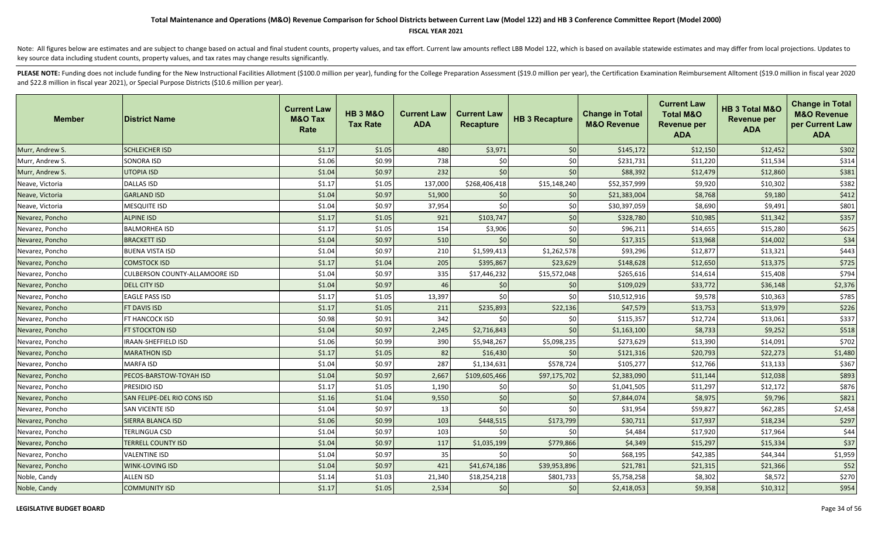# Total Maintenance and Operations (M&O) Revenue Comparison for School Districts between Current Law (Model 122) and HB 3 Conference Committee Report (Model 2000)

**FISCAL YEAR 2021**

Note: All figures below are estimates and are subject to change based on actual and final student counts, property values, and tax effort. Current law amounts reflect LBB Model 122, which is based on available statewide estimates and may differ from local projections. Updates to key source data including student counts, property values, and tax rates may change results significantly.

**PLEASE NOTE:** Funding does not include funding for the New Instructional Facilities Allotment ($100.0 million per year), funding for the College Preparation Assessment ($19.0 million per year), the Certification Examination Reimbursement Alltoment ($19.0 million in fiscal year 2020 and $22.8 million in fiscal year 2021), or Special Purpose Districts ($10.6 million per year).

| Member | District Name | Current Law M&O Tax Rate | HB 3 M&O Tax Rate | Current Law ADA | Current Law Recapture | HB 3 Recapture | Change in Total M&O Revenue | Current Law Total M&O Revenue per ADA | HB 3 Total M&O Revenue per ADA | Change in Total M&O Revenue per Current Law ADA |
|---|---|---|---|---|---|---|---|---|---|---|
| Murr, Andrew S. | SCHLEICHER ISD | $1.17 | $1.05 | 480 | $3,971 | $0 | $145,172 | $12,150 | $12,452 | $302 |
| Murr, Andrew S. | SONORA ISD | $1.06 | $0.99 | 738 | $0 | $0 | $231,731 | $11,220 | $11,534 | $314 |
| Murr, Andrew S. | UTOPIA ISD | $1.04 | $0.97 | 232 | $0 | $0 | $88,392 | $12,479 | $12,860 | $381 |
| Neave, Victoria | DALLAS ISD | $1.17 | $1.05 | 137,000 | $268,406,418 | $15,148,240 | $52,357,999 | $9,920 | $10,302 | $382 |
| Neave, Victoria | GARLAND ISD | $1.04 | $0.97 | 51,900 | $0 | $0 | $21,383,004 | $8,768 | $9,180 | $412 |
| Neave, Victoria | MESQUITE ISD | $1.04 | $0.97 | 37,954 | $0 | $0 | $30,397,059 | $8,690 | $9,491 | $801 |
| Nevarez, Poncho | ALPINE ISD | $1.17 | $1.05 | 921 | $103,747 | $0 | $328,780 | $10,985 | $11,342 | $357 |
| Nevarez, Poncho | BALMORHEA ISD | $1.17 | $1.05 | 154 | $3,906 | $0 | $96,211 | $14,655 | $15,280 | $625 |
| Nevarez, Poncho | BRACKETT ISD | $1.04 | $0.97 | 510 | $0 | $0 | $17,315 | $13,968 | $14,002 | $34 |
| Nevarez, Poncho | BUENA VISTA ISD | $1.04 | $0.97 | 210 | $1,599,413 | $1,262,578 | $93,296 | $12,877 | $13,321 | $443 |
| Nevarez, Poncho | COMSTOCK ISD | $1.17 | $1.04 | 205 | $395,867 | $23,629 | $148,628 | $12,650 | $13,375 | $725 |
| Nevarez, Poncho | CULBERSON COUNTY-ALLAMOORE ISD | $1.04 | $0.97 | 335 | $17,446,232 | $15,572,048 | $265,616 | $14,614 | $15,408 | $794 |
| Nevarez, Poncho | DELL CITY ISD | $1.04 | $0.97 | 46 | $0 | $0 | $109,029 | $33,772 | $36,148 | $2,376 |
| Nevarez, Poncho | EAGLE PASS ISD | $1.17 | $1.05 | 13,397 | $0 | $0 | $10,512,916 | $9,578 | $10,363 | $785 |
| Nevarez, Poncho | FT DAVIS ISD | $1.17 | $1.05 | 211 | $235,893 | $22,136 | $47,579 | $13,753 | $13,979 | $226 |
| Nevarez, Poncho | FT HANCOCK ISD | $0.98 | $0.91 | 342 | $0 | $0 | $115,357 | $12,724 | $13,061 | $337 |
| Nevarez, Poncho | FT STOCKTON ISD | $1.04 | $0.97 | 2,245 | $2,716,843 | $0 | $1,163,100 | $8,733 | $9,252 | $518 |
| Nevarez, Poncho | IRAAN-SHEFFIELD ISD | $1.06 | $0.99 | 390 | $5,948,267 | $5,098,235 | $273,629 | $13,390 | $14,091 | $702 |
| Nevarez, Poncho | MARATHON ISD | $1.17 | $1.05 | 82 | $16,430 | $0 | $121,316 | $20,793 | $22,273 | $1,480 |
| Nevarez, Poncho | MARFA ISD | $1.04 | $0.97 | 287 | $1,134,631 | $578,724 | $105,277 | $12,766 | $13,133 | $367 |
| Nevarez, Poncho | PECOS-BARSTOW-TOYAH ISD | $1.04 | $0.97 | 2,667 | $109,605,466 | $97,175,702 | $2,383,090 | $11,144 | $12,038 | $893 |
| Nevarez, Poncho | PRESIDIO ISD | $1.17 | $1.05 | 1,190 | $0 | $0 | $1,041,505 | $11,297 | $12,172 | $876 |
| Nevarez, Poncho | SAN FELIPE-DEL RIO CONS ISD | $1.16 | $1.04 | 9,550 | $0 | $0 | $7,844,074 | $8,975 | $9,796 | $821 |
| Nevarez, Poncho | SAN VICENTE ISD | $1.04 | $0.97 | 13 | $0 | $0 | $31,954 | $59,827 | $62,285 | $2,458 |
| Nevarez, Poncho | SIERRA BLANCA ISD | $1.06 | $0.99 | 103 | $448,515 | $173,799 | $30,711 | $17,937 | $18,234 | $297 |
| Nevarez, Poncho | TERLINGUA CSD | $1.04 | $0.97 | 103 | $0 | $0 | $4,484 | $17,920 | $17,964 | $44 |
| Nevarez, Poncho | TERRELL COUNTY ISD | $1.04 | $0.97 | 117 | $1,035,199 | $779,866 | $4,349 | $15,297 | $15,334 | $37 |
| Nevarez, Poncho | VALENTINE ISD | $1.04 | $0.97 | 35 | $0 | $0 | $68,195 | $42,385 | $44,344 | $1,959 |
| Nevarez, Poncho | WINK-LOVING ISD | $1.04 | $0.97 | 421 | $41,674,186 | $39,953,896 | $21,781 | $21,315 | $21,366 | $52 |
| Noble, Candy | ALLEN ISD | $1.14 | $1.03 | 21,340 | $18,254,218 | $801,733 | $5,758,258 | $8,302 | $8,572 | $270 |
| Noble, Candy | COMMUNITY ISD | $1.17 | $1.05 | 2,534 | $0 | $0 | $2,418,053 | $9,358 | $10,312 | $954 |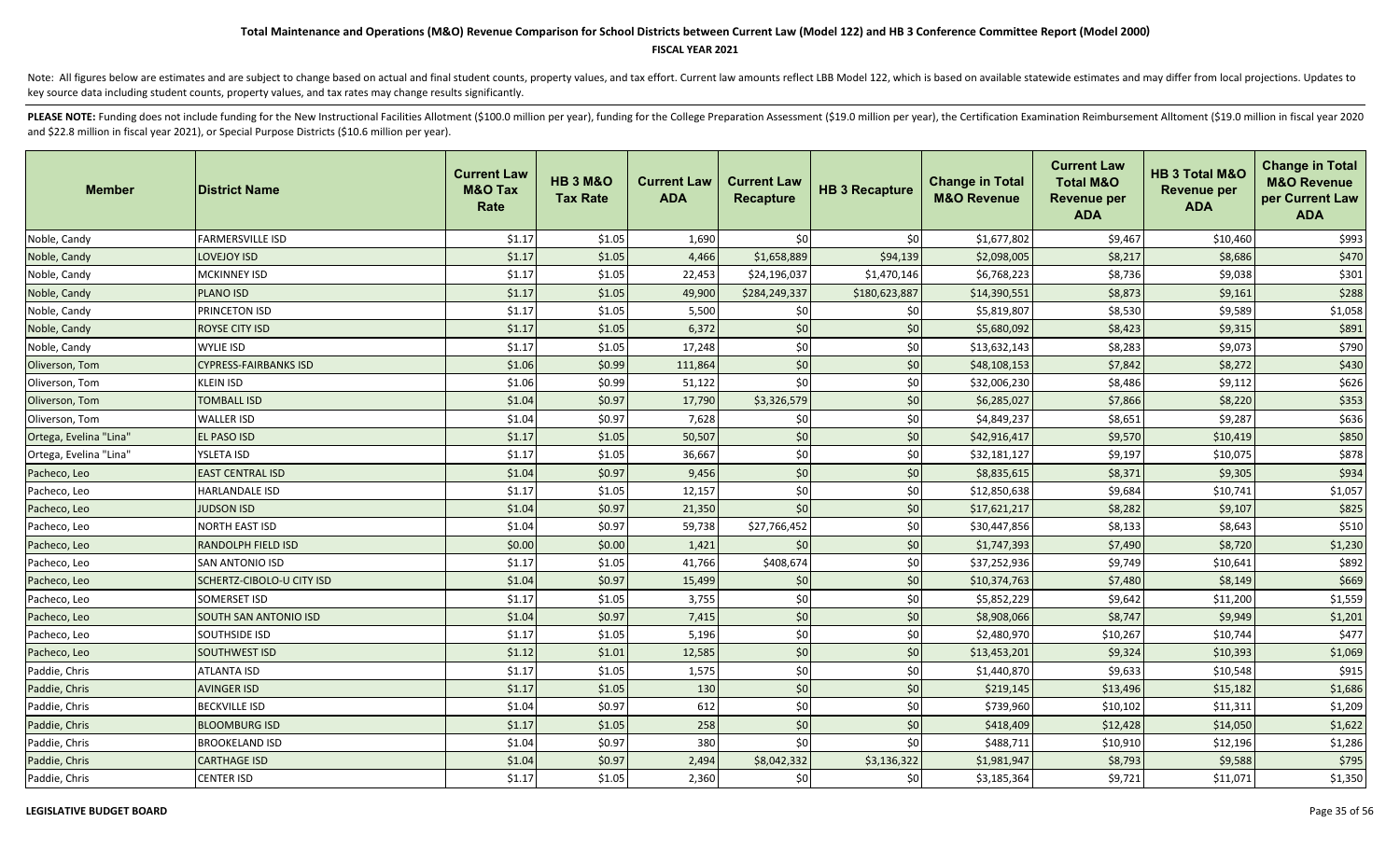# Total Maintenance and Operations (M&O) Revenue Comparison for School Districts between Current Law (Model 122) and HB 3 Conference Committee Report (Model 2000)

**FISCAL YEAR 2021**

Note: All figures below are estimates and are subject to change based on actual and final student counts, property values, and tax effort. Current law amounts reflect LBB Model 122, which is based on available statewide estimates and may differ from local projections. Updates to key source data including student counts, property values, and tax rates may change results significantly.

**PLEASE NOTE:** Funding does not include funding for the New Instructional Facilities Allotment ($100.0 million per year), funding for the College Preparation Assessment ($19.0 million per year), the Certification Examination Reimbursement Alltoment ($19.0 million in fiscal year 2020 and $22.8 million in fiscal year 2021), or Special Purpose Districts ($10.6 million per year).

| Member | District Name | Current Law M&O Tax Rate | HB 3 M&O Tax Rate | Current Law ADA | Current Law Recapture | HB 3 Recapture | Change in Total M&O Revenue | Current Law Total M&O Revenue per ADA | HB 3 Total M&O Revenue per ADA | Change in Total M&O Revenue per Current Law ADA |
|---|---|---|---|---|---|---|---|---|---|---|
| Noble, Candy | FARMERSVILLE ISD | $1.17 | $1.05 | 1,690 | $0 | $0 | $1,677,802 | $9,467 | $10,460 | $993 |
| Noble, Candy | LOVEJOY ISD | $1.17 | $1.05 | 4,466 | $1,658,889 | $94,139 | $2,098,005 | $8,217 | $8,686 | $470 |
| Noble, Candy | MCKINNEY ISD | $1.17 | $1.05 | 22,453 | $24,196,037 | $1,470,146 | $6,768,223 | $8,736 | $9,038 | $301 |
| Noble, Candy | PLANO ISD | $1.17 | $1.05 | 49,900 | $284,249,337 | $180,623,887 | $14,390,551 | $8,873 | $9,161 | $288 |
| Noble, Candy | PRINCETON ISD | $1.17 | $1.05 | 5,500 | $0 | $0 | $5,819,807 | $8,530 | $9,589 | $1,058 |
| Noble, Candy | ROYSE CITY ISD | $1.17 | $1.05 | 6,372 | $0 | $0 | $5,680,092 | $8,423 | $9,315 | $891 |
| Noble, Candy | WYLIE ISD | $1.17 | $1.05 | 17,248 | $0 | $0 | $13,632,143 | $8,283 | $9,073 | $790 |
| Oliverson, Tom | CYPRESS-FAIRBANKS ISD | $1.06 | $0.99 | 111,864 | $0 | $0 | $48,108,153 | $7,842 | $8,272 | $430 |
| Oliverson, Tom | KLEIN ISD | $1.06 | $0.99 | 51,122 | $0 | $0 | $32,006,230 | $8,486 | $9,112 | $626 |
| Oliverson, Tom | TOMBALL ISD | $1.04 | $0.97 | 17,790 | $3,326,579 | $0 | $6,285,027 | $7,866 | $8,220 | $353 |
| Oliverson, Tom | WALLER ISD | $1.04 | $0.97 | 7,628 | $0 | $0 | $4,849,237 | $8,651 | $9,287 | $636 |
| Ortega, Evelina "Lina" | EL PASO ISD | $1.17 | $1.05 | 50,507 | $0 | $0 | $42,916,417 | $9,570 | $10,419 | $850 |
| Ortega, Evelina "Lina" | YSLETA ISD | $1.17 | $1.05 | 36,667 | $0 | $0 | $32,181,127 | $9,197 | $10,075 | $878 |
| Pacheco, Leo | EAST CENTRAL ISD | $1.04 | $0.97 | 9,456 | $0 | $0 | $8,835,615 | $8,371 | $9,305 | $934 |
| Pacheco, Leo | HARLANDALE ISD | $1.17 | $1.05 | 12,157 | $0 | $0 | $12,850,638 | $9,684 | $10,741 | $1,057 |
| Pacheco, Leo | JUDSON ISD | $1.04 | $0.97 | 21,350 | $0 | $0 | $17,621,217 | $8,282 | $9,107 | $825 |
| Pacheco, Leo | NORTH EAST ISD | $1.04 | $0.97 | 59,738 | $27,766,452 | $0 | $30,447,856 | $8,133 | $8,643 | $510 |
| Pacheco, Leo | RANDOLPH FIELD ISD | $0.00 | $0.00 | 1,421 | $0 | $0 | $1,747,393 | $7,490 | $8,720 | $1,230 |
| Pacheco, Leo | SAN ANTONIO ISD | $1.17 | $1.05 | 41,766 | $408,674 | $0 | $37,252,936 | $9,749 | $10,641 | $892 |
| Pacheco, Leo | SCHERTZ-CIBOLO-U CITY ISD | $1.04 | $0.97 | 15,499 | $0 | $0 | $10,374,763 | $7,480 | $8,149 | $669 |
| Pacheco, Leo | SOMERSET ISD | $1.17 | $1.05 | 3,755 | $0 | $0 | $5,852,229 | $9,642 | $11,200 | $1,559 |
| Pacheco, Leo | SOUTH SAN ANTONIO ISD | $1.04 | $0.97 | 7,415 | $0 | $0 | $8,908,066 | $8,747 | $9,949 | $1,201 |
| Pacheco, Leo | SOUTHSIDE ISD | $1.17 | $1.05 | 5,196 | $0 | $0 | $2,480,970 | $10,267 | $10,744 | $477 |
| Pacheco, Leo | SOUTHWEST ISD | $1.12 | $1.01 | 12,585 | $0 | $0 | $13,453,201 | $9,324 | $10,393 | $1,069 |
| Paddie, Chris | ATLANTA ISD | $1.17 | $1.05 | 1,575 | $0 | $0 | $1,440,870 | $9,633 | $10,548 | $915 |
| Paddie, Chris | AVINGER ISD | $1.17 | $1.05 | 130 | $0 | $0 | $219,145 | $13,496 | $15,182 | $1,686 |
| Paddie, Chris | BECKVILLE ISD | $1.04 | $0.97 | 612 | $0 | $0 | $739,960 | $10,102 | $11,311 | $1,209 |
| Paddie, Chris | BLOOMBURG ISD | $1.17 | $1.05 | 258 | $0 | $0 | $418,409 | $12,428 | $14,050 | $1,622 |
| Paddie, Chris | BROOKELAND ISD | $1.04 | $0.97 | 380 | $0 | $0 | $488,711 | $10,910 | $12,196 | $1,286 |
| Paddie, Chris | CARTHAGE ISD | $1.04 | $0.97 | 2,494 | $8,042,332 | $3,136,322 | $1,981,947 | $8,793 | $9,588 | $795 |
| Paddie, Chris | CENTER ISD | $1.17 | $1.05 | 2,360 | $0 | $0 | $3,185,364 | $9,721 | $11,071 | $1,350 |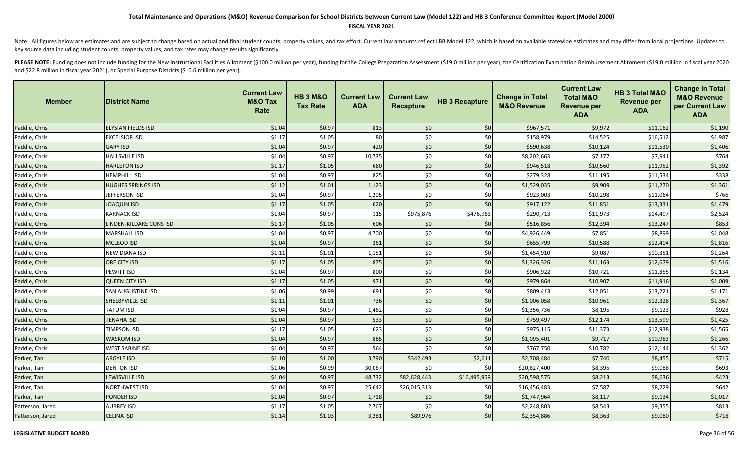# Total Maintenance and Operations (M&O) Revenue Comparison for School Districts between Current Law (Model 122) and HB 3 Conference Committee Report (Model 2000)

**FISCAL YEAR 2021**

Note: All figures below are estimates and are subject to change based on actual and final student counts, property values, and tax effort. Current law amounts reflect LBB Model 122, which is based on available statewide estimates and may differ from local projections. Updates to key source data including student counts, property values, and tax rates may change results significantly.

**PLEASE NOTE:** Funding does not include funding for the New Instructional Facilities Allotment ($100.0 million per year), funding for the College Preparation Assessment ($19.0 million per year), the Certification Examination Reimbursement Alltoment ($19.0 million in fiscal year 2020 and $22.8 million in fiscal year 2021), or Special Purpose Districts ($10.6 million per year).

| Member | District Name | Current Law M&O Tax Rate | HB 3 M&O Tax Rate | Current Law ADA | Current Law Recapture | HB 3 Recapture | Change in Total M&O Revenue | Current Law Total M&O Revenue per ADA | HB 3 Total M&O Revenue per ADA | Change in Total M&O Revenue per Current Law ADA |
|---|---|---|---|---|---|---|---|---|---|---|
| Paddie, Chris | ELYSIAN FIELDS ISD | $1.04 | $0.97 | 813 | $0 | $0 | $967,571 | $9,972 | $11,162 | $1,190 |
| Paddie, Chris | EXCELSIOR ISD | $1.17 | $1.05 | 80 | $0 | $0 | $158,979 | $14,525 | $16,512 | $1,987 |
| Paddie, Chris | GARY ISD | $1.04 | $0.97 | 420 | $0 | $0 | $590,638 | $10,124 | $11,530 | $1,406 |
| Paddie, Chris | HALLSVILLE ISD | $1.04 | $0.97 | 10,735 | $0 | $0 | $8,202,663 | $7,177 | $7,941 | $764 |
| Paddie, Chris | HARLETON ISD | $1.17 | $1.05 | 680 | $0 | $0 | $946,518 | $10,560 | $11,952 | $1,392 |
| Paddie, Chris | HEMPHILL ISD | $1.04 | $0.97 | 825 | $0 | $0 | $279,328 | $11,195 | $11,534 | $338 |
| Paddie, Chris | HUGHES SPRINGS ISD | $1.12 | $1.01 | 1,123 | $0 | $0 | $1,529,035 | $9,909 | $11,270 | $1,361 |
| Paddie, Chris | JEFFERSON ISD | $1.04 | $0.97 | 1,205 | $0 | $0 | $923,003 | $10,298 | $11,064 | $766 |
| Paddie, Chris | JOAQUIN ISD | $1.17 | $1.05 | 620 | $0 | $0 | $917,122 | $11,851 | $13,331 | $1,479 |
| Paddie, Chris | KARNACK ISD | $1.04 | $0.97 | 115 | $975,876 | $476,963 | $290,713 | $11,973 | $14,497 | $2,524 |
| Paddie, Chris | LINDEN-KILDARE CONS ISD | $1.17 | $1.05 | 606 | $0 | $0 | $516,856 | $12,394 | $13,247 | $853 |
| Paddie, Chris | MARSHALL ISD | $1.04 | $0.97 | 4,700 | $0 | $0 | $4,926,449 | $7,851 | $8,899 | $1,048 |
| Paddie, Chris | MCLEOD ISD | $1.04 | $0.97 | 361 | $0 | $0 | $655,799 | $10,588 | $12,404 | $1,816 |
| Paddie, Chris | NEW DIANA ISD | $1.11 | $1.01 | 1,151 | $0 | $0 | $1,454,910 | $9,087 | $10,351 | $1,264 |
| Paddie, Chris | ORE CITY ISD | $1.17 | $1.05 | 875 | $0 | $0 | $1,326,326 | $11,163 | $12,679 | $1,516 |
| Paddie, Chris | PEWITT ISD | $1.04 | $0.97 | 800 | $0 | $0 | $906,922 | $10,721 | $11,855 | $1,134 |
| Paddie, Chris | QUEEN CITY ISD | $1.17 | $1.05 | 971 | $0 | $0 | $979,864 | $10,907 | $11,916 | $1,009 |
| Paddie, Chris | SAN AUGUSTINE ISD | $1.06 | $0.99 | 691 | $0 | $0 | $809,413 | $12,051 | $13,221 | $1,171 |
| Paddie, Chris | SHELBYVILLE ISD | $1.11 | $1.01 | 736 | $0 | $0 | $1,006,058 | $10,961 | $12,328 | $1,367 |
| Paddie, Chris | TATUM ISD | $1.04 | $0.97 | 1,462 | $0 | $0 | $1,356,736 | $8,195 | $9,123 | $928 |
| Paddie, Chris | TENAHA ISD | $1.04 | $0.97 | 533 | $0 | $0 | $759,497 | $12,174 | $13,599 | $1,425 |
| Paddie, Chris | TIMPSON ISD | $1.17 | $1.05 | 623 | $0 | $0 | $975,115 | $11,373 | $12,938 | $1,565 |
| Paddie, Chris | WASKOM ISD | $1.04 | $0.97 | 865 | $0 | $0 | $1,095,401 | $9,717 | $10,983 | $1,266 |
| Paddie, Chris | WEST SABINE ISD | $1.04 | $0.97 | 564 | $0 | $0 | $767,750 | $10,782 | $12,144 | $1,362 |
| Parker, Tan | ARGYLE ISD | $1.10 | $1.00 | 3,790 | $342,493 | $2,611 | $2,708,484 | $7,740 | $8,455 | $715 |
| Parker, Tan | DENTON ISD | $1.06 | $0.99 | 30,067 | $0 | $0 | $20,827,400 | $8,395 | $9,088 | $693 |
| Parker, Tan | LEWISVILLE ISD | $1.04 | $0.97 | 48,732 | $82,628,443 | $16,495,959 | $20,598,575 | $8,213 | $8,636 | $423 |
| Parker, Tan | NORTHWEST ISD | $1.04 | $0.97 | 25,642 | $26,015,313 | $0 | $16,456,483 | $7,587 | $8,229 | $642 |
| Parker, Tan | PONDER ISD | $1.04 | $0.97 | 1,718 | $0 | $0 | $1,747,964 | $8,117 | $9,134 | $1,017 |
| Patterson, Jared | AUBREY ISD | $1.17 | $1.05 | 2,767 | $0 | $0 | $2,248,803 | $8,543 | $9,355 | $813 |
| Patterson, Jared | CELINA ISD | $1.14 | $1.03 | 3,281 | $89,976 | $0 | $2,354,886 | $8,363 | $9,080 | $718 |

**LEGISLATIVE BUDGET BOARD**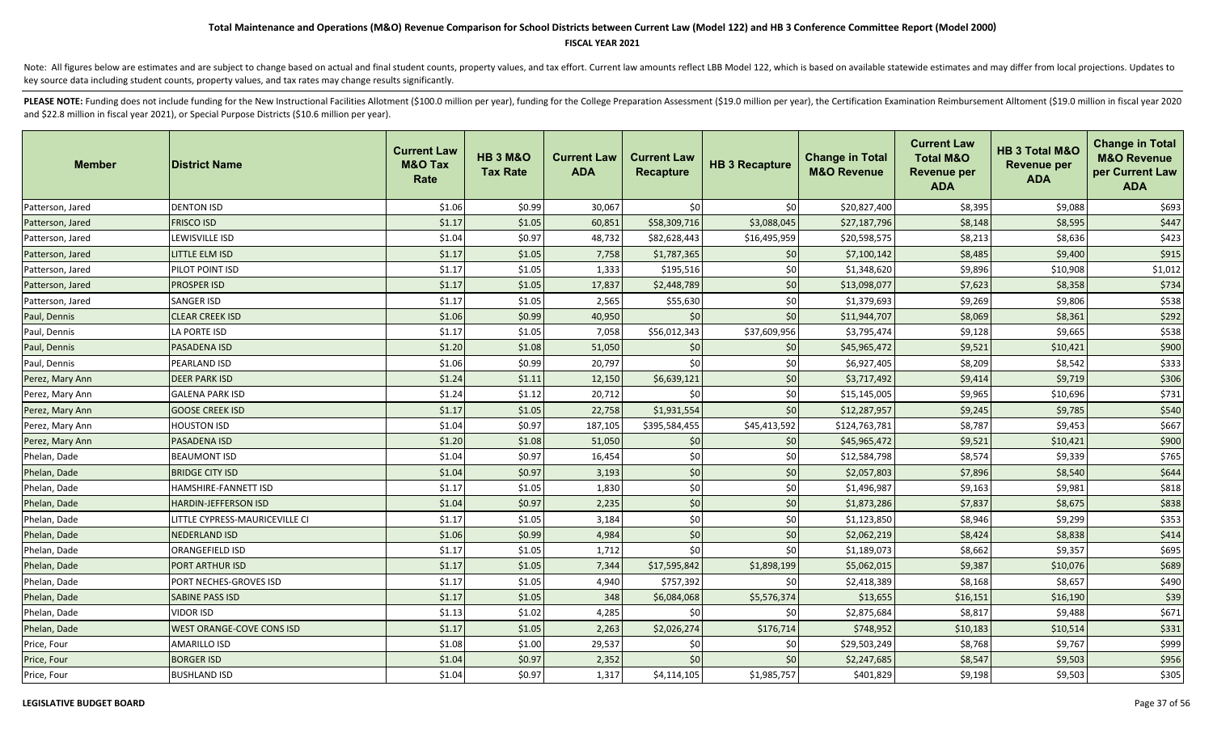# Total Maintenance and Operations (M&O) Revenue Comparison for School Districts between Current Law (Model 122) and HB 3 Conference Committee Report (Model 2000)

**FISCAL YEAR 2021**

Note: All figures below are estimates and are subject to change based on actual and final student counts, property values, and tax effort. Current law amounts reflect LBB Model 122, which is based on available statewide estimates and may differ from local projections. Updates to key source data including student counts, property values, and tax rates may change results significantly.

**PLEASE NOTE:** Funding does not include funding for the New Instructional Facilities Allotment ($100.0 million per year), funding for the College Preparation Assessment ($19.0 million per year), the Certification Examination Reimbursement Alltoment ($19.0 million in fiscal year 2020 and $22.8 million in fiscal year 2021), or Special Purpose Districts ($10.6 million per year).

| Member | District Name | Current Law M&O Tax Rate | HB 3 M&O Tax Rate | Current Law ADA | Current Law Recapture | HB 3 Recapture | Change in Total M&O Revenue | Current Law Total M&O Revenue per ADA | HB 3 Total M&O Revenue per ADA | Change in Total M&O Revenue per Current Law ADA |
|---|---|---|---|---|---|---|---|---|---|---|
| Patterson, Jared | DENTON ISD | $1.06 | $0.99 | 30,067 | $0 | $0 | $20,827,400 | $8,395 | $9,088 | $693 |
| Patterson, Jared | FRISCO ISD | $1.17 | $1.05 | 60,851 | $58,309,716 | $3,088,045 | $27,187,796 | $8,148 | $8,595 | $447 |
| Patterson, Jared | LEWISVILLE ISD | $1.04 | $0.97 | 48,732 | $82,628,443 | $16,495,959 | $20,598,575 | $8,213 | $8,636 | $423 |
| Patterson, Jared | LITTLE ELM ISD | $1.17 | $1.05 | 7,758 | $1,787,365 | $0 | $7,100,142 | $8,485 | $9,400 | $915 |
| Patterson, Jared | PILOT POINT ISD | $1.17 | $1.05 | 1,333 | $195,516 | $0 | $1,348,620 | $9,896 | $10,908 | $1,012 |
| Patterson, Jared | PROSPER ISD | $1.17 | $1.05 | 17,837 | $2,448,789 | $0 | $13,098,077 | $7,623 | $8,358 | $734 |
| Patterson, Jared | SANGER ISD | $1.17 | $1.05 | 2,565 | $55,630 | $0 | $1,379,693 | $9,269 | $9,806 | $538 |
| Paul, Dennis | CLEAR CREEK ISD | $1.06 | $0.99 | 40,950 | $0 | $0 | $11,944,707 | $8,069 | $8,361 | $292 |
| Paul, Dennis | LA PORTE ISD | $1.17 | $1.05 | 7,058 | $56,012,343 | $37,609,956 | $3,795,474 | $9,128 | $9,665 | $538 |
| Paul, Dennis | PASADENA ISD | $1.20 | $1.08 | 51,050 | $0 | $0 | $45,965,472 | $9,521 | $10,421 | $900 |
| Paul, Dennis | PEARLAND ISD | $1.06 | $0.99 | 20,797 | $0 | $0 | $6,927,405 | $8,209 | $8,542 | $333 |
| Perez, Mary Ann | DEER PARK ISD | $1.24 | $1.11 | 12,150 | $6,639,121 | $0 | $3,717,492 | $9,414 | $9,719 | $306 |
| Perez, Mary Ann | GALENA PARK ISD | $1.24 | $1.12 | 20,712 | $0 | $0 | $15,145,005 | $9,965 | $10,696 | $731 |
| Perez, Mary Ann | GOOSE CREEK ISD | $1.17 | $1.05 | 22,758 | $1,931,554 | $0 | $12,287,957 | $9,245 | $9,785 | $540 |
| Perez, Mary Ann | HOUSTON ISD | $1.04 | $0.97 | 187,105 | $395,584,455 | $45,413,592 | $124,763,781 | $8,787 | $9,453 | $667 |
| Perez, Mary Ann | PASADENA ISD | $1.20 | $1.08 | 51,050 | $0 | $0 | $45,965,472 | $9,521 | $10,421 | $900 |
| Phelan, Dade | BEAUMONT ISD | $1.04 | $0.97 | 16,454 | $0 | $0 | $12,584,798 | $8,574 | $9,339 | $765 |
| Phelan, Dade | BRIDGE CITY ISD | $1.04 | $0.97 | 3,193 | $0 | $0 | $2,057,803 | $7,896 | $8,540 | $644 |
| Phelan, Dade | HAMSHIRE-FANNETT ISD | $1.17 | $1.05 | 1,830 | $0 | $0 | $1,496,987 | $9,163 | $9,981 | $818 |
| Phelan, Dade | HARDIN-JEFFERSON ISD | $1.04 | $0.97 | 2,235 | $0 | $0 | $1,873,286 | $7,837 | $8,675 | $838 |
| Phelan, Dade | LITTLE CYPRESS-MAURICEVILLE CI | $1.17 | $1.05 | 3,184 | $0 | $0 | $1,123,850 | $8,946 | $9,299 | $353 |
| Phelan, Dade | NEDERLAND ISD | $1.06 | $0.99 | 4,984 | $0 | $0 | $2,062,219 | $8,424 | $8,838 | $414 |
| Phelan, Dade | ORANGEFIELD ISD | $1.17 | $1.05 | 1,712 | $0 | $0 | $1,189,073 | $8,662 | $9,357 | $695 |
| Phelan, Dade | PORT ARTHUR ISD | $1.17 | $1.05 | 7,344 | $17,595,842 | $1,898,199 | $5,062,015 | $9,387 | $10,076 | $689 |
| Phelan, Dade | PORT NECHES-GROVES ISD | $1.17 | $1.05 | 4,940 | $757,392 | $0 | $2,418,389 | $8,168 | $8,657 | $490 |
| Phelan, Dade | SABINE PASS ISD | $1.17 | $1.05 | 348 | $6,084,068 | $5,576,374 | $13,655 | $16,151 | $16,190 | $39 |
| Phelan, Dade | VIDOR ISD | $1.13 | $1.02 | 4,285 | $0 | $0 | $2,875,684 | $8,817 | $9,488 | $671 |
| Phelan, Dade | WEST ORANGE-COVE CONS ISD | $1.17 | $1.05 | 2,263 | $2,026,274 | $176,714 | $748,952 | $10,183 | $10,514 | $331 |
| Price, Four | AMARILLO ISD | $1.08 | $1.00 | 29,537 | $0 | $0 | $29,503,249 | $8,768 | $9,767 | $999 |
| Price, Four | BORGER ISD | $1.04 | $0.97 | 2,352 | $0 | $0 | $2,247,685 | $8,547 | $9,503 | $956 |
| Price, Four | BUSHLAND ISD | $1.04 | $0.97 | 1,317 | $4,114,105 | $1,985,757 | $401,829 | $9,198 | $9,503 | $305 |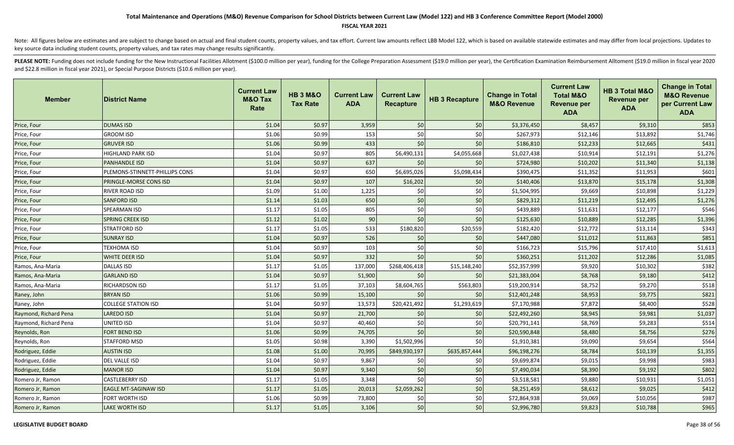# Total Maintenance and Operations (M&O) Revenue Comparison for School Districts between Current Law (Model 122) and HB 3 Conference Committee Report (Model 2000)

## FISCAL YEAR 2021

Note: All figures below are estimates and are subject to change based on actual and final student counts, property values, and tax effort. Current law amounts reflect LBB Model 122, which is based on available statewide estimates and may differ from local projections. Updates to key source data including student counts, property values, and tax rates may change results significantly.

**PLEASE NOTE:** Funding does not include funding for the New Instructional Facilities Allotment ($100.0 million per year), funding for the College Preparation Assessment ($19.0 million per year), the Certification Examination Reimbursement Alltoment ($19.0 million in fiscal year 2020 and $22.8 million in fiscal year 2021), or Special Purpose Districts ($10.6 million per year).

| Member | District Name | Current Law M&O Tax Rate | HB 3 M&O Tax Rate | Current Law ADA | Current Law Recapture | HB 3 Recapture | Change in Total M&O Revenue | Current Law Total M&O Revenue per ADA | HB 3 Total M&O Revenue per ADA | Change in Total M&O Revenue per Current Law ADA |
|---|---|---|---|---|---|---|---|---|---|---|
| Price, Four | DUMAS ISD | $1.04 | $0.97 | 3,959 | $0 | $0 | $3,376,450 | $8,457 | $9,310 | $853 |
| Price, Four | GROOM ISD | $1.06 | $0.99 | 153 | $0 | $0 | $267,973 | $12,146 | $13,892 | $1,746 |
| Price, Four | GRUVER ISD | $1.06 | $0.99 | 433 | $0 | $0 | $186,810 | $12,233 | $12,665 | $431 |
| Price, Four | HIGHLAND PARK ISD | $1.04 | $0.97 | 805 | $6,490,131 | $4,055,668 | $1,027,438 | $10,914 | $12,191 | $1,276 |
| Price, Four | PANHANDLE ISD | $1.04 | $0.97 | 637 | $0 | $0 | $724,980 | $10,202 | $11,340 | $1,138 |
| Price, Four | PLEMONS-STINNETT-PHILLIPS CONS | $1.04 | $0.97 | 650 | $6,695,026 | $5,098,434 | $390,475 | $11,352 | $11,953 | $601 |
| Price, Four | PRINGLE-MORSE CONS ISD | $1.04 | $0.97 | 107 | $16,202 | $0 | $140,406 | $13,870 | $15,178 | $1,308 |
| Price, Four | RIVER ROAD ISD | $1.09 | $1.00 | 1,225 | $0 | $0 | $1,504,995 | $9,669 | $10,898 | $1,229 |
| Price, Four | SANFORD ISD | $1.14 | $1.03 | 650 | $0 | $0 | $829,312 | $11,219 | $12,495 | $1,276 |
| Price, Four | SPEARMAN ISD | $1.17 | $1.05 | 805 | $0 | $0 | $439,889 | $11,631 | $12,177 | $546 |
| Price, Four | SPRING CREEK ISD | $1.12 | $1.02 | 90 | $0 | $0 | $125,630 | $10,889 | $12,285 | $1,396 |
| Price, Four | STRATFORD ISD | $1.17 | $1.05 | 533 | $180,820 | $20,559 | $182,420 | $12,772 | $13,114 | $343 |
| Price, Four | SUNRAY ISD | $1.04 | $0.97 | 526 | $0 | $0 | $447,080 | $11,012 | $11,863 | $851 |
| Price, Four | TEXHOMA ISD | $1.04 | $0.97 | 103 | $0 | $0 | $166,723 | $15,796 | $17,410 | $1,613 |
| Price, Four | WHITE DEER ISD | $1.04 | $0.97 | 332 | $0 | $0 | $360,251 | $11,202 | $12,286 | $1,085 |
| Ramos, Ana-Maria | DALLAS ISD | $1.17 | $1.05 | 137,000 | $268,406,418 | $15,148,240 | $52,357,999 | $9,920 | $10,302 | $382 |
| Ramos, Ana-Maria | GARLAND ISD | $1.04 | $0.97 | 51,900 | $0 | $0 | $21,383,004 | $8,768 | $9,180 | $412 |
| Ramos, Ana-Maria | RICHARDSON ISD | $1.17 | $1.05 | 37,103 | $8,604,765 | $563,803 | $19,200,914 | $8,752 | $9,270 | $518 |
| Raney, John | BRYAN ISD | $1.06 | $0.99 | 15,100 | $0 | $0 | $12,401,248 | $8,953 | $9,775 | $821 |
| Raney, John | COLLEGE STATION ISD | $1.04 | $0.97 | 13,573 | $20,421,492 | $1,293,619 | $7,170,988 | $7,872 | $8,400 | $528 |
| Raymond, Richard Pena | LAREDO ISD | $1.04 | $0.97 | 21,700 | $0 | $0 | $22,492,260 | $8,945 | $9,981 | $1,037 |
| Raymond, Richard Pena | UNITED ISD | $1.04 | $0.97 | 40,460 | $0 | $0 | $20,791,141 | $8,769 | $9,283 | $514 |
| Reynolds, Ron | FORT BEND ISD | $1.06 | $0.99 | 74,705 | $0 | $0 | $20,590,848 | $8,480 | $8,756 | $276 |
| Reynolds, Ron | STAFFORD MSD | $1.05 | $0.98 | 3,390 | $1,502,996 | $0 | $1,910,381 | $9,090 | $9,654 | $564 |
| Rodriguez, Eddie | AUSTIN ISD | $1.08 | $1.00 | 70,995 | $849,930,197 | $635,857,444 | $96,198,276 | $8,784 | $10,139 | $1,355 |
| Rodriguez, Eddie | DEL VALLE ISD | $1.04 | $0.97 | 9,867 | $0 | $0 | $9,699,874 | $9,015 | $9,998 | $983 |
| Rodriguez, Eddie | MANOR ISD | $1.04 | $0.97 | 9,340 | $0 | $0 | $7,490,034 | $8,390 | $9,192 | $802 |
| Romero Jr, Ramon | CASTLEBERRY ISD | $1.17 | $1.05 | 3,348 | $0 | $0 | $3,518,581 | $9,880 | $10,931 | $1,051 |
| Romero Jr, Ramon | EAGLE MT-SAGINAW ISD | $1.17 | $1.05 | 20,013 | $2,059,262 | $0 | $8,251,459 | $8,612 | $9,025 | $412 |
| Romero Jr, Ramon | FORT WORTH ISD | $1.06 | $0.99 | 73,800 | $0 | $0 | $72,864,938 | $9,069 | $10,056 | $987 |
| Romero Jr, Ramon | LAKE WORTH ISD | $1.17 | $1.05 | 3,106 | $0 | $0 | $2,996,780 | $9,823 | $10,788 | $965 |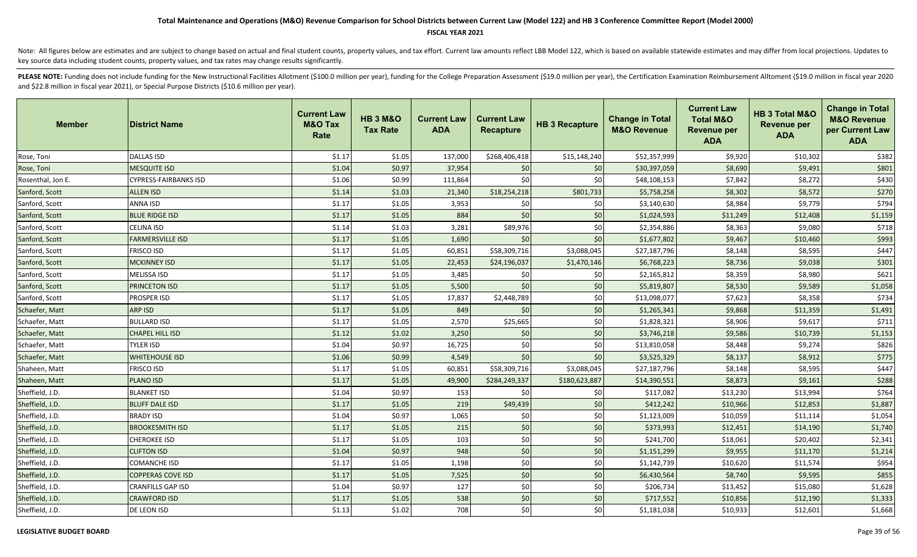# Total Maintenance and Operations (M&O) Revenue Comparison for School Districts between Current Law (Model 122) and HB 3 Conference Committee Report (Model 2000)

**FISCAL YEAR 2021**

Note: All figures below are estimates and are subject to change based on actual and final student counts, property values, and tax effort. Current law amounts reflect LBB Model 122, which is based on available statewide estimates and may differ from local projections. Updates to key source data including student counts, property values, and tax rates may change results significantly.

**PLEASE NOTE:** Funding does not include funding for the New Instructional Facilities Allotment ($100.0 million per year), funding for the College Preparation Assessment ($19.0 million per year), the Certification Examination Reimbursement Alltoment ($19.0 million in fiscal year 2020 and $22.8 million in fiscal year 2021), or Special Purpose Districts ($10.6 million per year).

| Member | District Name | Current Law M&O Tax Rate | HB 3 M&O Tax Rate | Current Law ADA | Current Law Recapture | HB 3 Recapture | Change in Total M&O Revenue | Current Law Total M&O Revenue per ADA | HB 3 Total M&O Revenue per ADA | Change in Total M&O Revenue per Current Law ADA |
|---|---|---|---|---|---|---|---|---|---|---|
| Rose, Toni | DALLAS ISD | $1.17 | $1.05 | 137,000 | $268,406,418 | $15,148,240 | $52,357,999 | $9,920 | $10,302 | $382 |
| Rose, Toni | MESQUITE ISD | $1.04 | $0.97 | 37,954 | $0 | $0 | $30,397,059 | $8,690 | $9,491 | $801 |
| Rosenthal, Jon E. | CYPRESS-FAIRBANKS ISD | $1.06 | $0.99 | 111,864 | $0 | $0 | $48,108,153 | $7,842 | $8,272 | $430 |
| Sanford, Scott | ALLEN ISD | $1.14 | $1.03 | 21,340 | $18,254,218 | $801,733 | $5,758,258 | $8,302 | $8,572 | $270 |
| Sanford, Scott | ANNA ISD | $1.17 | $1.05 | 3,953 | $0 | $0 | $3,140,630 | $8,984 | $9,779 | $794 |
| Sanford, Scott | BLUE RIDGE ISD | $1.17 | $1.05 | 884 | $0 | $0 | $1,024,593 | $11,249 | $12,408 | $1,159 |
| Sanford, Scott | CELINA ISD | $1.14 | $1.03 | 3,281 | $89,976 | $0 | $2,354,886 | $8,363 | $9,080 | $718 |
| Sanford, Scott | FARMERSVILLE ISD | $1.17 | $1.05 | 1,690 | $0 | $0 | $1,677,802 | $9,467 | $10,460 | $993 |
| Sanford, Scott | FRISCO ISD | $1.17 | $1.05 | 60,851 | $58,309,716 | $3,088,045 | $27,187,796 | $8,148 | $8,595 | $447 |
| Sanford, Scott | MCKINNEY ISD | $1.17 | $1.05 | 22,453 | $24,196,037 | $1,470,146 | $6,768,223 | $8,736 | $9,038 | $301 |
| Sanford, Scott | MELISSA ISD | $1.17 | $1.05 | 3,485 | $0 | $0 | $2,165,812 | $8,359 | $8,980 | $621 |
| Sanford, Scott | PRINCETON ISD | $1.17 | $1.05 | 5,500 | $0 | $0 | $5,819,807 | $8,530 | $9,589 | $1,058 |
| Sanford, Scott | PROSPER ISD | $1.17 | $1.05 | 17,837 | $2,448,789 | $0 | $13,098,077 | $7,623 | $8,358 | $734 |
| Schaefer, Matt | ARP ISD | $1.17 | $1.05 | 849 | $0 | $0 | $1,265,341 | $9,868 | $11,359 | $1,491 |
| Schaefer, Matt | BULLARD ISD | $1.17 | $1.05 | 2,570 | $25,665 | $0 | $1,828,321 | $8,906 | $9,617 | $711 |
| Schaefer, Matt | CHAPEL HILL ISD | $1.12 | $1.02 | 3,250 | $0 | $0 | $3,746,218 | $9,586 | $10,739 | $1,153 |
| Schaefer, Matt | TYLER ISD | $1.04 | $0.97 | 16,725 | $0 | $0 | $13,810,058 | $8,448 | $9,274 | $826 |
| Schaefer, Matt | WHITEHOUSE ISD | $1.06 | $0.99 | 4,549 | $0 | $0 | $3,525,329 | $8,137 | $8,912 | $775 |
| Shaheen, Matt | FRISCO ISD | $1.17 | $1.05 | 60,851 | $58,309,716 | $3,088,045 | $27,187,796 | $8,148 | $8,595 | $447 |
| Shaheen, Matt | PLANO ISD | $1.17 | $1.05 | 49,900 | $284,249,337 | $180,623,887 | $14,390,551 | $8,873 | $9,161 | $288 |
| Sheffield, J.D. | BLANKET ISD | $1.04 | $0.97 | 153 | $0 | $0 | $117,082 | $13,230 | $13,994 | $764 |
| Sheffield, J.D. | BLUFF DALE ISD | $1.17 | $1.05 | 219 | $49,439 | $0 | $412,242 | $10,966 | $12,853 | $1,887 |
| Sheffield, J.D. | BRADY ISD | $1.04 | $0.97 | 1,065 | $0 | $0 | $1,123,009 | $10,059 | $11,114 | $1,054 |
| Sheffield, J.D. | BROOKESMITH ISD | $1.17 | $1.05 | 215 | $0 | $0 | $373,993 | $12,451 | $14,190 | $1,740 |
| Sheffield, J.D. | CHEROKEE ISD | $1.17 | $1.05 | 103 | $0 | $0 | $241,700 | $18,061 | $20,402 | $2,341 |
| Sheffield, J.D. | CLIFTON ISD | $1.04 | $0.97 | 948 | $0 | $0 | $1,151,299 | $9,955 | $11,170 | $1,214 |
| Sheffield, J.D. | COMANCHE ISD | $1.17 | $1.05 | 1,198 | $0 | $0 | $1,142,739 | $10,620 | $11,574 | $954 |
| Sheffield, J.D. | COPPERAS COVE ISD | $1.17 | $1.05 | 7,525 | $0 | $0 | $6,430,564 | $8,740 | $9,595 | $855 |
| Sheffield, J.D. | CRANFILLS GAP ISD | $1.04 | $0.97 | 127 | $0 | $0 | $206,734 | $13,452 | $15,080 | $1,628 |
| Sheffield, J.D. | CRAWFORD ISD | $1.17 | $1.05 | 538 | $0 | $0 | $717,552 | $10,856 | $12,190 | $1,333 |
| Sheffield, J.D. | DE LEON ISD | $1.13 | $1.02 | 708 | $0 | $0 | $1,181,038 | $10,933 | $12,601 | $1,668 |

**LEGISLATIVE BUDGET BOARD**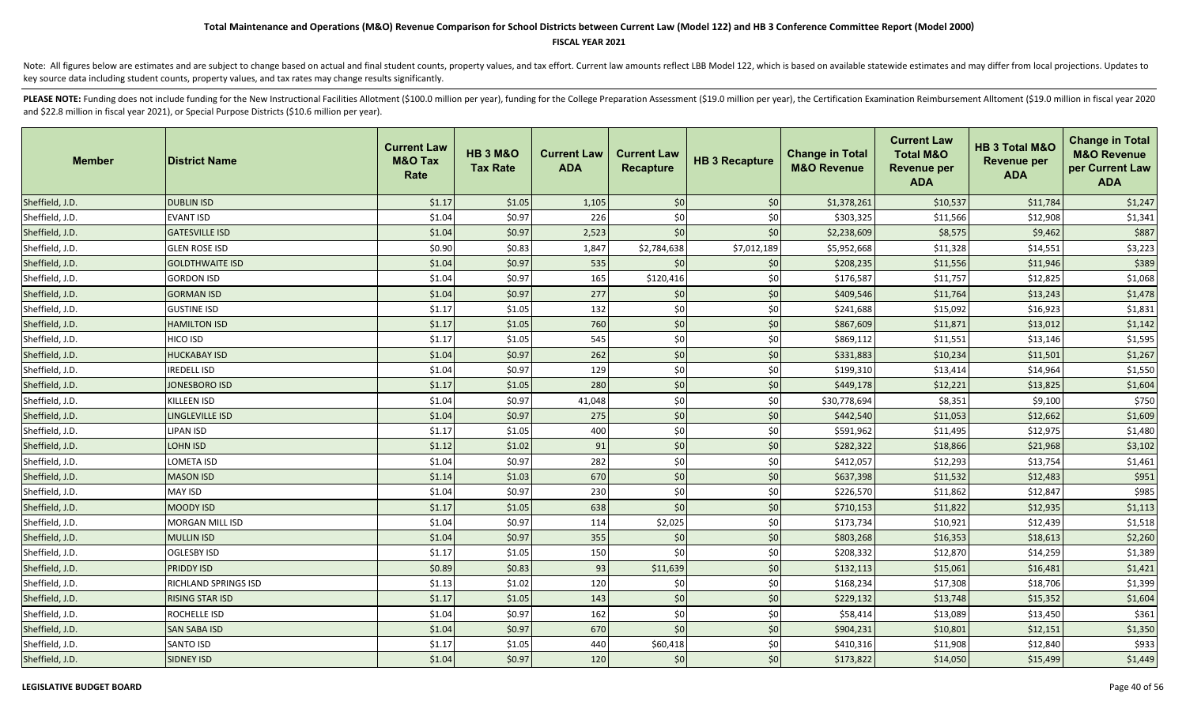# Total Maintenance and Operations (M&O) Revenue Comparison for School Districts between Current Law (Model 122) and HB 3 Conference Committee Report (Model 2000)

**FISCAL YEAR 2021**

Note: All figures below are estimates and are subject to change based on actual and final student counts, property values, and tax effort. Current law amounts reflect LBB Model 122, which is based on available statewide estimates and may differ from local projections. Updates to key source data including student counts, property values, and tax rates may change results significantly.

**PLEASE NOTE:** Funding does not include funding for the New Instructional Facilities Allotment ($100.0 million per year), funding for the College Preparation Assessment ($19.0 million per year), the Certification Examination Reimbursement Alltoment ($19.0 million in fiscal year 2020 and $22.8 million in fiscal year 2021), or Special Purpose Districts ($10.6 million per year).

| Member | District Name | Current Law M&O Tax Rate | HB 3 M&O Tax Rate | Current Law ADA | Current Law Recapture | HB 3 Recapture | Change in Total M&O Revenue | Current Law Total M&O Revenue per ADA | HB 3 Total M&O Revenue per ADA | Change in Total M&O Revenue per Current Law ADA |
|---|---|---|---|---|---|---|---|---|---|---|
| Sheffield, J.D. | DUBLIN ISD | $1.17 | $1.05 | 1,105 | $0 | $0 | $1,378,261 | $10,537 | $11,784 | $1,247 |
| Sheffield, J.D. | EVANT ISD | $1.04 | $0.97 | 226 | $0 | $0 | $303,325 | $11,566 | $12,908 | $1,341 |
| Sheffield, J.D. | GATESVILLE ISD | $1.04 | $0.97 | 2,523 | $0 | $0 | $2,238,609 | $8,575 | $9,462 | $887 |
| Sheffield, J.D. | GLEN ROSE ISD | $0.90 | $0.83 | 1,847 | $2,784,638 | $7,012,189 | $5,952,668 | $11,328 | $14,551 | $3,223 |
| Sheffield, J.D. | GOLDTHWAITE ISD | $1.04 | $0.97 | 535 | $0 | $0 | $208,235 | $11,556 | $11,946 | $389 |
| Sheffield, J.D. | GORDON ISD | $1.04 | $0.97 | 165 | $120,416 | $0 | $176,587 | $11,757 | $12,825 | $1,068 |
| Sheffield, J.D. | GORMAN ISD | $1.04 | $0.97 | 277 | $0 | $0 | $409,546 | $11,764 | $13,243 | $1,478 |
| Sheffield, J.D. | GUSTINE ISD | $1.17 | $1.05 | 132 | $0 | $0 | $241,688 | $15,092 | $16,923 | $1,831 |
| Sheffield, J.D. | HAMILTON ISD | $1.17 | $1.05 | 760 | $0 | $0 | $867,609 | $11,871 | $13,012 | $1,142 |
| Sheffield, J.D. | HICO ISD | $1.17 | $1.05 | 545 | $0 | $0 | $869,112 | $11,551 | $13,146 | $1,595 |
| Sheffield, J.D. | HUCKABAY ISD | $1.04 | $0.97 | 262 | $0 | $0 | $331,883 | $10,234 | $11,501 | $1,267 |
| Sheffield, J.D. | IREDELL ISD | $1.04 | $0.97 | 129 | $0 | $0 | $199,310 | $13,414 | $14,964 | $1,550 |
| Sheffield, J.D. | JONESBORO ISD | $1.17 | $1.05 | 280 | $0 | $0 | $449,178 | $12,221 | $13,825 | $1,604 |
| Sheffield, J.D. | KILLEEN ISD | $1.04 | $0.97 | 41,048 | $0 | $0 | $30,778,694 | $8,351 | $9,100 | $750 |
| Sheffield, J.D. | LINGLEVILLE ISD | $1.04 | $0.97 | 275 | $0 | $0 | $442,540 | $11,053 | $12,662 | $1,609 |
| Sheffield, J.D. | LIPAN ISD | $1.17 | $1.05 | 400 | $0 | $0 | $591,962 | $11,495 | $12,975 | $1,480 |
| Sheffield, J.D. | LOHN ISD | $1.12 | $1.02 | 91 | $0 | $0 | $282,322 | $18,866 | $21,968 | $3,102 |
| Sheffield, J.D. | LOMETA ISD | $1.04 | $0.97 | 282 | $0 | $0 | $412,057 | $12,293 | $13,754 | $1,461 |
| Sheffield, J.D. | MASON ISD | $1.14 | $1.03 | 670 | $0 | $0 | $637,398 | $11,532 | $12,483 | $951 |
| Sheffield, J.D. | MAY ISD | $1.04 | $0.97 | 230 | $0 | $0 | $226,570 | $11,862 | $12,847 | $985 |
| Sheffield, J.D. | MOODY ISD | $1.17 | $1.05 | 638 | $0 | $0 | $710,153 | $11,822 | $12,935 | $1,113 |
| Sheffield, J.D. | MORGAN MILL ISD | $1.04 | $0.97 | 114 | $2,025 | $0 | $173,734 | $10,921 | $12,439 | $1,518 |
| Sheffield, J.D. | MULLIN ISD | $1.04 | $0.97 | 355 | $0 | $0 | $803,268 | $16,353 | $18,613 | $2,260 |
| Sheffield, J.D. | OGLESBY ISD | $1.17 | $1.05 | 150 | $0 | $0 | $208,332 | $12,870 | $14,259 | $1,389 |
| Sheffield, J.D. | PRIDDY ISD | $0.89 | $0.83 | 93 | $11,639 | $0 | $132,113 | $15,061 | $16,481 | $1,421 |
| Sheffield, J.D. | RICHLAND SPRINGS ISD | $1.13 | $1.02 | 120 | $0 | $0 | $168,234 | $17,308 | $18,706 | $1,399 |
| Sheffield, J.D. | RISING STAR ISD | $1.17 | $1.05 | 143 | $0 | $0 | $229,132 | $13,748 | $15,352 | $1,604 |
| Sheffield, J.D. | ROCHELLE ISD | $1.04 | $0.97 | 162 | $0 | $0 | $58,414 | $13,089 | $13,450 | $361 |
| Sheffield, J.D. | SAN SABA ISD | $1.04 | $0.97 | 670 | $0 | $0 | $904,231 | $10,801 | $12,151 | $1,350 |
| Sheffield, J.D. | SANTO ISD | $1.17 | $1.05 | 440 | $60,418 | $0 | $410,316 | $11,908 | $12,840 | $933 |
| Sheffield, J.D. | SIDNEY ISD | $1.04 | $0.97 | 120 | $0 | $0 | $173,822 | $14,050 | $15,499 | $1,449 |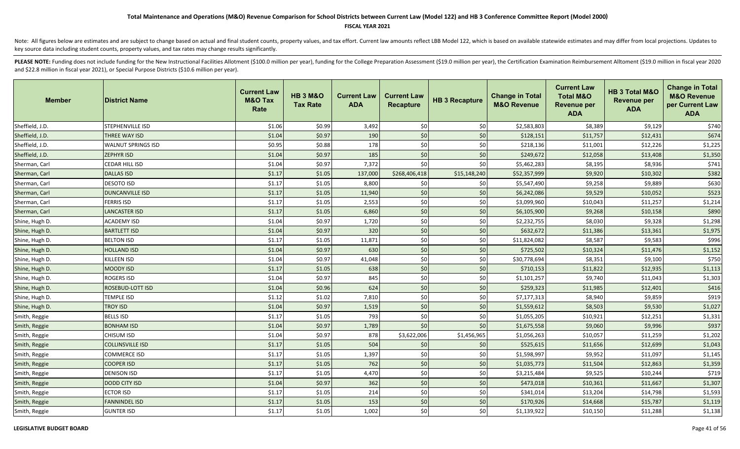## Total Maintenance and Operations (M&O) Revenue Comparison for School Districts between Current Law (Model 122) and HB 3 Conference Committee Report (Model 2000)

**FISCAL YEAR 2021**

Note: All figures below are estimates and are subject to change based on actual and final student counts, property values, and tax effort. Current law amounts reflect LBB Model 122, which is based on available statewide estimates and may differ from local projections. Updates to key source data including student counts, property values, and tax rates may change results significantly.

**PLEASE NOTE:** Funding does not include funding for the New Instructional Facilities Allotment ($100.0 million per year), funding for the College Preparation Assessment ($19.0 million per year), the Certification Examination Reimbursement Alltoment ($19.0 million in fiscal year 2020 and $22.8 million in fiscal year 2021), or Special Purpose Districts ($10.6 million per year).

| Member | District Name | Current Law M&O Tax Rate | HB 3 M&O Tax Rate | Current Law ADA | Current Law Recapture | HB 3 Recapture | Change in Total M&O Revenue | Current Law Total M&O Revenue per ADA | HB 3 Total M&O Revenue per ADA | Change in Total M&O Revenue per Current Law ADA |
|---|---|---|---|---|---|---|---|---|---|---|
| Sheffield, J.D. | STEPHENVILLE ISD | $1.06 | $0.99 | 3,492 | $0 | $0 | $2,583,803 | $8,389 | $9,129 | $740 |
| Sheffield, J.D. | THREE WAY ISD | $1.04 | $0.97 | 190 | $0 | $0 | $128,151 | $11,757 | $12,431 | $674 |
| Sheffield, J.D. | WALNUT SPRINGS ISD | $0.95 | $0.88 | 178 | $0 | $0 | $218,136 | $11,001 | $12,226 | $1,225 |
| Sheffield, J.D. | ZEPHYR ISD | $1.04 | $0.97 | 185 | $0 | $0 | $249,672 | $12,058 | $13,408 | $1,350 |
| Sherman, Carl | CEDAR HILL ISD | $1.04 | $0.97 | 7,372 | $0 | $0 | $5,462,283 | $8,195 | $8,936 | $741 |
| Sherman, Carl | DALLAS ISD | $1.17 | $1.05 | 137,000 | $268,406,418 | $15,148,240 | $52,357,999 | $9,920 | $10,302 | $382 |
| Sherman, Carl | DESOTO ISD | $1.17 | $1.05 | 8,800 | $0 | $0 | $5,547,490 | $9,258 | $9,889 | $630 |
| Sherman, Carl | DUNCANVILLE ISD | $1.17 | $1.05 | 11,940 | $0 | $0 | $6,242,086 | $9,529 | $10,052 | $523 |
| Sherman, Carl | FERRIS ISD | $1.17 | $1.05 | 2,553 | $0 | $0 | $3,099,960 | $10,043 | $11,257 | $1,214 |
| Sherman, Carl | LANCASTER ISD | $1.17 | $1.05 | 6,860 | $0 | $0 | $6,105,900 | $9,268 | $10,158 | $890 |
| Shine, Hugh D. | ACADEMY ISD | $1.04 | $0.97 | 1,720 | $0 | $0 | $2,232,755 | $8,030 | $9,328 | $1,298 |
| Shine, Hugh D. | BARTLETT ISD | $1.04 | $0.97 | 320 | $0 | $0 | $632,672 | $11,386 | $13,361 | $1,975 |
| Shine, Hugh D. | BELTON ISD | $1.17 | $1.05 | 11,871 | $0 | $0 | $11,824,082 | $8,587 | $9,583 | $996 |
| Shine, Hugh D. | HOLLAND ISD | $1.04 | $0.97 | 630 | $0 | $0 | $725,502 | $10,324 | $11,476 | $1,152 |
| Shine, Hugh D. | KILLEEN ISD | $1.04 | $0.97 | 41,048 | $0 | $0 | $30,778,694 | $8,351 | $9,100 | $750 |
| Shine, Hugh D. | MOODY ISD | $1.17 | $1.05 | 638 | $0 | $0 | $710,153 | $11,822 | $12,935 | $1,113 |
| Shine, Hugh D. | ROGERS ISD | $1.04 | $0.97 | 845 | $0 | $0 | $1,101,257 | $9,740 | $11,043 | $1,303 |
| Shine, Hugh D. | ROSEBUD-LOTT ISD | $1.04 | $0.96 | 624 | $0 | $0 | $259,323 | $11,985 | $12,401 | $416 |
| Shine, Hugh D. | TEMPLE ISD | $1.12 | $1.02 | 7,810 | $0 | $0 | $7,177,313 | $8,940 | $9,859 | $919 |
| Shine, Hugh D. | TROY ISD | $1.04 | $0.97 | 1,519 | $0 | $0 | $1,559,612 | $8,503 | $9,530 | $1,027 |
| Smith, Reggie | BELLS ISD | $1.17 | $1.05 | 793 | $0 | $0 | $1,055,205 | $10,921 | $12,251 | $1,331 |
| Smith, Reggie | BONHAM ISD | $1.04 | $0.97 | 1,789 | $0 | $0 | $1,675,558 | $9,060 | $9,996 | $937 |
| Smith, Reggie | CHISUM ISD | $1.04 | $0.97 | 878 | $3,622,006 | $1,456,965 | $1,056,263 | $10,057 | $11,259 | $1,202 |
| Smith, Reggie | COLLINSVILLE ISD | $1.17 | $1.05 | 504 | $0 | $0 | $525,615 | $11,656 | $12,699 | $1,043 |
| Smith, Reggie | COMMERCE ISD | $1.17 | $1.05 | 1,397 | $0 | $0 | $1,598,997 | $9,952 | $11,097 | $1,145 |
| Smith, Reggie | COOPER ISD | $1.17 | $1.05 | 762 | $0 | $0 | $1,035,773 | $11,504 | $12,863 | $1,359 |
| Smith, Reggie | DENISON ISD | $1.17 | $1.05 | 4,470 | $0 | $0 | $3,215,484 | $9,525 | $10,244 | $719 |
| Smith, Reggie | DODD CITY ISD | $1.04 | $0.97 | 362 | $0 | $0 | $473,018 | $10,361 | $11,667 | $1,307 |
| Smith, Reggie | ECTOR ISD | $1.17 | $1.05 | 214 | $0 | $0 | $341,014 | $13,204 | $14,798 | $1,593 |
| Smith, Reggie | FANNINDEL ISD | $1.17 | $1.05 | 153 | $0 | $0 | $170,926 | $14,668 | $15,787 | $1,119 |
| Smith, Reggie | GUNTER ISD | $1.17 | $1.05 | 1,002 | $0 | $0 | $1,139,922 | $10,150 | $11,288 | $1,138 |

**LEGISLATIVE BUDGET BOARD**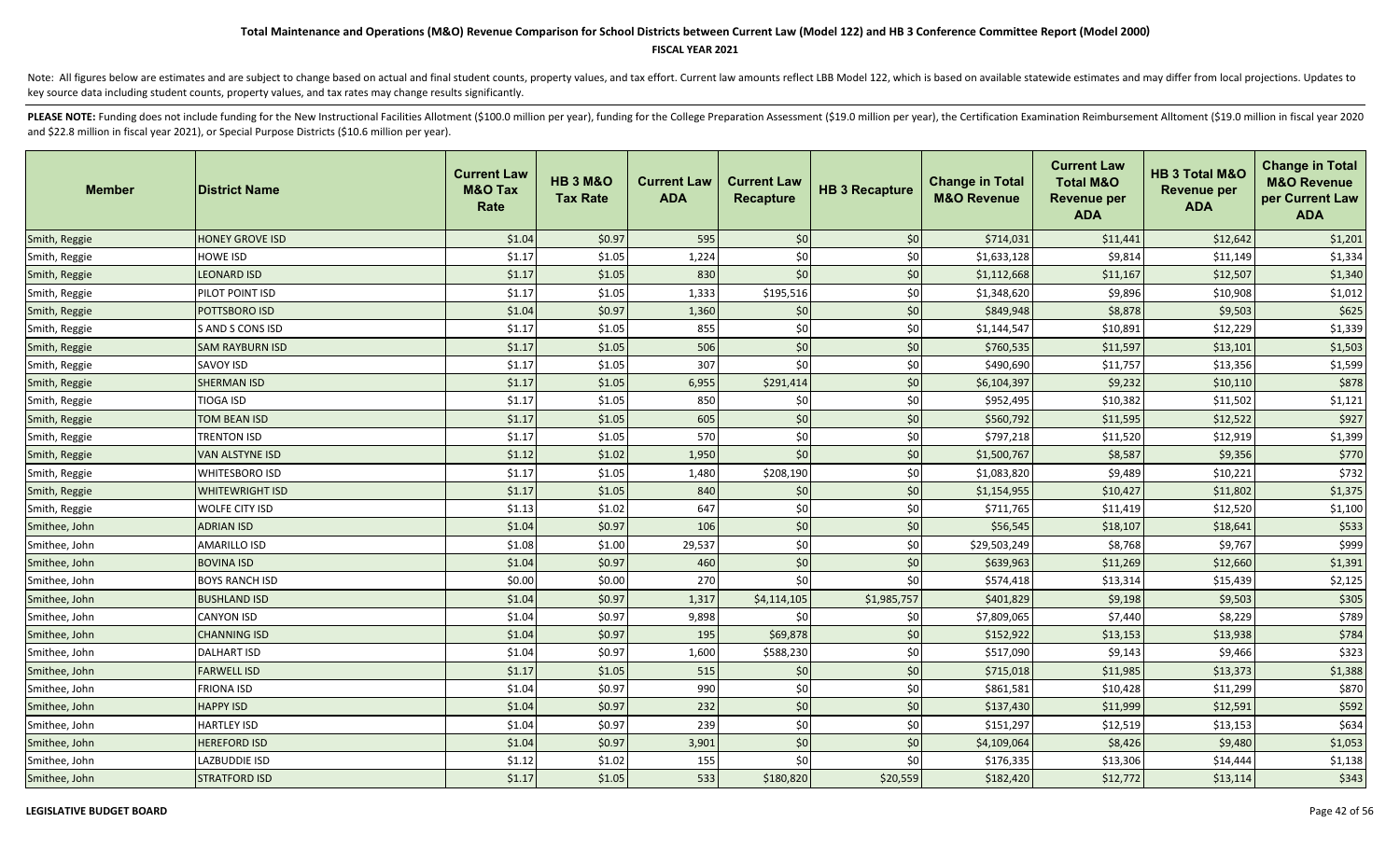# Total Maintenance and Operations (M&O) Revenue Comparison for School Districts between Current Law (Model 122) and HB 3 Conference Committee Report (Model 2000)

**FISCAL YEAR 2021**

Note: All figures below are estimates and are subject to change based on actual and final student counts, property values, and tax effort. Current law amounts reflect LBB Model 122, which is based on available statewide estimates and may differ from local projections. Updates to key source data including student counts, property values, and tax rates may change results significantly.

**PLEASE NOTE:** Funding does not include funding for the New Instructional Facilities Allotment ($100.0 million per year), funding for the College Preparation Assessment ($19.0 million per year), the Certification Examination Reimbursement Alltoment ($19.0 million in fiscal year 2020 and $22.8 million in fiscal year 2021), or Special Purpose Districts ($10.6 million per year).

| Member | District Name | Current Law M&O Tax Rate | HB 3 M&O Tax Rate | Current Law ADA | Current Law Recapture | HB 3 Recapture | Change in Total M&O Revenue | Current Law Total M&O Revenue per ADA | HB 3 Total M&O Revenue per ADA | Change in Total M&O Revenue per Current Law ADA |
|---|---|---|---|---|---|---|---|---|---|---|
| Smith, Reggie | HONEY GROVE ISD | $1.04 | $0.97 | 595 | $0 | $0 | $714,031 | $11,441 | $12,642 | $1,201 |
| Smith, Reggie | HOWE ISD | $1.17 | $1.05 | 1,224 | $0 | $0 | $1,633,128 | $9,814 | $11,149 | $1,334 |
| Smith, Reggie | LEONARD ISD | $1.17 | $1.05 | 830 | $0 | $0 | $1,112,668 | $11,167 | $12,507 | $1,340 |
| Smith, Reggie | PILOT POINT ISD | $1.17 | $1.05 | 1,333 | $195,516 | $0 | $1,348,620 | $9,896 | $10,908 | $1,012 |
| Smith, Reggie | POTTSBORO ISD | $1.04 | $0.97 | 1,360 | $0 | $0 | $849,948 | $8,878 | $9,503 | $625 |
| Smith, Reggie | S AND S CONS ISD | $1.17 | $1.05 | 855 | $0 | $0 | $1,144,547 | $10,891 | $12,229 | $1,339 |
| Smith, Reggie | SAM RAYBURN ISD | $1.17 | $1.05 | 506 | $0 | $0 | $760,535 | $11,597 | $13,101 | $1,503 |
| Smith, Reggie | SAVOY ISD | $1.17 | $1.05 | 307 | $0 | $0 | $490,690 | $11,757 | $13,356 | $1,599 |
| Smith, Reggie | SHERMAN ISD | $1.17 | $1.05 | 6,955 | $291,414 | $0 | $6,104,397 | $9,232 | $10,110 | $878 |
| Smith, Reggie | TIOGA ISD | $1.17 | $1.05 | 850 | $0 | $0 | $952,495 | $10,382 | $11,502 | $1,121 |
| Smith, Reggie | TOM BEAN ISD | $1.17 | $1.05 | 605 | $0 | $0 | $560,792 | $11,595 | $12,522 | $927 |
| Smith, Reggie | TRENTON ISD | $1.17 | $1.05 | 570 | $0 | $0 | $797,218 | $11,520 | $12,919 | $1,399 |
| Smith, Reggie | VAN ALSTYNE ISD | $1.12 | $1.02 | 1,950 | $0 | $0 | $1,500,767 | $8,587 | $9,356 | $770 |
| Smith, Reggie | WHITESBORO ISD | $1.17 | $1.05 | 1,480 | $208,190 | $0 | $1,083,820 | $9,489 | $10,221 | $732 |
| Smith, Reggie | WHITEWRIGHT ISD | $1.17 | $1.05 | 840 | $0 | $0 | $1,154,955 | $10,427 | $11,802 | $1,375 |
| Smith, Reggie | WOLFE CITY ISD | $1.13 | $1.02 | 647 | $0 | $0 | $711,765 | $11,419 | $12,520 | $1,100 |
| Smithee, John | ADRIAN ISD | $1.04 | $0.97 | 106 | $0 | $0 | $56,545 | $18,107 | $18,641 | $533 |
| Smithee, John | AMARILLO ISD | $1.08 | $1.00 | 29,537 | $0 | $0 | $29,503,249 | $8,768 | $9,767 | $999 |
| Smithee, John | BOVINA ISD | $1.04 | $0.97 | 460 | $0 | $0 | $639,963 | $11,269 | $12,660 | $1,391 |
| Smithee, John | BOYS RANCH ISD | $0.00 | $0.00 | 270 | $0 | $0 | $574,418 | $13,314 | $15,439 | $2,125 |
| Smithee, John | BUSHLAND ISD | $1.04 | $0.97 | 1,317 | $4,114,105 | $1,985,757 | $401,829 | $9,198 | $9,503 | $305 |
| Smithee, John | CANYON ISD | $1.04 | $0.97 | 9,898 | $0 | $0 | $7,809,065 | $7,440 | $8,229 | $789 |
| Smithee, John | CHANNING ISD | $1.04 | $0.97 | 195 | $69,878 | $0 | $152,922 | $13,153 | $13,938 | $784 |
| Smithee, John | DALHART ISD | $1.04 | $0.97 | 1,600 | $588,230 | $0 | $517,090 | $9,143 | $9,466 | $323 |
| Smithee, John | FARWELL ISD | $1.17 | $1.05 | 515 | $0 | $0 | $715,018 | $11,985 | $13,373 | $1,388 |
| Smithee, John | FRIONA ISD | $1.04 | $0.97 | 990 | $0 | $0 | $861,581 | $10,428 | $11,299 | $870 |
| Smithee, John | HAPPY ISD | $1.04 | $0.97 | 232 | $0 | $0 | $137,430 | $11,999 | $12,591 | $592 |
| Smithee, John | HARTLEY ISD | $1.04 | $0.97 | 239 | $0 | $0 | $151,297 | $12,519 | $13,153 | $634 |
| Smithee, John | HEREFORD ISD | $1.04 | $0.97 | 3,901 | $0 | $0 | $4,109,064 | $8,426 | $9,480 | $1,053 |
| Smithee, John | LAZBUDDIE ISD | $1.12 | $1.02 | 155 | $0 | $0 | $176,335 | $13,306 | $14,444 | $1,138 |
| Smithee, John | STRATFORD ISD | $1.17 | $1.05 | 533 | $180,820 | $20,559 | $182,420 | $12,772 | $13,114 | $343 |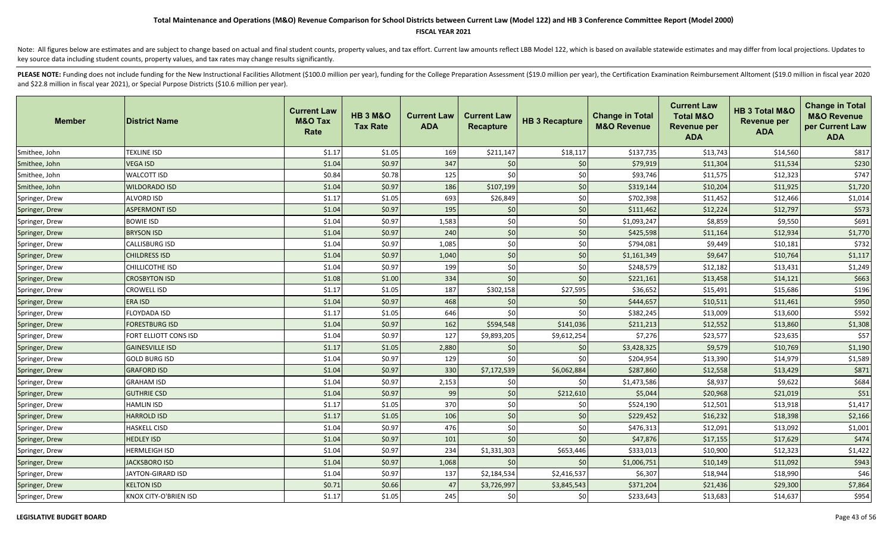# Total Maintenance and Operations (M&O) Revenue Comparison for School Districts between Current Law (Model 122) and HB 3 Conference Committee Report (Model 2000)

**FISCAL YEAR 2021**

Note: All figures below are estimates and are subject to change based on actual and final student counts, property values, and tax effort. Current law amounts reflect LBB Model 122, which is based on available statewide estimates and may differ from local projections. Updates to key source data including student counts, property values, and tax rates may change results significantly.

**PLEASE NOTE:** Funding does not include funding for the New Instructional Facilities Allotment ($100.0 million per year), funding for the College Preparation Assessment ($19.0 million per year), the Certification Examination Reimbursement Alltoment ($19.0 million in fiscal year 2020 and $22.8 million in fiscal year 2021), or Special Purpose Districts ($10.6 million per year).

| Member | District Name | Current Law M&O Tax Rate | HB 3 M&O Tax Rate | Current Law ADA | Current Law Recapture | HB 3 Recapture | Change in Total M&O Revenue | Current Law Total M&O Revenue per ADA | HB 3 Total M&O Revenue per ADA | Change in Total M&O Revenue per Current Law ADA |
|---|---|---|---|---|---|---|---|---|---|---|
| Smithee, John | TEXLINE ISD | $1.17 | $1.05 | 169 | $211,147 | $18,117 | $137,735 | $13,743 | $14,560 | $817 |
| Smithee, John | VEGA ISD | $1.04 | $0.97 | 347 | $0 | $0 | $79,919 | $11,304 | $11,534 | $230 |
| Smithee, John | WALCOTT ISD | $0.84 | $0.78 | 125 | $0 | $0 | $93,746 | $11,575 | $12,323 | $747 |
| Smithee, John | WILDORADO ISD | $1.04 | $0.97 | 186 | $107,199 | $0 | $319,144 | $10,204 | $11,925 | $1,720 |
| Springer, Drew | ALVORD ISD | $1.17 | $1.05 | 693 | $26,849 | $0 | $702,398 | $11,452 | $12,466 | $1,014 |
| Springer, Drew | ASPERMONT ISD | $1.04 | $0.97 | 195 | $0 | $0 | $111,462 | $12,224 | $12,797 | $573 |
| Springer, Drew | BOWIE ISD | $1.04 | $0.97 | 1,583 | $0 | $0 | $1,093,247 | $8,859 | $9,550 | $691 |
| Springer, Drew | BRYSON ISD | $1.04 | $0.97 | 240 | $0 | $0 | $425,598 | $11,164 | $12,934 | $1,770 |
| Springer, Drew | CALLISBURG ISD | $1.04 | $0.97 | 1,085 | $0 | $0 | $794,081 | $9,449 | $10,181 | $732 |
| Springer, Drew | CHILDRESS ISD | $1.04 | $0.97 | 1,040 | $0 | $0 | $1,161,349 | $9,647 | $10,764 | $1,117 |
| Springer, Drew | CHILLICOTHE ISD | $1.04 | $0.97 | 199 | $0 | $0 | $248,579 | $12,182 | $13,431 | $1,249 |
| Springer, Drew | CROSBYTON ISD | $1.08 | $1.00 | 334 | $0 | $0 | $221,161 | $13,458 | $14,121 | $663 |
| Springer, Drew | CROWELL ISD | $1.17 | $1.05 | 187 | $302,158 | $27,595 | $36,652 | $15,491 | $15,686 | $196 |
| Springer, Drew | ERA ISD | $1.04 | $0.97 | 468 | $0 | $0 | $444,657 | $10,511 | $11,461 | $950 |
| Springer, Drew | FLOYDADA ISD | $1.17 | $1.05 | 646 | $0 | $0 | $382,245 | $13,009 | $13,600 | $592 |
| Springer, Drew | FORESTBURG ISD | $1.04 | $0.97 | 162 | $594,548 | $141,036 | $211,213 | $12,552 | $13,860 | $1,308 |
| Springer, Drew | FORT ELLIOTT CONS ISD | $1.04 | $0.97 | 127 | $9,893,205 | $9,612,254 | $7,276 | $23,577 | $23,635 | $57 |
| Springer, Drew | GAINESVILLE ISD | $1.17 | $1.05 | 2,880 | $0 | $0 | $3,428,325 | $9,579 | $10,769 | $1,190 |
| Springer, Drew | GOLD BURG ISD | $1.04 | $0.97 | 129 | $0 | $0 | $204,954 | $13,390 | $14,979 | $1,589 |
| Springer, Drew | GRAFORD ISD | $1.04 | $0.97 | 330 | $7,172,539 | $6,062,884 | $287,860 | $12,558 | $13,429 | $871 |
| Springer, Drew | GRAHAM ISD | $1.04 | $0.97 | 2,153 | $0 | $0 | $1,473,586 | $8,937 | $9,622 | $684 |
| Springer, Drew | GUTHRIE CSD | $1.04 | $0.97 | 99 | $0 | $212,610 | $5,044 | $20,968 | $21,019 | $51 |
| Springer, Drew | HAMLIN ISD | $1.17 | $1.05 | 370 | $0 | $0 | $524,190 | $12,501 | $13,918 | $1,417 |
| Springer, Drew | HARROLD ISD | $1.17 | $1.05 | 106 | $0 | $0 | $229,452 | $16,232 | $18,398 | $2,166 |
| Springer, Drew | HASKELL CISD | $1.04 | $0.97 | 476 | $0 | $0 | $476,313 | $12,091 | $13,092 | $1,001 |
| Springer, Drew | HEDLEY ISD | $1.04 | $0.97 | 101 | $0 | $0 | $47,876 | $17,155 | $17,629 | $474 |
| Springer, Drew | HERMLEIGH ISD | $1.04 | $0.97 | 234 | $1,331,303 | $653,446 | $333,013 | $10,900 | $12,323 | $1,422 |
| Springer, Drew | JACKSBORO ISD | $1.04 | $0.97 | 1,068 | $0 | $0 | $1,006,751 | $10,149 | $11,092 | $943 |
| Springer, Drew | JAYTON-GIRARD ISD | $1.04 | $0.97 | 137 | $2,184,534 | $2,416,537 | $6,307 | $18,944 | $18,990 | $46 |
| Springer, Drew | KELTON ISD | $0.71 | $0.66 | 47 | $3,726,997 | $3,845,543 | $371,204 | $21,436 | $29,300 | $7,864 |
| Springer, Drew | KNOX CITY-O'BRIEN ISD | $1.17 | $1.05 | 245 | $0 | $0 | $233,643 | $13,683 | $14,637 | $954 |

**LEGISLATIVE BUDGET BOARD**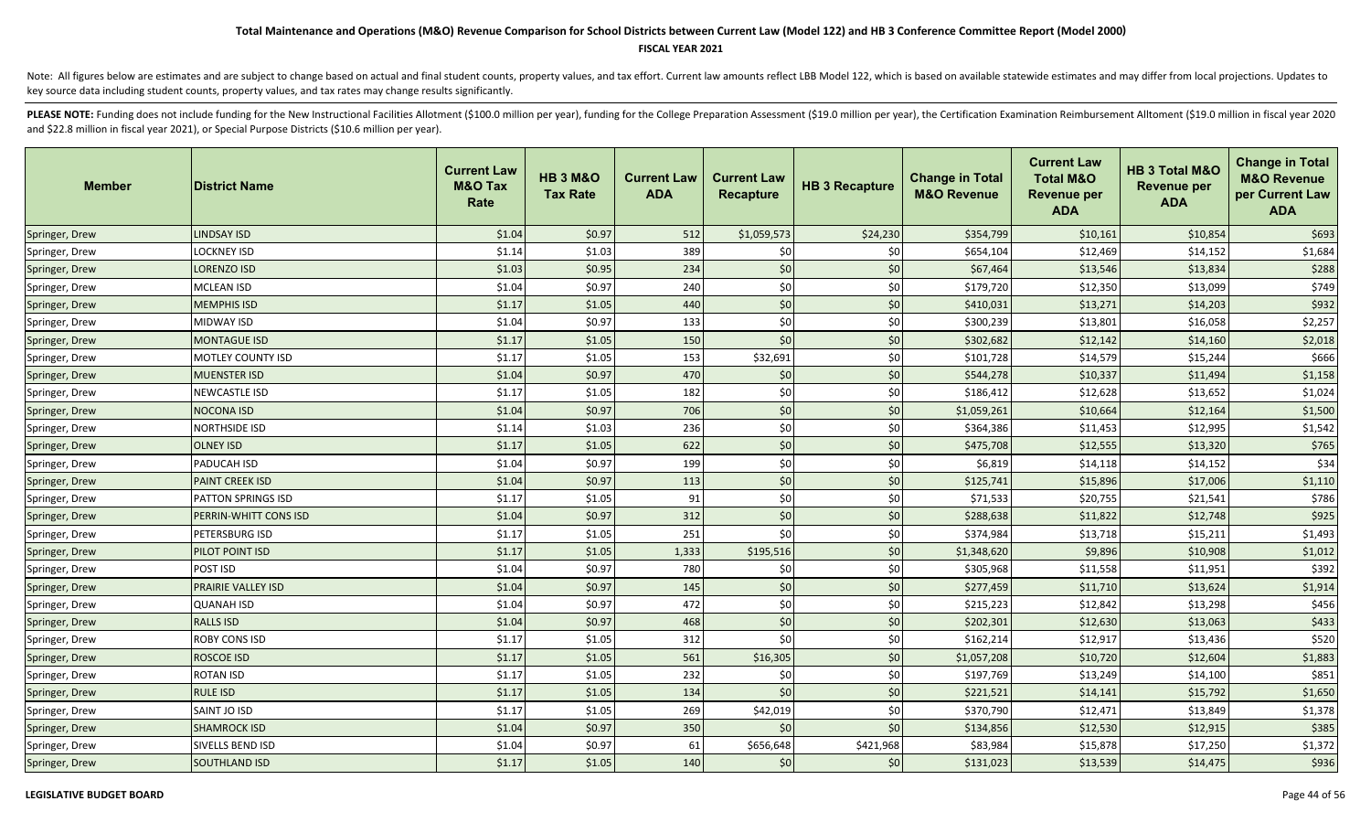# Total Maintenance and Operations (M&O) Revenue Comparison for School Districts between Current Law (Model 122) and HB 3 Conference Committee Report (Model 2000)

**FISCAL YEAR 2021**

Note: All figures below are estimates and are subject to change based on actual and final student counts, property values, and tax effort. Current law amounts reflect LBB Model 122, which is based on available statewide estimates and may differ from local projections. Updates to key source data including student counts, property values, and tax rates may change results significantly.

**PLEASE NOTE:** Funding does not include funding for the New Instructional Facilities Allotment ($100.0 million per year), funding for the College Preparation Assessment ($19.0 million per year), the Certification Examination Reimbursement Alltoment ($19.0 million in fiscal year 2020 and $22.8 million in fiscal year 2021), or Special Purpose Districts ($10.6 million per year).

| Member | District Name | Current Law M&O Tax Rate | HB 3 M&O Tax Rate | Current Law ADA | Current Law Recapture | HB 3 Recapture | Change in Total M&O Revenue | Current Law Total M&O Revenue per ADA | HB 3 Total M&O Revenue per ADA | Change in Total M&O Revenue per Current Law ADA |
|---|---|---|---|---|---|---|---|---|---|---|
| Springer, Drew | LINDSAY ISD | $1.04 | $0.97 | 512 | $1,059,573 | $24,230 | $354,799 | $10,161 | $10,854 | $693 |
| Springer, Drew | LOCKNEY ISD | $1.14 | $1.03 | 389 | $0 | $0 | $654,104 | $12,469 | $14,152 | $1,684 |
| Springer, Drew | LORENZO ISD | $1.03 | $0.95 | 234 | $0 | $0 | $67,464 | $13,546 | $13,834 | $288 |
| Springer, Drew | MCLEAN ISD | $1.04 | $0.97 | 240 | $0 | $0 | $179,720 | $12,350 | $13,099 | $749 |
| Springer, Drew | MEMPHIS ISD | $1.17 | $1.05 | 440 | $0 | $0 | $410,031 | $13,271 | $14,203 | $932 |
| Springer, Drew | MIDWAY ISD | $1.04 | $0.97 | 133 | $0 | $0 | $300,239 | $13,801 | $16,058 | $2,257 |
| Springer, Drew | MONTAGUE ISD | $1.17 | $1.05 | 150 | $0 | $0 | $302,682 | $12,142 | $14,160 | $2,018 |
| Springer, Drew | MOTLEY COUNTY ISD | $1.17 | $1.05 | 153 | $32,691 | $0 | $101,728 | $14,579 | $15,244 | $666 |
| Springer, Drew | MUENSTER ISD | $1.04 | $0.97 | 470 | $0 | $0 | $544,278 | $10,337 | $11,494 | $1,158 |
| Springer, Drew | NEWCASTLE ISD | $1.17 | $1.05 | 182 | $0 | $0 | $186,412 | $12,628 | $13,652 | $1,024 |
| Springer, Drew | NOCONA ISD | $1.04 | $0.97 | 706 | $0 | $0 | $1,059,261 | $10,664 | $12,164 | $1,500 |
| Springer, Drew | NORTHSIDE ISD | $1.14 | $1.03 | 236 | $0 | $0 | $364,386 | $11,453 | $12,995 | $1,542 |
| Springer, Drew | OLNEY ISD | $1.17 | $1.05 | 622 | $0 | $0 | $475,708 | $12,555 | $13,320 | $765 |
| Springer, Drew | PADUCAH ISD | $1.04 | $0.97 | 199 | $0 | $0 | $6,819 | $14,118 | $14,152 | $34 |
| Springer, Drew | PAINT CREEK ISD | $1.04 | $0.97 | 113 | $0 | $0 | $125,741 | $15,896 | $17,006 | $1,110 |
| Springer, Drew | PATTON SPRINGS ISD | $1.17 | $1.05 | 91 | $0 | $0 | $71,533 | $20,755 | $21,541 | $786 |
| Springer, Drew | PERRIN-WHITT CONS ISD | $1.04 | $0.97 | 312 | $0 | $0 | $288,638 | $11,822 | $12,748 | $925 |
| Springer, Drew | PETERSBURG ISD | $1.17 | $1.05 | 251 | $0 | $0 | $374,984 | $13,718 | $15,211 | $1,493 |
| Springer, Drew | PILOT POINT ISD | $1.17 | $1.05 | 1,333 | $195,516 | $0 | $1,348,620 | $9,896 | $10,908 | $1,012 |
| Springer, Drew | POST ISD | $1.04 | $0.97 | 780 | $0 | $0 | $305,968 | $11,558 | $11,951 | $392 |
| Springer, Drew | PRAIRIE VALLEY ISD | $1.04 | $0.97 | 145 | $0 | $0 | $277,459 | $11,710 | $13,624 | $1,914 |
| Springer, Drew | QUANAH ISD | $1.04 | $0.97 | 472 | $0 | $0 | $215,223 | $12,842 | $13,298 | $456 |
| Springer, Drew | RALLS ISD | $1.04 | $0.97 | 468 | $0 | $0 | $202,301 | $12,630 | $13,063 | $433 |
| Springer, Drew | ROBY CONS ISD | $1.17 | $1.05 | 312 | $0 | $0 | $162,214 | $12,917 | $13,436 | $520 |
| Springer, Drew | ROSCOE ISD | $1.17 | $1.05 | 561 | $16,305 | $0 | $1,057,208 | $10,720 | $12,604 | $1,883 |
| Springer, Drew | ROTAN ISD | $1.17 | $1.05 | 232 | $0 | $0 | $197,769 | $13,249 | $14,100 | $851 |
| Springer, Drew | RULE ISD | $1.17 | $1.05 | 134 | $0 | $0 | $221,521 | $14,141 | $15,792 | $1,650 |
| Springer, Drew | SAINT JO ISD | $1.17 | $1.05 | 269 | $42,019 | $0 | $370,790 | $12,471 | $13,849 | $1,378 |
| Springer, Drew | SHAMROCK ISD | $1.04 | $0.97 | 350 | $0 | $0 | $134,856 | $12,530 | $12,915 | $385 |
| Springer, Drew | SIVELLS BEND ISD | $1.04 | $0.97 | 61 | $656,648 | $421,968 | $83,984 | $15,878 | $17,250 | $1,372 |
| Springer, Drew | SOUTHLAND ISD | $1.17 | $1.05 | 140 | $0 | $0 | $131,023 | $13,539 | $14,475 | $936 |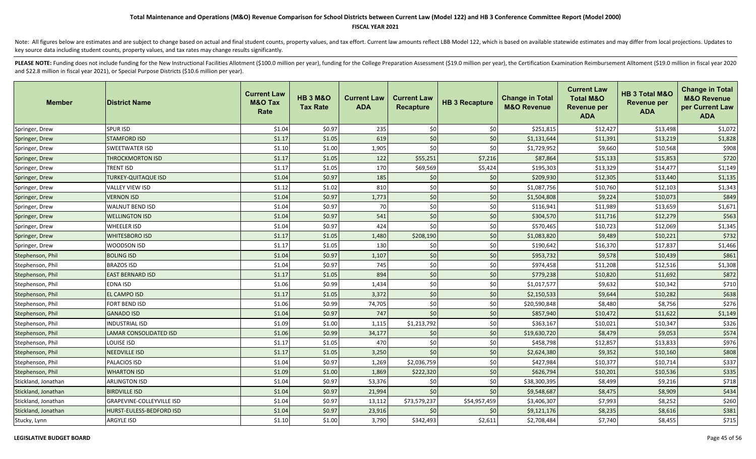# Total Maintenance and Operations (M&O) Revenue Comparison for School Districts between Current Law (Model 122) and HB 3 Conference Committee Report (Model 2000)

**FISCAL YEAR 2021**

Note: All figures below are estimates and are subject to change based on actual and final student counts, property values, and tax effort. Current law amounts reflect LBB Model 122, which is based on available statewide estimates and may differ from local projections. Updates to key source data including student counts, property values, and tax rates may change results significantly.

**PLEASE NOTE:** Funding does not include funding for the New Instructional Facilities Allotment ($100.0 million per year), funding for the College Preparation Assessment ($19.0 million per year), the Certification Examination Reimbursement Alltoment ($19.0 million in fiscal year 2020 and $22.8 million in fiscal year 2021), or Special Purpose Districts ($10.6 million per year).

| Member | District Name | Current Law M&O Tax Rate | HB 3 M&O Tax Rate | Current Law ADA | Current Law Recapture | HB 3 Recapture | Change in Total M&O Revenue | Current Law Total M&O Revenue per ADA | HB 3 Total M&O Revenue per ADA | Change in Total M&O Revenue per Current Law ADA |
|---|---|---|---|---|---|---|---|---|---|---|
| Springer, Drew | SPUR ISD | $1.04 | $0.97 | 235 | $0 | $0 | $251,815 | $12,427 | $13,498 | $1,072 |
| Springer, Drew | STAMFORD ISD | $1.17 | $1.05 | 619 | $0 | $0 | $1,131,644 | $11,391 | $13,219 | $1,828 |
| Springer, Drew | SWEETWATER ISD | $1.10 | $1.00 | 1,905 | $0 | $0 | $1,729,952 | $9,660 | $10,568 | $908 |
| Springer, Drew | THROCKMORTON ISD | $1.17 | $1.05 | 122 | $55,251 | $7,216 | $87,864 | $15,133 | $15,853 | $720 |
| Springer, Drew | TRENT ISD | $1.17 | $1.05 | 170 | $69,569 | $5,424 | $195,303 | $13,329 | $14,477 | $1,149 |
| Springer, Drew | TURKEY-QUITAQUE ISD | $1.04 | $0.97 | 185 | $0 | $0 | $209,930 | $12,305 | $13,440 | $1,135 |
| Springer, Drew | VALLEY VIEW ISD | $1.12 | $1.02 | 810 | $0 | $0 | $1,087,756 | $10,760 | $12,103 | $1,343 |
| Springer, Drew | VERNON ISD | $1.04 | $0.97 | 1,773 | $0 | $0 | $1,504,808 | $9,224 | $10,073 | $849 |
| Springer, Drew | WALNUT BEND ISD | $1.04 | $0.97 | 70 | $0 | $0 | $116,941 | $11,989 | $13,659 | $1,671 |
| Springer, Drew | WELLINGTON ISD | $1.04 | $0.97 | 541 | $0 | $0 | $304,570 | $11,716 | $12,279 | $563 |
| Springer, Drew | WHEELER ISD | $1.04 | $0.97 | 424 | $0 | $0 | $570,465 | $10,723 | $12,069 | $1,345 |
| Springer, Drew | WHITESBORO ISD | $1.17 | $1.05 | 1,480 | $208,190 | $0 | $1,083,820 | $9,489 | $10,221 | $732 |
| Springer, Drew | WOODSON ISD | $1.17 | $1.05 | 130 | $0 | $0 | $190,642 | $16,370 | $17,837 | $1,466 |
| Stephenson, Phil | BOLING ISD | $1.04 | $0.97 | 1,107 | $0 | $0 | $953,732 | $9,578 | $10,439 | $861 |
| Stephenson, Phil | BRAZOS ISD | $1.04 | $0.97 | 745 | $0 | $0 | $974,458 | $11,208 | $12,516 | $1,308 |
| Stephenson, Phil | EAST BERNARD ISD | $1.17 | $1.05 | 894 | $0 | $0 | $779,238 | $10,820 | $11,692 | $872 |
| Stephenson, Phil | EDNA ISD | $1.06 | $0.99 | 1,434 | $0 | $0 | $1,017,577 | $9,632 | $10,342 | $710 |
| Stephenson, Phil | EL CAMPO ISD | $1.17 | $1.05 | 3,372 | $0 | $0 | $2,150,533 | $9,644 | $10,282 | $638 |
| Stephenson, Phil | FORT BEND ISD | $1.06 | $0.99 | 74,705 | $0 | $0 | $20,590,848 | $8,480 | $8,756 | $276 |
| Stephenson, Phil | GANADO ISD | $1.04 | $0.97 | 747 | $0 | $0 | $857,940 | $10,472 | $11,622 | $1,149 |
| Stephenson, Phil | INDUSTRIAL ISD | $1.09 | $1.00 | 1,115 | $1,213,792 | $0 | $363,167 | $10,021 | $10,347 | $326 |
| Stephenson, Phil | LAMAR CONSOLIDATED ISD | $1.06 | $0.99 | 34,177 | $0 | $0 | $19,630,720 | $8,479 | $9,053 | $574 |
| Stephenson, Phil | LOUISE ISD | $1.17 | $1.05 | 470 | $0 | $0 | $458,798 | $12,857 | $13,833 | $976 |
| Stephenson, Phil | NEEDVILLE ISD | $1.17 | $1.05 | 3,250 | $0 | $0 | $2,624,380 | $9,352 | $10,160 | $808 |
| Stephenson, Phil | PALACIOS ISD | $1.04 | $0.97 | 1,269 | $2,036,759 | $0 | $427,984 | $10,377 | $10,714 | $337 |
| Stephenson, Phil | WHARTON ISD | $1.09 | $1.00 | 1,869 | $222,320 | $0 | $626,794 | $10,201 | $10,536 | $335 |
| Stickland, Jonathan | ARLINGTON ISD | $1.04 | $0.97 | 53,376 | $0 | $0 | $38,300,395 | $8,499 | $9,216 | $718 |
| Stickland, Jonathan | BIRDVILLE ISD | $1.04 | $0.97 | 21,994 | $0 | $0 | $9,548,687 | $8,475 | $8,909 | $434 |
| Stickland, Jonathan | GRAPEVINE-COLLEYVILLE ISD | $1.04 | $0.97 | 13,112 | $73,579,237 | $54,957,459 | $3,406,307 | $7,993 | $8,252 | $260 |
| Stickland, Jonathan | HURST-EULESS-BEDFORD ISD | $1.04 | $0.97 | 23,916 | $0 | $0 | $9,121,176 | $8,235 | $8,616 | $381 |
| Stucky, Lynn | ARGYLE ISD | $1.10 | $1.00 | 3,790 | $342,493 | $2,611 | $2,708,484 | $7,740 | $8,455 | $715 |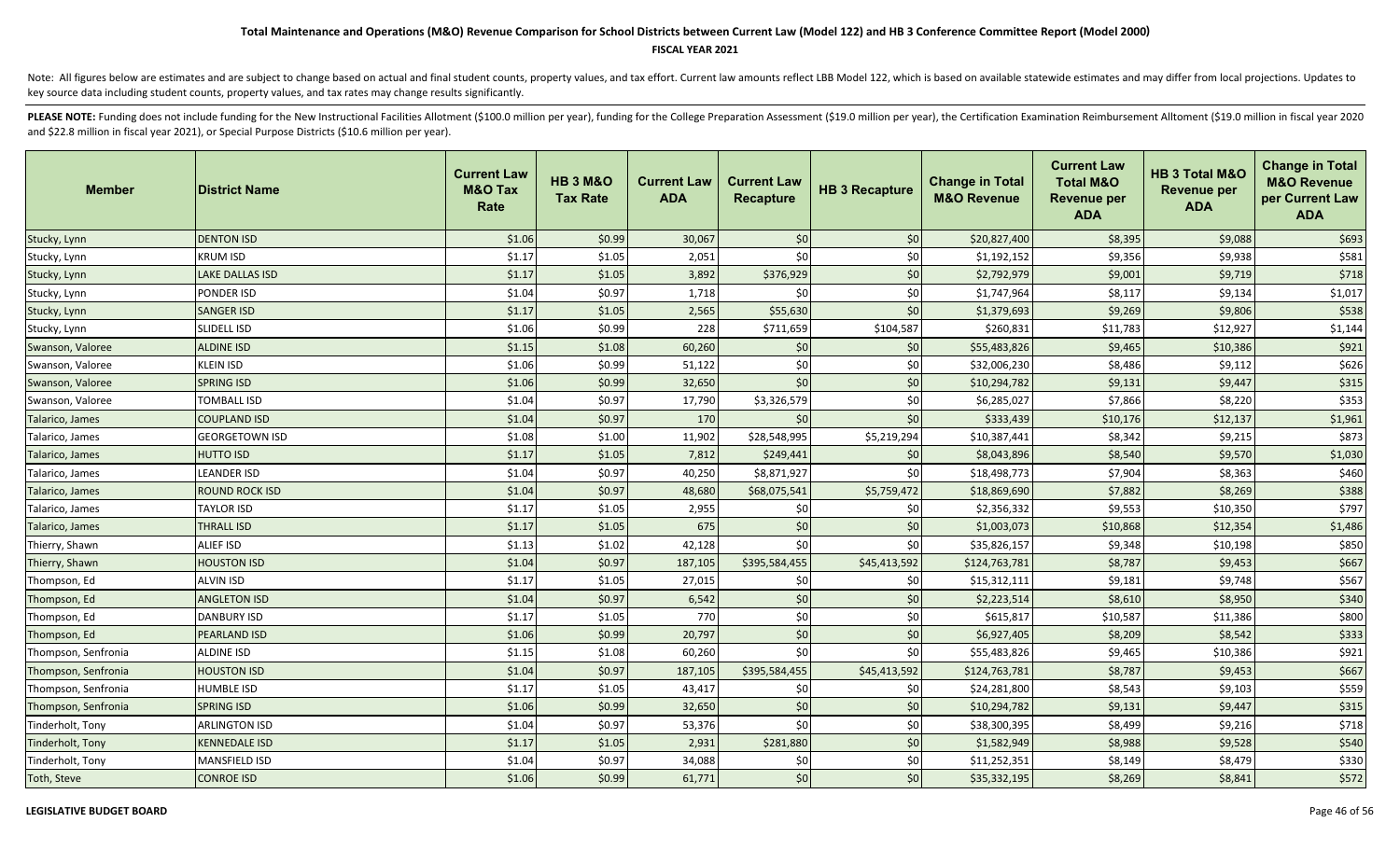# Total Maintenance and Operations (M&O) Revenue Comparison for School Districts between Current Law (Model 122) and HB 3 Conference Committee Report (Model 2000)

**FISCAL YEAR 2021**

Note: All figures below are estimates and are subject to change based on actual and final student counts, property values, and tax effort. Current law amounts reflect LBB Model 122, which is based on available statewide estimates and may differ from local projections. Updates to key source data including student counts, property values, and tax rates may change results significantly.

**PLEASE NOTE:** Funding does not include funding for the New Instructional Facilities Allotment ($100.0 million per year), funding for the College Preparation Assessment ($19.0 million per year), the Certification Examination Reimbursement Alltoment ($19.0 million in fiscal year 2020 and $22.8 million in fiscal year 2021), or Special Purpose Districts ($10.6 million per year).

| Member | District Name | Current Law M&O Tax Rate | HB 3 M&O Tax Rate | Current Law ADA | Current Law Recapture | HB 3 Recapture | Change in Total M&O Revenue | Current Law Total M&O Revenue per ADA | HB 3 Total M&O Revenue per ADA | Change in Total M&O Revenue per Current Law ADA |
|---|---|---|---|---|---|---|---|---|---|---|
| Stucky, Lynn | DENTON ISD | $1.06 | $0.99 | 30,067 | $0 | $0 | $20,827,400 | $8,395 | $9,088 | $693 |
| Stucky, Lynn | KRUM ISD | $1.17 | $1.05 | 2,051 | $0 | $0 | $1,192,152 | $9,356 | $9,938 | $581 |
| Stucky, Lynn | LAKE DALLAS ISD | $1.17 | $1.05 | 3,892 | $376,929 | $0 | $2,792,979 | $9,001 | $9,719 | $718 |
| Stucky, Lynn | PONDER ISD | $1.04 | $0.97 | 1,718 | $0 | $0 | $1,747,964 | $8,117 | $9,134 | $1,017 |
| Stucky, Lynn | SANGER ISD | $1.17 | $1.05 | 2,565 | $55,630 | $0 | $1,379,693 | $9,269 | $9,806 | $538 |
| Stucky, Lynn | SLIDELL ISD | $1.06 | $0.99 | 228 | $711,659 | $104,587 | $260,831 | $11,783 | $12,927 | $1,144 |
| Swanson, Valoree | ALDINE ISD | $1.15 | $1.08 | 60,260 | $0 | $0 | $55,483,826 | $9,465 | $10,386 | $921 |
| Swanson, Valoree | KLEIN ISD | $1.06 | $0.99 | 51,122 | $0 | $0 | $32,006,230 | $8,486 | $9,112 | $626 |
| Swanson, Valoree | SPRING ISD | $1.06 | $0.99 | 32,650 | $0 | $0 | $10,294,782 | $9,131 | $9,447 | $315 |
| Swanson, Valoree | TOMBALL ISD | $1.04 | $0.97 | 17,790 | $3,326,579 | $0 | $6,285,027 | $7,866 | $8,220 | $353 |
| Talarico, James | COUPLAND ISD | $1.04 | $0.97 | 170 | $0 | $0 | $333,439 | $10,176 | $12,137 | $1,961 |
| Talarico, James | GEORGETOWN ISD | $1.08 | $1.00 | 11,902 | $28,548,995 | $5,219,294 | $10,387,441 | $8,342 | $9,215 | $873 |
| Talarico, James | HUTTO ISD | $1.17 | $1.05 | 7,812 | $249,441 | $0 | $8,043,896 | $8,540 | $9,570 | $1,030 |
| Talarico, James | LEANDER ISD | $1.04 | $0.97 | 40,250 | $8,871,927 | $0 | $18,498,773 | $7,904 | $8,363 | $460 |
| Talarico, James | ROUND ROCK ISD | $1.04 | $0.97 | 48,680 | $68,075,541 | $5,759,472 | $18,869,690 | $7,882 | $8,269 | $388 |
| Talarico, James | TAYLOR ISD | $1.17 | $1.05 | 2,955 | $0 | $0 | $2,356,332 | $9,553 | $10,350 | $797 |
| Talarico, James | THRALL ISD | $1.17 | $1.05 | 675 | $0 | $0 | $1,003,073 | $10,868 | $12,354 | $1,486 |
| Thierry, Shawn | ALIEF ISD | $1.13 | $1.02 | 42,128 | $0 | $0 | $35,826,157 | $9,348 | $10,198 | $850 |
| Thierry, Shawn | HOUSTON ISD | $1.04 | $0.97 | 187,105 | $395,584,455 | $45,413,592 | $124,763,781 | $8,787 | $9,453 | $667 |
| Thompson, Ed | ALVIN ISD | $1.17 | $1.05 | 27,015 | $0 | $0 | $15,312,111 | $9,181 | $9,748 | $567 |
| Thompson, Ed | ANGLETON ISD | $1.04 | $0.97 | 6,542 | $0 | $0 | $2,223,514 | $8,610 | $8,950 | $340 |
| Thompson, Ed | DANBURY ISD | $1.17 | $1.05 | 770 | $0 | $0 | $615,817 | $10,587 | $11,386 | $800 |
| Thompson, Ed | PEARLAND ISD | $1.06 | $0.99 | 20,797 | $0 | $0 | $6,927,405 | $8,209 | $8,542 | $333 |
| Thompson, Senfronia | ALDINE ISD | $1.15 | $1.08 | 60,260 | $0 | $0 | $55,483,826 | $9,465 | $10,386 | $921 |
| Thompson, Senfronia | HOUSTON ISD | $1.04 | $0.97 | 187,105 | $395,584,455 | $45,413,592 | $124,763,781 | $8,787 | $9,453 | $667 |
| Thompson, Senfronia | HUMBLE ISD | $1.17 | $1.05 | 43,417 | $0 | $0 | $24,281,800 | $8,543 | $9,103 | $559 |
| Thompson, Senfronia | SPRING ISD | $1.06 | $0.99 | 32,650 | $0 | $0 | $10,294,782 | $9,131 | $9,447 | $315 |
| Tinderholt, Tony | ARLINGTON ISD | $1.04 | $0.97 | 53,376 | $0 | $0 | $38,300,395 | $8,499 | $9,216 | $718 |
| Tinderholt, Tony | KENNEDALE ISD | $1.17 | $1.05 | 2,931 | $281,880 | $0 | $1,582,949 | $8,988 | $9,528 | $540 |
| Tinderholt, Tony | MANSFIELD ISD | $1.04 | $0.97 | 34,088 | $0 | $0 | $11,252,351 | $8,149 | $8,479 | $330 |
| Toth, Steve | CONROE ISD | $1.06 | $0.99 | 61,771 | $0 | $0 | $35,332,195 | $8,269 | $8,841 | $572 |

**LEGISLATIVE BUDGET BOARD**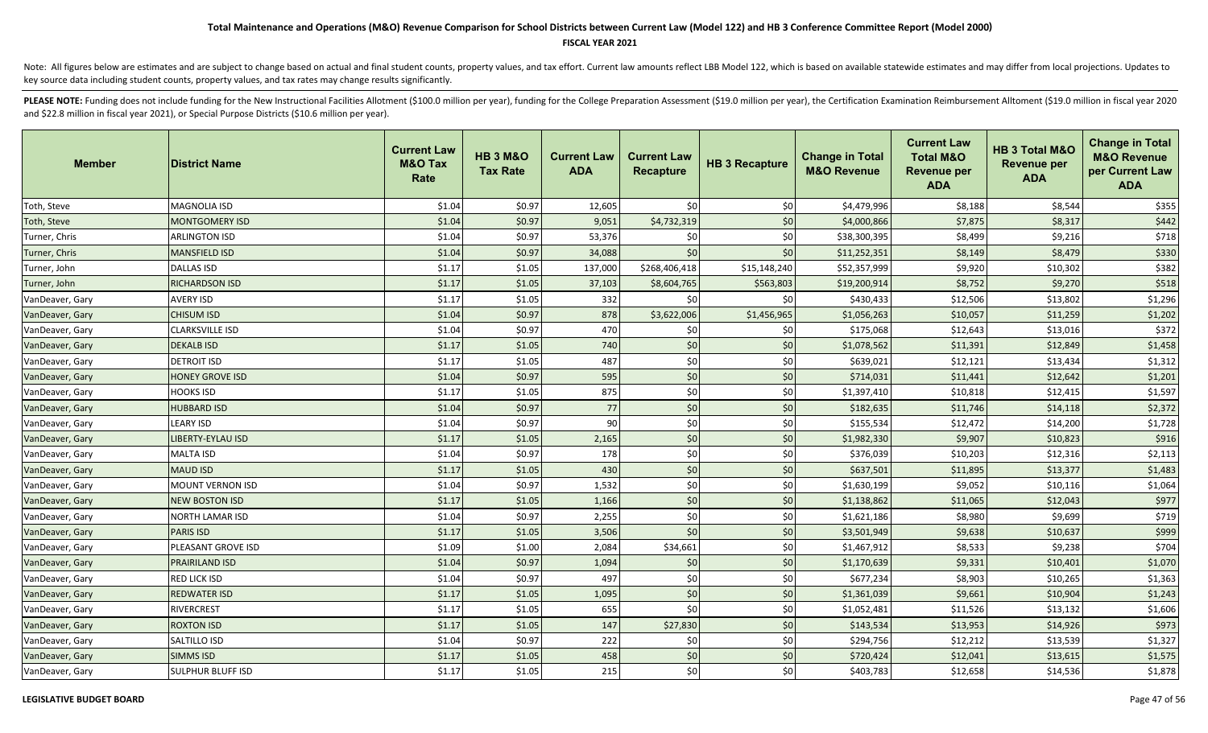# Total Maintenance and Operations (M&O) Revenue Comparison for School Districts between Current Law (Model 122) and HB 3 Conference Committee Report (Model 2000)

**FISCAL YEAR 2021**

Note: All figures below are estimates and are subject to change based on actual and final student counts, property values, and tax effort. Current law amounts reflect LBB Model 122, which is based on available statewide estimates and may differ from local projections. Updates to key source data including student counts, property values, and tax rates may change results significantly.

**PLEASE NOTE:** Funding does not include funding for the New Instructional Facilities Allotment ($100.0 million per year), funding for the College Preparation Assessment ($19.0 million per year), the Certification Examination Reimbursement Alltoment ($19.0 million in fiscal year 2020 and $22.8 million in fiscal year 2021), or Special Purpose Districts ($10.6 million per year).

| Member | District Name | Current Law M&O Tax Rate | HB 3 M&O Tax Rate | Current Law ADA | Current Law Recapture | HB 3 Recapture | Change in Total M&O Revenue | Current Law Total M&O Revenue per ADA | HB 3 Total M&O Revenue per ADA | Change in Total M&O Revenue per Current Law ADA |
|---|---|---|---|---|---|---|---|---|---|---|
| Toth, Steve | MAGNOLIA ISD | $1.04 | $0.97 | 12,605 | $0 | $0 | $4,479,996 | $8,188 | $8,544 | $355 |
| Toth, Steve | MONTGOMERY ISD | $1.04 | $0.97 | 9,051 | $4,732,319 | $0 | $4,000,866 | $7,875 | $8,317 | $442 |
| Turner, Chris | ARLINGTON ISD | $1.04 | $0.97 | 53,376 | $0 | $0 | $38,300,395 | $8,499 | $9,216 | $718 |
| Turner, Chris | MANSFIELD ISD | $1.04 | $0.97 | 34,088 | $0 | $0 | $11,252,351 | $8,149 | $8,479 | $330 |
| Turner, John | DALLAS ISD | $1.17 | $1.05 | 137,000 | $268,406,418 | $15,148,240 | $52,357,999 | $9,920 | $10,302 | $382 |
| Turner, John | RICHARDSON ISD | $1.17 | $1.05 | 37,103 | $8,604,765 | $563,803 | $19,200,914 | $8,752 | $9,270 | $518 |
| VanDeaver, Gary | AVERY ISD | $1.17 | $1.05 | 332 | $0 | $0 | $430,433 | $12,506 | $13,802 | $1,296 |
| VanDeaver, Gary | CHISUM ISD | $1.04 | $0.97 | 878 | $3,622,006 | $1,456,965 | $1,056,263 | $10,057 | $11,259 | $1,202 |
| VanDeaver, Gary | CLARKSVILLE ISD | $1.04 | $0.97 | 470 | $0 | $0 | $175,068 | $12,643 | $13,016 | $372 |
| VanDeaver, Gary | DEKALB ISD | $1.17 | $1.05 | 740 | $0 | $0 | $1,078,562 | $11,391 | $12,849 | $1,458 |
| VanDeaver, Gary | DETROIT ISD | $1.17 | $1.05 | 487 | $0 | $0 | $639,021 | $12,121 | $13,434 | $1,312 |
| VanDeaver, Gary | HONEY GROVE ISD | $1.04 | $0.97 | 595 | $0 | $0 | $714,031 | $11,441 | $12,642 | $1,201 |
| VanDeaver, Gary | HOOKS ISD | $1.17 | $1.05 | 875 | $0 | $0 | $1,397,410 | $10,818 | $12,415 | $1,597 |
| VanDeaver, Gary | HUBBARD ISD | $1.04 | $0.97 | 77 | $0 | $0 | $182,635 | $11,746 | $14,118 | $2,372 |
| VanDeaver, Gary | LEARY ISD | $1.04 | $0.97 | 90 | $0 | $0 | $155,534 | $12,472 | $14,200 | $1,728 |
| VanDeaver, Gary | LIBERTY-EYLAU ISD | $1.17 | $1.05 | 2,165 | $0 | $0 | $1,982,330 | $9,907 | $10,823 | $916 |
| VanDeaver, Gary | MALTA ISD | $1.04 | $0.97 | 178 | $0 | $0 | $376,039 | $10,203 | $12,316 | $2,113 |
| VanDeaver, Gary | MAUD ISD | $1.17 | $1.05 | 430 | $0 | $0 | $637,501 | $11,895 | $13,377 | $1,483 |
| VanDeaver, Gary | MOUNT VERNON ISD | $1.04 | $0.97 | 1,532 | $0 | $0 | $1,630,199 | $9,052 | $10,116 | $1,064 |
| VanDeaver, Gary | NEW BOSTON ISD | $1.17 | $1.05 | 1,166 | $0 | $0 | $1,138,862 | $11,065 | $12,043 | $977 |
| VanDeaver, Gary | NORTH LAMAR ISD | $1.04 | $0.97 | 2,255 | $0 | $0 | $1,621,186 | $8,980 | $9,699 | $719 |
| VanDeaver, Gary | PARIS ISD | $1.17 | $1.05 | 3,506 | $0 | $0 | $3,501,949 | $9,638 | $10,637 | $999 |
| VanDeaver, Gary | PLEASANT GROVE ISD | $1.09 | $1.00 | 2,084 | $34,661 | $0 | $1,467,912 | $8,533 | $9,238 | $704 |
| VanDeaver, Gary | PRAIRILAND ISD | $1.04 | $0.97 | 1,094 | $0 | $0 | $1,170,639 | $9,331 | $10,401 | $1,070 |
| VanDeaver, Gary | RED LICK ISD | $1.04 | $0.97 | 497 | $0 | $0 | $677,234 | $8,903 | $10,265 | $1,363 |
| VanDeaver, Gary | REDWATER ISD | $1.17 | $1.05 | 1,095 | $0 | $0 | $1,361,039 | $9,661 | $10,904 | $1,243 |
| VanDeaver, Gary | RIVERCREST | $1.17 | $1.05 | 655 | $0 | $0 | $1,052,481 | $11,526 | $13,132 | $1,606 |
| VanDeaver, Gary | ROXTON ISD | $1.17 | $1.05 | 147 | $27,830 | $0 | $143,534 | $13,953 | $14,926 | $973 |
| VanDeaver, Gary | SALTILLO ISD | $1.04 | $0.97 | 222 | $0 | $0 | $294,756 | $12,212 | $13,539 | $1,327 |
| VanDeaver, Gary | SIMMS ISD | $1.17 | $1.05 | 458 | $0 | $0 | $720,424 | $12,041 | $13,615 | $1,575 |
| VanDeaver, Gary | SULPHUR BLUFF ISD | $1.17 | $1.05 | 215 | $0 | $0 | $403,783 | $12,658 | $14,536 | $1,878 |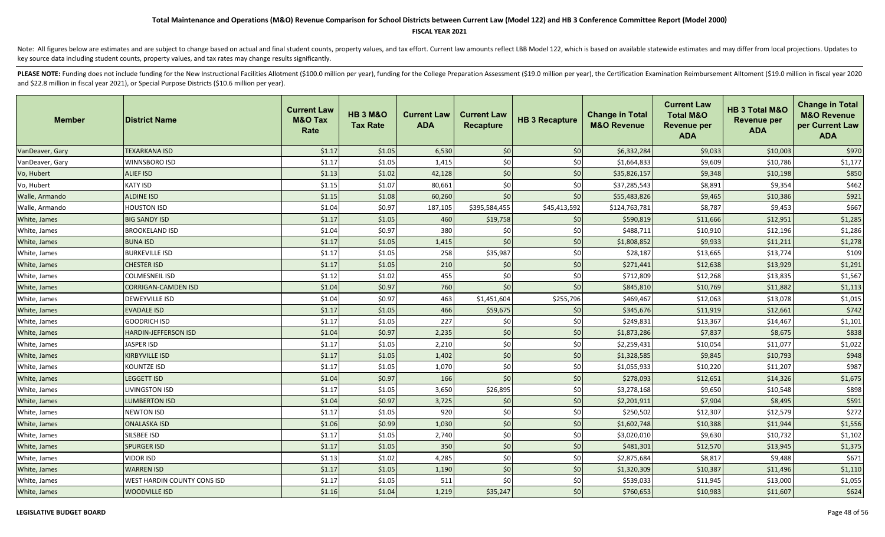# Total Maintenance and Operations (M&O) Revenue Comparison for School Districts between Current Law (Model 122) and HB 3 Conference Committee Report (Model 2000)

**FISCAL YEAR 2021**

Note: All figures below are estimates and are subject to change based on actual and final student counts, property values, and tax effort. Current law amounts reflect LBB Model 122, which is based on available statewide estimates and may differ from local projections. Updates to key source data including student counts, property values, and tax rates may change results significantly.

**PLEASE NOTE:** Funding does not include funding for the New Instructional Facilities Allotment ($100.0 million per year), funding for the College Preparation Assessment ($19.0 million per year), the Certification Examination Reimbursement Alltoment ($19.0 million in fiscal year 2020 and $22.8 million in fiscal year 2021), or Special Purpose Districts ($10.6 million per year).

| Member | District Name | Current Law M&O Tax Rate | HB 3 M&O Tax Rate | Current Law ADA | Current Law Recapture | HB 3 Recapture | Change in Total M&O Revenue | Current Law Total M&O Revenue per ADA | HB 3 Total M&O Revenue per ADA | Change in Total M&O Revenue per Current Law ADA |
|---|---|---|---|---|---|---|---|---|---|---|
| VanDeaver, Gary | TEXARKANA ISD | $1.17 | $1.05 | 6,530 | $0 | $0 | $6,332,284 | $9,033 | $10,003 | $970 |
| VanDeaver, Gary | WINNSBORO ISD | $1.17 | $1.05 | 1,415 | $0 | $0 | $1,664,833 | $9,609 | $10,786 | $1,177 |
| Vo, Hubert | ALIEF ISD | $1.13 | $1.02 | 42,128 | $0 | $0 | $35,826,157 | $9,348 | $10,198 | $850 |
| Vo, Hubert | KATY ISD | $1.15 | $1.07 | 80,661 | $0 | $0 | $37,285,543 | $8,891 | $9,354 | $462 |
| Walle, Armando | ALDINE ISD | $1.15 | $1.08 | 60,260 | $0 | $0 | $55,483,826 | $9,465 | $10,386 | $921 |
| Walle, Armando | HOUSTON ISD | $1.04 | $0.97 | 187,105 | $395,584,455 | $45,413,592 | $124,763,781 | $8,787 | $9,453 | $667 |
| White, James | BIG SANDY ISD | $1.17 | $1.05 | 460 | $19,758 | $0 | $590,819 | $11,666 | $12,951 | $1,285 |
| White, James | BROOKELAND ISD | $1.04 | $0.97 | 380 | $0 | $0 | $488,711 | $10,910 | $12,196 | $1,286 |
| White, James | BUNA ISD | $1.17 | $1.05 | 1,415 | $0 | $0 | $1,808,852 | $9,933 | $11,211 | $1,278 |
| White, James | BURKEVILLE ISD | $1.17 | $1.05 | 258 | $35,987 | $0 | $28,187 | $13,665 | $13,774 | $109 |
| White, James | CHESTER ISD | $1.17 | $1.05 | 210 | $0 | $0 | $271,441 | $12,638 | $13,929 | $1,291 |
| White, James | COLMESNEIL ISD | $1.12 | $1.02 | 455 | $0 | $0 | $712,809 | $12,268 | $13,835 | $1,567 |
| White, James | CORRIGAN-CAMDEN ISD | $1.04 | $0.97 | 760 | $0 | $0 | $845,810 | $10,769 | $11,882 | $1,113 |
| White, James | DEWEYVILLE ISD | $1.04 | $0.97 | 463 | $1,451,604 | $255,796 | $469,467 | $12,063 | $13,078 | $1,015 |
| White, James | EVADALE ISD | $1.17 | $1.05 | 466 | $59,675 | $0 | $345,676 | $11,919 | $12,661 | $742 |
| White, James | GOODRICH ISD | $1.17 | $1.05 | 227 | $0 | $0 | $249,831 | $13,367 | $14,467 | $1,101 |
| White, James | HARDIN-JEFFERSON ISD | $1.04 | $0.97 | 2,235 | $0 | $0 | $1,873,286 | $7,837 | $8,675 | $838 |
| White, James | JASPER ISD | $1.17 | $1.05 | 2,210 | $0 | $0 | $2,259,431 | $10,054 | $11,077 | $1,022 |
| White, James | KIRBYVILLE ISD | $1.17 | $1.05 | 1,402 | $0 | $0 | $1,328,585 | $9,845 | $10,793 | $948 |
| White, James | KOUNTZE ISD | $1.17 | $1.05 | 1,070 | $0 | $0 | $1,055,933 | $10,220 | $11,207 | $987 |
| White, James | LEGGETT ISD | $1.04 | $0.97 | 166 | $0 | $0 | $278,093 | $12,651 | $14,326 | $1,675 |
| White, James | LIVINGSTON ISD | $1.17 | $1.05 | 3,650 | $26,895 | $0 | $3,278,168 | $9,650 | $10,548 | $898 |
| White, James | LUMBERTON ISD | $1.04 | $0.97 | 3,725 | $0 | $0 | $2,201,911 | $7,904 | $8,495 | $591 |
| White, James | NEWTON ISD | $1.17 | $1.05 | 920 | $0 | $0 | $250,502 | $12,307 | $12,579 | $272 |
| White, James | ONALASKA ISD | $1.06 | $0.99 | 1,030 | $0 | $0 | $1,602,748 | $10,388 | $11,944 | $1,556 |
| White, James | SILSBEE ISD | $1.17 | $1.05 | 2,740 | $0 | $0 | $3,020,010 | $9,630 | $10,732 | $1,102 |
| White, James | SPURGER ISD | $1.17 | $1.05 | 350 | $0 | $0 | $481,301 | $12,570 | $13,945 | $1,375 |
| White, James | VIDOR ISD | $1.13 | $1.02 | 4,285 | $0 | $0 | $2,875,684 | $8,817 | $9,488 | $671 |
| White, James | WARREN ISD | $1.17 | $1.05 | 1,190 | $0 | $0 | $1,320,309 | $10,387 | $11,496 | $1,110 |
| White, James | WEST HARDIN COUNTY CONS ISD | $1.17 | $1.05 | 511 | $0 | $0 | $539,033 | $11,945 | $13,000 | $1,055 |
| White, James | WOODVILLE ISD | $1.16 | $1.04 | 1,219 | $35,247 | $0 | $760,653 | $10,983 | $11,607 | $624 |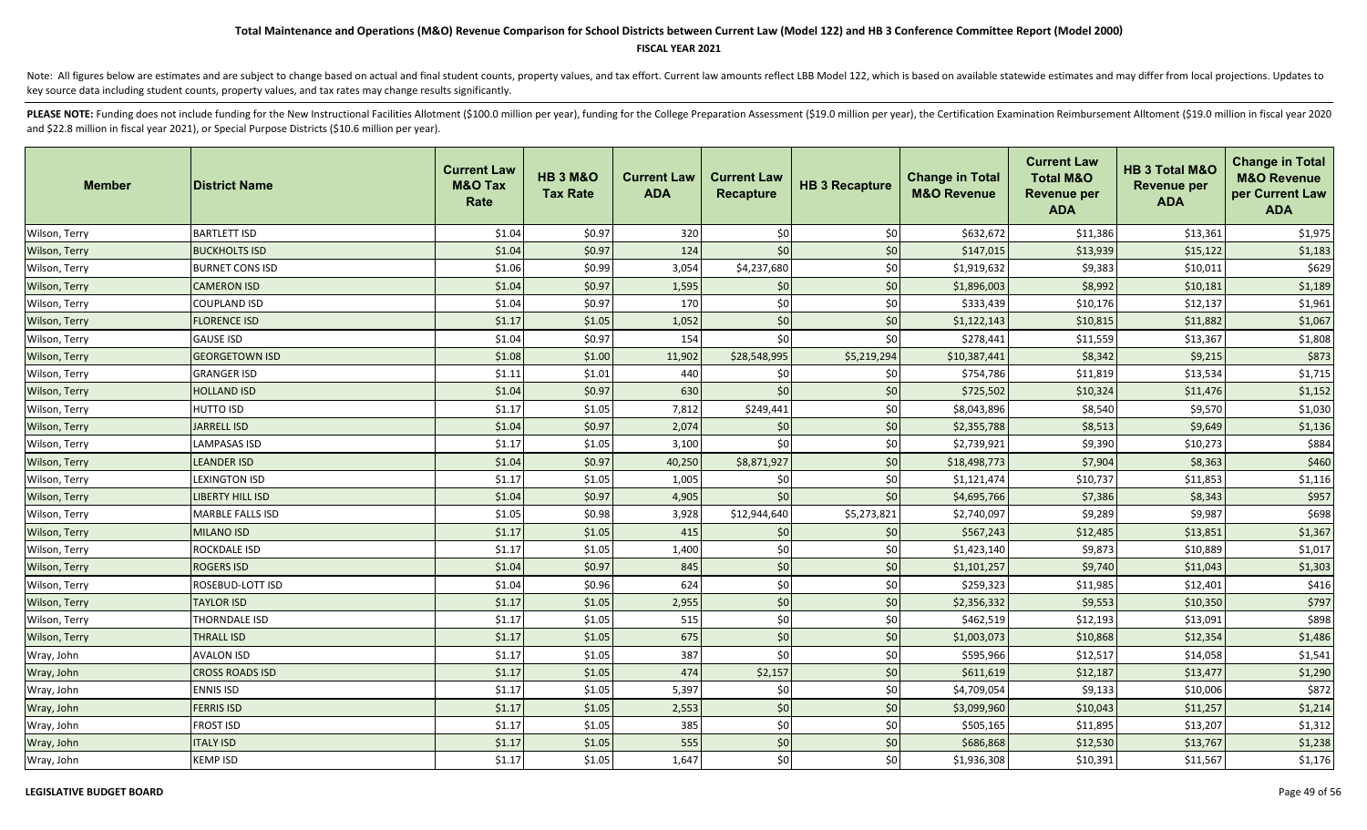# Total Maintenance and Operations (M&O) Revenue Comparison for School Districts between Current Law (Model 122) and HB 3 Conference Committee Report (Model 2000)

**FISCAL YEAR 2021**

Note: All figures below are estimates and are subject to change based on actual and final student counts, property values, and tax effort. Current law amounts reflect LBB Model 122, which is based on available statewide estimates and may differ from local projections. Updates to key source data including student counts, property values, and tax rates may change results significantly.

**PLEASE NOTE:** Funding does not include funding for the New Instructional Facilities Allotment ($100.0 million per year), funding for the College Preparation Assessment ($19.0 million per year), the Certification Examination Reimbursement Alltoment ($19.0 million in fiscal year 2020 and $22.8 million in fiscal year 2021), or Special Purpose Districts ($10.6 million per year).

| Member | District Name | Current Law M&O Tax Rate | HB 3 M&O Tax Rate | Current Law ADA | Current Law Recapture | HB 3 Recapture | Change in Total M&O Revenue | Current Law Total M&O Revenue per ADA | HB 3 Total M&O Revenue per ADA | Change in Total M&O Revenue per Current Law ADA |
|---|---|---|---|---|---|---|---|---|---|---|
| Wilson, Terry | BARTLETT ISD | $1.04 | $0.97 | 320 | $0 | $0 | $632,672 | $11,386 | $13,361 | $1,975 |
| Wilson, Terry | BUCKHOLTS ISD | $1.04 | $0.97 | 124 | $0 | $0 | $147,015 | $13,939 | $15,122 | $1,183 |
| Wilson, Terry | BURNET CONS ISD | $1.06 | $0.99 | 3,054 | $4,237,680 | $0 | $1,919,632 | $9,383 | $10,011 | $629 |
| Wilson, Terry | CAMERON ISD | $1.04 | $0.97 | 1,595 | $0 | $0 | $1,896,003 | $8,992 | $10,181 | $1,189 |
| Wilson, Terry | COUPLAND ISD | $1.04 | $0.97 | 170 | $0 | $0 | $333,439 | $10,176 | $12,137 | $1,961 |
| Wilson, Terry | FLORENCE ISD | $1.17 | $1.05 | 1,052 | $0 | $0 | $1,122,143 | $10,815 | $11,882 | $1,067 |
| Wilson, Terry | GAUSE ISD | $1.04 | $0.97 | 154 | $0 | $0 | $278,441 | $11,559 | $13,367 | $1,808 |
| Wilson, Terry | GEORGETOWN ISD | $1.08 | $1.00 | 11,902 | $28,548,995 | $5,219,294 | $10,387,441 | $8,342 | $9,215 | $873 |
| Wilson, Terry | GRANGER ISD | $1.11 | $1.01 | 440 | $0 | $0 | $754,786 | $11,819 | $13,534 | $1,715 |
| Wilson, Terry | HOLLAND ISD | $1.04 | $0.97 | 630 | $0 | $0 | $725,502 | $10,324 | $11,476 | $1,152 |
| Wilson, Terry | HUTTO ISD | $1.17 | $1.05 | 7,812 | $249,441 | $0 | $8,043,896 | $8,540 | $9,570 | $1,030 |
| Wilson, Terry | JARRELL ISD | $1.04 | $0.97 | 2,074 | $0 | $0 | $2,355,788 | $8,513 | $9,649 | $1,136 |
| Wilson, Terry | LAMPASAS ISD | $1.17 | $1.05 | 3,100 | $0 | $0 | $2,739,921 | $9,390 | $10,273 | $884 |
| Wilson, Terry | LEANDER ISD | $1.04 | $0.97 | 40,250 | $8,871,927 | $0 | $18,498,773 | $7,904 | $8,363 | $460 |
| Wilson, Terry | LEXINGTON ISD | $1.17 | $1.05 | 1,005 | $0 | $0 | $1,121,474 | $10,737 | $11,853 | $1,116 |
| Wilson, Terry | LIBERTY HILL ISD | $1.04 | $0.97 | 4,905 | $0 | $0 | $4,695,766 | $7,386 | $8,343 | $957 |
| Wilson, Terry | MARBLE FALLS ISD | $1.05 | $0.98 | 3,928 | $12,944,640 | $5,273,821 | $2,740,097 | $9,289 | $9,987 | $698 |
| Wilson, Terry | MILANO ISD | $1.17 | $1.05 | 415 | $0 | $0 | $567,243 | $12,485 | $13,851 | $1,367 |
| Wilson, Terry | ROCKDALE ISD | $1.17 | $1.05 | 1,400 | $0 | $0 | $1,423,140 | $9,873 | $10,889 | $1,017 |
| Wilson, Terry | ROGERS ISD | $1.04 | $0.97 | 845 | $0 | $0 | $1,101,257 | $9,740 | $11,043 | $1,303 |
| Wilson, Terry | ROSEBUD-LOTT ISD | $1.04 | $0.96 | 624 | $0 | $0 | $259,323 | $11,985 | $12,401 | $416 |
| Wilson, Terry | TAYLOR ISD | $1.17 | $1.05 | 2,955 | $0 | $0 | $2,356,332 | $9,553 | $10,350 | $797 |
| Wilson, Terry | THORNDALE ISD | $1.17 | $1.05 | 515 | $0 | $0 | $462,519 | $12,193 | $13,091 | $898 |
| Wilson, Terry | THRALL ISD | $1.17 | $1.05 | 675 | $0 | $0 | $1,003,073 | $10,868 | $12,354 | $1,486 |
| Wray, John | AVALON ISD | $1.17 | $1.05 | 387 | $0 | $0 | $595,966 | $12,517 | $14,058 | $1,541 |
| Wray, John | CROSS ROADS ISD | $1.17 | $1.05 | 474 | $2,157 | $0 | $611,619 | $12,187 | $13,477 | $1,290 |
| Wray, John | ENNIS ISD | $1.17 | $1.05 | 5,397 | $0 | $0 | $4,709,054 | $9,133 | $10,006 | $872 |
| Wray, John | FERRIS ISD | $1.17 | $1.05 | 2,553 | $0 | $0 | $3,099,960 | $10,043 | $11,257 | $1,214 |
| Wray, John | FROST ISD | $1.17 | $1.05 | 385 | $0 | $0 | $505,165 | $11,895 | $13,207 | $1,312 |
| Wray, John | ITALY ISD | $1.17 | $1.05 | 555 | $0 | $0 | $686,868 | $12,530 | $13,767 | $1,238 |
| Wray, John | KEMP ISD | $1.17 | $1.05 | 1,647 | $0 | $0 | $1,936,308 | $10,391 | $11,567 | $1,176 |

**LEGISLATIVE BUDGET BOARD**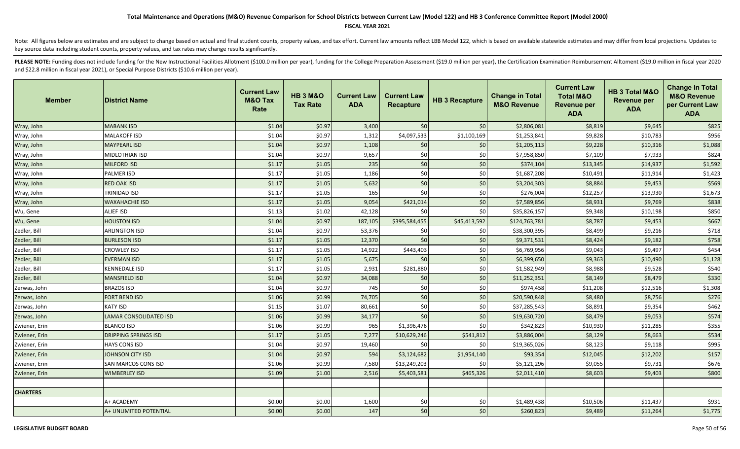# Total Maintenance and Operations (M&O) Revenue Comparison for School Districts between Current Law (Model 122) and HB 3 Conference Committee Report (Model 2000)

**FISCAL YEAR 2021**

Note: All figures below are estimates and are subject to change based on actual and final student counts, property values, and tax effort. Current law amounts reflect LBB Model 122, which is based on available statewide estimates and may differ from local projections. Updates to key source data including student counts, property values, and tax rates may change results significantly.

**PLEASE NOTE:** Funding does not include funding for the New Instructional Facilities Allotment ($100.0 million per year), funding for the College Preparation Assessment ($19.0 million per year), the Certification Examination Reimbursement Alltoment ($19.0 million in fiscal year 2020 and $22.8 million in fiscal year 2021), or Special Purpose Districts ($10.6 million per year).

| Member | District Name | Current Law M&O Tax Rate | HB 3 M&O Tax Rate | Current Law ADA | Current Law Recapture | HB 3 Recapture | Change in Total M&O Revenue | Current Law Total M&O Revenue per ADA | HB 3 Total M&O Revenue per ADA | Change in Total M&O Revenue per Current Law ADA |
|---|---|---|---|---|---|---|---|---|---|---|
| Wray, John | MABANK ISD | $1.04 | $0.97 | 3,400 | $0 | $0 | $2,806,081 | $8,819 | $9,645 | $825 |
| Wray, John | MALAKOFF ISD | $1.04 | $0.97 | 1,312 | $4,097,533 | $1,100,169 | $1,253,841 | $9,828 | $10,783 | $956 |
| Wray, John | MAYPEARL ISD | $1.04 | $0.97 | 1,108 | $0 | $0 | $1,205,113 | $9,228 | $10,316 | $1,088 |
| Wray, John | MIDLOTHIAN ISD | $1.04 | $0.97 | 9,657 | $0 | $0 | $7,958,850 | $7,109 | $7,933 | $824 |
| Wray, John | MILFORD ISD | $1.17 | $1.05 | 235 | $0 | $0 | $374,104 | $13,345 | $14,937 | $1,592 |
| Wray, John | PALMER ISD | $1.17 | $1.05 | 1,186 | $0 | $0 | $1,687,208 | $10,491 | $11,914 | $1,423 |
| Wray, John | RED OAK ISD | $1.17 | $1.05 | 5,632 | $0 | $0 | $3,204,303 | $8,884 | $9,453 | $569 |
| Wray, John | TRINIDAD ISD | $1.17 | $1.05 | 165 | $0 | $0 | $276,004 | $12,257 | $13,930 | $1,673 |
| Wray, John | WAXAHACHIE ISD | $1.17 | $1.05 | 9,054 | $421,014 | $0 | $7,589,856 | $8,931 | $9,769 | $838 |
| Wu, Gene | ALIEF ISD | $1.13 | $1.02 | 42,128 | $0 | $0 | $35,826,157 | $9,348 | $10,198 | $850 |
| Wu, Gene | HOUSTON ISD | $1.04 | $0.97 | 187,105 | $395,584,455 | $45,413,592 | $124,763,781 | $8,787 | $9,453 | $667 |
| Zedler, Bill | ARLINGTON ISD | $1.04 | $0.97 | 53,376 | $0 | $0 | $38,300,395 | $8,499 | $9,216 | $718 |
| Zedler, Bill | BURLESON ISD | $1.17 | $1.05 | 12,370 | $0 | $0 | $9,371,531 | $8,424 | $9,182 | $758 |
| Zedler, Bill | CROWLEY ISD | $1.17 | $1.05 | 14,922 | $443,403 | $0 | $6,769,956 | $9,043 | $9,497 | $454 |
| Zedler, Bill | EVERMAN ISD | $1.17 | $1.05 | 5,675 | $0 | $0 | $6,399,650 | $9,363 | $10,490 | $1,128 |
| Zedler, Bill | KENNEDALE ISD | $1.17 | $1.05 | 2,931 | $281,880 | $0 | $1,582,949 | $8,988 | $9,528 | $540 |
| Zedler, Bill | MANSFIELD ISD | $1.04 | $0.97 | 34,088 | $0 | $0 | $11,252,351 | $8,149 | $8,479 | $330 |
| Zerwas, John | BRAZOS ISD | $1.04 | $0.97 | 745 | $0 | $0 | $974,458 | $11,208 | $12,516 | $1,308 |
| Zerwas, John | FORT BEND ISD | $1.06 | $0.99 | 74,705 | $0 | $0 | $20,590,848 | $8,480 | $8,756 | $276 |
| Zerwas, John | KATY ISD | $1.15 | $1.07 | 80,661 | $0 | $0 | $37,285,543 | $8,891 | $9,354 | $462 |
| Zerwas, John | LAMAR CONSOLIDATED ISD | $1.06 | $0.99 | 34,177 | $0 | $0 | $19,630,720 | $8,479 | $9,053 | $574 |
| Zwiener, Erin | BLANCO ISD | $1.06 | $0.99 | 965 | $1,396,476 | $0 | $342,823 | $10,930 | $11,285 | $355 |
| Zwiener, Erin | DRIPPING SPRINGS ISD | $1.17 | $1.05 | 7,277 | $10,629,246 | $541,812 | $3,886,004 | $8,129 | $8,663 | $534 |
| Zwiener, Erin | HAYS CONS ISD | $1.04 | $0.97 | 19,460 | $0 | $0 | $19,365,026 | $8,123 | $9,118 | $995 |
| Zwiener, Erin | JOHNSON CITY ISD | $1.04 | $0.97 | 594 | $3,124,682 | $1,954,140 | $93,354 | $12,045 | $12,202 | $157 |
| Zwiener, Erin | SAN MARCOS CONS ISD | $1.06 | $0.99 | 7,580 | $13,249,203 | $0 | $5,121,296 | $9,055 | $9,731 | $676 |
| Zwiener, Erin | WIMBERLEY ISD | $1.09 | $1.00 | 2,516 | $5,403,581 | $465,326 | $2,011,410 | $8,603 | $9,403 | $800 |
| | | | | | | | | | | |
| **CHARTERS** | | | | | | | | | | |
| | A+ ACADEMY | $0.00 | $0.00 | 1,600 | $0 | $0 | $1,489,438 | $10,506 | $11,437 | $931 |
| | A+ UNLIMITED POTENTIAL | $0.00 | $0.00 | 147 | $0 | $0 | $260,823 | $9,489 | $11,264 | $1,775 |

**LEGISLATIVE BUDGET BOARD**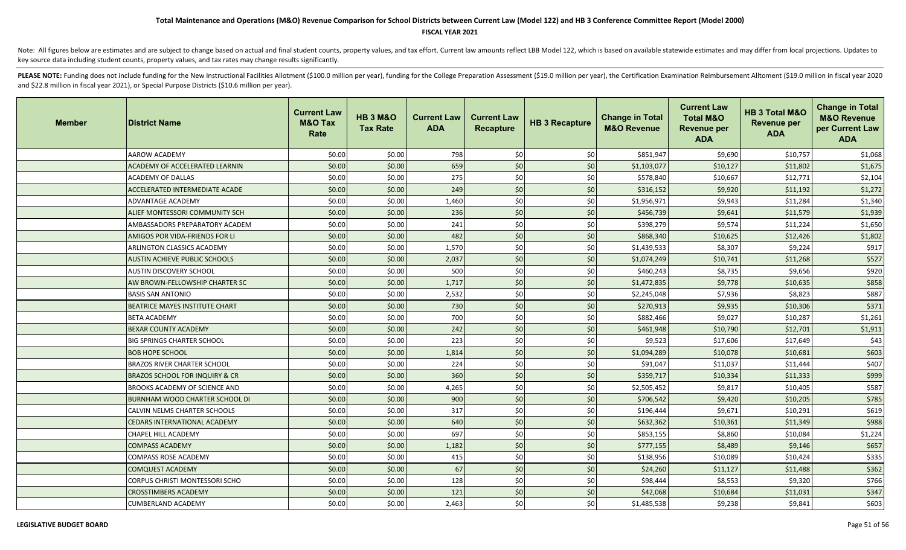# Total Maintenance and Operations (M&O) Revenue Comparison for School Districts between Current Law (Model 122) and HB 3 Conference Committee Report (Model 2000)

**FISCAL YEAR 2021**

Note: All figures below are estimates and are subject to change based on actual and final student counts, property values, and tax effort. Current law amounts reflect LBB Model 122, which is based on available statewide estimates and may differ from local projections. Updates to key source data including student counts, property values, and tax rates may change results significantly.

**PLEASE NOTE:** Funding does not include funding for the New Instructional Facilities Allotment ($100.0 million per year), funding for the College Preparation Assessment ($19.0 million per year), the Certification Examination Reimbursement Alltoment ($19.0 million in fiscal year 2020 and $22.8 million in fiscal year 2021), or Special Purpose Districts ($10.6 million per year).

| Member | District Name | Current Law M&O Tax Rate | HB 3 M&O Tax Rate | Current Law ADA | Current Law Recapture | HB 3 Recapture | Change in Total M&O Revenue | Current Law Total M&O Revenue per ADA | HB 3 Total M&O Revenue per ADA | Change in Total M&O Revenue per Current Law ADA |
|---|---|---|---|---|---|---|---|---|---|---|
| | AAROW ACADEMY | $0.00 | $0.00 | 798 | $0 | $0 | $851,947 | $9,690 | $10,757 | $1,068 |
| | ACADEMY OF ACCELERATED LEARNIN | $0.00 | $0.00 | 659 | $0 | $0 | $1,103,077 | $10,127 | $11,802 | $1,675 |
| | ACADEMY OF DALLAS | $0.00 | $0.00 | 275 | $0 | $0 | $578,840 | $10,667 | $12,771 | $2,104 |
| | ACCELERATED INTERMEDIATE ACADE | $0.00 | $0.00 | 249 | $0 | $0 | $316,152 | $9,920 | $11,192 | $1,272 |
| | ADVANTAGE ACADEMY | $0.00 | $0.00 | 1,460 | $0 | $0 | $1,956,971 | $9,943 | $11,284 | $1,340 |
| | ALIEF MONTESSORI COMMUNITY SCH | $0.00 | $0.00 | 236 | $0 | $0 | $456,739 | $9,641 | $11,579 | $1,939 |
| | AMBASSADORS PREPARATORY ACADEM | $0.00 | $0.00 | 241 | $0 | $0 | $398,279 | $9,574 | $11,224 | $1,650 |
| | AMIGOS POR VIDA-FRIENDS FOR LI | $0.00 | $0.00 | 482 | $0 | $0 | $868,340 | $10,625 | $12,426 | $1,802 |
| | ARLINGTON CLASSICS ACADEMY | $0.00 | $0.00 | 1,570 | $0 | $0 | $1,439,533 | $8,307 | $9,224 | $917 |
| | AUSTIN ACHIEVE PUBLIC SCHOOLS | $0.00 | $0.00 | 2,037 | $0 | $0 | $1,074,249 | $10,741 | $11,268 | $527 |
| | AUSTIN DISCOVERY SCHOOL | $0.00 | $0.00 | 500 | $0 | $0 | $460,243 | $8,735 | $9,656 | $920 |
| | AW BROWN-FELLOWSHIP CHARTER SC | $0.00 | $0.00 | 1,717 | $0 | $0 | $1,472,835 | $9,778 | $10,635 | $858 |
| | BASIS SAN ANTONIO | $0.00 | $0.00 | 2,532 | $0 | $0 | $2,245,048 | $7,936 | $8,823 | $887 |
| | BEATRICE MAYES INSTITUTE CHART | $0.00 | $0.00 | 730 | $0 | $0 | $270,913 | $9,935 | $10,306 | $371 |
| | BETA ACADEMY | $0.00 | $0.00 | 700 | $0 | $0 | $882,466 | $9,027 | $10,287 | $1,261 |
| | BEXAR COUNTY ACADEMY | $0.00 | $0.00 | 242 | $0 | $0 | $461,948 | $10,790 | $12,701 | $1,911 |
| | BIG SPRINGS CHARTER SCHOOL | $0.00 | $0.00 | 223 | $0 | $0 | $9,523 | $17,606 | $17,649 | $43 |
| | BOB HOPE SCHOOL | $0.00 | $0.00 | 1,814 | $0 | $0 | $1,094,289 | $10,078 | $10,681 | $603 |
| | BRAZOS RIVER CHARTER SCHOOL | $0.00 | $0.00 | 224 | $0 | $0 | $91,047 | $11,037 | $11,444 | $407 |
| | BRAZOS SCHOOL FOR INQUIRY & CR | $0.00 | $0.00 | 360 | $0 | $0 | $359,717 | $10,334 | $11,333 | $999 |
| | BROOKS ACADEMY OF SCIENCE AND | $0.00 | $0.00 | 4,265 | $0 | $0 | $2,505,452 | $9,817 | $10,405 | $587 |
| | BURNHAM WOOD CHARTER SCHOOL DI | $0.00 | $0.00 | 900 | $0 | $0 | $706,542 | $9,420 | $10,205 | $785 |
| | CALVIN NELMS CHARTER SCHOOLS | $0.00 | $0.00 | 317 | $0 | $0 | $196,444 | $9,671 | $10,291 | $619 |
| | CEDARS INTERNATIONAL ACADEMY | $0.00 | $0.00 | 640 | $0 | $0 | $632,362 | $10,361 | $11,349 | $988 |
| | CHAPEL HILL ACADEMY | $0.00 | $0.00 | 697 | $0 | $0 | $853,155 | $8,860 | $10,084 | $1,224 |
| | COMPASS ACADEMY | $0.00 | $0.00 | 1,182 | $0 | $0 | $777,155 | $8,489 | $9,146 | $657 |
| | COMPASS ROSE ACADEMY | $0.00 | $0.00 | 415 | $0 | $0 | $138,956 | $10,089 | $10,424 | $335 |
| | COMQUEST ACADEMY | $0.00 | $0.00 | 67 | $0 | $0 | $24,260 | $11,127 | $11,488 | $362 |
| | CORPUS CHRISTI MONTESSORI SCHO | $0.00 | $0.00 | 128 | $0 | $0 | $98,444 | $8,553 | $9,320 | $766 |
| | CROSSTIMBERS ACADEMY | $0.00 | $0.00 | 121 | $0 | $0 | $42,068 | $10,684 | $11,031 | $347 |
| | CUMBERLAND ACADEMY | $0.00 | $0.00 | 2,463 | $0 | $0 | $1,485,538 | $9,238 | $9,841 | $603 |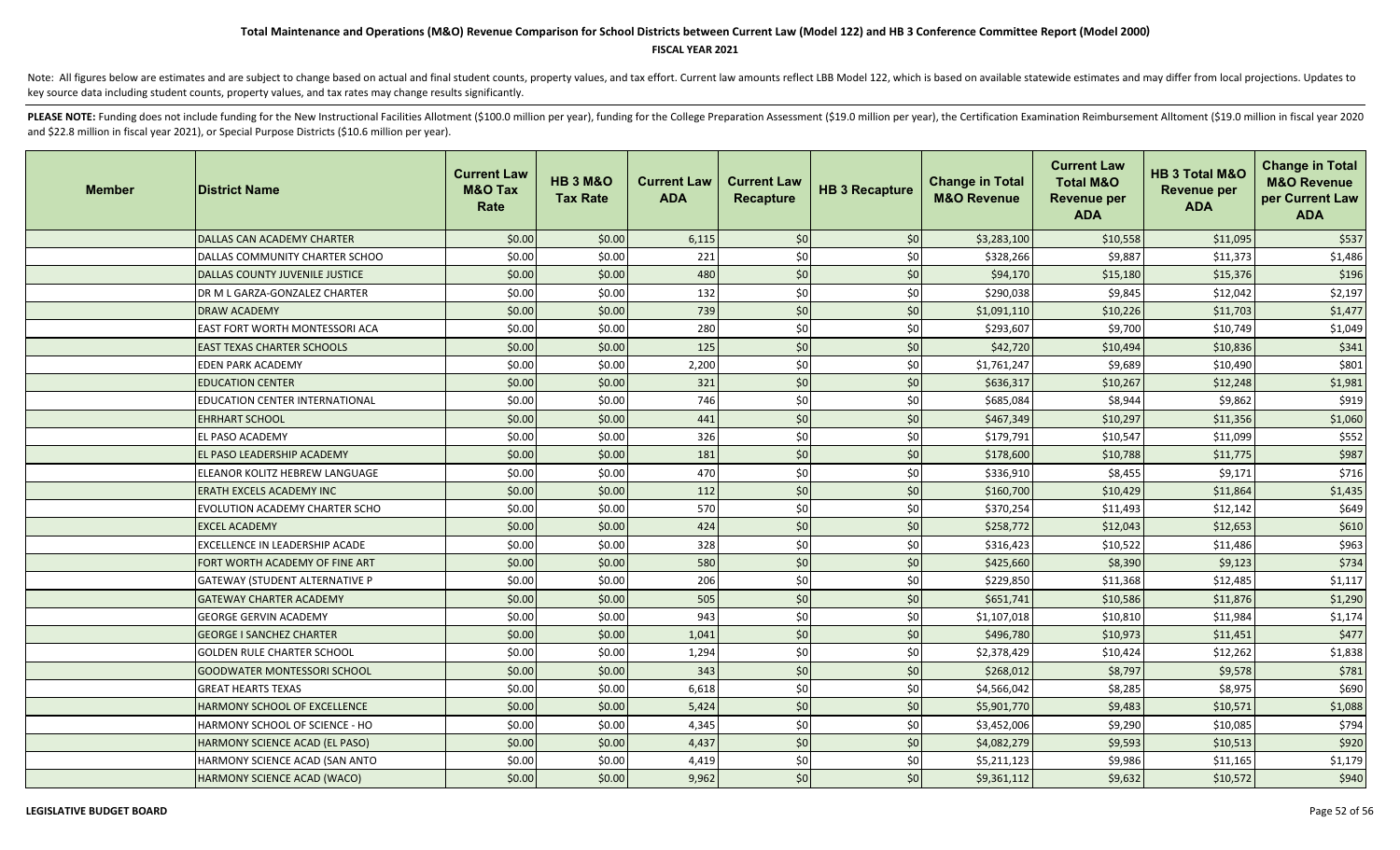# Total Maintenance and Operations (M&O) Revenue Comparison for School Districts between Current Law (Model 122) and HB 3 Conference Committee Report (Model 2000)

**FISCAL YEAR 2021**

Note: All figures below are estimates and are subject to change based on actual and final student counts, property values, and tax effort. Current law amounts reflect LBB Model 122, which is based on available statewide estimates and may differ from local projections. Updates to key source data including student counts, property values, and tax rates may change results significantly.

**PLEASE NOTE:** Funding does not include funding for the New Instructional Facilities Allotment ($100.0 million per year), funding for the College Preparation Assessment ($19.0 million per year), the Certification Examination Reimbursement Alltoment ($19.0 million in fiscal year 2020 and $22.8 million in fiscal year 2021), or Special Purpose Districts ($10.6 million per year).

| Member | District Name | Current Law M&O Tax Rate | HB 3 M&O Tax Rate | Current Law ADA | Current Law Recapture | HB 3 Recapture | Change in Total M&O Revenue | Current Law Total M&O Revenue per ADA | HB 3 Total M&O Revenue per ADA | Change in Total M&O Revenue per Current Law ADA |
|---|---|---|---|---|---|---|---|---|---|---|
| | DALLAS CAN ACADEMY CHARTER | $0.00 | $0.00 | 6,115 | $0 | $0 | $3,283,100 | $10,558 | $11,095 | $537 |
| | DALLAS COMMUNITY CHARTER SCHOO | $0.00 | $0.00 | 221 | $0 | $0 | $328,266 | $9,887 | $11,373 | $1,486 |
| | DALLAS COUNTY JUVENILE JUSTICE | $0.00 | $0.00 | 480 | $0 | $0 | $94,170 | $15,180 | $15,376 | $196 |
| | DR M L GARZA-GONZALEZ CHARTER | $0.00 | $0.00 | 132 | $0 | $0 | $290,038 | $9,845 | $12,042 | $2,197 |
| | DRAW ACADEMY | $0.00 | $0.00 | 739 | $0 | $0 | $1,091,110 | $10,226 | $11,703 | $1,477 |
| | EAST FORT WORTH MONTESSORI ACA | $0.00 | $0.00 | 280 | $0 | $0 | $293,607 | $9,700 | $10,749 | $1,049 |
| | EAST TEXAS CHARTER SCHOOLS | $0.00 | $0.00 | 125 | $0 | $0 | $42,720 | $10,494 | $10,836 | $341 |
| | EDEN PARK ACADEMY | $0.00 | $0.00 | 2,200 | $0 | $0 | $1,761,247 | $9,689 | $10,490 | $801 |
| | EDUCATION CENTER | $0.00 | $0.00 | 321 | $0 | $0 | $636,317 | $10,267 | $12,248 | $1,981 |
| | EDUCATION CENTER INTERNATIONAL | $0.00 | $0.00 | 746 | $0 | $0 | $685,084 | $8,944 | $9,862 | $919 |
| | EHRHART SCHOOL | $0.00 | $0.00 | 441 | $0 | $0 | $467,349 | $10,297 | $11,356 | $1,060 |
| | EL PASO ACADEMY | $0.00 | $0.00 | 326 | $0 | $0 | $179,791 | $10,547 | $11,099 | $552 |
| | EL PASO LEADERSHIP ACADEMY | $0.00 | $0.00 | 181 | $0 | $0 | $178,600 | $10,788 | $11,775 | $987 |
| | ELEANOR KOLITZ HEBREW LANGUAGE | $0.00 | $0.00 | 470 | $0 | $0 | $336,910 | $8,455 | $9,171 | $716 |
| | ERATH EXCELS ACADEMY INC | $0.00 | $0.00 | 112 | $0 | $0 | $160,700 | $10,429 | $11,864 | $1,435 |
| | EVOLUTION ACADEMY CHARTER SCHO | $0.00 | $0.00 | 570 | $0 | $0 | $370,254 | $11,493 | $12,142 | $649 |
| | EXCEL ACADEMY | $0.00 | $0.00 | 424 | $0 | $0 | $258,772 | $12,043 | $12,653 | $610 |
| | EXCELLENCE IN LEADERSHIP ACADE | $0.00 | $0.00 | 328 | $0 | $0 | $316,423 | $10,522 | $11,486 | $963 |
| | FORT WORTH ACADEMY OF FINE ART | $0.00 | $0.00 | 580 | $0 | $0 | $425,660 | $8,390 | $9,123 | $734 |
| | GATEWAY (STUDENT ALTERNATIVE P | $0.00 | $0.00 | 206 | $0 | $0 | $229,850 | $11,368 | $12,485 | $1,117 |
| | GATEWAY CHARTER ACADEMY | $0.00 | $0.00 | 505 | $0 | $0 | $651,741 | $10,586 | $11,876 | $1,290 |
| | GEORGE GERVIN ACADEMY | $0.00 | $0.00 | 943 | $0 | $0 | $1,107,018 | $10,810 | $11,984 | $1,174 |
| | GEORGE I SANCHEZ CHARTER | $0.00 | $0.00 | 1,041 | $0 | $0 | $496,780 | $10,973 | $11,451 | $477 |
| | GOLDEN RULE CHARTER SCHOOL | $0.00 | $0.00 | 1,294 | $0 | $0 | $2,378,429 | $10,424 | $12,262 | $1,838 |
| | GOODWATER MONTESSORI SCHOOL | $0.00 | $0.00 | 343 | $0 | $0 | $268,012 | $8,797 | $9,578 | $781 |
| | GREAT HEARTS TEXAS | $0.00 | $0.00 | 6,618 | $0 | $0 | $4,566,042 | $8,285 | $8,975 | $690 |
| | HARMONY SCHOOL OF EXCELLENCE | $0.00 | $0.00 | 5,424 | $0 | $0 | $5,901,770 | $9,483 | $10,571 | $1,088 |
| | HARMONY SCHOOL OF SCIENCE - HO | $0.00 | $0.00 | 4,345 | $0 | $0 | $3,452,006 | $9,290 | $10,085 | $794 |
| | HARMONY SCIENCE ACAD (EL PASO) | $0.00 | $0.00 | 4,437 | $0 | $0 | $4,082,279 | $9,593 | $10,513 | $920 |
| | HARMONY SCIENCE ACAD (SAN ANTO | $0.00 | $0.00 | 4,419 | $0 | $0 | $5,211,123 | $9,986 | $11,165 | $1,179 |
| | HARMONY SCIENCE ACAD (WACO) | $0.00 | $0.00 | 9,962 | $0 | $0 | $9,361,112 | $9,632 | $10,572 | $940 |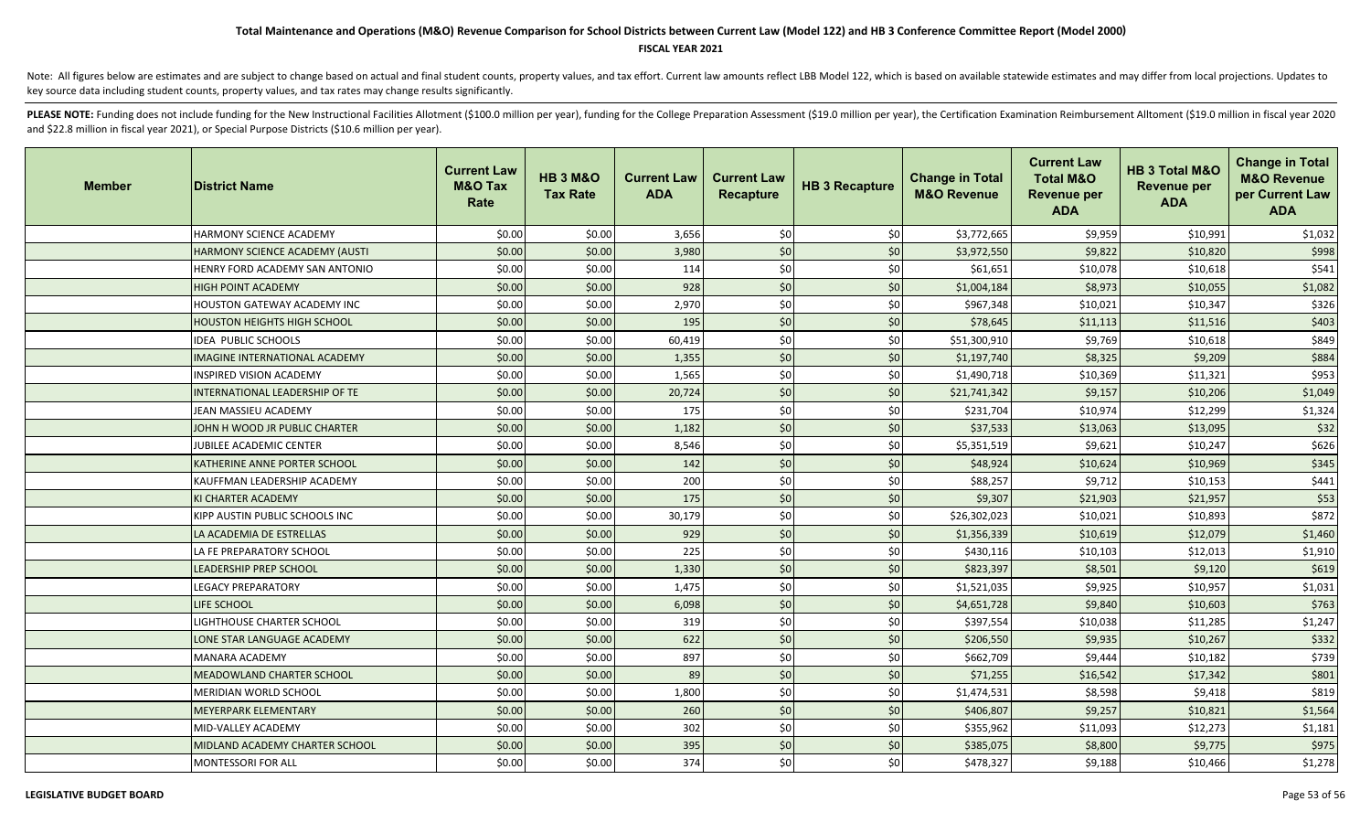# Total Maintenance and Operations (M&O) Revenue Comparison for School Districts between Current Law (Model 122) and HB 3 Conference Committee Report (Model 2000)

**FISCAL YEAR 2021**

Note: All figures below are estimates and are subject to change based on actual and final student counts, property values, and tax effort. Current law amounts reflect LBB Model 122, which is based on available statewide estimates and may differ from local projections. Updates to key source data including student counts, property values, and tax rates may change results significantly.

**PLEASE NOTE:** Funding does not include funding for the New Instructional Facilities Allotment ($100.0 million per year), funding for the College Preparation Assessment ($19.0 million per year), the Certification Examination Reimbursement Alltoment ($19.0 million in fiscal year 2020 and $22.8 million in fiscal year 2021), or Special Purpose Districts ($10.6 million per year).

| Member | District Name | Current Law M&O Tax Rate | HB 3 M&O Tax Rate | Current Law ADA | Current Law Recapture | HB 3 Recapture | Change in Total M&O Revenue | Current Law Total M&O Revenue per ADA | HB 3 Total M&O Revenue per ADA | Change in Total M&O Revenue per Current Law ADA |
|---|---|---|---|---|---|---|---|---|---|---|
| | HARMONY SCIENCE ACADEMY | $0.00 | $0.00 | 3,656 | $0 | $0 | $3,772,665 | $9,959 | $10,991 | $1,032 |
| | HARMONY SCIENCE ACADEMY (AUSTI | $0.00 | $0.00 | 3,980 | $0 | $0 | $3,972,550 | $9,822 | $10,820 | $998 |
| | HENRY FORD ACADEMY SAN ANTONIO | $0.00 | $0.00 | 114 | $0 | $0 | $61,651 | $10,078 | $10,618 | $541 |
| | HIGH POINT ACADEMY | $0.00 | $0.00 | 928 | $0 | $0 | $1,004,184 | $8,973 | $10,055 | $1,082 |
| | HOUSTON GATEWAY ACADEMY INC | $0.00 | $0.00 | 2,970 | $0 | $0 | $967,348 | $10,021 | $10,347 | $326 |
| | HOUSTON HEIGHTS HIGH SCHOOL | $0.00 | $0.00 | 195 | $0 | $0 | $78,645 | $11,113 | $11,516 | $403 |
| | IDEA PUBLIC SCHOOLS | $0.00 | $0.00 | 60,419 | $0 | $0 | $51,300,910 | $9,769 | $10,618 | $849 |
| | IMAGINE INTERNATIONAL ACADEMY | $0.00 | $0.00 | 1,355 | $0 | $0 | $1,197,740 | $8,325 | $9,209 | $884 |
| | INSPIRED VISION ACADEMY | $0.00 | $0.00 | 1,565 | $0 | $0 | $1,490,718 | $10,369 | $11,321 | $953 |
| | INTERNATIONAL LEADERSHIP OF TE | $0.00 | $0.00 | 20,724 | $0 | $0 | $21,741,342 | $9,157 | $10,206 | $1,049 |
| | JEAN MASSIEU ACADEMY | $0.00 | $0.00 | 175 | $0 | $0 | $231,704 | $10,974 | $12,299 | $1,324 |
| | JOHN H WOOD JR PUBLIC CHARTER | $0.00 | $0.00 | 1,182 | $0 | $0 | $37,533 | $13,063 | $13,095 | $32 |
| | JUBILEE ACADEMIC CENTER | $0.00 | $0.00 | 8,546 | $0 | $0 | $5,351,519 | $9,621 | $10,247 | $626 |
| | KATHERINE ANNE PORTER SCHOOL | $0.00 | $0.00 | 142 | $0 | $0 | $48,924 | $10,624 | $10,969 | $345 |
| | KAUFFMAN LEADERSHIP ACADEMY | $0.00 | $0.00 | 200 | $0 | $0 | $88,257 | $9,712 | $10,153 | $441 |
| | KI CHARTER ACADEMY | $0.00 | $0.00 | 175 | $0 | $0 | $9,307 | $21,903 | $21,957 | $53 |
| | KIPP AUSTIN PUBLIC SCHOOLS INC | $0.00 | $0.00 | 30,179 | $0 | $0 | $26,302,023 | $10,021 | $10,893 | $872 |
| | LA ACADEMIA DE ESTRELLAS | $0.00 | $0.00 | 929 | $0 | $0 | $1,356,339 | $10,619 | $12,079 | $1,460 |
| | LA FE PREPARATORY SCHOOL | $0.00 | $0.00 | 225 | $0 | $0 | $430,116 | $10,103 | $12,013 | $1,910 |
| | LEADERSHIP PREP SCHOOL | $0.00 | $0.00 | 1,330 | $0 | $0 | $823,397 | $8,501 | $9,120 | $619 |
| | LEGACY PREPARATORY | $0.00 | $0.00 | 1,475 | $0 | $0 | $1,521,035 | $9,925 | $10,957 | $1,031 |
| | LIFE SCHOOL | $0.00 | $0.00 | 6,098 | $0 | $0 | $4,651,728 | $9,840 | $10,603 | $763 |
| | LIGHTHOUSE CHARTER SCHOOL | $0.00 | $0.00 | 319 | $0 | $0 | $397,554 | $10,038 | $11,285 | $1,247 |
| | LONE STAR LANGUAGE ACADEMY | $0.00 | $0.00 | 622 | $0 | $0 | $206,550 | $9,935 | $10,267 | $332 |
| | MANARA ACADEMY | $0.00 | $0.00 | 897 | $0 | $0 | $662,709 | $9,444 | $10,182 | $739 |
| | MEADOWLAND CHARTER SCHOOL | $0.00 | $0.00 | 89 | $0 | $0 | $71,255 | $16,542 | $17,342 | $801 |
| | MERIDIAN WORLD SCHOOL | $0.00 | $0.00 | 1,800 | $0 | $0 | $1,474,531 | $8,598 | $9,418 | $819 |
| | MEYERPARK ELEMENTARY | $0.00 | $0.00 | 260 | $0 | $0 | $406,807 | $9,257 | $10,821 | $1,564 |
| | MID-VALLEY ACADEMY | $0.00 | $0.00 | 302 | $0 | $0 | $355,962 | $11,093 | $12,273 | $1,181 |
| | MIDLAND ACADEMY CHARTER SCHOOL | $0.00 | $0.00 | 395 | $0 | $0 | $385,075 | $8,800 | $9,775 | $975 |
| | MONTESSORI FOR ALL | $0.00 | $0.00 | 374 | $0 | $0 | $478,327 | $9,188 | $10,466 | $1,278 |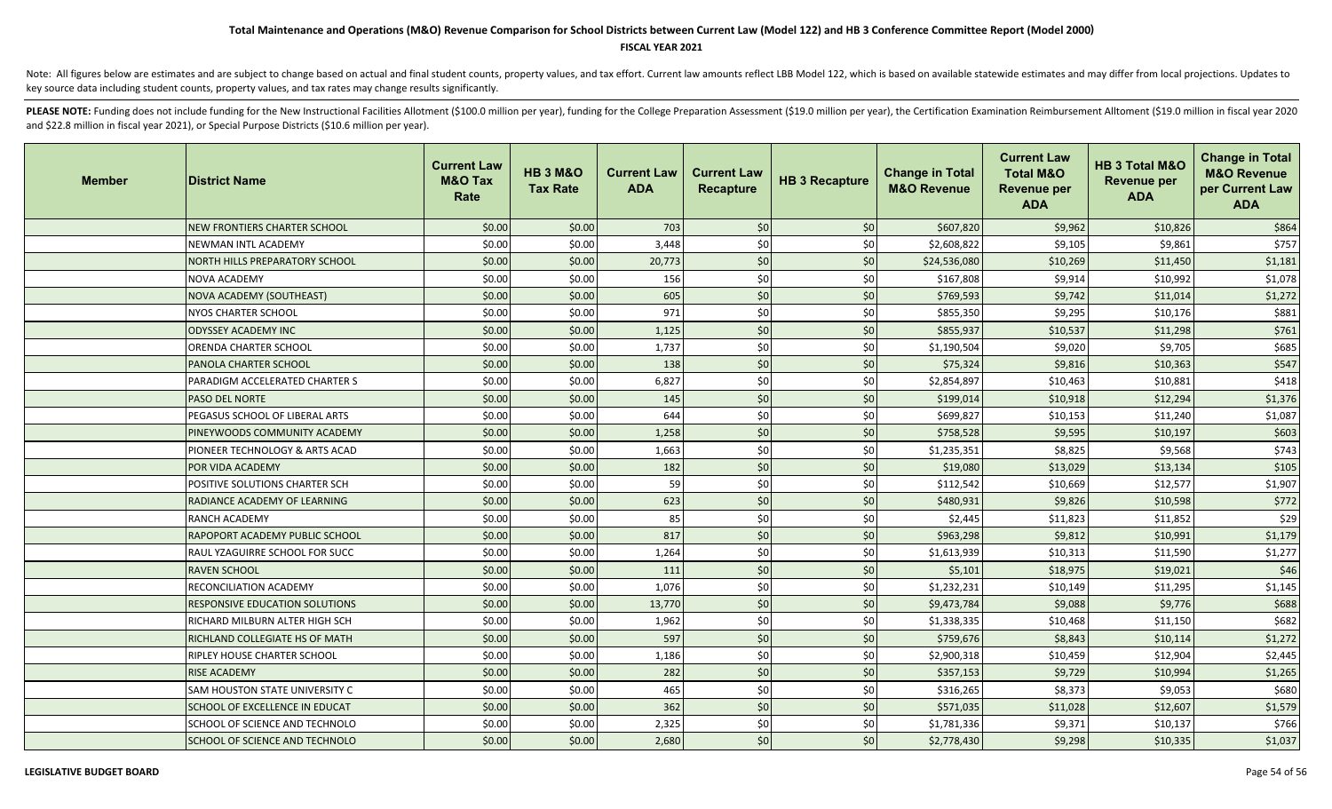# Total Maintenance and Operations (M&O) Revenue Comparison for School Districts between Current Law (Model 122) and HB 3 Conference Committee Report (Model 2000)

**FISCAL YEAR 2021**

Note: All figures below are estimates and are subject to change based on actual and final student counts, property values, and tax effort. Current law amounts reflect LBB Model 122, which is based on available statewide estimates and may differ from local projections. Updates to key source data including student counts, property values, and tax rates may change results significantly.

**PLEASE NOTE:** Funding does not include funding for the New Instructional Facilities Allotment ($100.0 million per year), funding for the College Preparation Assessment ($19.0 million per year), the Certification Examination Reimbursement Alltoment ($19.0 million in fiscal year 2020 and $22.8 million in fiscal year 2021), or Special Purpose Districts ($10.6 million per year).

| Member | District Name | Current Law M&O Tax Rate | HB 3 M&O Tax Rate | Current Law ADA | Current Law Recapture | HB 3 Recapture | Change in Total M&O Revenue | Current Law Total M&O Revenue per ADA | HB 3 Total M&O Revenue per ADA | Change in Total M&O Revenue per Current Law ADA |
|---|---|---|---|---|---|---|---|---|---|---|
| | NEW FRONTIERS CHARTER SCHOOL | $0.00 | $0.00 | 703 | $0 | $0 | $607,820 | $9,962 | $10,826 | $864 |
| | NEWMAN INTL ACADEMY | $0.00 | $0.00 | 3,448 | $0 | $0 | $2,608,822 | $9,105 | $9,861 | $757 |
| | NORTH HILLS PREPARATORY SCHOOL | $0.00 | $0.00 | 20,773 | $0 | $0 | $24,536,080 | $10,269 | $11,450 | $1,181 |
| | NOVA ACADEMY | $0.00 | $0.00 | 156 | $0 | $0 | $167,808 | $9,914 | $10,992 | $1,078 |
| | NOVA ACADEMY (SOUTHEAST) | $0.00 | $0.00 | 605 | $0 | $0 | $769,593 | $9,742 | $11,014 | $1,272 |
| | NYOS CHARTER SCHOOL | $0.00 | $0.00 | 971 | $0 | $0 | $855,350 | $9,295 | $10,176 | $881 |
| | ODYSSEY ACADEMY INC | $0.00 | $0.00 | 1,125 | $0 | $0 | $855,937 | $10,537 | $11,298 | $761 |
| | ORENDA CHARTER SCHOOL | $0.00 | $0.00 | 1,737 | $0 | $0 | $1,190,504 | $9,020 | $9,705 | $685 |
| | PANOLA CHARTER SCHOOL | $0.00 | $0.00 | 138 | $0 | $0 | $75,324 | $9,816 | $10,363 | $547 |
| | PARADIGM ACCELERATED CHARTER S | $0.00 | $0.00 | 6,827 | $0 | $0 | $2,854,897 | $10,463 | $10,881 | $418 |
| | PASO DEL NORTE | $0.00 | $0.00 | 145 | $0 | $0 | $199,014 | $10,918 | $12,294 | $1,376 |
| | PEGASUS SCHOOL OF LIBERAL ARTS | $0.00 | $0.00 | 644 | $0 | $0 | $699,827 | $10,153 | $11,240 | $1,087 |
| | PINEYWOODS COMMUNITY ACADEMY | $0.00 | $0.00 | 1,258 | $0 | $0 | $758,528 | $9,595 | $10,197 | $603 |
| | PIONEER TECHNOLOGY & ARTS ACAD | $0.00 | $0.00 | 1,663 | $0 | $0 | $1,235,351 | $8,825 | $9,568 | $743 |
| | POR VIDA ACADEMY | $0.00 | $0.00 | 182 | $0 | $0 | $19,080 | $13,029 | $13,134 | $105 |
| | POSITIVE SOLUTIONS CHARTER SCH | $0.00 | $0.00 | 59 | $0 | $0 | $112,542 | $10,669 | $12,577 | $1,907 |
| | RADIANCE ACADEMY OF LEARNING | $0.00 | $0.00 | 623 | $0 | $0 | $480,931 | $9,826 | $10,598 | $772 |
| | RANCH ACADEMY | $0.00 | $0.00 | 85 | $0 | $0 | $2,445 | $11,823 | $11,852 | $29 |
| | RAPOPORT ACADEMY PUBLIC SCHOOL | $0.00 | $0.00 | 817 | $0 | $0 | $963,298 | $9,812 | $10,991 | $1,179 |
| | RAUL YZAGUIRRE SCHOOL FOR SUCC | $0.00 | $0.00 | 1,264 | $0 | $0 | $1,613,939 | $10,313 | $11,590 | $1,277 |
| | RAVEN SCHOOL | $0.00 | $0.00 | 111 | $0 | $0 | $5,101 | $18,975 | $19,021 | $46 |
| | RECONCILIATION ACADEMY | $0.00 | $0.00 | 1,076 | $0 | $0 | $1,232,231 | $10,149 | $11,295 | $1,145 |
| | RESPONSIVE EDUCATION SOLUTIONS | $0.00 | $0.00 | 13,770 | $0 | $0 | $9,473,784 | $9,088 | $9,776 | $688 |
| | RICHARD MILBURN ALTER HIGH SCH | $0.00 | $0.00 | 1,962 | $0 | $0 | $1,338,335 | $10,468 | $11,150 | $682 |
| | RICHLAND COLLEGIATE HS OF MATH | $0.00 | $0.00 | 597 | $0 | $0 | $759,676 | $8,843 | $10,114 | $1,272 |
| | RIPLEY HOUSE CHARTER SCHOOL | $0.00 | $0.00 | 1,186 | $0 | $0 | $2,900,318 | $10,459 | $12,904 | $2,445 |
| | RISE ACADEMY | $0.00 | $0.00 | 282 | $0 | $0 | $357,153 | $9,729 | $10,994 | $1,265 |
| | SAM HOUSTON STATE UNIVERSITY C | $0.00 | $0.00 | 465 | $0 | $0 | $316,265 | $8,373 | $9,053 | $680 |
| | SCHOOL OF EXCELLENCE IN EDUCAT | $0.00 | $0.00 | 362 | $0 | $0 | $571,035 | $11,028 | $12,607 | $1,579 |
| | SCHOOL OF SCIENCE AND TECHNOLO | $0.00 | $0.00 | 2,325 | $0 | $0 | $1,781,336 | $9,371 | $10,137 | $766 |
| | SCHOOL OF SCIENCE AND TECHNOLO | $0.00 | $0.00 | 2,680 | $0 | $0 | $2,778,430 | $9,298 | $10,335 | $1,037 |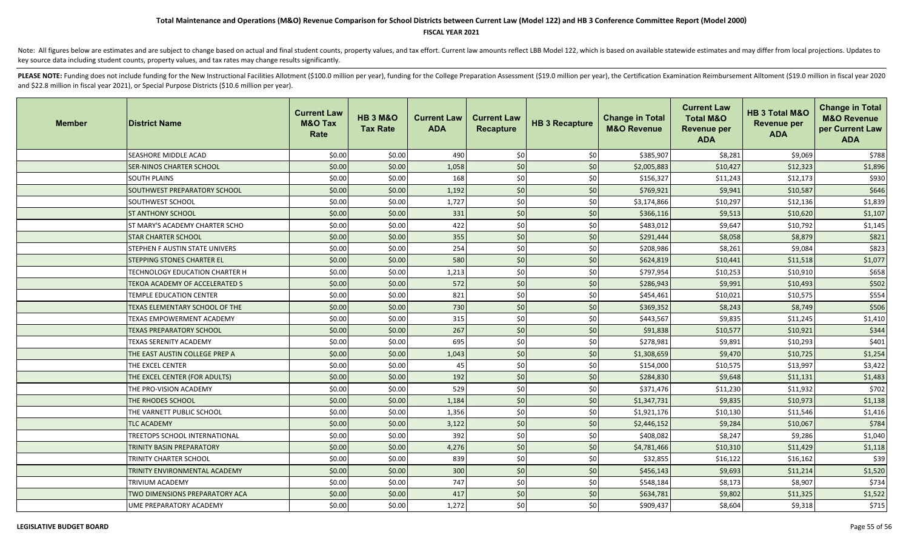# Total Maintenance and Operations (M&O) Revenue Comparison for School Districts between Current Law (Model 122) and HB 3 Conference Committee Report (Model 2000)

**FISCAL YEAR 2021**

Note: All figures below are estimates and are subject to change based on actual and final student counts, property values, and tax effort. Current law amounts reflect LBB Model 122, which is based on available statewide estimates and may differ from local projections. Updates to key source data including student counts, property values, and tax rates may change results significantly.

**PLEASE NOTE:** Funding does not include funding for the New Instructional Facilities Allotment ($100.0 million per year), funding for the College Preparation Assessment ($19.0 million per year), the Certification Examination Reimbursement Alltoment ($19.0 million in fiscal year 2020 and $22.8 million in fiscal year 2021), or Special Purpose Districts ($10.6 million per year).

| Member | District Name | Current Law M&O Tax Rate | HB 3 M&O Tax Rate | Current Law ADA | Current Law Recapture | HB 3 Recapture | Change in Total M&O Revenue | Current Law Total M&O Revenue per ADA | HB 3 Total M&O Revenue per ADA | Change in Total M&O Revenue per Current Law ADA |
|---|---|---|---|---|---|---|---|---|---|---|
| | SEASHORE MIDDLE ACAD | $0.00 | $0.00 | 490 | $0 | $0 | $385,907 | $8,281 | $9,069 | $788 |
| | SER-NINOS CHARTER SCHOOL | $0.00 | $0.00 | 1,058 | $0 | $0 | $2,005,883 | $10,427 | $12,323 | $1,896 |
| | SOUTH PLAINS | $0.00 | $0.00 | 168 | $0 | $0 | $156,327 | $11,243 | $12,173 | $930 |
| | SOUTHWEST PREPARATORY SCHOOL | $0.00 | $0.00 | 1,192 | $0 | $0 | $769,921 | $9,941 | $10,587 | $646 |
| | SOUTHWEST SCHOOL | $0.00 | $0.00 | 1,727 | $0 | $0 | $3,174,866 | $10,297 | $12,136 | $1,839 |
| | ST ANTHONY SCHOOL | $0.00 | $0.00 | 331 | $0 | $0 | $366,116 | $9,513 | $10,620 | $1,107 |
| | ST MARY'S ACADEMY CHARTER SCHO | $0.00 | $0.00 | 422 | $0 | $0 | $483,012 | $9,647 | $10,792 | $1,145 |
| | STAR CHARTER SCHOOL | $0.00 | $0.00 | 355 | $0 | $0 | $291,444 | $8,058 | $8,879 | $821 |
| | STEPHEN F AUSTIN STATE UNIVERS | $0.00 | $0.00 | 254 | $0 | $0 | $208,986 | $8,261 | $9,084 | $823 |
| | STEPPING STONES CHARTER EL | $0.00 | $0.00 | 580 | $0 | $0 | $624,819 | $10,441 | $11,518 | $1,077 |
| | TECHNOLOGY EDUCATION CHARTER H | $0.00 | $0.00 | 1,213 | $0 | $0 | $797,954 | $10,253 | $10,910 | $658 |
| | TEKOA ACADEMY OF ACCELERATED S | $0.00 | $0.00 | 572 | $0 | $0 | $286,943 | $9,991 | $10,493 | $502 |
| | TEMPLE EDUCATION CENTER | $0.00 | $0.00 | 821 | $0 | $0 | $454,461 | $10,021 | $10,575 | $554 |
| | TEXAS ELEMENTARY SCHOOL OF THE | $0.00 | $0.00 | 730 | $0 | $0 | $369,352 | $8,243 | $8,749 | $506 |
| | TEXAS EMPOWERMENT ACADEMY | $0.00 | $0.00 | 315 | $0 | $0 | $443,567 | $9,835 | $11,245 | $1,410 |
| | TEXAS PREPARATORY SCHOOL | $0.00 | $0.00 | 267 | $0 | $0 | $91,838 | $10,577 | $10,921 | $344 |
| | TEXAS SERENITY ACADEMY | $0.00 | $0.00 | 695 | $0 | $0 | $278,981 | $9,891 | $10,293 | $401 |
| | THE EAST AUSTIN COLLEGE PREP A | $0.00 | $0.00 | 1,043 | $0 | $0 | $1,308,659 | $9,470 | $10,725 | $1,254 |
| | THE EXCEL CENTER | $0.00 | $0.00 | 45 | $0 | $0 | $154,000 | $10,575 | $13,997 | $3,422 |
| | THE EXCEL CENTER (FOR ADULTS) | $0.00 | $0.00 | 192 | $0 | $0 | $284,830 | $9,648 | $11,131 | $1,483 |
| | THE PRO-VISION ACADEMY | $0.00 | $0.00 | 529 | $0 | $0 | $371,476 | $11,230 | $11,932 | $702 |
| | THE RHODES SCHOOL | $0.00 | $0.00 | 1,184 | $0 | $0 | $1,347,731 | $9,835 | $10,973 | $1,138 |
| | THE VARNETT PUBLIC SCHOOL | $0.00 | $0.00 | 1,356 | $0 | $0 | $1,921,176 | $10,130 | $11,546 | $1,416 |
| | TLC ACADEMY | $0.00 | $0.00 | 3,122 | $0 | $0 | $2,446,152 | $9,284 | $10,067 | $784 |
| | TREETOPS SCHOOL INTERNATIONAL | $0.00 | $0.00 | 392 | $0 | $0 | $408,082 | $8,247 | $9,286 | $1,040 |
| | TRINITY BASIN PREPARATORY | $0.00 | $0.00 | 4,276 | $0 | $0 | $4,781,466 | $10,310 | $11,429 | $1,118 |
| | TRINITY CHARTER SCHOOL | $0.00 | $0.00 | 839 | $0 | $0 | $32,855 | $16,122 | $16,162 | $39 |
| | TRINITY ENVIRONMENTAL ACADEMY | $0.00 | $0.00 | 300 | $0 | $0 | $456,143 | $9,693 | $11,214 | $1,520 |
| | TRIVIUM ACADEMY | $0.00 | $0.00 | 747 | $0 | $0 | $548,184 | $8,173 | $8,907 | $734 |
| | TWO DIMENSIONS PREPARATORY ACA | $0.00 | $0.00 | 417 | $0 | $0 | $634,781 | $9,802 | $11,325 | $1,522 |
| | UME PREPARATORY ACADEMY | $0.00 | $0.00 | 1,272 | $0 | $0 | $909,437 | $8,604 | $9,318 | $715 |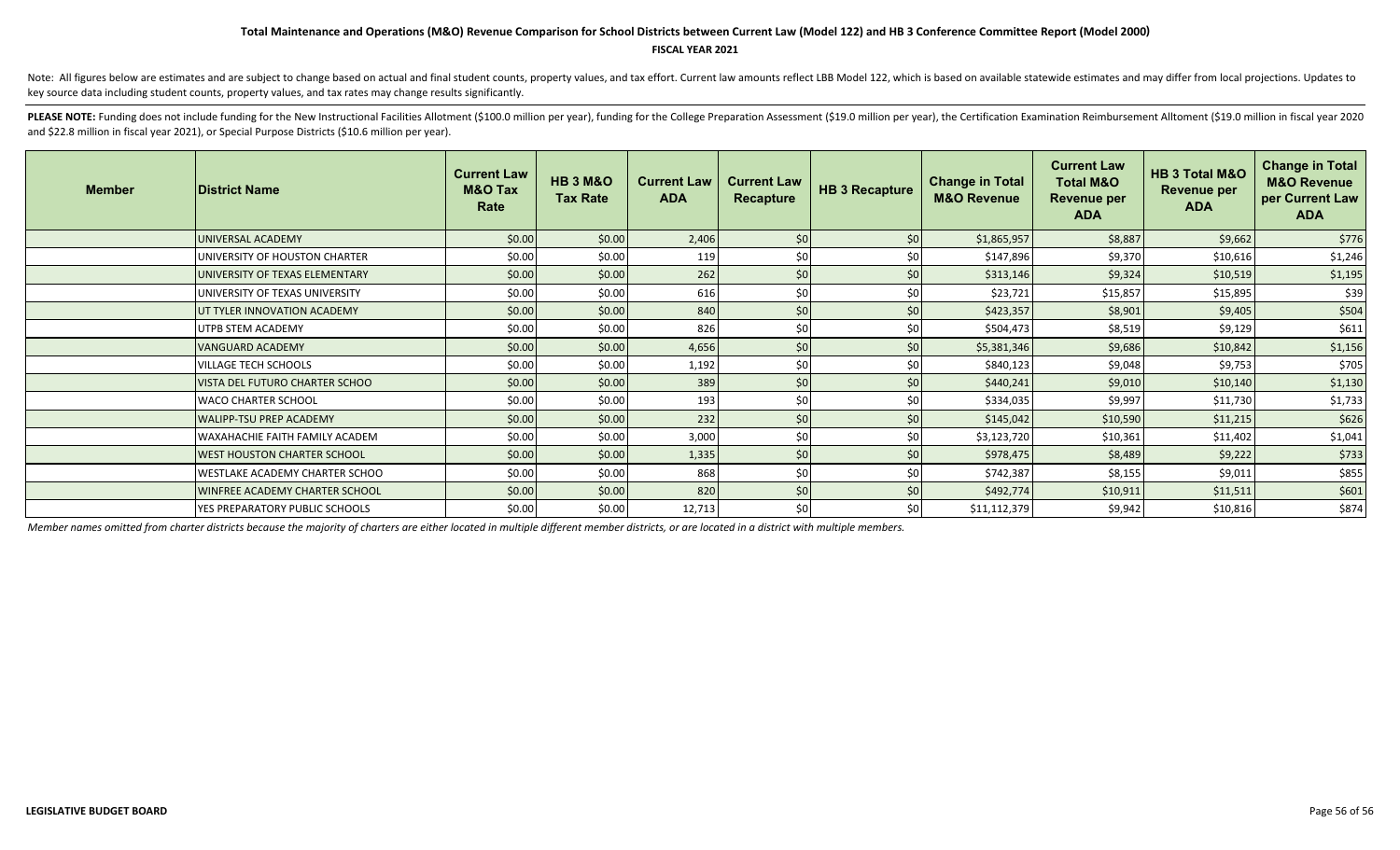**Total Maintenance and Operations (M&O) Revenue Comparison for School Districts between Current Law (Model 122) and HB 3 Conference Committee Report (Model 2000)**

**FISCAL YEAR 2021**

Note: All figures below are estimates and are subject to change based on actual and final student counts, property values, and tax effort. Current law amounts reflect LBB Model 122, which is based on available statewide estimates and may differ from local projections. Updates to key source data including student counts, property values, and tax rates may change results significantly.

**PLEASE NOTE:** Funding does not include funding for the New Instructional Facilities Allotment ($100.0 million per year), funding for the College Preparation Assessment ($19.0 million per year), the Certification Examination Reimbursement Alltoment ($19.0 million in fiscal year 2020 and $22.8 million in fiscal year 2021), or Special Purpose Districts ($10.6 million per year).

| Member | District Name | Current Law M&O Tax Rate | HB 3 M&O Tax Rate | Current Law ADA | Current Law Recapture | HB 3 Recapture | Change in Total M&O Revenue | Current Law Total M&O Revenue per ADA | HB 3 Total M&O Revenue per ADA | Change in Total M&O Revenue per Current Law ADA |
|---|---|---|---|---|---|---|---|---|---|---|
| | UNIVERSAL ACADEMY | $0.00 | $0.00 | 2,406 | $0 | $0 | $1,865,957 | $8,887 | $9,662 | $776 |
| | UNIVERSITY OF HOUSTON CHARTER | $0.00 | $0.00 | 119 | $0 | $0 | $147,896 | $9,370 | $10,616 | $1,246 |
| | UNIVERSITY OF TEXAS ELEMENTARY | $0.00 | $0.00 | 262 | $0 | $0 | $313,146 | $9,324 | $10,519 | $1,195 |
| | UNIVERSITY OF TEXAS UNIVERSITY | $0.00 | $0.00 | 616 | $0 | $0 | $23,721 | $15,857 | $15,895 | $39 |
| | UT TYLER INNOVATION ACADEMY | $0.00 | $0.00 | 840 | $0 | $0 | $423,357 | $8,901 | $9,405 | $504 |
| | UTPB STEM ACADEMY | $0.00 | $0.00 | 826 | $0 | $0 | $504,473 | $8,519 | $9,129 | $611 |
| | VANGUARD ACADEMY | $0.00 | $0.00 | 4,656 | $0 | $0 | $5,381,346 | $9,686 | $10,842 | $1,156 |
| | VILLAGE TECH SCHOOLS | $0.00 | $0.00 | 1,192 | $0 | $0 | $840,123 | $9,048 | $9,753 | $705 |
| | VISTA DEL FUTURO CHARTER SCHOO | $0.00 | $0.00 | 389 | $0 | $0 | $440,241 | $9,010 | $10,140 | $1,130 |
| | WACO CHARTER SCHOOL | $0.00 | $0.00 | 193 | $0 | $0 | $334,035 | $9,997 | $11,730 | $1,733 |
| | WALIPP-TSU PREP ACADEMY | $0.00 | $0.00 | 232 | $0 | $0 | $145,042 | $10,590 | $11,215 | $626 |
| | WAXAHACHIE FAITH FAMILY ACADEM | $0.00 | $0.00 | 3,000 | $0 | $0 | $3,123,720 | $10,361 | $11,402 | $1,041 |
| | WEST HOUSTON CHARTER SCHOOL | $0.00 | $0.00 | 1,335 | $0 | $0 | $978,475 | $8,489 | $9,222 | $733 |
| | WESTLAKE ACADEMY CHARTER SCHOO | $0.00 | $0.00 | 868 | $0 | $0 | $742,387 | $8,155 | $9,011 | $855 |
| | WINFREE ACADEMY CHARTER SCHOOL | $0.00 | $0.00 | 820 | $0 | $0 | $492,774 | $10,911 | $11,511 | $601 |
| | YES PREPARATORY PUBLIC SCHOOLS | $0.00 | $0.00 | 12,713 | $0 | $0 | $11,112,379 | $9,942 | $10,816 | $874 |

*Member names omitted from charter districts because the majority of charters are either located in multiple different member districts, or are located in a district with multiple members.*